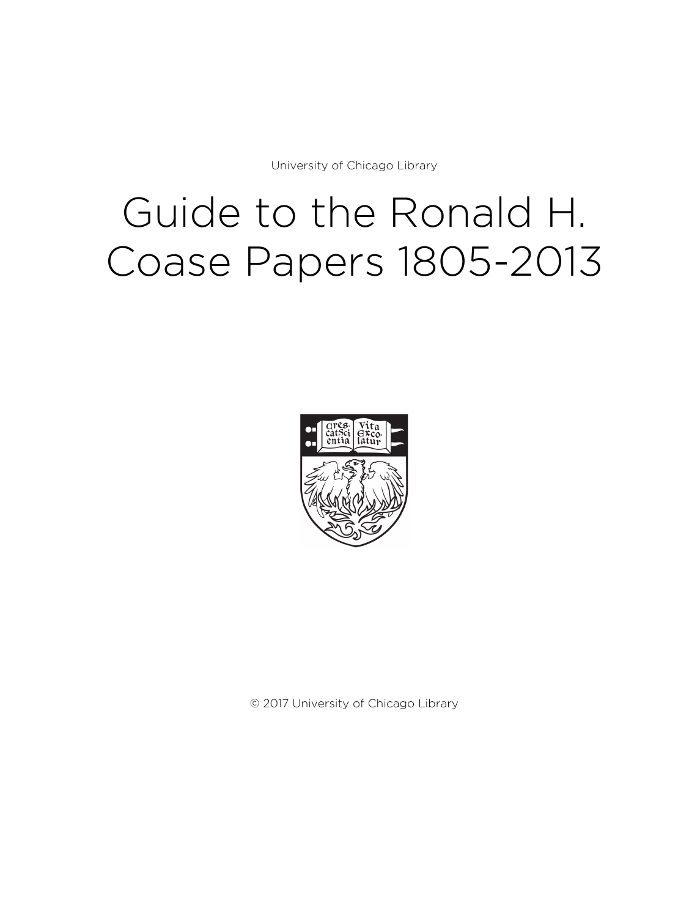University of Chicago Library

# Guide to the Ronald H. Coase Papers 1805-2013

© 2017 University of Chicago Library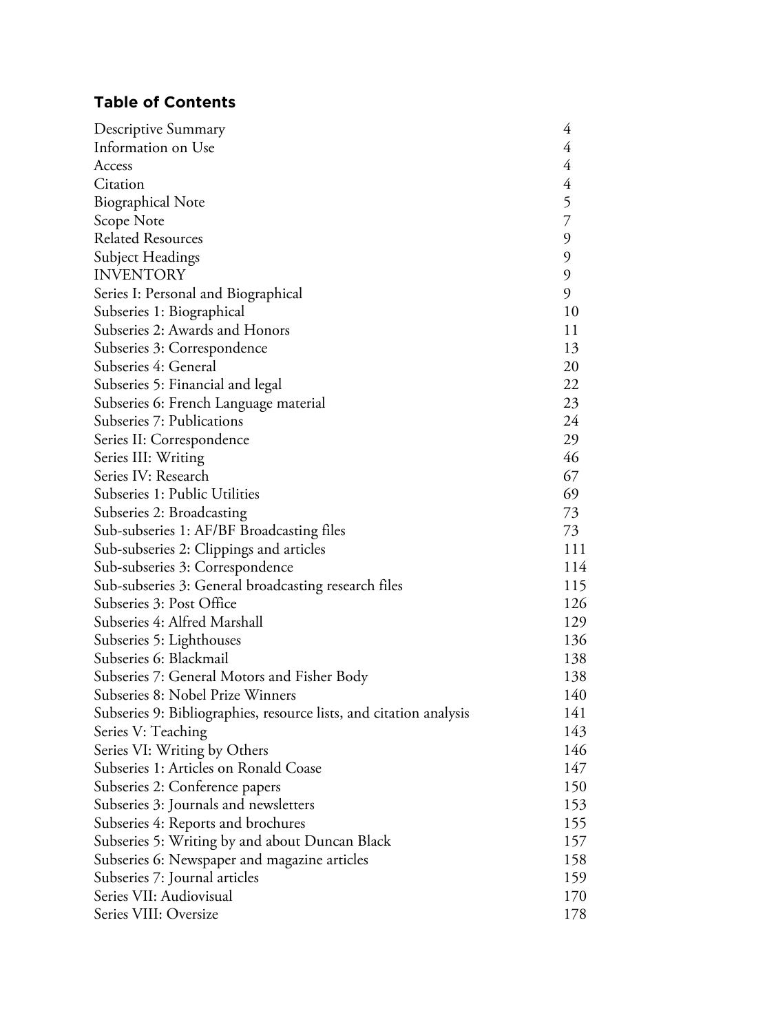## Table of Contents

| | |
|---|---|
| Descriptive Summary | 4 |
| Information on Use | 4 |
| Access | 4 |
| Citation | 4 |
| Biographical Note | 5 |
| Scope Note | 7 |
| Related Resources | 9 |
| Subject Headings | 9 |
| INVENTORY | 9 |
| Series I: Personal and Biographical | 9 |
| Subseries 1: Biographical | 10 |
| Subseries 2: Awards and Honors | 11 |
| Subseries 3: Correspondence | 13 |
| Subseries 4: General | 20 |
| Subseries 5: Financial and legal | 22 |
| Subseries 6: French Language material | 23 |
| Subseries 7: Publications | 24 |
| Series II: Correspondence | 29 |
| Series III: Writing | 46 |
| Series IV: Research | 67 |
| Subseries 1: Public Utilities | 69 |
| Subseries 2: Broadcasting | 73 |
| Sub-subseries 1: AF/BF Broadcasting files | 73 |
| Sub-subseries 2: Clippings and articles | 111 |
| Sub-subseries 3: Correspondence | 114 |
| Sub-subseries 3: General broadcasting research files | 115 |
| Subseries 3: Post Office | 126 |
| Subseries 4: Alfred Marshall | 129 |
| Subseries 5: Lighthouses | 136 |
| Subseries 6: Blackmail | 138 |
| Subseries 7: General Motors and Fisher Body | 138 |
| Subseries 8: Nobel Prize Winners | 140 |
| Subseries 9: Bibliographies, resource lists, and citation analysis | 141 |
| Series V: Teaching | 143 |
| Series VI: Writing by Others | 146 |
| Subseries 1: Articles on Ronald Coase | 147 |
| Subseries 2: Conference papers | 150 |
| Subseries 3: Journals and newsletters | 153 |
| Subseries 4: Reports and brochures | 155 |
| Subseries 5: Writing by and about Duncan Black | 157 |
| Subseries 6: Newspaper and magazine articles | 158 |
| Subseries 7: Journal articles | 159 |
| Series VII: Audiovisual | 170 |
| Series VIII: Oversize | 178 |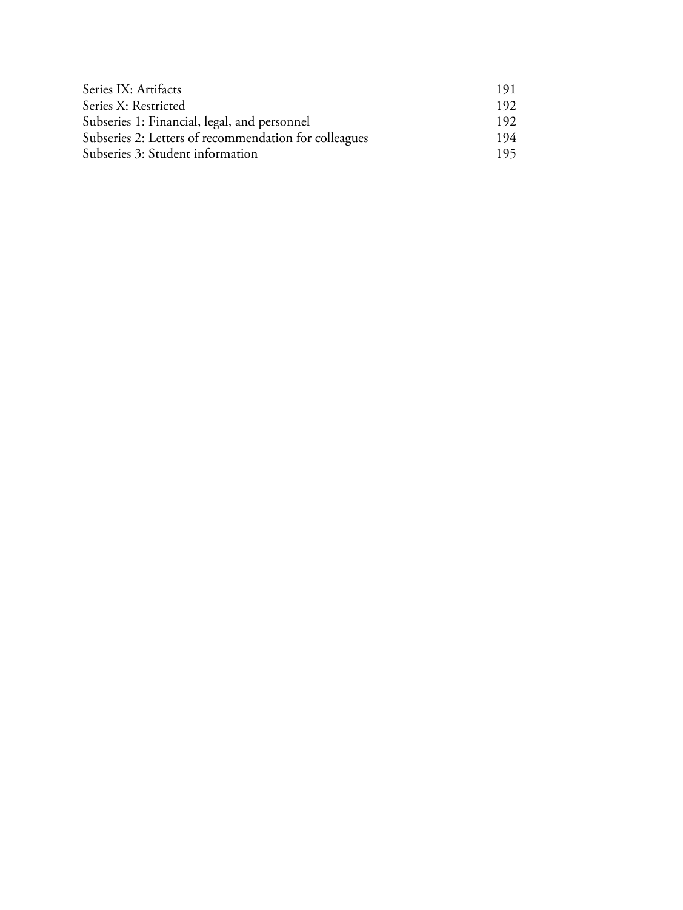| | |
|---|---|
| Series IX: Artifacts | 191 |
| Series X: Restricted | 192 |
| Subseries 1: Financial, legal, and personnel | 192 |
| Subseries 2: Letters of recommendation for colleagues | 194 |
| Subseries 3: Student information | 195 |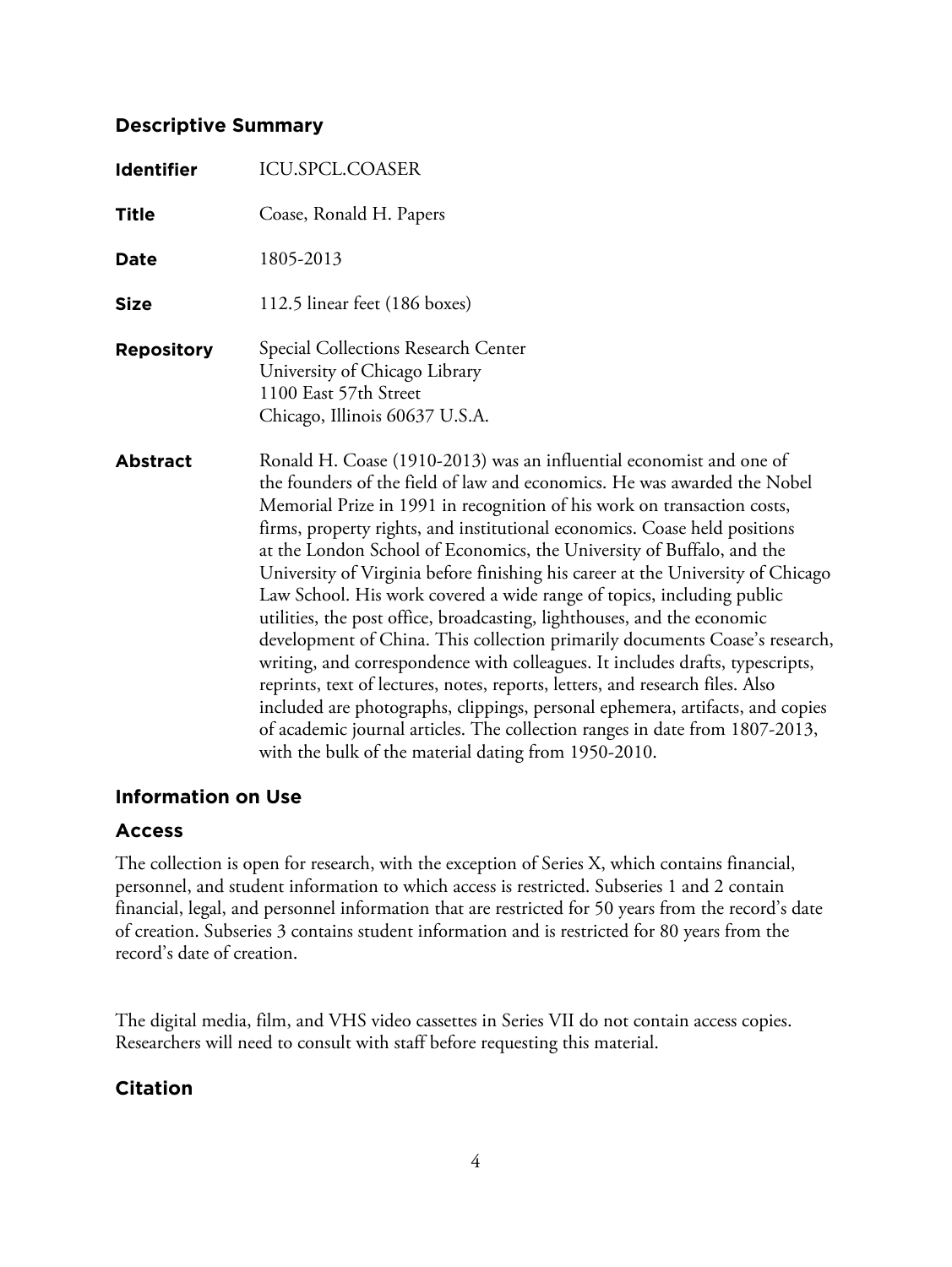## Descriptive Summary

**Identifier** ICU.SPCL.COASER

**Title** Coase, Ronald H. Papers

**Date** 1805-2013

**Size** 112.5 linear feet (186 boxes)

**Repository** Special Collections Research Center
University of Chicago Library
1100 East 57th Street
Chicago, Illinois 60637 U.S.A.

**Abstract** Ronald H. Coase (1910-2013) was an influential economist and one of the founders of the field of law and economics. He was awarded the Nobel Memorial Prize in 1991 in recognition of his work on transaction costs, firms, property rights, and institutional economics. Coase held positions at the London School of Economics, the University of Buffalo, and the University of Virginia before finishing his career at the University of Chicago Law School. His work covered a wide range of topics, including public utilities, the post office, broadcasting, lighthouses, and the economic development of China. This collection primarily documents Coase's research, writing, and correspondence with colleagues. It includes drafts, typescripts, reprints, text of lectures, notes, reports, letters, and research files. Also included are photographs, clippings, personal ephemera, artifacts, and copies of academic journal articles. The collection ranges in date from 1807-2013, with the bulk of the material dating from 1950-2010.

## Information on Use

### Access

The collection is open for research, with the exception of Series X, which contains financial, personnel, and student information to which access is restricted. Subseries 1 and 2 contain financial, legal, and personnel information that are restricted for 50 years from the record's date of creation. Subseries 3 contains student information and is restricted for 80 years from the record's date of creation.

The digital media, film, and VHS video cassettes in Series VII do not contain access copies. Researchers will need to consult with staff before requesting this material.

### Citation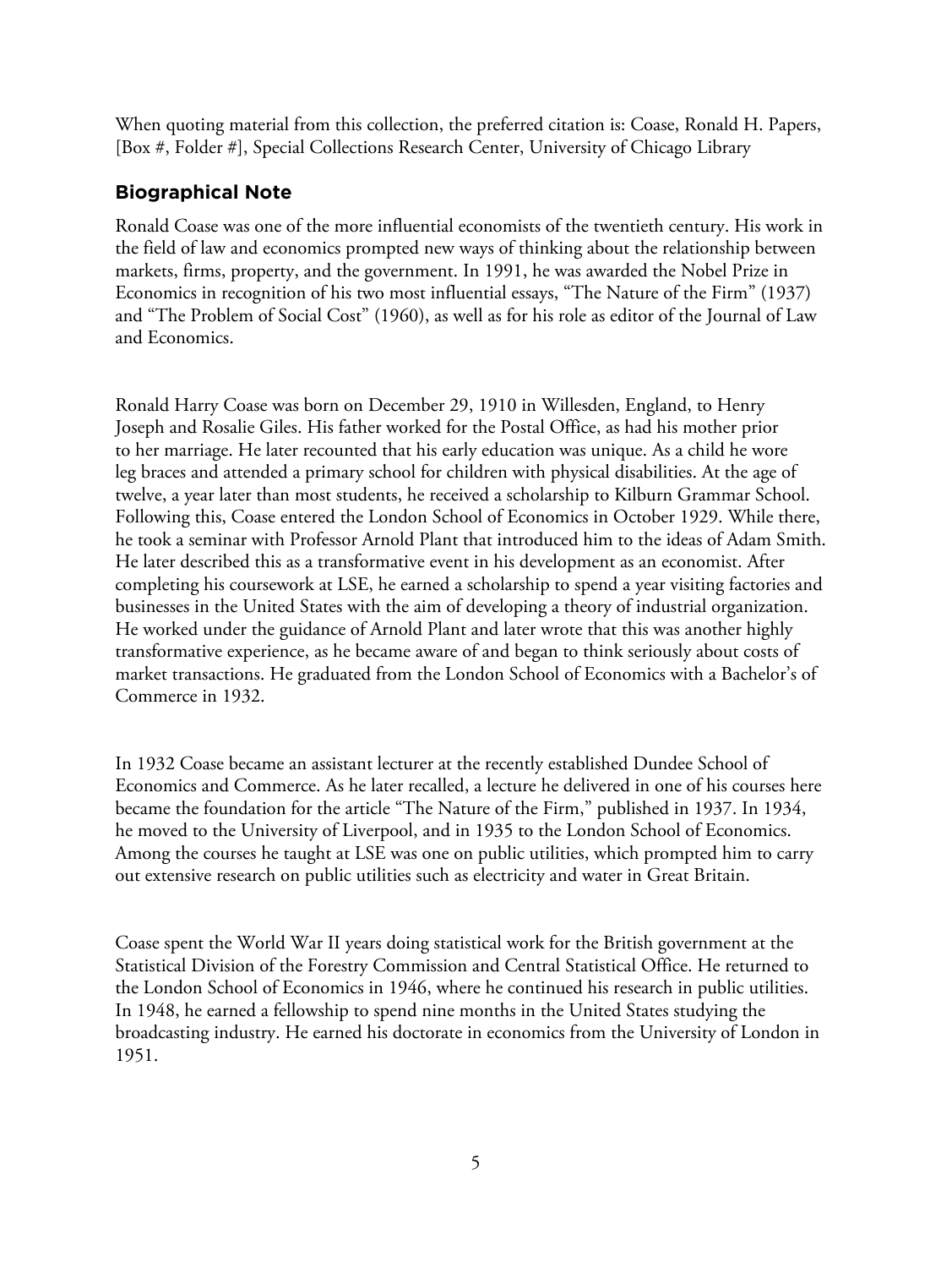When quoting material from this collection, the preferred citation is: Coase, Ronald H. Papers, [Box #, Folder #], Special Collections Research Center, University of Chicago Library

## Biographical Note

Ronald Coase was one of the more influential economists of the twentieth century. His work in the field of law and economics prompted new ways of thinking about the relationship between markets, firms, property, and the government. In 1991, he was awarded the Nobel Prize in Economics in recognition of his two most influential essays, "The Nature of the Firm" (1937) and "The Problem of Social Cost" (1960), as well as for his role as editor of the Journal of Law and Economics.

Ronald Harry Coase was born on December 29, 1910 in Willesden, England, to Henry Joseph and Rosalie Giles. His father worked for the Postal Office, as had his mother prior to her marriage. He later recounted that his early education was unique. As a child he wore leg braces and attended a primary school for children with physical disabilities. At the age of twelve, a year later than most students, he received a scholarship to Kilburn Grammar School. Following this, Coase entered the London School of Economics in October 1929. While there, he took a seminar with Professor Arnold Plant that introduced him to the ideas of Adam Smith. He later described this as a transformative event in his development as an economist. After completing his coursework at LSE, he earned a scholarship to spend a year visiting factories and businesses in the United States with the aim of developing a theory of industrial organization. He worked under the guidance of Arnold Plant and later wrote that this was another highly transformative experience, as he became aware of and began to think seriously about costs of market transactions. He graduated from the London School of Economics with a Bachelor's of Commerce in 1932.

In 1932 Coase became an assistant lecturer at the recently established Dundee School of Economics and Commerce. As he later recalled, a lecture he delivered in one of his courses here became the foundation for the article "The Nature of the Firm," published in 1937. In 1934, he moved to the University of Liverpool, and in 1935 to the London School of Economics. Among the courses he taught at LSE was one on public utilities, which prompted him to carry out extensive research on public utilities such as electricity and water in Great Britain.

Coase spent the World War II years doing statistical work for the British government at the Statistical Division of the Forestry Commission and Central Statistical Office. He returned to the London School of Economics in 1946, where he continued his research in public utilities. In 1948, he earned a fellowship to spend nine months in the United States studying the broadcasting industry. He earned his doctorate in economics from the University of London in 1951.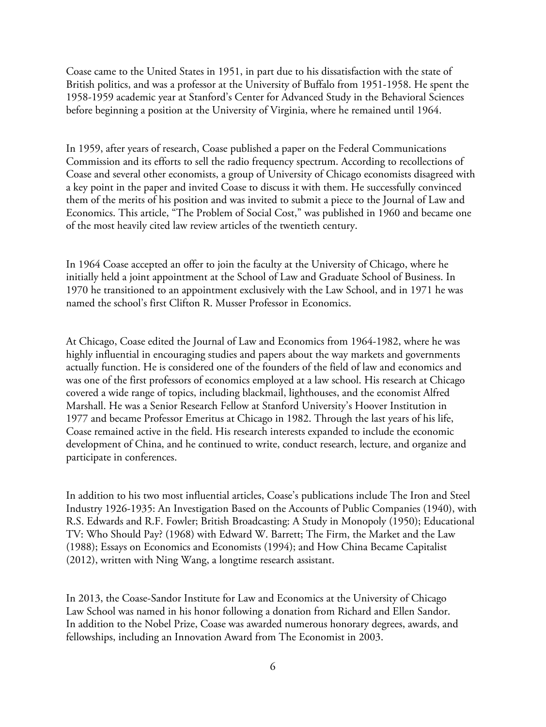Coase came to the United States in 1951, in part due to his dissatisfaction with the state of British politics, and was a professor at the University of Buffalo from 1951-1958. He spent the 1958-1959 academic year at Stanford's Center for Advanced Study in the Behavioral Sciences before beginning a position at the University of Virginia, where he remained until 1964.

In 1959, after years of research, Coase published a paper on the Federal Communications Commission and its efforts to sell the radio frequency spectrum. According to recollections of Coase and several other economists, a group of University of Chicago economists disagreed with a key point in the paper and invited Coase to discuss it with them. He successfully convinced them of the merits of his position and was invited to submit a piece to the Journal of Law and Economics. This article, "The Problem of Social Cost," was published in 1960 and became one of the most heavily cited law review articles of the twentieth century.

In 1964 Coase accepted an offer to join the faculty at the University of Chicago, where he initially held a joint appointment at the School of Law and Graduate School of Business. In 1970 he transitioned to an appointment exclusively with the Law School, and in 1971 he was named the school's first Clifton R. Musser Professor in Economics.

At Chicago, Coase edited the Journal of Law and Economics from 1964-1982, where he was highly influential in encouraging studies and papers about the way markets and governments actually function. He is considered one of the founders of the field of law and economics and was one of the first professors of economics employed at a law school. His research at Chicago covered a wide range of topics, including blackmail, lighthouses, and the economist Alfred Marshall. He was a Senior Research Fellow at Stanford University's Hoover Institution in 1977 and became Professor Emeritus at Chicago in 1982. Through the last years of his life, Coase remained active in the field. His research interests expanded to include the economic development of China, and he continued to write, conduct research, lecture, and organize and participate in conferences.

In addition to his two most influential articles, Coase's publications include The Iron and Steel Industry 1926-1935: An Investigation Based on the Accounts of Public Companies (1940), with R.S. Edwards and R.F. Fowler; British Broadcasting: A Study in Monopoly (1950); Educational TV: Who Should Pay? (1968) with Edward W. Barrett; The Firm, the Market and the Law (1988); Essays on Economics and Economists (1994); and How China Became Capitalist (2012), written with Ning Wang, a longtime research assistant.

In 2013, the Coase-Sandor Institute for Law and Economics at the University of Chicago Law School was named in his honor following a donation from Richard and Ellen Sandor. In addition to the Nobel Prize, Coase was awarded numerous honorary degrees, awards, and fellowships, including an Innovation Award from The Economist in 2003.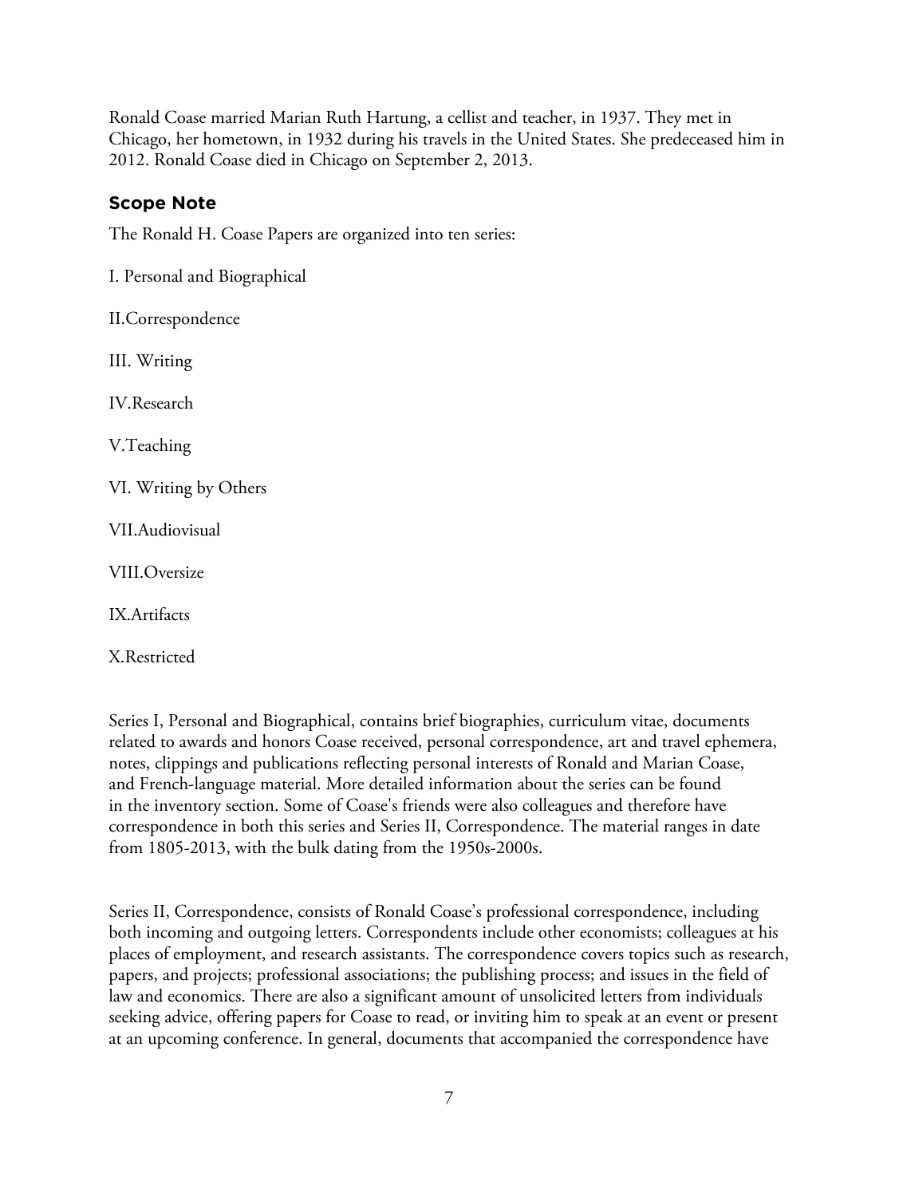Ronald Coase married Marian Ruth Hartung, a cellist and teacher, in 1937. They met in Chicago, her hometown, in 1932 during his travels in the United States. She predeceased him in 2012. Ronald Coase died in Chicago on September 2, 2013.

## Scope Note

The Ronald H. Coase Papers are organized into ten series:

I. Personal and Biographical

II.Correspondence

III. Writing

IV.Research

V.Teaching

VI. Writing by Others

VII.Audiovisual

VIII.Oversize

IX.Artifacts

X.Restricted

Series I, Personal and Biographical, contains brief biographies, curriculum vitae, documents related to awards and honors Coase received, personal correspondence, art and travel ephemera, notes, clippings and publications reflecting personal interests of Ronald and Marian Coase, and French-language material. More detailed information about the series can be found in the inventory section. Some of Coase's friends were also colleagues and therefore have correspondence in both this series and Series II, Correspondence. The material ranges in date from 1805-2013, with the bulk dating from the 1950s-2000s.

Series II, Correspondence, consists of Ronald Coase's professional correspondence, including both incoming and outgoing letters. Correspondents include other economists; colleagues at his places of employment, and research assistants. The correspondence covers topics such as research, papers, and projects; professional associations; the publishing process; and issues in the field of law and economics. There are also a significant amount of unsolicited letters from individuals seeking advice, offering papers for Coase to read, or inviting him to speak at an event or present at an upcoming conference. In general, documents that accompanied the correspondence have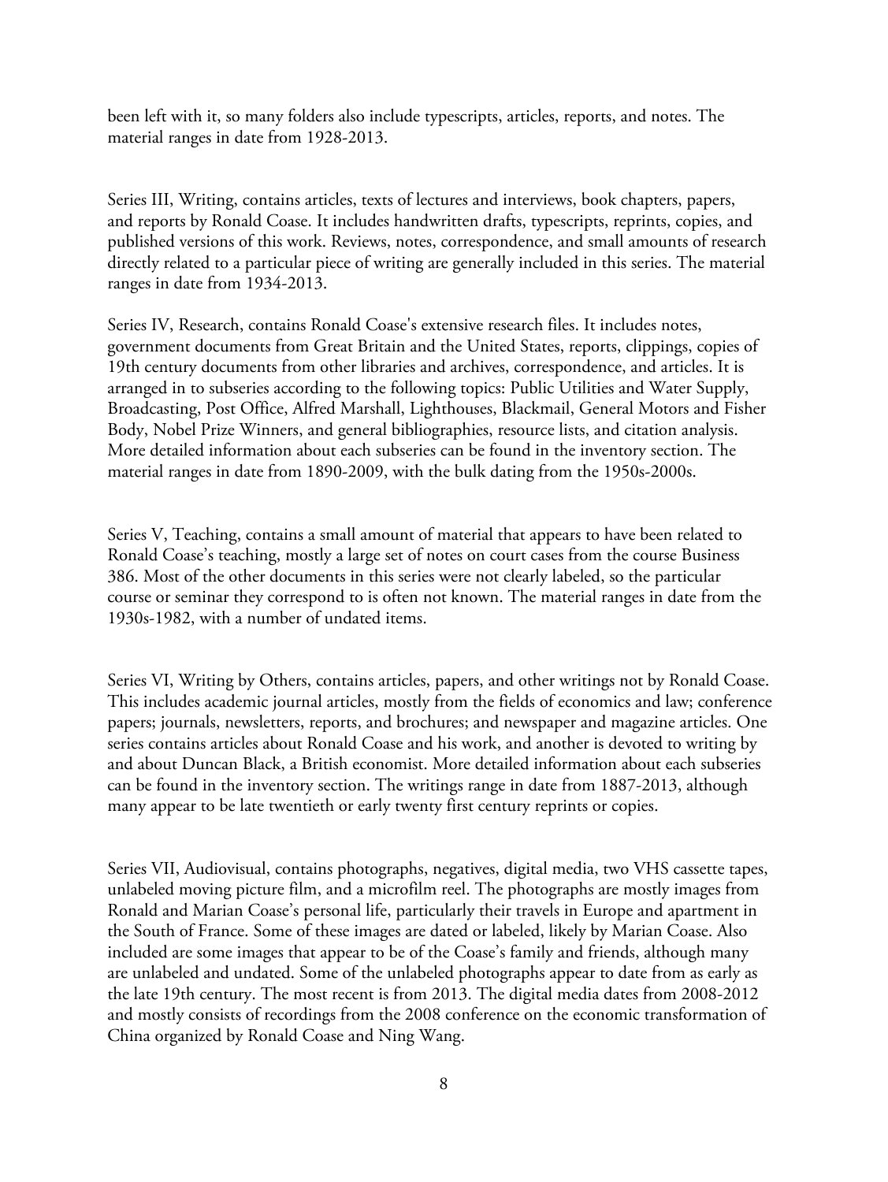been left with it, so many folders also include typescripts, articles, reports, and notes. The material ranges in date from 1928-2013.

Series III, Writing, contains articles, texts of lectures and interviews, book chapters, papers, and reports by Ronald Coase. It includes handwritten drafts, typescripts, reprints, copies, and published versions of this work. Reviews, notes, correspondence, and small amounts of research directly related to a particular piece of writing are generally included in this series. The material ranges in date from 1934-2013.

Series IV, Research, contains Ronald Coase's extensive research files. It includes notes, government documents from Great Britain and the United States, reports, clippings, copies of 19th century documents from other libraries and archives, correspondence, and articles. It is arranged in to subseries according to the following topics: Public Utilities and Water Supply, Broadcasting, Post Office, Alfred Marshall, Lighthouses, Blackmail, General Motors and Fisher Body, Nobel Prize Winners, and general bibliographies, resource lists, and citation analysis. More detailed information about each subseries can be found in the inventory section. The material ranges in date from 1890-2009, with the bulk dating from the 1950s-2000s.

Series V, Teaching, contains a small amount of material that appears to have been related to Ronald Coase's teaching, mostly a large set of notes on court cases from the course Business 386. Most of the other documents in this series were not clearly labeled, so the particular course or seminar they correspond to is often not known. The material ranges in date from the 1930s-1982, with a number of undated items.

Series VI, Writing by Others, contains articles, papers, and other writings not by Ronald Coase. This includes academic journal articles, mostly from the fields of economics and law; conference papers; journals, newsletters, reports, and brochures; and newspaper and magazine articles. One series contains articles about Ronald Coase and his work, and another is devoted to writing by and about Duncan Black, a British economist. More detailed information about each subseries can be found in the inventory section. The writings range in date from 1887-2013, although many appear to be late twentieth or early twenty first century reprints or copies.

Series VII, Audiovisual, contains photographs, negatives, digital media, two VHS cassette tapes, unlabeled moving picture film, and a microfilm reel. The photographs are mostly images from Ronald and Marian Coase's personal life, particularly their travels in Europe and apartment in the South of France. Some of these images are dated or labeled, likely by Marian Coase. Also included are some images that appear to be of the Coase's family and friends, although many are unlabeled and undated. Some of the unlabeled photographs appear to date from as early as the late 19th century. The most recent is from 2013. The digital media dates from 2008-2012 and mostly consists of recordings from the 2008 conference on the economic transformation of China organized by Ronald Coase and Ning Wang.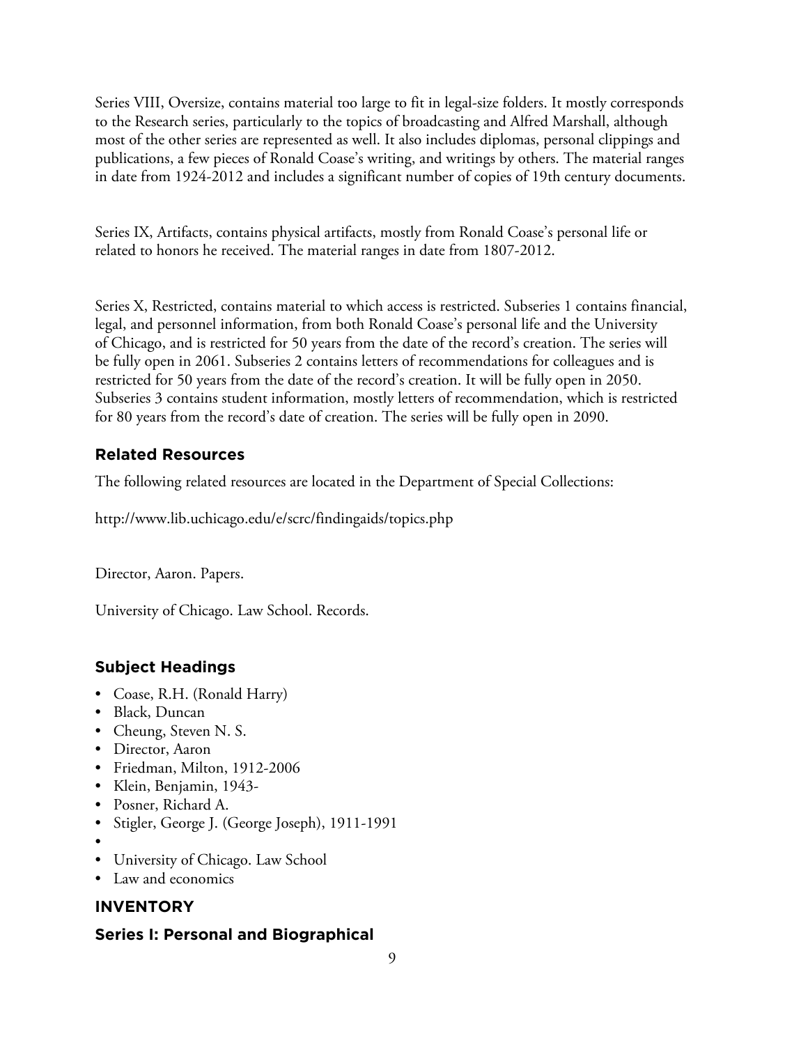Series VIII, Oversize, contains material too large to fit in legal-size folders. It mostly corresponds to the Research series, particularly to the topics of broadcasting and Alfred Marshall, although most of the other series are represented as well. It also includes diplomas, personal clippings and publications, a few pieces of Ronald Coase's writing, and writings by others. The material ranges in date from 1924-2012 and includes a significant number of copies of 19th century documents.

Series IX, Artifacts, contains physical artifacts, mostly from Ronald Coase's personal life or related to honors he received. The material ranges in date from 1807-2012.

Series X, Restricted, contains material to which access is restricted. Subseries 1 contains financial, legal, and personnel information, from both Ronald Coase's personal life and the University of Chicago, and is restricted for 50 years from the date of the record's creation. The series will be fully open in 2061. Subseries 2 contains letters of recommendations for colleagues and is restricted for 50 years from the date of the record's creation. It will be fully open in 2050. Subseries 3 contains student information, mostly letters of recommendation, which is restricted for 80 years from the record's date of creation. The series will be fully open in 2090.

## Related Resources

The following related resources are located in the Department of Special Collections:

http://www.lib.uchicago.edu/e/scrc/findingaids/topics.php

Director, Aaron. Papers.

University of Chicago. Law School. Records.

## Subject Headings

- Coase, R.H. (Ronald Harry)
- Black, Duncan
- Cheung, Steven N. S.
- Director, Aaron
- Friedman, Milton, 1912-2006
- Klein, Benjamin, 1943-
- Posner, Richard A.
- Stigler, George J. (George Joseph), 1911-1991
- 
- University of Chicago. Law School
- Law and economics

## INVENTORY

## Series I: Personal and Biographical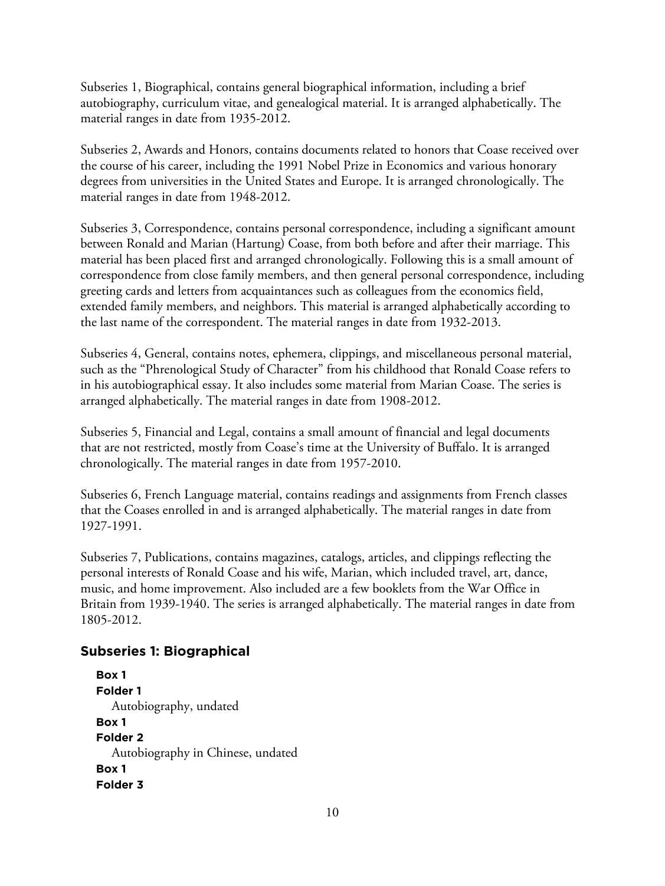Subseries 1, Biographical, contains general biographical information, including a brief autobiography, curriculum vitae, and genealogical material. It is arranged alphabetically. The material ranges in date from 1935-2012.

Subseries 2, Awards and Honors, contains documents related to honors that Coase received over the course of his career, including the 1991 Nobel Prize in Economics and various honorary degrees from universities in the United States and Europe. It is arranged chronologically. The material ranges in date from 1948-2012.

Subseries 3, Correspondence, contains personal correspondence, including a significant amount between Ronald and Marian (Hartung) Coase, from both before and after their marriage. This material has been placed first and arranged chronologically. Following this is a small amount of correspondence from close family members, and then general personal correspondence, including greeting cards and letters from acquaintances such as colleagues from the economics field, extended family members, and neighbors. This material is arranged alphabetically according to the last name of the correspondent. The material ranges in date from 1932-2013.

Subseries 4, General, contains notes, ephemera, clippings, and miscellaneous personal material, such as the "Phrenological Study of Character" from his childhood that Ronald Coase refers to in his autobiographical essay. It also includes some material from Marian Coase. The series is arranged alphabetically. The material ranges in date from 1908-2012.

Subseries 5, Financial and Legal, contains a small amount of financial and legal documents that are not restricted, mostly from Coase's time at the University of Buffalo. It is arranged chronologically. The material ranges in date from 1957-2010.

Subseries 6, French Language material, contains readings and assignments from French classes that the Coases enrolled in and is arranged alphabetically. The material ranges in date from 1927-1991.

Subseries 7, Publications, contains magazines, catalogs, articles, and clippings reflecting the personal interests of Ronald Coase and his wife, Marian, which included travel, art, dance, music, and home improvement. Also included are a few booklets from the War Office in Britain from 1939-1940. The series is arranged alphabetically. The material ranges in date from 1805-2012.

## Subseries 1: Biographical

**Box 1**
**Folder 1**
Autobiography, undated

**Box 1**
**Folder 2**
Autobiography in Chinese, undated

**Box 1**
**Folder 3**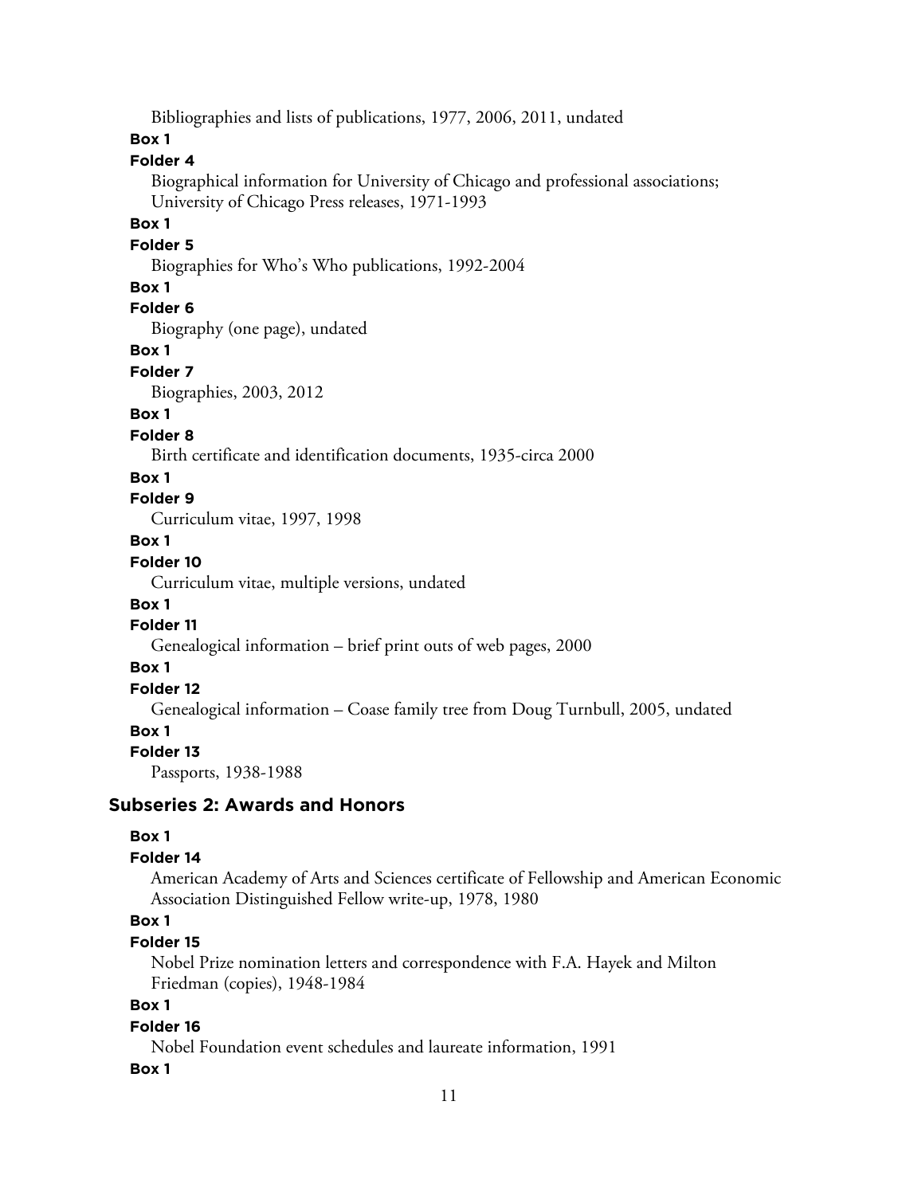Bibliographies and lists of publications, 1977, 2006, 2011, undated

**Box 1**

**Folder 4**

Biographical information for University of Chicago and professional associations; University of Chicago Press releases, 1971-1993

**Box 1**

**Folder 5**

Biographies for Who's Who publications, 1992-2004

**Box 1**

**Folder 6**

Biography (one page), undated

**Box 1**

**Folder 7**

Biographies, 2003, 2012

**Box 1**

**Folder 8**

Birth certificate and identification documents, 1935-circa 2000

**Box 1**

**Folder 9**

Curriculum vitae, 1997, 1998

**Box 1**

**Folder 10**

Curriculum vitae, multiple versions, undated

**Box 1**

**Folder 11**

Genealogical information – brief print outs of web pages, 2000

**Box 1**

**Folder 12**

Genealogical information – Coase family tree from Doug Turnbull, 2005, undated

**Box 1**

**Folder 13**

Passports, 1938-1988

## Subseries 2: Awards and Honors

**Box 1**

**Folder 14**

American Academy of Arts and Sciences certificate of Fellowship and American Economic Association Distinguished Fellow write-up, 1978, 1980

**Box 1**

**Folder 15**

Nobel Prize nomination letters and correspondence with F.A. Hayek and Milton Friedman (copies), 1948-1984

**Box 1**

**Folder 16**

Nobel Foundation event schedules and laureate information, 1991

**Box 1**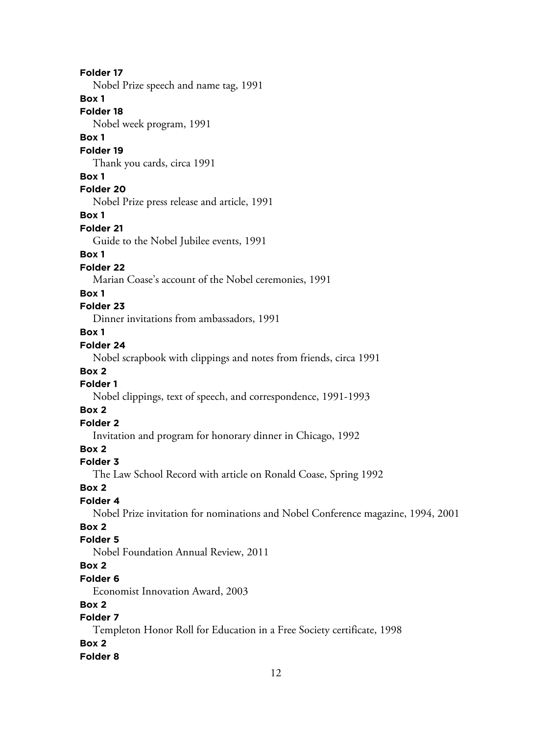**Folder 17**

Nobel Prize speech and name tag, 1991

**Box 1**

**Folder 18**

Nobel week program, 1991

**Box 1**

**Folder 19**

Thank you cards, circa 1991

**Box 1**

**Folder 20**

Nobel Prize press release and article, 1991

**Box 1**

**Folder 21**

Guide to the Nobel Jubilee events, 1991

**Box 1**

**Folder 22**

Marian Coase's account of the Nobel ceremonies, 1991

**Box 1**

**Folder 23**

Dinner invitations from ambassadors, 1991

**Box 1**

**Folder 24**

Nobel scrapbook with clippings and notes from friends, circa 1991

**Box 2**

**Folder 1**

Nobel clippings, text of speech, and correspondence, 1991-1993

**Box 2**

**Folder 2**

Invitation and program for honorary dinner in Chicago, 1992

**Box 2**

**Folder 3**

The Law School Record with article on Ronald Coase, Spring 1992

**Box 2**

**Folder 4**

Nobel Prize invitation for nominations and Nobel Conference magazine, 1994, 2001

**Box 2**

**Folder 5**

Nobel Foundation Annual Review, 2011

**Box 2**

**Folder 6**

Economist Innovation Award, 2003

**Box 2**

**Folder 7**

Templeton Honor Roll for Education in a Free Society certificate, 1998

**Box 2**

**Folder 8**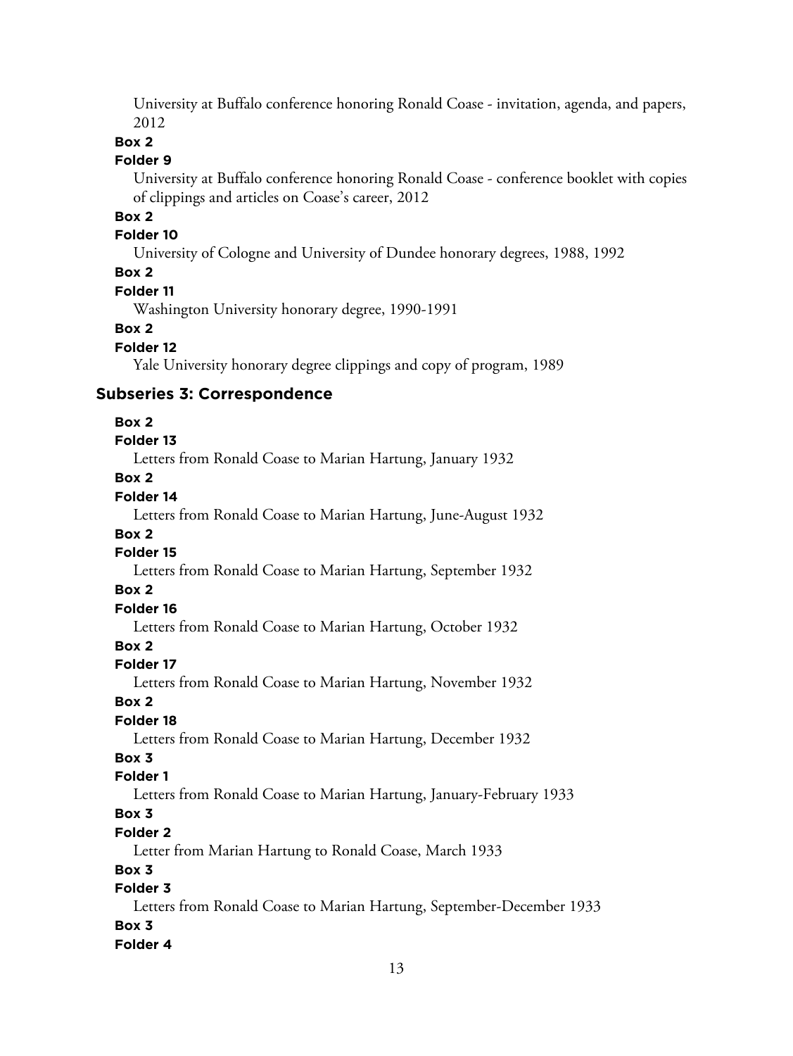University at Buffalo conference honoring Ronald Coase - invitation, agenda, and papers, 2012

**Box 2**

**Folder 9**

University at Buffalo conference honoring Ronald Coase - conference booklet with copies of clippings and articles on Coase's career, 2012

**Box 2**

**Folder 10**

University of Cologne and University of Dundee honorary degrees, 1988, 1992

**Box 2**

**Folder 11**

Washington University honorary degree, 1990-1991

**Box 2**

**Folder 12**

Yale University honorary degree clippings and copy of program, 1989

### Subseries 3: Correspondence

**Box 2**

**Folder 13**

Letters from Ronald Coase to Marian Hartung, January 1932

**Box 2**

**Folder 14**

Letters from Ronald Coase to Marian Hartung, June-August 1932

**Box 2**

**Folder 15**

Letters from Ronald Coase to Marian Hartung, September 1932

**Box 2**

**Folder 16**

Letters from Ronald Coase to Marian Hartung, October 1932

**Box 2**

**Folder 17**

Letters from Ronald Coase to Marian Hartung, November 1932

**Box 2**

**Folder 18**

Letters from Ronald Coase to Marian Hartung, December 1932

**Box 3**

**Folder 1**

Letters from Ronald Coase to Marian Hartung, January-February 1933

**Box 3**

**Folder 2**

Letter from Marian Hartung to Ronald Coase, March 1933

**Box 3**

**Folder 3**

Letters from Ronald Coase to Marian Hartung, September-December 1933

**Box 3**

**Folder 4**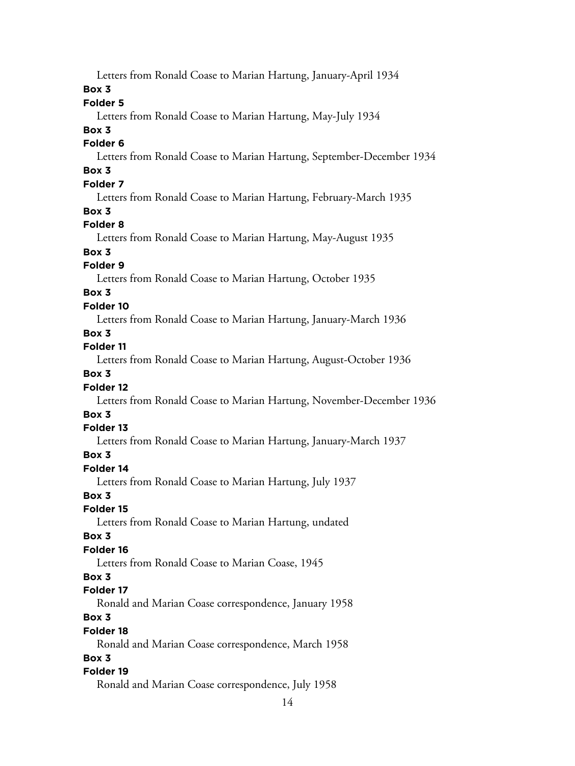Letters from Ronald Coase to Marian Hartung, January-April 1934

**Box 3**

**Folder 5**

Letters from Ronald Coase to Marian Hartung, May-July 1934

**Box 3**

**Folder 6**

Letters from Ronald Coase to Marian Hartung, September-December 1934

**Box 3**

**Folder 7**

Letters from Ronald Coase to Marian Hartung, February-March 1935

**Box 3**

**Folder 8**

Letters from Ronald Coase to Marian Hartung, May-August 1935

**Box 3**

**Folder 9**

Letters from Ronald Coase to Marian Hartung, October 1935

**Box 3**

**Folder 10**

Letters from Ronald Coase to Marian Hartung, January-March 1936

**Box 3**

**Folder 11**

Letters from Ronald Coase to Marian Hartung, August-October 1936

**Box 3**

**Folder 12**

Letters from Ronald Coase to Marian Hartung, November-December 1936

**Box 3**

**Folder 13**

Letters from Ronald Coase to Marian Hartung, January-March 1937

**Box 3**

**Folder 14**

Letters from Ronald Coase to Marian Hartung, July 1937

**Box 3**

**Folder 15**

Letters from Ronald Coase to Marian Hartung, undated

**Box 3**

**Folder 16**

Letters from Ronald Coase to Marian Coase, 1945

**Box 3**

**Folder 17**

Ronald and Marian Coase correspondence, January 1958

**Box 3**

**Folder 18**

Ronald and Marian Coase correspondence, March 1958

**Box 3**

**Folder 19**

Ronald and Marian Coase correspondence, July 1958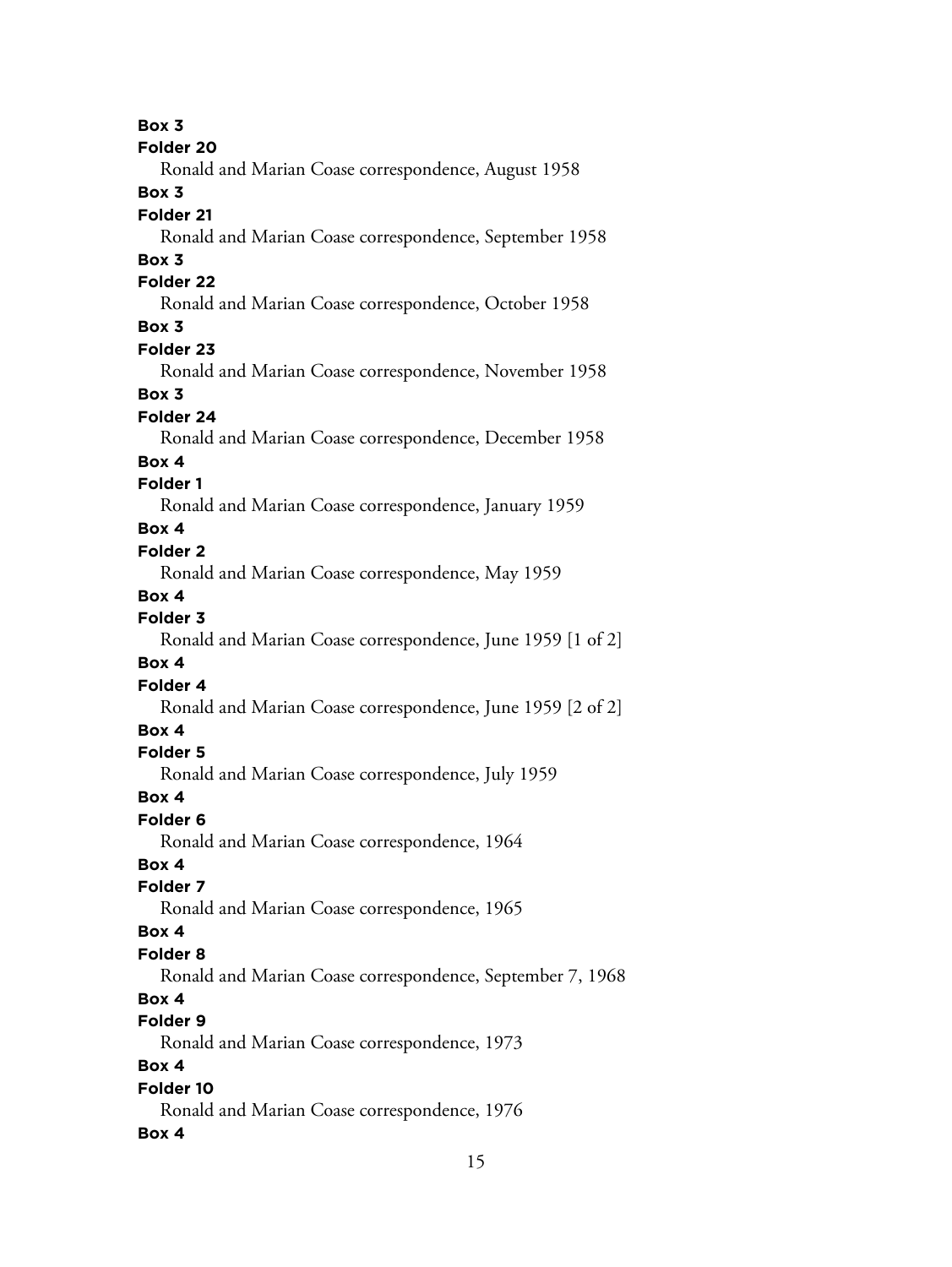**Box 3**
**Folder 20**
Ronald and Marian Coase correspondence, August 1958

**Box 3**
**Folder 21**
Ronald and Marian Coase correspondence, September 1958

**Box 3**
**Folder 22**
Ronald and Marian Coase correspondence, October 1958

**Box 3**
**Folder 23**
Ronald and Marian Coase correspondence, November 1958

**Box 3**
**Folder 24**
Ronald and Marian Coase correspondence, December 1958

**Box 4**
**Folder 1**
Ronald and Marian Coase correspondence, January 1959

**Box 4**
**Folder 2**
Ronald and Marian Coase correspondence, May 1959

**Box 4**
**Folder 3**
Ronald and Marian Coase correspondence, June 1959 [1 of 2]

**Box 4**
**Folder 4**
Ronald and Marian Coase correspondence, June 1959 [2 of 2]

**Box 4**
**Folder 5**
Ronald and Marian Coase correspondence, July 1959

**Box 4**
**Folder 6**
Ronald and Marian Coase correspondence, 1964

**Box 4**
**Folder 7**
Ronald and Marian Coase correspondence, 1965

**Box 4**
**Folder 8**
Ronald and Marian Coase correspondence, September 7, 1968

**Box 4**
**Folder 9**
Ronald and Marian Coase correspondence, 1973

**Box 4**
**Folder 10**
Ronald and Marian Coase correspondence, 1976

**Box 4**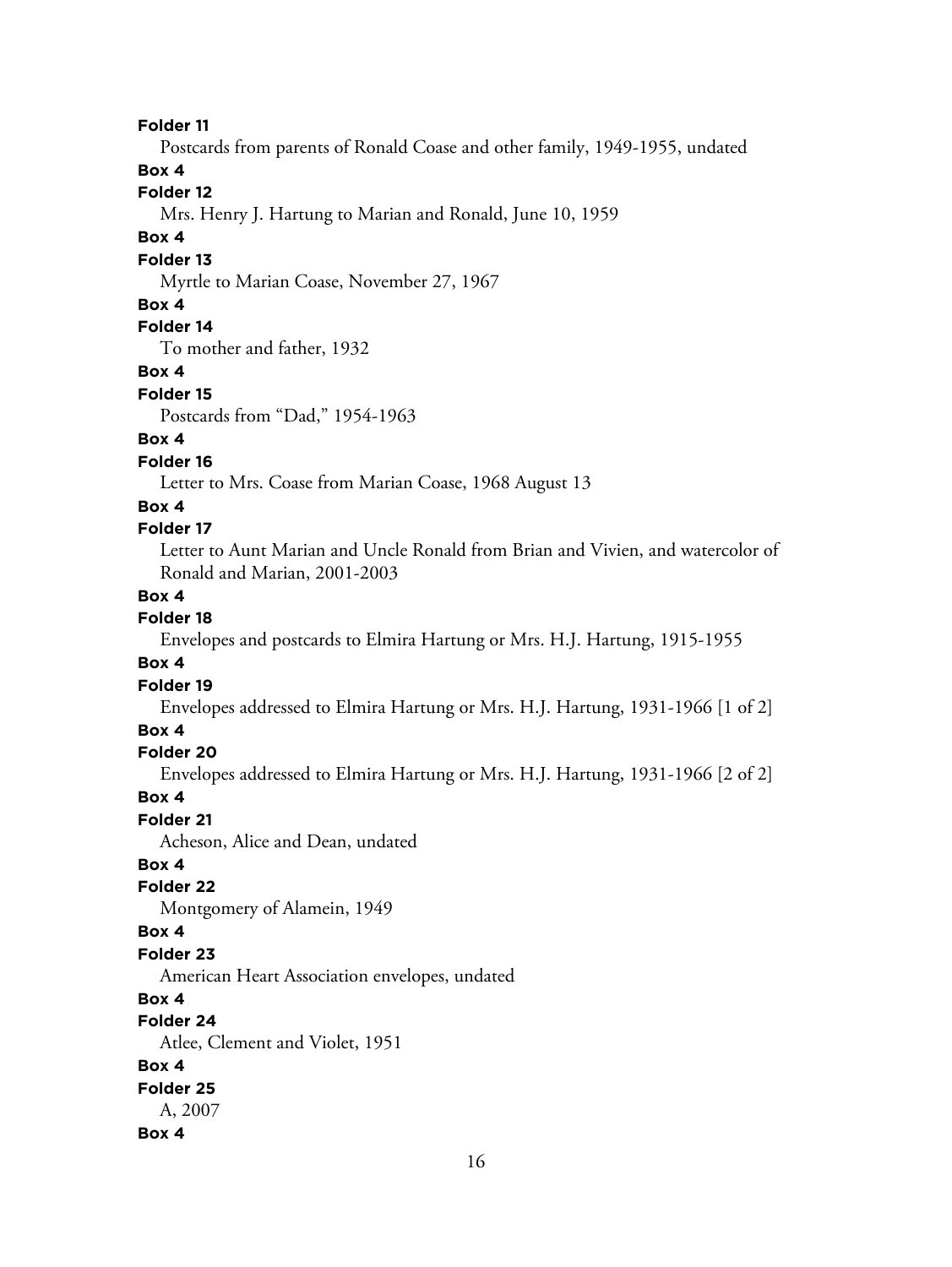**Folder 11**

Postcards from parents of Ronald Coase and other family, 1949-1955, undated

**Box 4**

**Folder 12**

Mrs. Henry J. Hartung to Marian and Ronald, June 10, 1959

**Box 4**

**Folder 13**

Myrtle to Marian Coase, November 27, 1967

**Box 4**

**Folder 14**

To mother and father, 1932

**Box 4**

**Folder 15**

Postcards from "Dad," 1954-1963

**Box 4**

**Folder 16**

Letter to Mrs. Coase from Marian Coase, 1968 August 13

**Box 4**

**Folder 17**

Letter to Aunt Marian and Uncle Ronald from Brian and Vivien, and watercolor of Ronald and Marian, 2001-2003

**Box 4**

**Folder 18**

Envelopes and postcards to Elmira Hartung or Mrs. H.J. Hartung, 1915-1955

**Box 4**

**Folder 19**

Envelopes addressed to Elmira Hartung or Mrs. H.J. Hartung, 1931-1966 [1 of 2]

**Box 4**

**Folder 20**

Envelopes addressed to Elmira Hartung or Mrs. H.J. Hartung, 1931-1966 [2 of 2]

**Box 4**

**Folder 21**

Acheson, Alice and Dean, undated

**Box 4**

**Folder 22**

Montgomery of Alamein, 1949

**Box 4**

**Folder 23**

American Heart Association envelopes, undated

**Box 4**

**Folder 24**

Atlee, Clement and Violet, 1951

**Box 4**

**Folder 25**

A, 2007

**Box 4**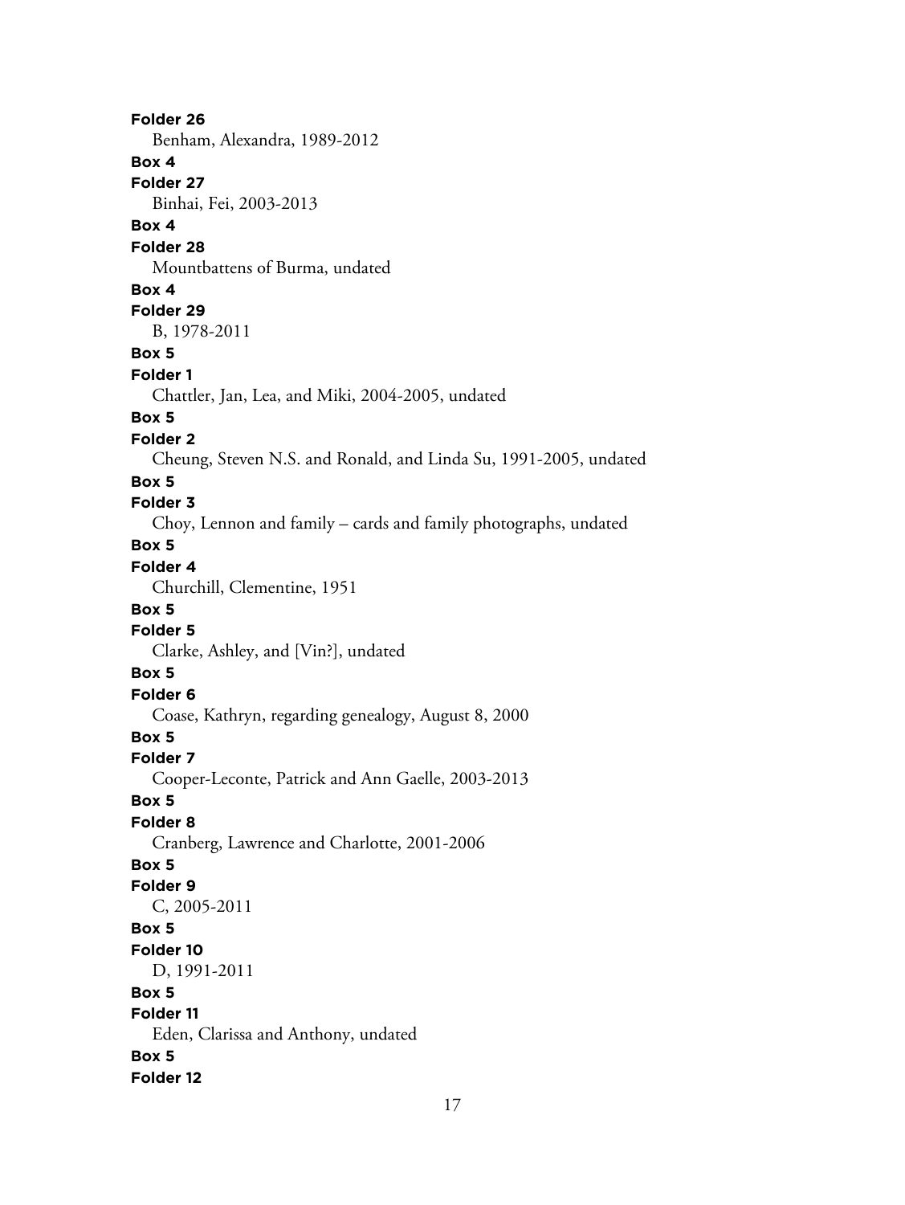**Folder 26**

Benham, Alexandra, 1989-2012

**Box 4**

**Folder 27**

Binhai, Fei, 2003-2013

**Box 4**

**Folder 28**

Mountbattens of Burma, undated

**Box 4**

**Folder 29**

B, 1978-2011

**Box 5**

**Folder 1**

Chattler, Jan, Lea, and Miki, 2004-2005, undated

**Box 5**

**Folder 2**

Cheung, Steven N.S. and Ronald, and Linda Su, 1991-2005, undated

**Box 5**

**Folder 3**

Choy, Lennon and family – cards and family photographs, undated

**Box 5**

**Folder 4**

Churchill, Clementine, 1951

**Box 5**

**Folder 5**

Clarke, Ashley, and [Vin?], undated

**Box 5**

**Folder 6**

Coase, Kathryn, regarding genealogy, August 8, 2000

**Box 5**

**Folder 7**

Cooper-Leconte, Patrick and Ann Gaelle, 2003-2013

**Box 5**

**Folder 8**

Cranberg, Lawrence and Charlotte, 2001-2006

**Box 5**

**Folder 9**

C, 2005-2011

**Box 5**

**Folder 10**

D, 1991-2011

**Box 5**

**Folder 11**

Eden, Clarissa and Anthony, undated

**Box 5**

**Folder 12**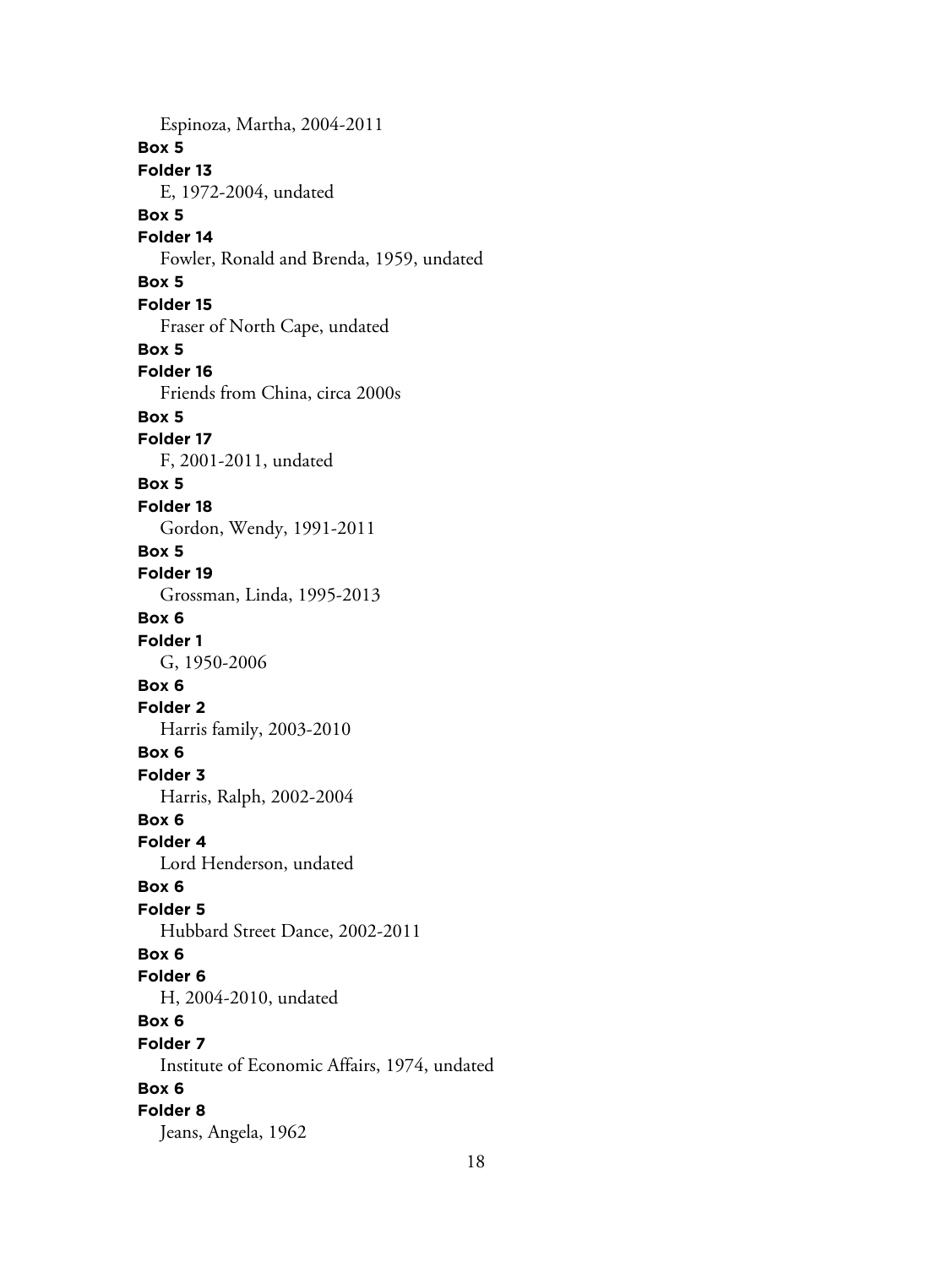Espinoza, Martha, 2004-2011

**Box 5**

**Folder 13**

E, 1972-2004, undated

**Box 5**

**Folder 14**

Fowler, Ronald and Brenda, 1959, undated

**Box 5**

**Folder 15**

Fraser of North Cape, undated

**Box 5**

**Folder 16**

Friends from China, circa 2000s

**Box 5**

**Folder 17**

F, 2001-2011, undated

**Box 5**

**Folder 18**

Gordon, Wendy, 1991-2011

**Box 5**

**Folder 19**

Grossman, Linda, 1995-2013

**Box 6**

**Folder 1**

G, 1950-2006

**Box 6**

**Folder 2**

Harris family, 2003-2010

**Box 6**

**Folder 3**

Harris, Ralph, 2002-2004

**Box 6**

**Folder 4**

Lord Henderson, undated

**Box 6**

**Folder 5**

Hubbard Street Dance, 2002-2011

**Box 6**

**Folder 6**

H, 2004-2010, undated

**Box 6**

**Folder 7**

Institute of Economic Affairs, 1974, undated

**Box 6**

**Folder 8**

Jeans, Angela, 1962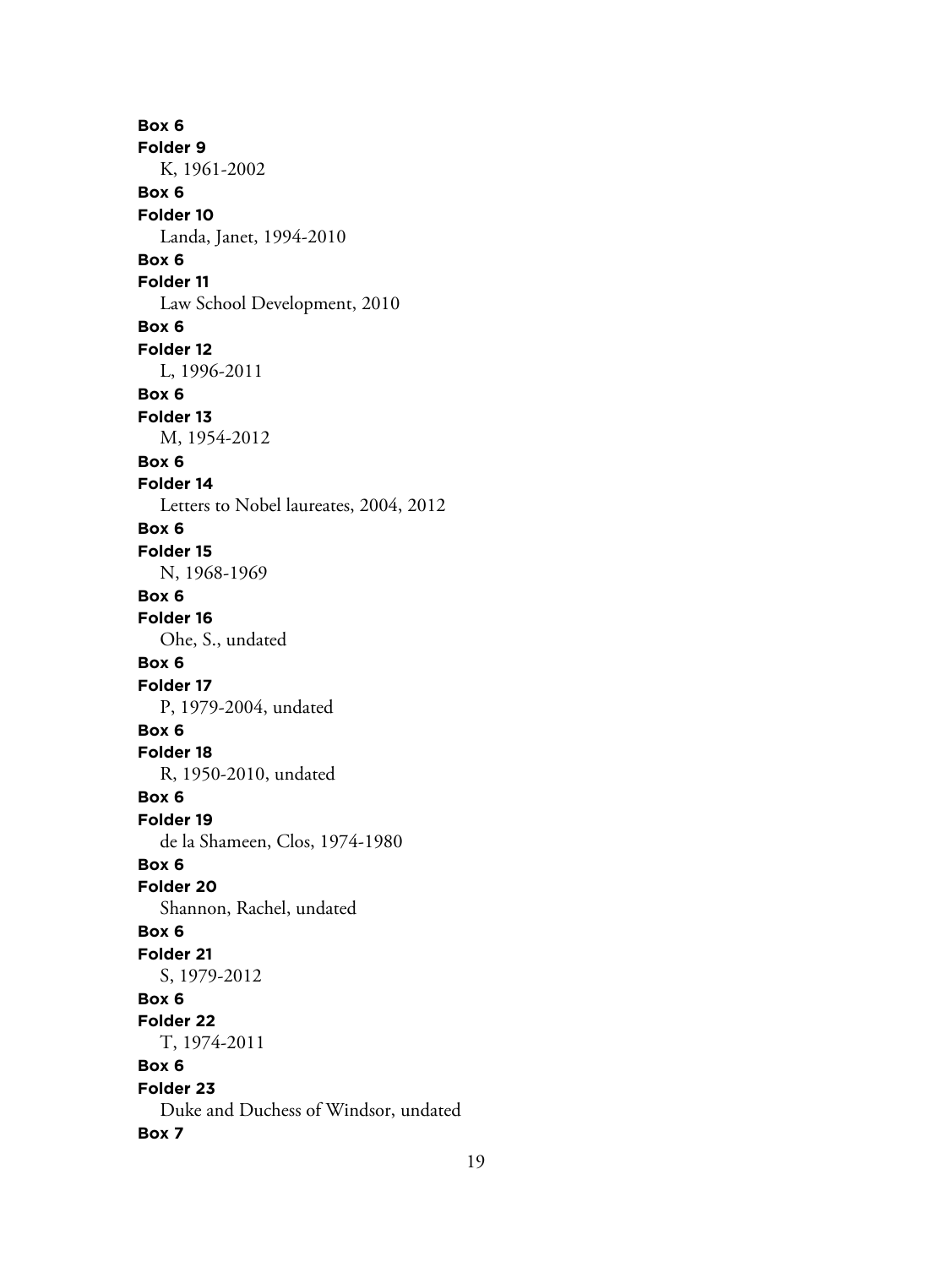**Box 6**
**Folder 9**
K, 1961-2002
**Box 6**
**Folder 10**
Landa, Janet, 1994-2010
**Box 6**
**Folder 11**
Law School Development, 2010
**Box 6**
**Folder 12**
L, 1996-2011
**Box 6**
**Folder 13**
M, 1954-2012
**Box 6**
**Folder 14**
Letters to Nobel laureates, 2004, 2012
**Box 6**
**Folder 15**
N, 1968-1969
**Box 6**
**Folder 16**
Ohe, S., undated
**Box 6**
**Folder 17**
P, 1979-2004, undated
**Box 6**
**Folder 18**
R, 1950-2010, undated
**Box 6**
**Folder 19**
de la Shameen, Clos, 1974-1980
**Box 6**
**Folder 20**
Shannon, Rachel, undated
**Box 6**
**Folder 21**
S, 1979-2012
**Box 6**
**Folder 22**
T, 1974-2011
**Box 6**
**Folder 23**
Duke and Duchess of Windsor, undated
**Box 7**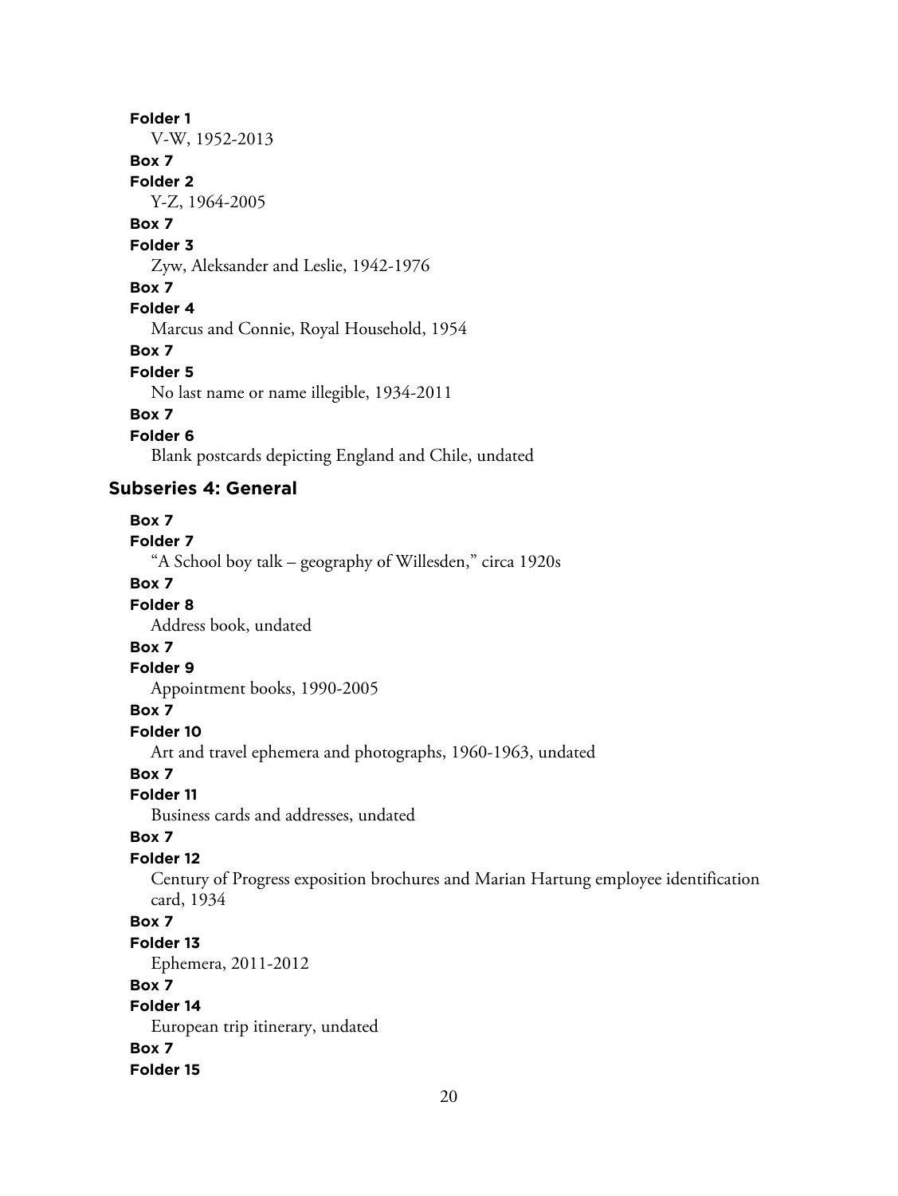**Folder 1**
V-W, 1952-2013

**Box 7**
**Folder 2**
Y-Z, 1964-2005

**Box 7**
**Folder 3**
Zyw, Aleksander and Leslie, 1942-1976

**Box 7**
**Folder 4**
Marcus and Connie, Royal Household, 1954

**Box 7**
**Folder 5**
No last name or name illegible, 1934-2011

**Box 7**
**Folder 6**
Blank postcards depicting England and Chile, undated

### Subseries 4: General

**Box 7**
**Folder 7**
"A School boy talk – geography of Willesden," circa 1920s

**Box 7**
**Folder 8**
Address book, undated

**Box 7**
**Folder 9**
Appointment books, 1990-2005

**Box 7**
**Folder 10**
Art and travel ephemera and photographs, 1960-1963, undated

**Box 7**
**Folder 11**
Business cards and addresses, undated

**Box 7**
**Folder 12**
Century of Progress exposition brochures and Marian Hartung employee identification card, 1934

**Box 7**
**Folder 13**
Ephemera, 2011-2012

**Box 7**
**Folder 14**
European trip itinerary, undated

**Box 7**
**Folder 15**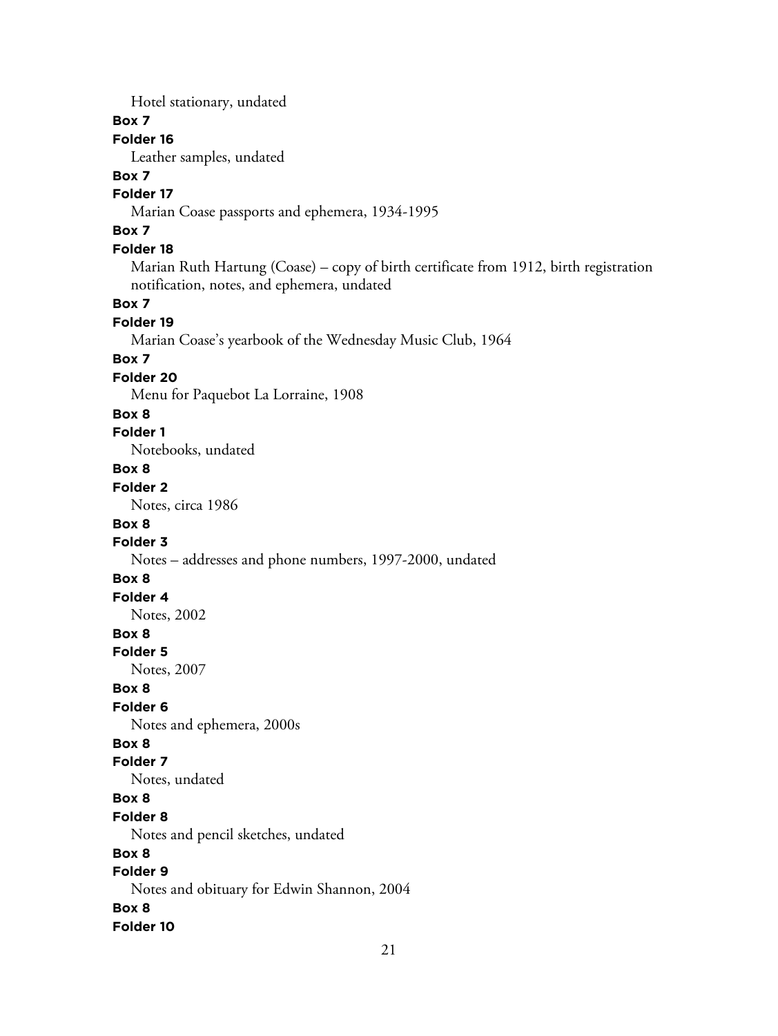Hotel stationary, undated

**Box 7**

**Folder 16**

Leather samples, undated

**Box 7**

**Folder 17**

Marian Coase passports and ephemera, 1934-1995

**Box 7**

**Folder 18**

Marian Ruth Hartung (Coase) – copy of birth certificate from 1912, birth registration notification, notes, and ephemera, undated

**Box 7**

**Folder 19**

Marian Coase's yearbook of the Wednesday Music Club, 1964

**Box 7**

**Folder 20**

Menu for Paquebot La Lorraine, 1908

**Box 8**

**Folder 1**

Notebooks, undated

**Box 8**

**Folder 2**

Notes, circa 1986

**Box 8**

**Folder 3**

Notes – addresses and phone numbers, 1997-2000, undated

**Box 8**

**Folder 4**

Notes, 2002

**Box 8**

**Folder 5**

Notes, 2007

**Box 8**

**Folder 6**

Notes and ephemera, 2000s

**Box 8**

**Folder 7**

Notes, undated

**Box 8**

**Folder 8**

Notes and pencil sketches, undated

**Box 8**

**Folder 9**

Notes and obituary for Edwin Shannon, 2004

**Box 8**

**Folder 10**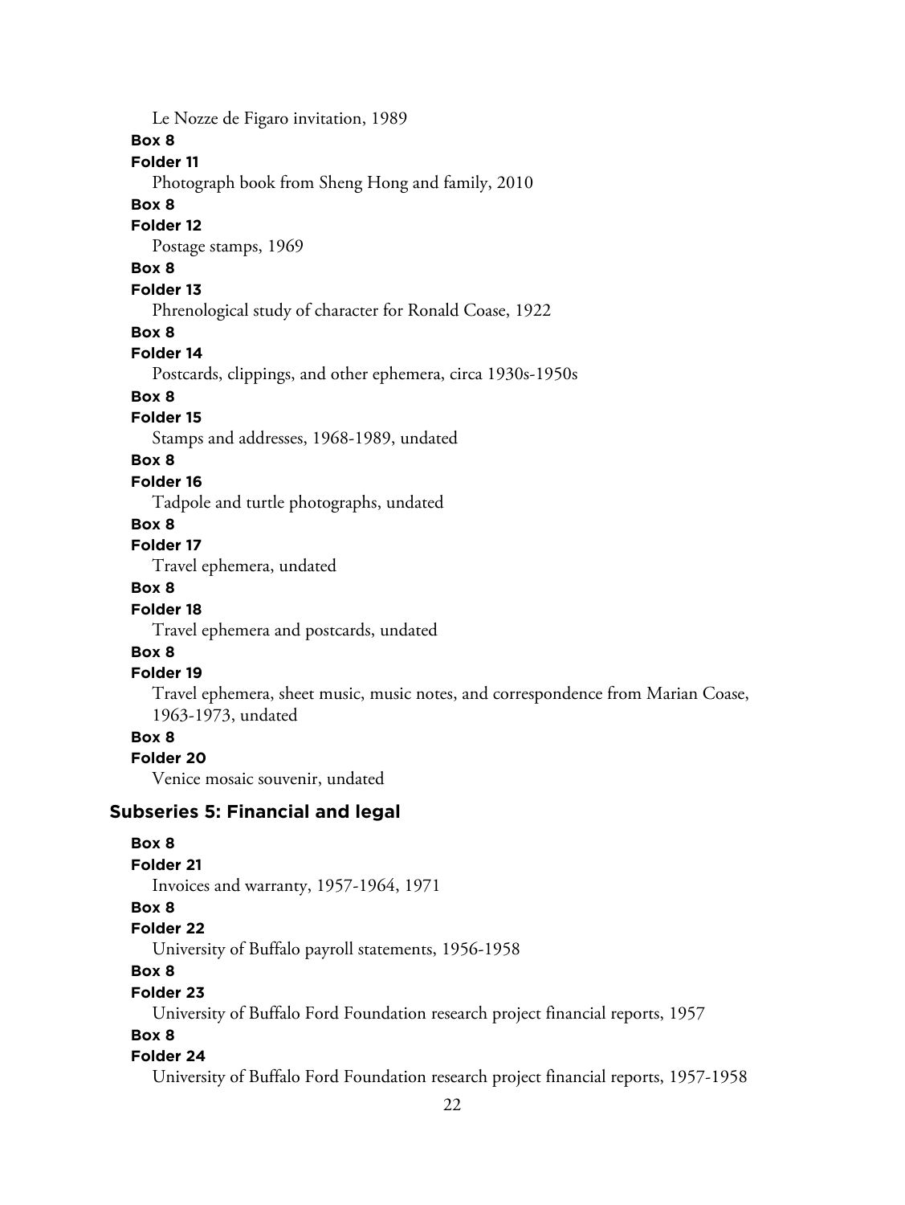Le Nozze de Figaro invitation, 1989

**Box 8**

**Folder 11**

Photograph book from Sheng Hong and family, 2010

**Box 8**

**Folder 12**

Postage stamps, 1969

**Box 8**

**Folder 13**

Phrenological study of character for Ronald Coase, 1922

**Box 8**

**Folder 14**

Postcards, clippings, and other ephemera, circa 1930s-1950s

**Box 8**

**Folder 15**

Stamps and addresses, 1968-1989, undated

**Box 8**

**Folder 16**

Tadpole and turtle photographs, undated

**Box 8**

**Folder 17**

Travel ephemera, undated

**Box 8**

**Folder 18**

Travel ephemera and postcards, undated

**Box 8**

**Folder 19**

Travel ephemera, sheet music, music notes, and correspondence from Marian Coase, 1963-1973, undated

**Box 8**

**Folder 20**

Venice mosaic souvenir, undated

### Subseries 5: Financial and legal

**Box 8**

**Folder 21**

Invoices and warranty, 1957-1964, 1971

**Box 8**

**Folder 22**

University of Buffalo payroll statements, 1956-1958

**Box 8**

**Folder 23**

University of Buffalo Ford Foundation research project financial reports, 1957

**Box 8**

**Folder 24**

University of Buffalo Ford Foundation research project financial reports, 1957-1958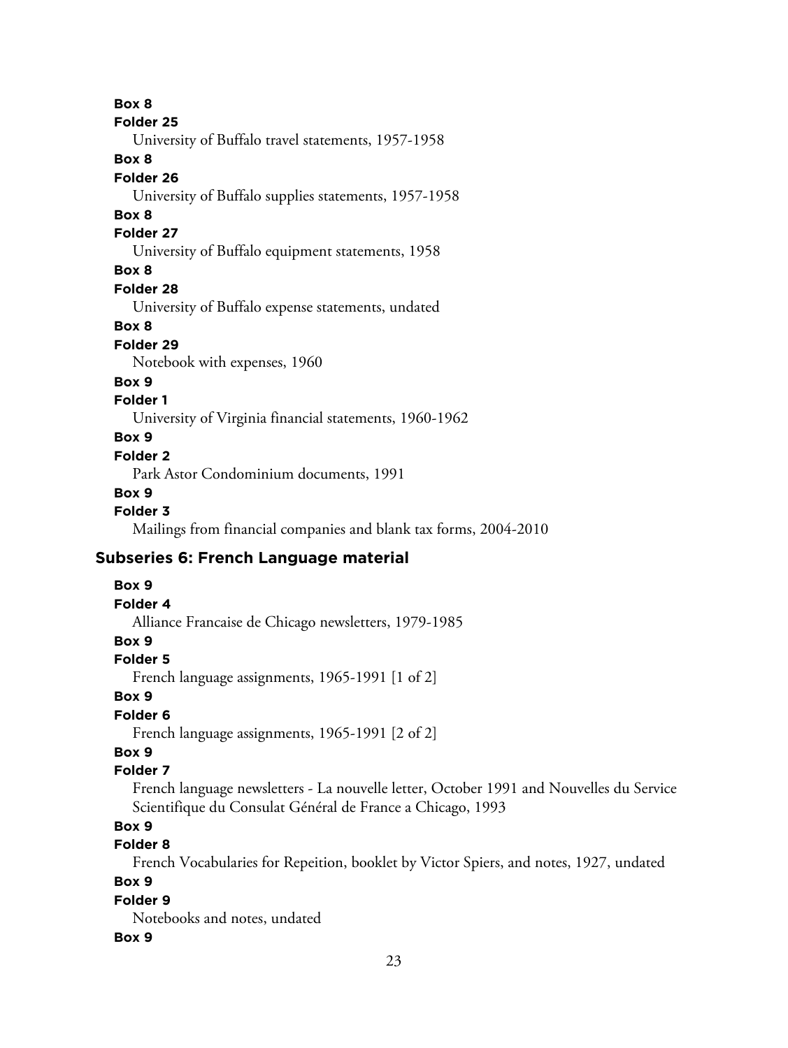**Box 8**

**Folder 25**

University of Buffalo travel statements, 1957-1958

**Box 8**

**Folder 26**

University of Buffalo supplies statements, 1957-1958

**Box 8**

**Folder 27**

University of Buffalo equipment statements, 1958

**Box 8**

**Folder 28**

University of Buffalo expense statements, undated

**Box 8**

**Folder 29**

Notebook with expenses, 1960

**Box 9**

**Folder 1**

University of Virginia financial statements, 1960-1962

**Box 9**

**Folder 2**

Park Astor Condominium documents, 1991

**Box 9**

**Folder 3**

Mailings from financial companies and blank tax forms, 2004-2010

### Subseries 6: French Language material

**Box 9**

**Folder 4**

Alliance Francaise de Chicago newsletters, 1979-1985

**Box 9**

**Folder 5**

French language assignments, 1965-1991 [1 of 2]

**Box 9**

**Folder 6**

French language assignments, 1965-1991 [2 of 2]

**Box 9**

**Folder 7**

French language newsletters - La nouvelle letter, October 1991 and Nouvelles du Service Scientifique du Consulat Général de France a Chicago, 1993

**Box 9**

**Folder 8**

French Vocabularies for Repeition, booklet by Victor Spiers, and notes, 1927, undated

**Box 9**

**Folder 9**

Notebooks and notes, undated

**Box 9**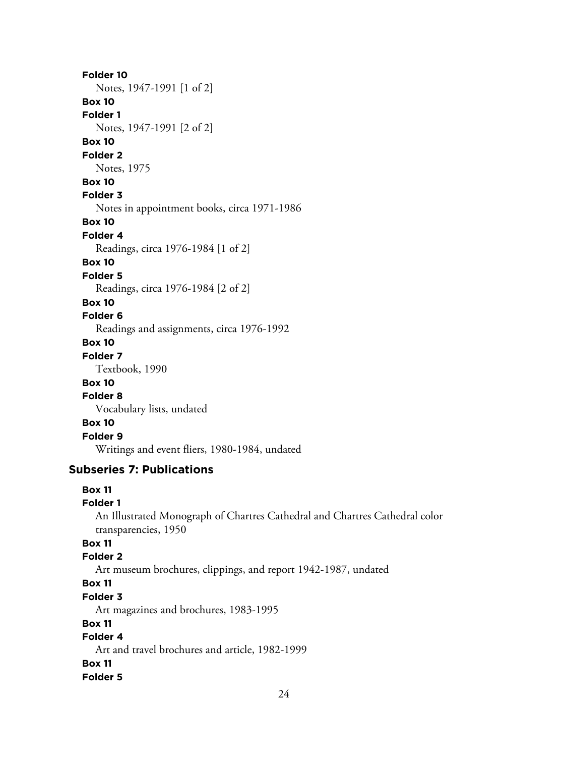**Folder 10**
Notes, 1947-1991 [1 of 2]

**Box 10**
**Folder 1**
Notes, 1947-1991 [2 of 2]

**Box 10**
**Folder 2**
Notes, 1975

**Box 10**
**Folder 3**
Notes in appointment books, circa 1971-1986

**Box 10**
**Folder 4**
Readings, circa 1976-1984 [1 of 2]

**Box 10**
**Folder 5**
Readings, circa 1976-1984 [2 of 2]

**Box 10**
**Folder 6**
Readings and assignments, circa 1976-1992

**Box 10**
**Folder 7**
Textbook, 1990

**Box 10**
**Folder 8**
Vocabulary lists, undated

**Box 10**
**Folder 9**
Writings and event fliers, 1980-1984, undated

### Subseries 7: Publications

**Box 11**
**Folder 1**
An Illustrated Monograph of Chartres Cathedral and Chartres Cathedral color transparencies, 1950

**Box 11**
**Folder 2**
Art museum brochures, clippings, and report 1942-1987, undated

**Box 11**
**Folder 3**
Art magazines and brochures, 1983-1995

**Box 11**
**Folder 4**
Art and travel brochures and article, 1982-1999

**Box 11**
**Folder 5**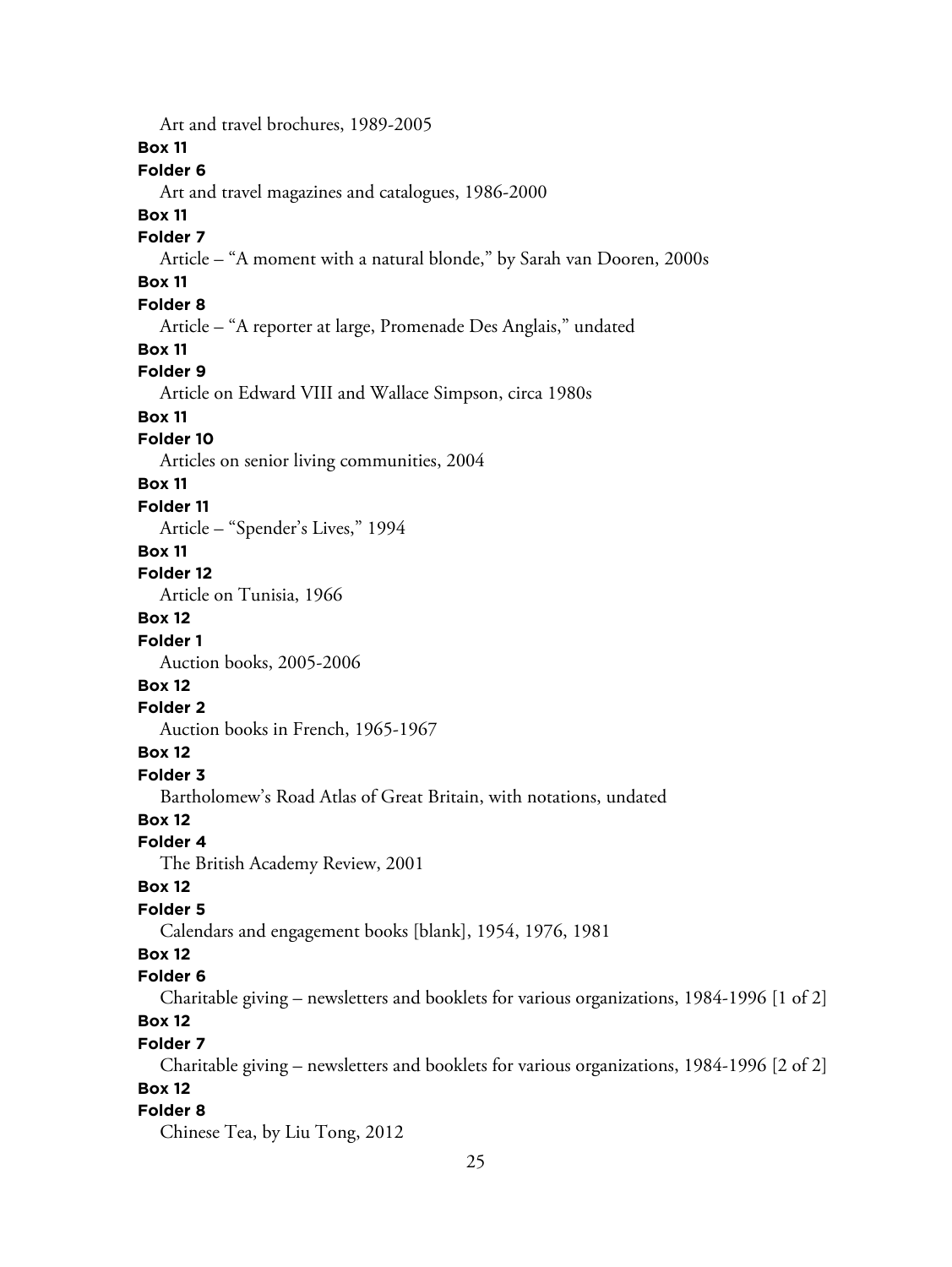Art and travel brochures, 1989-2005

**Box 11**

**Folder 6**

Art and travel magazines and catalogues, 1986-2000

**Box 11**

**Folder 7**

Article – "A moment with a natural blonde," by Sarah van Dooren, 2000s

**Box 11**

**Folder 8**

Article – "A reporter at large, Promenade Des Anglais," undated

**Box 11**

**Folder 9**

Article on Edward VIII and Wallace Simpson, circa 1980s

**Box 11**

**Folder 10**

Articles on senior living communities, 2004

**Box 11**

**Folder 11**

Article – "Spender's Lives," 1994

**Box 11**

**Folder 12**

Article on Tunisia, 1966

**Box 12**

**Folder 1**

Auction books, 2005-2006

**Box 12**

**Folder 2**

Auction books in French, 1965-1967

**Box 12**

**Folder 3**

Bartholomew's Road Atlas of Great Britain, with notations, undated

**Box 12**

**Folder 4**

The British Academy Review, 2001

**Box 12**

**Folder 5**

Calendars and engagement books [blank], 1954, 1976, 1981

**Box 12**

**Folder 6**

Charitable giving – newsletters and booklets for various organizations, 1984-1996 [1 of 2]

**Box 12**

**Folder 7**

Charitable giving – newsletters and booklets for various organizations, 1984-1996 [2 of 2]

**Box 12**

**Folder 8**

Chinese Tea, by Liu Tong, 2012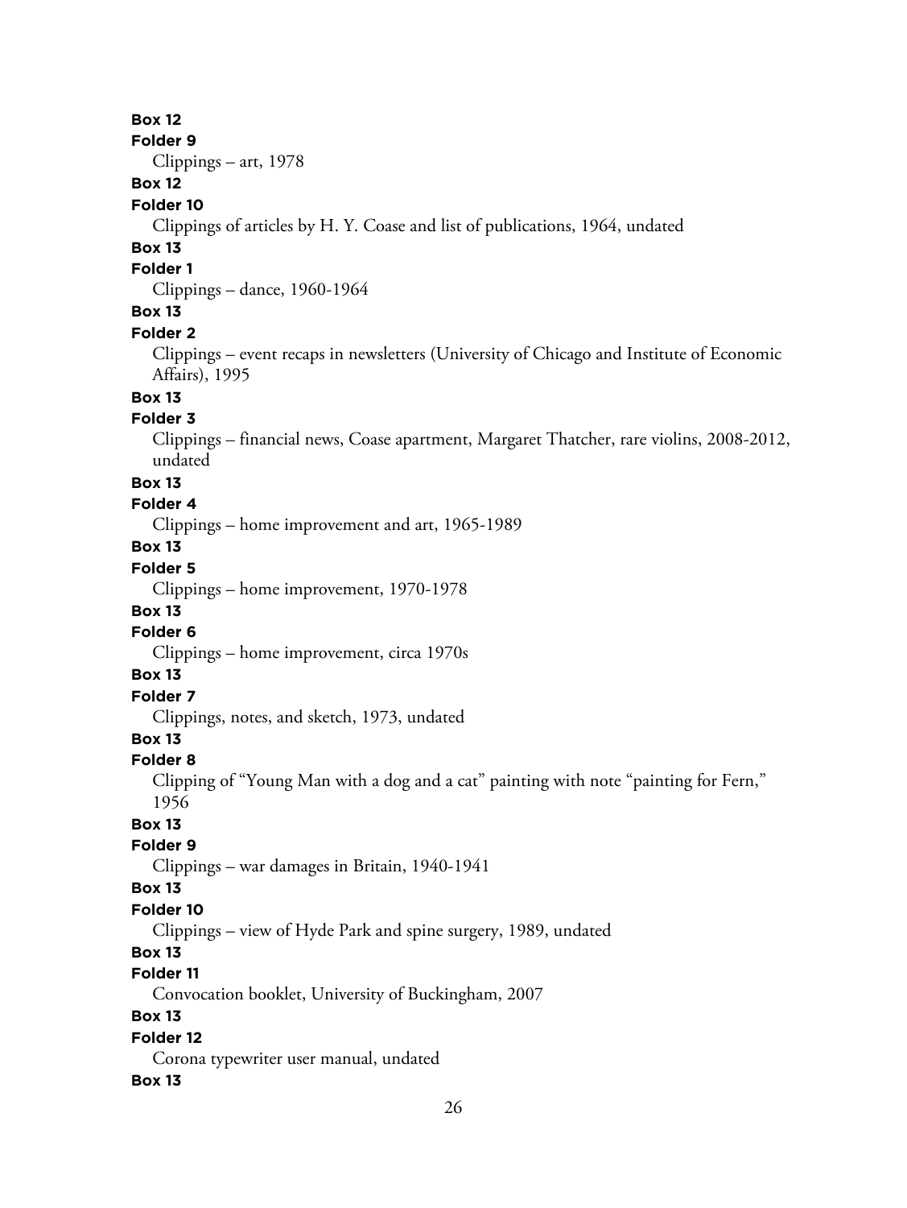**Box 12**

**Folder 9**

Clippings – art, 1978

**Box 12**

**Folder 10**

Clippings of articles by H. Y. Coase and list of publications, 1964, undated

**Box 13**

**Folder 1**

Clippings – dance, 1960-1964

**Box 13**

**Folder 2**

Clippings – event recaps in newsletters (University of Chicago and Institute of Economic Affairs), 1995

**Box 13**

**Folder 3**

Clippings – financial news, Coase apartment, Margaret Thatcher, rare violins, 2008-2012, undated

**Box 13**

**Folder 4**

Clippings – home improvement and art, 1965-1989

**Box 13**

**Folder 5**

Clippings – home improvement, 1970-1978

**Box 13**

**Folder 6**

Clippings – home improvement, circa 1970s

**Box 13**

**Folder 7**

Clippings, notes, and sketch, 1973, undated

**Box 13**

**Folder 8**

Clipping of "Young Man with a dog and a cat" painting with note "painting for Fern," 1956

**Box 13**

**Folder 9**

Clippings – war damages in Britain, 1940-1941

**Box 13**

**Folder 10**

Clippings – view of Hyde Park and spine surgery, 1989, undated

**Box 13**

**Folder 11**

Convocation booklet, University of Buckingham, 2007

**Box 13**

**Folder 12**

Corona typewriter user manual, undated

**Box 13**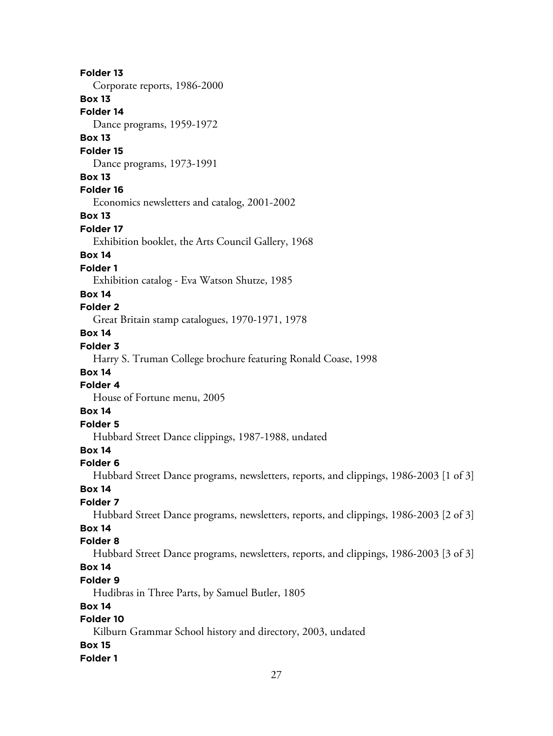**Folder 13**

Corporate reports, 1986-2000

**Box 13**

**Folder 14**

Dance programs, 1959-1972

**Box 13**

**Folder 15**

Dance programs, 1973-1991

**Box 13**

**Folder 16**

Economics newsletters and catalog, 2001-2002

**Box 13**

**Folder 17**

Exhibition booklet, the Arts Council Gallery, 1968

**Box 14**

**Folder 1**

Exhibition catalog - Eva Watson Shutze, 1985

**Box 14**

**Folder 2**

Great Britain stamp catalogues, 1970-1971, 1978

**Box 14**

**Folder 3**

Harry S. Truman College brochure featuring Ronald Coase, 1998

**Box 14**

**Folder 4**

House of Fortune menu, 2005

**Box 14**

**Folder 5**

Hubbard Street Dance clippings, 1987-1988, undated

**Box 14**

**Folder 6**

Hubbard Street Dance programs, newsletters, reports, and clippings, 1986-2003 [1 of 3]

**Box 14**

**Folder 7**

Hubbard Street Dance programs, newsletters, reports, and clippings, 1986-2003 [2 of 3]

**Box 14**

**Folder 8**

Hubbard Street Dance programs, newsletters, reports, and clippings, 1986-2003 [3 of 3]

**Box 14**

**Folder 9**

Hudibras in Three Parts, by Samuel Butler, 1805

**Box 14**

**Folder 10**

Kilburn Grammar School history and directory, 2003, undated

**Box 15**

**Folder 1**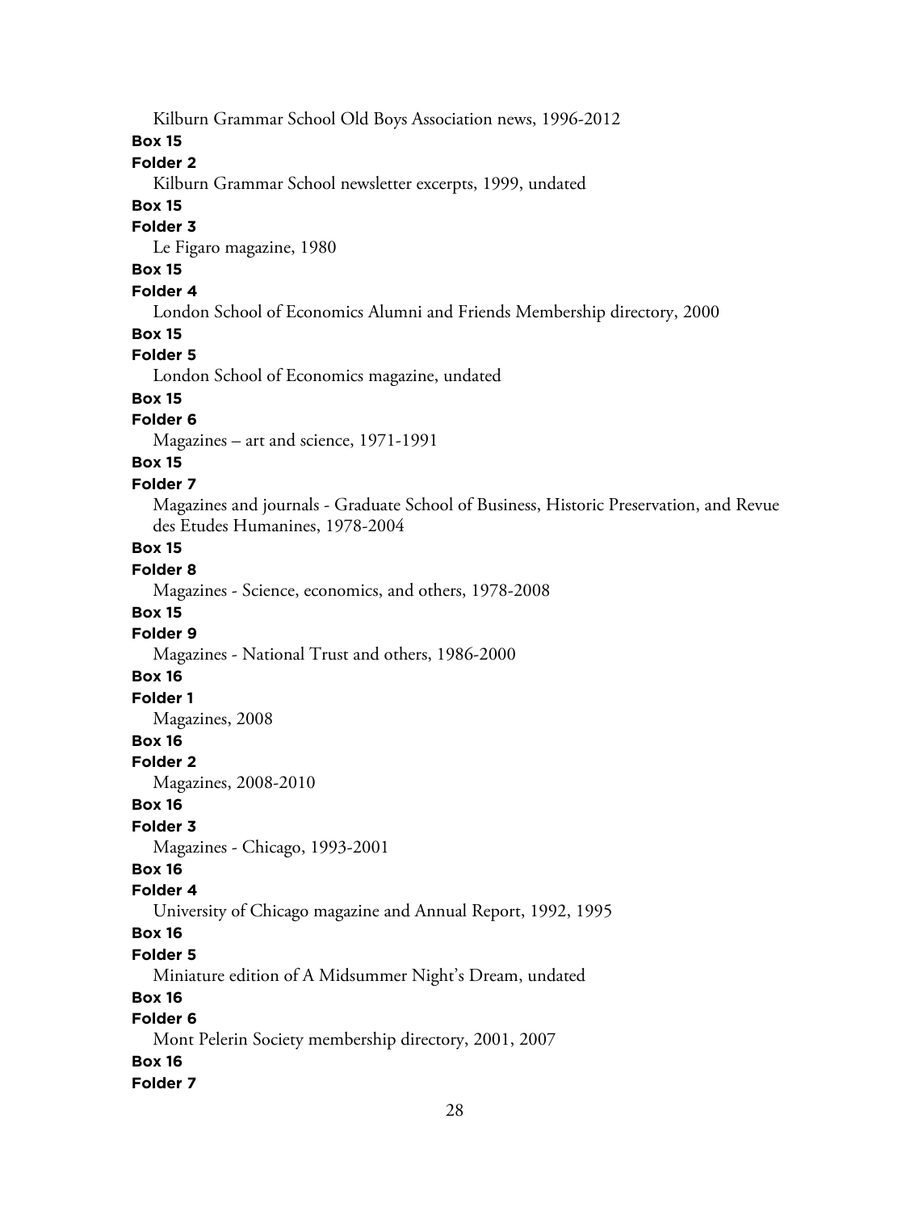Kilburn Grammar School Old Boys Association news, 1996-2012

**Box 15**

**Folder 2**

Kilburn Grammar School newsletter excerpts, 1999, undated

**Box 15**

**Folder 3**

Le Figaro magazine, 1980

**Box 15**

**Folder 4**

London School of Economics Alumni and Friends Membership directory, 2000

**Box 15**

**Folder 5**

London School of Economics magazine, undated

**Box 15**

**Folder 6**

Magazines – art and science, 1971-1991

**Box 15**

**Folder 7**

Magazines and journals - Graduate School of Business, Historic Preservation, and Revue des Etudes Humanines, 1978-2004

**Box 15**

**Folder 8**

Magazines - Science, economics, and others, 1978-2008

**Box 15**

**Folder 9**

Magazines - National Trust and others, 1986-2000

**Box 16**

**Folder 1**

Magazines, 2008

**Box 16**

**Folder 2**

Magazines, 2008-2010

**Box 16**

**Folder 3**

Magazines - Chicago, 1993-2001

**Box 16**

**Folder 4**

University of Chicago magazine and Annual Report, 1992, 1995

**Box 16**

**Folder 5**

Miniature edition of A Midsummer Night's Dream, undated

**Box 16**

**Folder 6**

Mont Pelerin Society membership directory, 2001, 2007

**Box 16**

**Folder 7**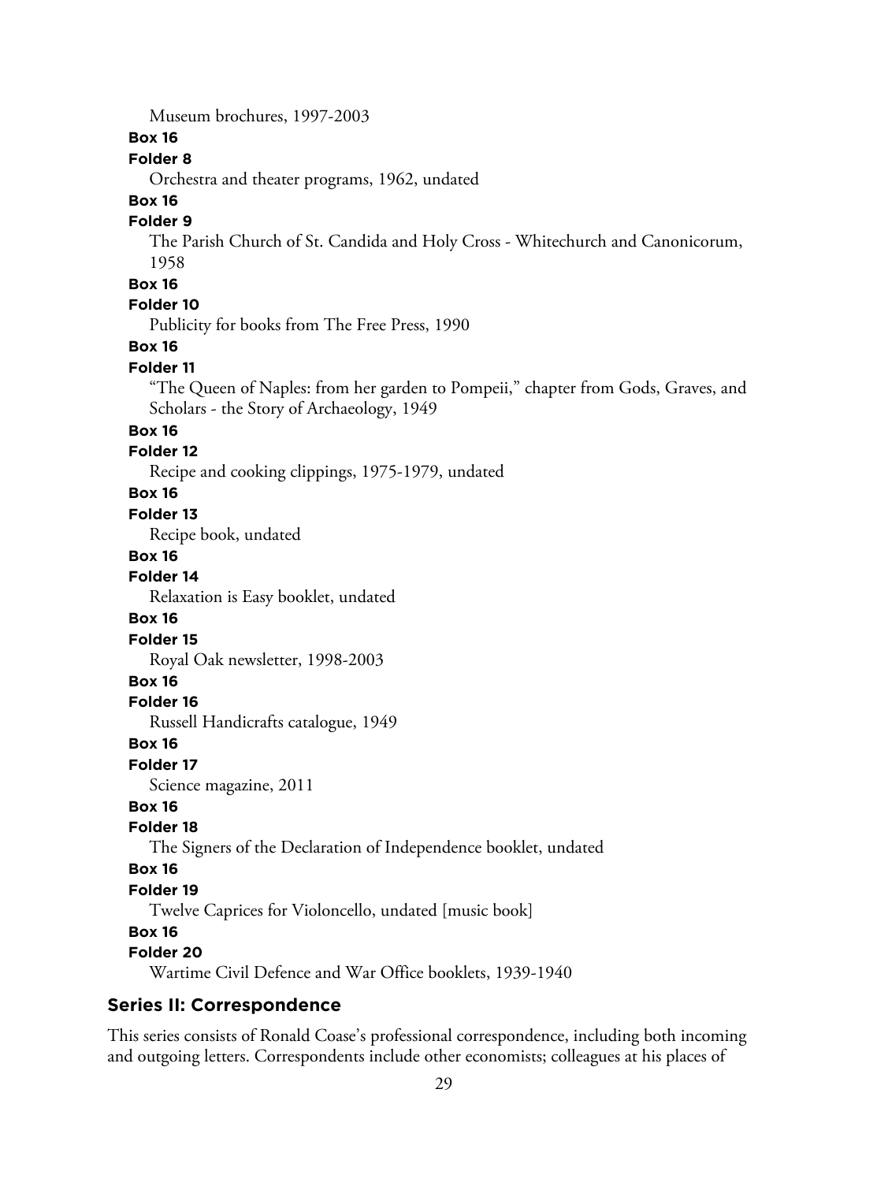Museum brochures, 1997-2003

**Box 16**

**Folder 8**

Orchestra and theater programs, 1962, undated

**Box 16**

**Folder 9**

The Parish Church of St. Candida and Holy Cross - Whitechurch and Canonicorum, 1958

**Box 16**

**Folder 10**

Publicity for books from The Free Press, 1990

**Box 16**

**Folder 11**

"The Queen of Naples: from her garden to Pompeii," chapter from Gods, Graves, and Scholars - the Story of Archaeology, 1949

**Box 16**

**Folder 12**

Recipe and cooking clippings, 1975-1979, undated

**Box 16**

**Folder 13**

Recipe book, undated

**Box 16**

**Folder 14**

Relaxation is Easy booklet, undated

**Box 16**

**Folder 15**

Royal Oak newsletter, 1998-2003

**Box 16**

**Folder 16**

Russell Handicrafts catalogue, 1949

**Box 16**

**Folder 17**

Science magazine, 2011

**Box 16**

**Folder 18**

The Signers of the Declaration of Independence booklet, undated

**Box 16**

**Folder 19**

Twelve Caprices for Violoncello, undated [music book]

**Box 16**

**Folder 20**

Wartime Civil Defence and War Office booklets, 1939-1940

## Series II: Correspondence

This series consists of Ronald Coase's professional correspondence, including both incoming and outgoing letters. Correspondents include other economists; colleagues at his places of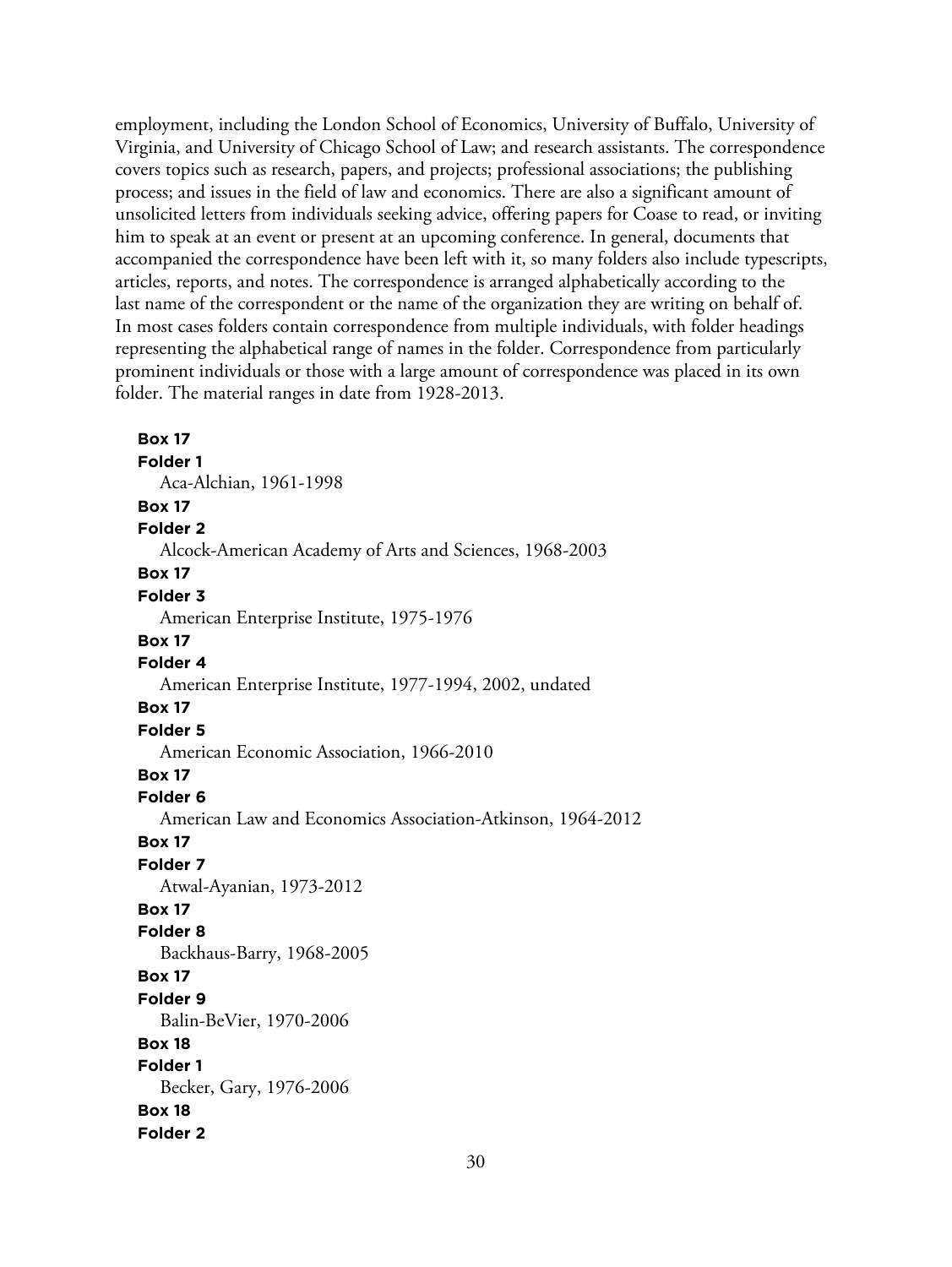employment, including the London School of Economics, University of Buffalo, University of Virginia, and University of Chicago School of Law; and research assistants. The correspondence covers topics such as research, papers, and projects; professional associations; the publishing process; and issues in the field of law and economics. There are also a significant amount of unsolicited letters from individuals seeking advice, offering papers for Coase to read, or inviting him to speak at an event or present at an upcoming conference. In general, documents that accompanied the correspondence have been left with it, so many folders also include typescripts, articles, reports, and notes. The correspondence is arranged alphabetically according to the last name of the correspondent or the name of the organization they are writing on behalf of. In most cases folders contain correspondence from multiple individuals, with folder headings representing the alphabetical range of names in the folder. Correspondence from particularly prominent individuals or those with a large amount of correspondence was placed in its own folder. The material ranges in date from 1928-2013.

**Box 17**
**Folder 1**
Aca-Alchian, 1961-1998

**Box 17**
**Folder 2**
Alcock-American Academy of Arts and Sciences, 1968-2003

**Box 17**
**Folder 3**
American Enterprise Institute, 1975-1976

**Box 17**
**Folder 4**
American Enterprise Institute, 1977-1994, 2002, undated

**Box 17**
**Folder 5**
American Economic Association, 1966-2010

**Box 17**
**Folder 6**
American Law and Economics Association-Atkinson, 1964-2012

**Box 17**
**Folder 7**
Atwal-Ayanian, 1973-2012

**Box 17**
**Folder 8**
Backhaus-Barry, 1968-2005

**Box 17**
**Folder 9**
Balin-BeVier, 1970-2006

**Box 18**
**Folder 1**
Becker, Gary, 1976-2006

**Box 18**
**Folder 2**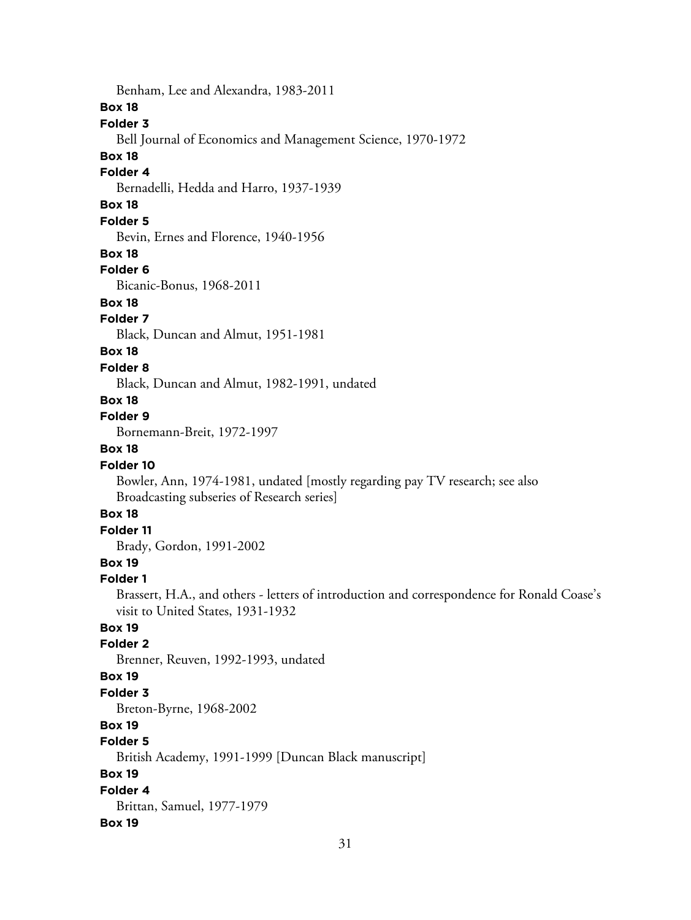Benham, Lee and Alexandra, 1983-2011

**Box 18**

**Folder 3**

Bell Journal of Economics and Management Science, 1970-1972

**Box 18**

**Folder 4**

Bernadelli, Hedda and Harro, 1937-1939

**Box 18**

**Folder 5**

Bevin, Ernes and Florence, 1940-1956

**Box 18**

**Folder 6**

Bicanic-Bonus, 1968-2011

**Box 18**

**Folder 7**

Black, Duncan and Almut, 1951-1981

**Box 18**

**Folder 8**

Black, Duncan and Almut, 1982-1991, undated

**Box 18**

**Folder 9**

Bornemann-Breit, 1972-1997

**Box 18**

**Folder 10**

Bowler, Ann, 1974-1981, undated [mostly regarding pay TV research; see also Broadcasting subseries of Research series]

**Box 18**

**Folder 11**

Brady, Gordon, 1991-2002

**Box 19**

**Folder 1**

Brassert, H.A., and others - letters of introduction and correspondence for Ronald Coase's visit to United States, 1931-1932

**Box 19**

**Folder 2**

Brenner, Reuven, 1992-1993, undated

**Box 19**

**Folder 3**

Breton-Byrne, 1968-2002

**Box 19**

**Folder 5**

British Academy, 1991-1999 [Duncan Black manuscript]

**Box 19**

**Folder 4**

Brittan, Samuel, 1977-1979

**Box 19**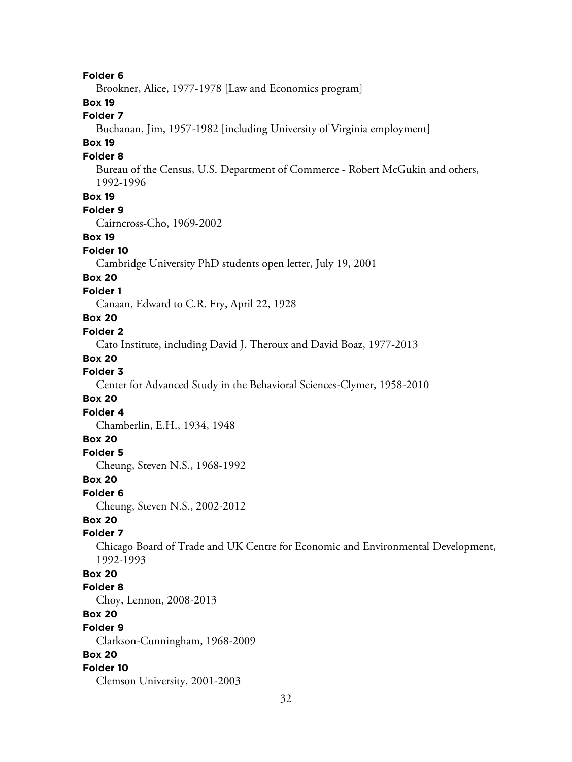**Folder 6**
Brookner, Alice, 1977-1978 [Law and Economics program]

**Box 19**
**Folder 7**
Buchanan, Jim, 1957-1982 [including University of Virginia employment]

**Box 19**
**Folder 8**
Bureau of the Census, U.S. Department of Commerce - Robert McGukin and others, 1992-1996

**Box 19**
**Folder 9**
Cairncross-Cho, 1969-2002

**Box 19**
**Folder 10**
Cambridge University PhD students open letter, July 19, 2001

**Box 20**
**Folder 1**
Canaan, Edward to C.R. Fry, April 22, 1928

**Box 20**
**Folder 2**
Cato Institute, including David J. Theroux and David Boaz, 1977-2013

**Box 20**
**Folder 3**
Center for Advanced Study in the Behavioral Sciences-Clymer, 1958-2010

**Box 20**
**Folder 4**
Chamberlin, E.H., 1934, 1948

**Box 20**
**Folder 5**
Cheung, Steven N.S., 1968-1992

**Box 20**
**Folder 6**
Cheung, Steven N.S., 2002-2012

**Box 20**
**Folder 7**
Chicago Board of Trade and UK Centre for Economic and Environmental Development, 1992-1993

**Box 20**
**Folder 8**
Choy, Lennon, 2008-2013

**Box 20**
**Folder 9**
Clarkson-Cunningham, 1968-2009

**Box 20**
**Folder 10**
Clemson University, 2001-2003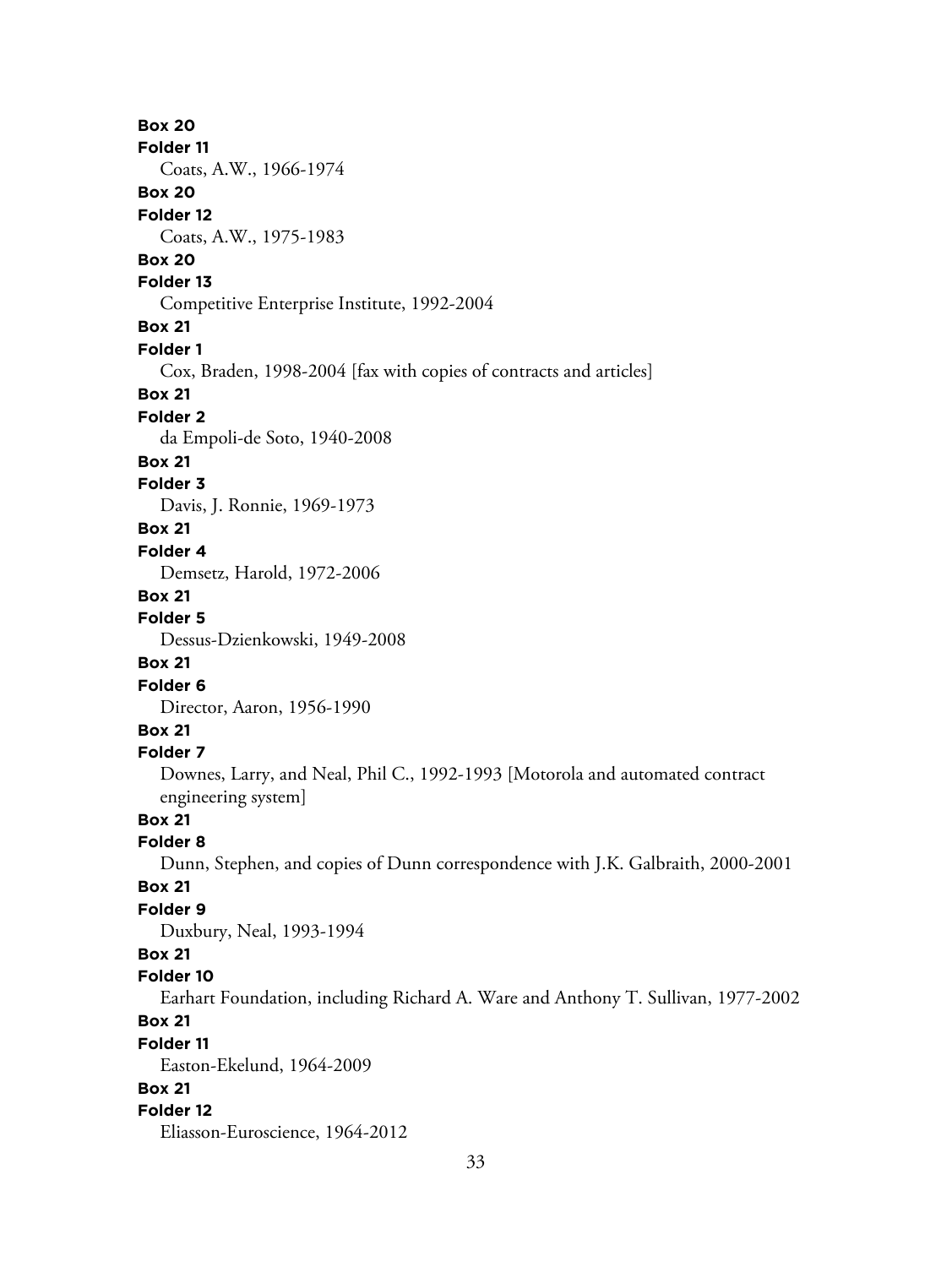**Box 20**
**Folder 11**
Coats, A.W., 1966-1974
**Box 20**
**Folder 12**
Coats, A.W., 1975-1983
**Box 20**
**Folder 13**
Competitive Enterprise Institute, 1992-2004
**Box 21**
**Folder 1**
Cox, Braden, 1998-2004 [fax with copies of contracts and articles]
**Box 21**
**Folder 2**
da Empoli-de Soto, 1940-2008
**Box 21**
**Folder 3**
Davis, J. Ronnie, 1969-1973
**Box 21**
**Folder 4**
Demsetz, Harold, 1972-2006
**Box 21**
**Folder 5**
Dessus-Dzienkowski, 1949-2008
**Box 21**
**Folder 6**
Director, Aaron, 1956-1990
**Box 21**
**Folder 7**
Downes, Larry, and Neal, Phil C., 1992-1993 [Motorola and automated contract engineering system]
**Box 21**
**Folder 8**
Dunn, Stephen, and copies of Dunn correspondence with J.K. Galbraith, 2000-2001
**Box 21**
**Folder 9**
Duxbury, Neal, 1993-1994
**Box 21**
**Folder 10**
Earhart Foundation, including Richard A. Ware and Anthony T. Sullivan, 1977-2002
**Box 21**
**Folder 11**
Easton-Ekelund, 1964-2009
**Box 21**
**Folder 12**
Eliasson-Euroscience, 1964-2012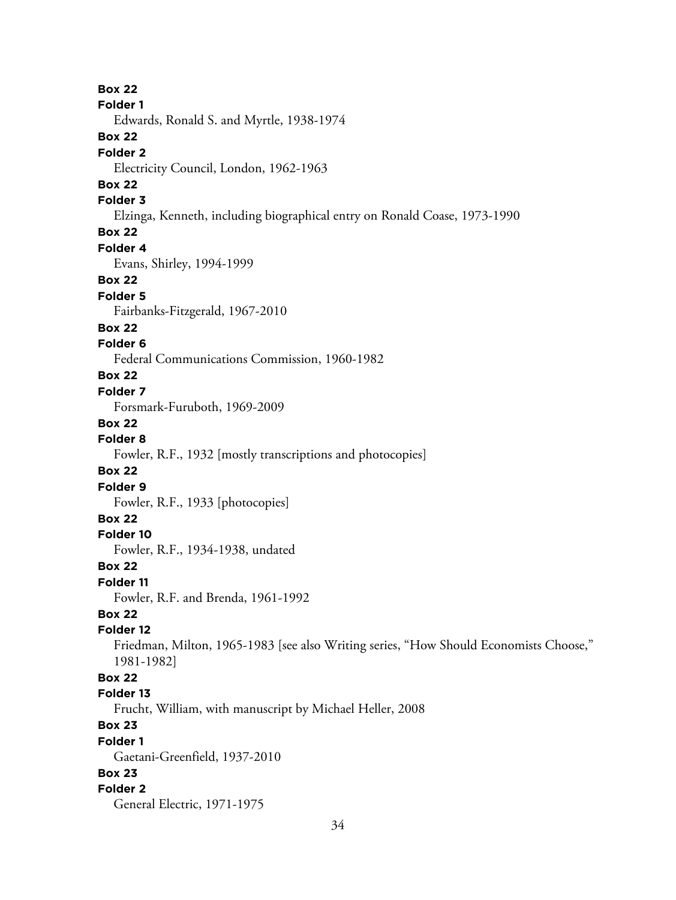**Box 22**
**Folder 1**
Edwards, Ronald S. and Myrtle, 1938-1974

**Box 22**
**Folder 2**
Electricity Council, London, 1962-1963

**Box 22**
**Folder 3**
Elzinga, Kenneth, including biographical entry on Ronald Coase, 1973-1990

**Box 22**
**Folder 4**
Evans, Shirley, 1994-1999

**Box 22**
**Folder 5**
Fairbanks-Fitzgerald, 1967-2010

**Box 22**
**Folder 6**
Federal Communications Commission, 1960-1982

**Box 22**
**Folder 7**
Forsmark-Furuboth, 1969-2009

**Box 22**
**Folder 8**
Fowler, R.F., 1932 [mostly transcriptions and photocopies]

**Box 22**
**Folder 9**
Fowler, R.F., 1933 [photocopies]

**Box 22**
**Folder 10**
Fowler, R.F., 1934-1938, undated

**Box 22**
**Folder 11**
Fowler, R.F. and Brenda, 1961-1992

**Box 22**
**Folder 12**
Friedman, Milton, 1965-1983 [see also Writing series, "How Should Economists Choose," 1981-1982]

**Box 22**
**Folder 13**
Frucht, William, with manuscript by Michael Heller, 2008

**Box 23**
**Folder 1**
Gaetani-Greenfield, 1937-2010

**Box 23**
**Folder 2**
General Electric, 1971-1975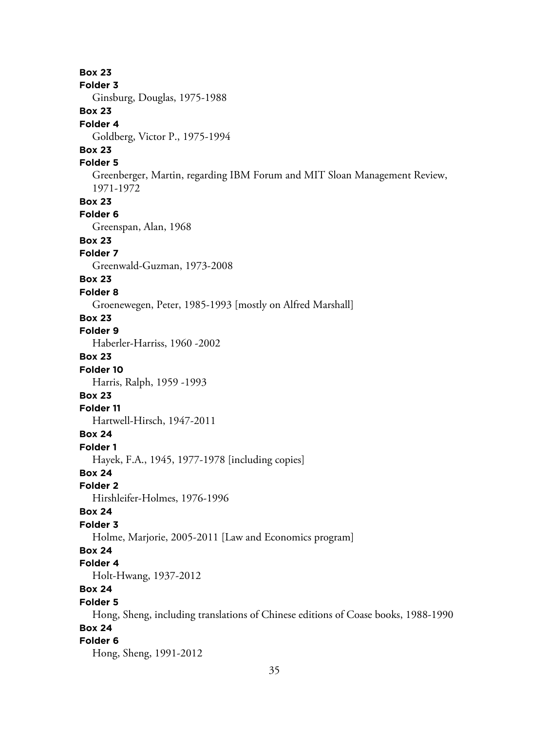**Box 23**
**Folder 3**
Ginsburg, Douglas, 1975-1988

**Box 23**
**Folder 4**
Goldberg, Victor P., 1975-1994

**Box 23**
**Folder 5**
Greenberger, Martin, regarding IBM Forum and MIT Sloan Management Review, 1971-1972

**Box 23**
**Folder 6**
Greenspan, Alan, 1968

**Box 23**
**Folder 7**
Greenwald-Guzman, 1973-2008

**Box 23**
**Folder 8**
Groenewegen, Peter, 1985-1993 [mostly on Alfred Marshall]

**Box 23**
**Folder 9**
Haberler-Harriss, 1960 -2002

**Box 23**
**Folder 10**
Harris, Ralph, 1959 -1993

**Box 23**
**Folder 11**
Hartwell-Hirsch, 1947-2011

**Box 24**
**Folder 1**
Hayek, F.A., 1945, 1977-1978 [including copies]

**Box 24**
**Folder 2**
Hirshleifer-Holmes, 1976-1996

**Box 24**
**Folder 3**
Holme, Marjorie, 2005-2011 [Law and Economics program]

**Box 24**
**Folder 4**
Holt-Hwang, 1937-2012

**Box 24**
**Folder 5**
Hong, Sheng, including translations of Chinese editions of Coase books, 1988-1990

**Box 24**
**Folder 6**
Hong, Sheng, 1991-2012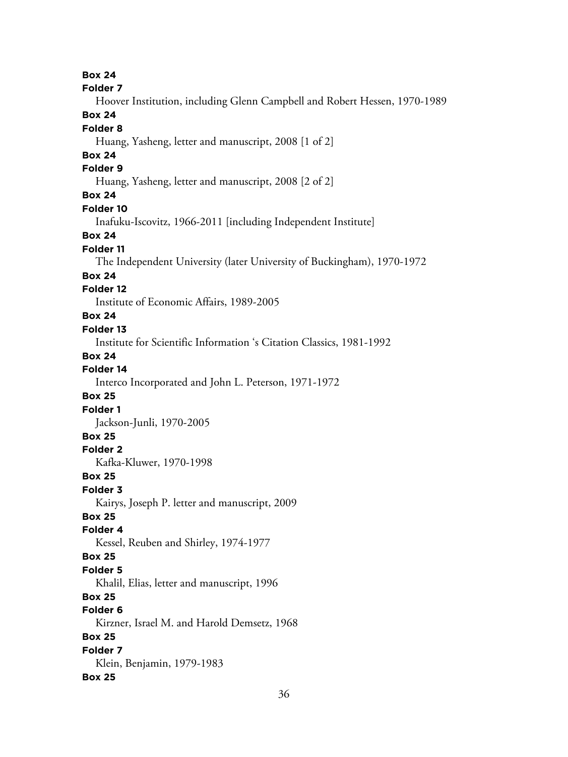**Box 24**

**Folder 7**

Hoover Institution, including Glenn Campbell and Robert Hessen, 1970-1989

**Box 24**

**Folder 8**

Huang, Yasheng, letter and manuscript, 2008 [1 of 2]

**Box 24**

**Folder 9**

Huang, Yasheng, letter and manuscript, 2008 [2 of 2]

**Box 24**

**Folder 10**

Inafuku-Iscovitz, 1966-2011 [including Independent Institute]

**Box 24**

**Folder 11**

The Independent University (later University of Buckingham), 1970-1972

**Box 24**

**Folder 12**

Institute of Economic Affairs, 1989-2005

**Box 24**

**Folder 13**

Institute for Scientific Information 's Citation Classics, 1981-1992

**Box 24**

**Folder 14**

Interco Incorporated and John L. Peterson, 1971-1972

**Box 25**

**Folder 1**

Jackson-Junli, 1970-2005

**Box 25**

**Folder 2**

Kafka-Kluwer, 1970-1998

**Box 25**

**Folder 3**

Kairys, Joseph P. letter and manuscript, 2009

**Box 25**

**Folder 4**

Kessel, Reuben and Shirley, 1974-1977

**Box 25**

**Folder 5**

Khalil, Elias, letter and manuscript, 1996

**Box 25**

**Folder 6**

Kirzner, Israel M. and Harold Demsetz, 1968

**Box 25**

**Folder 7**

Klein, Benjamin, 1979-1983

**Box 25**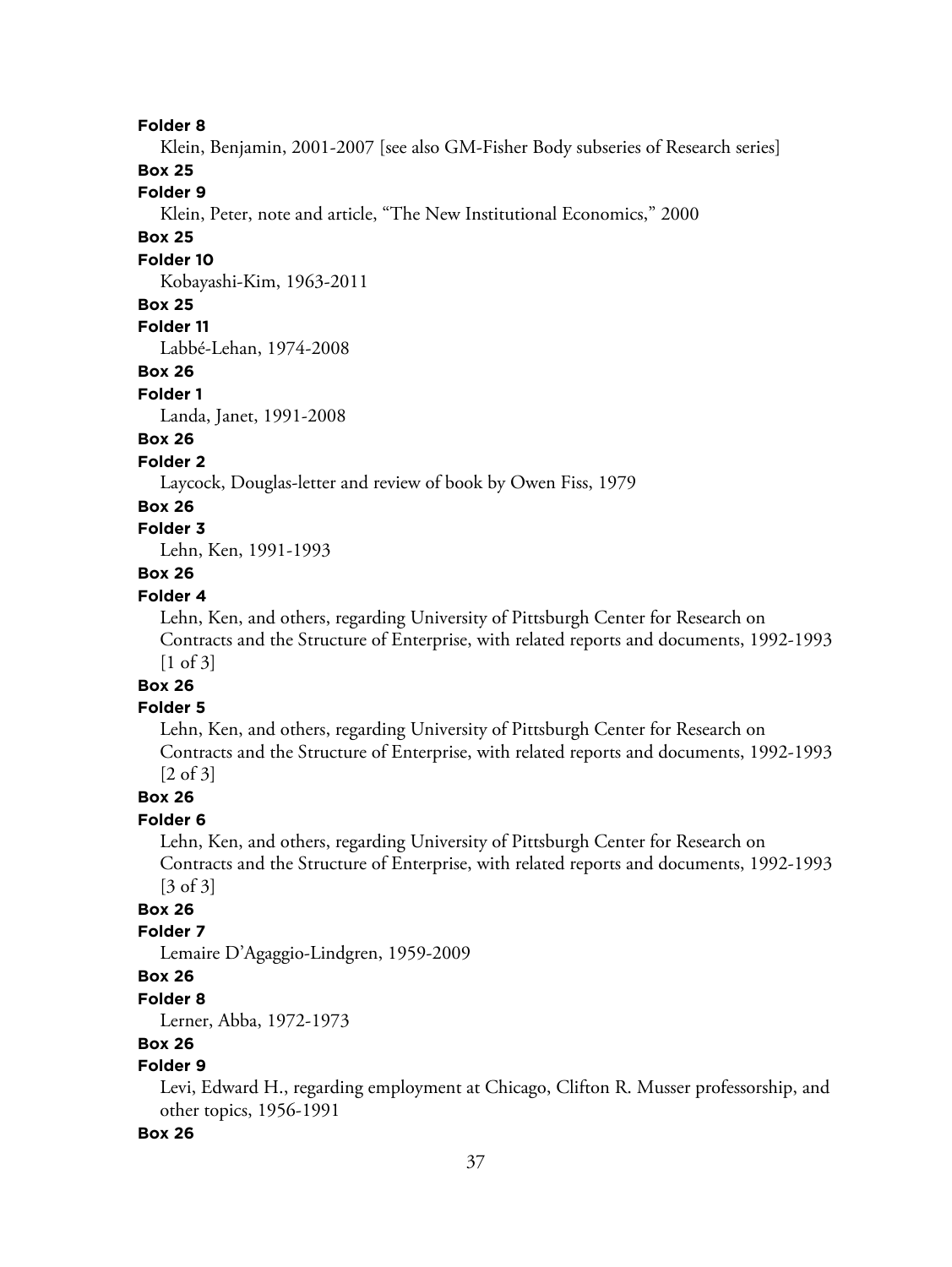**Folder 8**

Klein, Benjamin, 2001-2007 [see also GM-Fisher Body subseries of Research series]

**Box 25**

**Folder 9**

Klein, Peter, note and article, "The New Institutional Economics," 2000

**Box 25**

**Folder 10**

Kobayashi-Kim, 1963-2011

**Box 25**

**Folder 11**

Labbé-Lehan, 1974-2008

**Box 26**

**Folder 1**

Landa, Janet, 1991-2008

**Box 26**

**Folder 2**

Laycock, Douglas-letter and review of book by Owen Fiss, 1979

**Box 26**

**Folder 3**

Lehn, Ken, 1991-1993

**Box 26**

**Folder 4**

Lehn, Ken, and others, regarding University of Pittsburgh Center for Research on Contracts and the Structure of Enterprise, with related reports and documents, 1992-1993 [1 of 3]

**Box 26**

**Folder 5**

Lehn, Ken, and others, regarding University of Pittsburgh Center for Research on Contracts and the Structure of Enterprise, with related reports and documents, 1992-1993 [2 of 3]

**Box 26**

**Folder 6**

Lehn, Ken, and others, regarding University of Pittsburgh Center for Research on Contracts and the Structure of Enterprise, with related reports and documents, 1992-1993 [3 of 3]

**Box 26**

**Folder 7**

Lemaire D'Agaggio-Lindgren, 1959-2009

**Box 26**

**Folder 8**

Lerner, Abba, 1972-1973

**Box 26**

**Folder 9**

Levi, Edward H., regarding employment at Chicago, Clifton R. Musser professorship, and other topics, 1956-1991

**Box 26**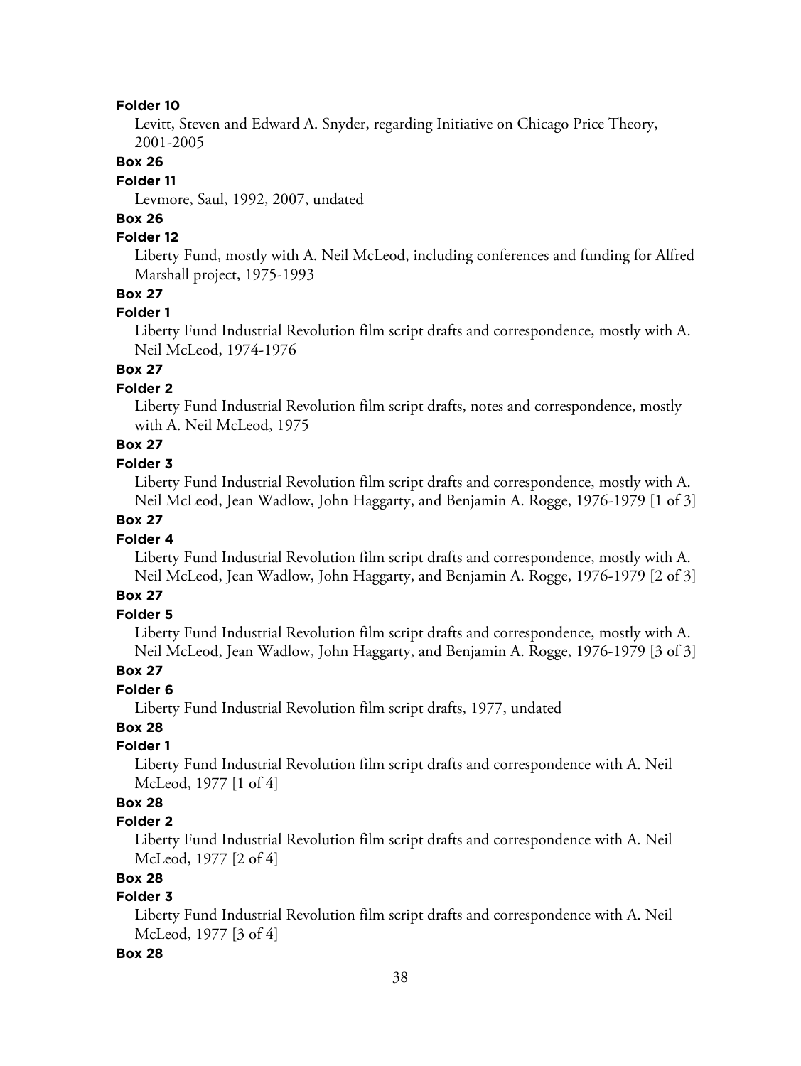**Folder 10**

Levitt, Steven and Edward A. Snyder, regarding Initiative on Chicago Price Theory, 2001-2005

**Box 26**

**Folder 11**

Levmore, Saul, 1992, 2007, undated

**Box 26**

**Folder 12**

Liberty Fund, mostly with A. Neil McLeod, including conferences and funding for Alfred Marshall project, 1975-1993

**Box 27**

**Folder 1**

Liberty Fund Industrial Revolution film script drafts and correspondence, mostly with A. Neil McLeod, 1974-1976

**Box 27**

**Folder 2**

Liberty Fund Industrial Revolution film script drafts, notes and correspondence, mostly with A. Neil McLeod, 1975

**Box 27**

**Folder 3**

Liberty Fund Industrial Revolution film script drafts and correspondence, mostly with A. Neil McLeod, Jean Wadlow, John Haggarty, and Benjamin A. Rogge, 1976-1979 [1 of 3]

**Box 27**

**Folder 4**

Liberty Fund Industrial Revolution film script drafts and correspondence, mostly with A. Neil McLeod, Jean Wadlow, John Haggarty, and Benjamin A. Rogge, 1976-1979 [2 of 3]

**Box 27**

**Folder 5**

Liberty Fund Industrial Revolution film script drafts and correspondence, mostly with A. Neil McLeod, Jean Wadlow, John Haggarty, and Benjamin A. Rogge, 1976-1979 [3 of 3]

**Box 27**

**Folder 6**

Liberty Fund Industrial Revolution film script drafts, 1977, undated

**Box 28**

**Folder 1**

Liberty Fund Industrial Revolution film script drafts and correspondence with A. Neil McLeod, 1977 [1 of 4]

**Box 28**

**Folder 2**

Liberty Fund Industrial Revolution film script drafts and correspondence with A. Neil McLeod, 1977 [2 of 4]

**Box 28**

**Folder 3**

Liberty Fund Industrial Revolution film script drafts and correspondence with A. Neil McLeod, 1977 [3 of 4]

**Box 28**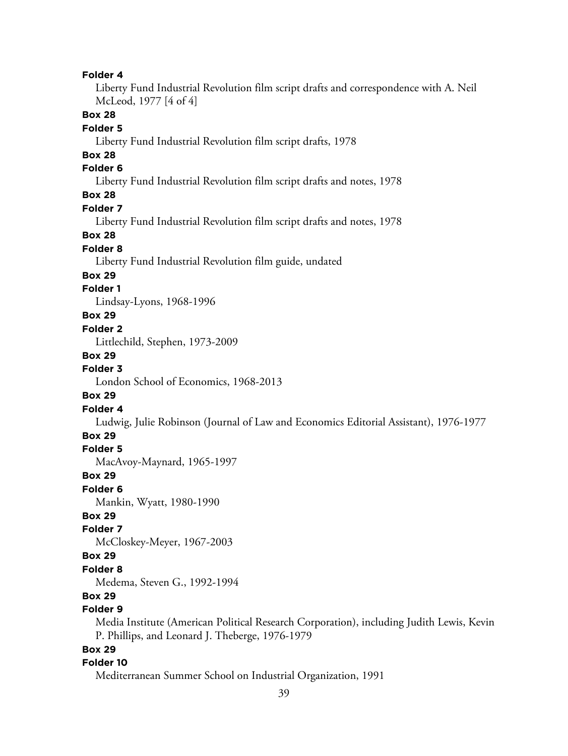**Folder 4**

Liberty Fund Industrial Revolution film script drafts and correspondence with A. Neil McLeod, 1977 [4 of 4]

**Box 28**

**Folder 5**

Liberty Fund Industrial Revolution film script drafts, 1978

**Box 28**

**Folder 6**

Liberty Fund Industrial Revolution film script drafts and notes, 1978

**Box 28**

**Folder 7**

Liberty Fund Industrial Revolution film script drafts and notes, 1978

**Box 28**

**Folder 8**

Liberty Fund Industrial Revolution film guide, undated

**Box 29**

**Folder 1**

Lindsay-Lyons, 1968-1996

**Box 29**

**Folder 2**

Littlechild, Stephen, 1973-2009

**Box 29**

**Folder 3**

London School of Economics, 1968-2013

**Box 29**

**Folder 4**

Ludwig, Julie Robinson (Journal of Law and Economics Editorial Assistant), 1976-1977

**Box 29**

**Folder 5**

MacAvoy-Maynard, 1965-1997

**Box 29**

**Folder 6**

Mankin, Wyatt, 1980-1990

**Box 29**

**Folder 7**

McCloskey-Meyer, 1967-2003

**Box 29**

**Folder 8**

Medema, Steven G., 1992-1994

**Box 29**

**Folder 9**

Media Institute (American Political Research Corporation), including Judith Lewis, Kevin P. Phillips, and Leonard J. Theberge, 1976-1979

**Box 29**

**Folder 10**

Mediterranean Summer School on Industrial Organization, 1991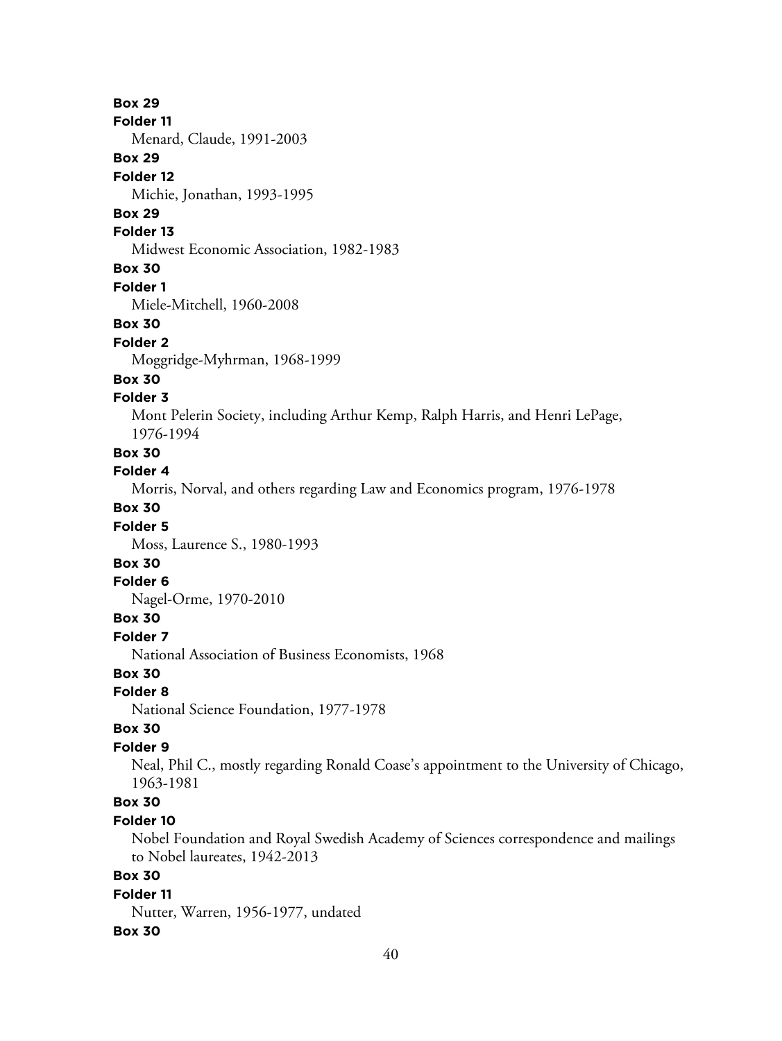**Box 29**
**Folder 11**
Menard, Claude, 1991-2003

**Box 29**
**Folder 12**
Michie, Jonathan, 1993-1995

**Box 29**
**Folder 13**
Midwest Economic Association, 1982-1983

**Box 30**
**Folder 1**
Miele-Mitchell, 1960-2008

**Box 30**
**Folder 2**
Moggridge-Myhrman, 1968-1999

**Box 30**
**Folder 3**
Mont Pelerin Society, including Arthur Kemp, Ralph Harris, and Henri LePage, 1976-1994

**Box 30**
**Folder 4**
Morris, Norval, and others regarding Law and Economics program, 1976-1978

**Box 30**
**Folder 5**
Moss, Laurence S., 1980-1993

**Box 30**
**Folder 6**
Nagel-Orme, 1970-2010

**Box 30**
**Folder 7**
National Association of Business Economists, 1968

**Box 30**
**Folder 8**
National Science Foundation, 1977-1978

**Box 30**
**Folder 9**
Neal, Phil C., mostly regarding Ronald Coase's appointment to the University of Chicago, 1963-1981

**Box 30**
**Folder 10**
Nobel Foundation and Royal Swedish Academy of Sciences correspondence and mailings to Nobel laureates, 1942-2013

**Box 30**
**Folder 11**
Nutter, Warren, 1956-1977, undated

**Box 30**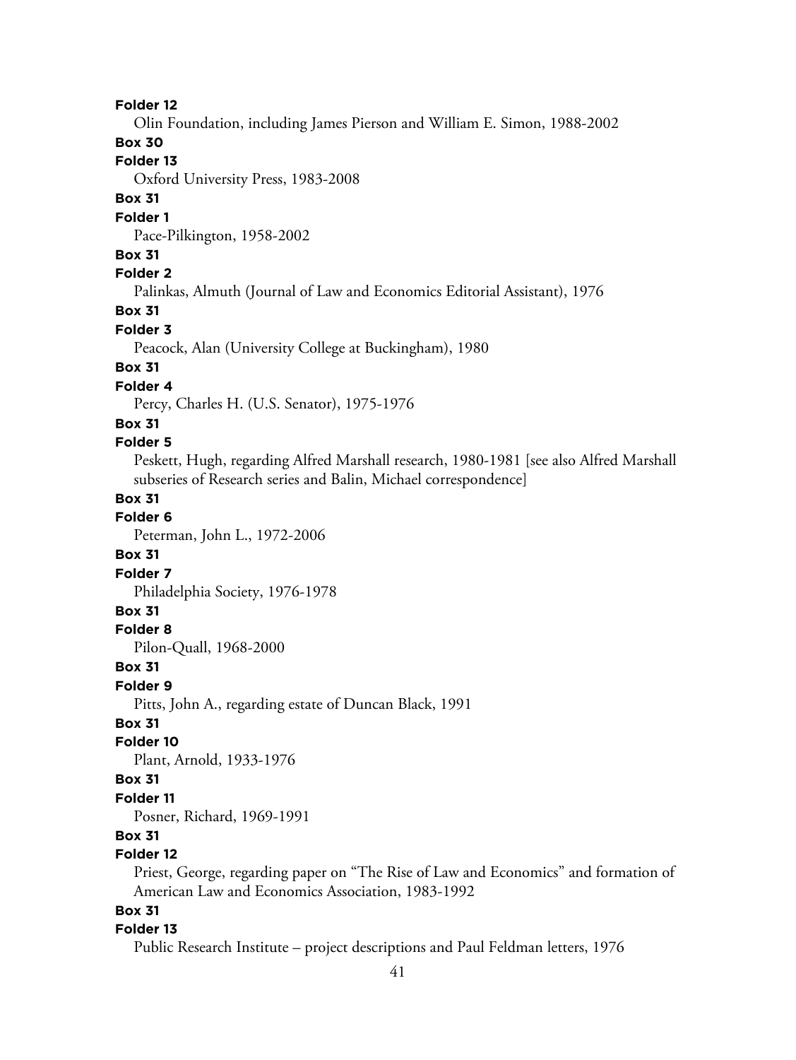**Folder 12**

Olin Foundation, including James Pierson and William E. Simon, 1988-2002

**Box 30**

**Folder 13**

Oxford University Press, 1983-2008

**Box 31**

**Folder 1**

Pace-Pilkington, 1958-2002

**Box 31**

**Folder 2**

Palinkas, Almuth (Journal of Law and Economics Editorial Assistant), 1976

**Box 31**

**Folder 3**

Peacock, Alan (University College at Buckingham), 1980

**Box 31**

**Folder 4**

Percy, Charles H. (U.S. Senator), 1975-1976

**Box 31**

**Folder 5**

Peskett, Hugh, regarding Alfred Marshall research, 1980-1981 [see also Alfred Marshall subseries of Research series and Balin, Michael correspondence]

**Box 31**

**Folder 6**

Peterman, John L., 1972-2006

**Box 31**

**Folder 7**

Philadelphia Society, 1976-1978

**Box 31**

**Folder 8**

Pilon-Quall, 1968-2000

**Box 31**

**Folder 9**

Pitts, John A., regarding estate of Duncan Black, 1991

**Box 31**

**Folder 10**

Plant, Arnold, 1933-1976

**Box 31**

**Folder 11**

Posner, Richard, 1969-1991

**Box 31**

**Folder 12**

Priest, George, regarding paper on "The Rise of Law and Economics" and formation of American Law and Economics Association, 1983-1992

**Box 31**

**Folder 13**

Public Research Institute – project descriptions and Paul Feldman letters, 1976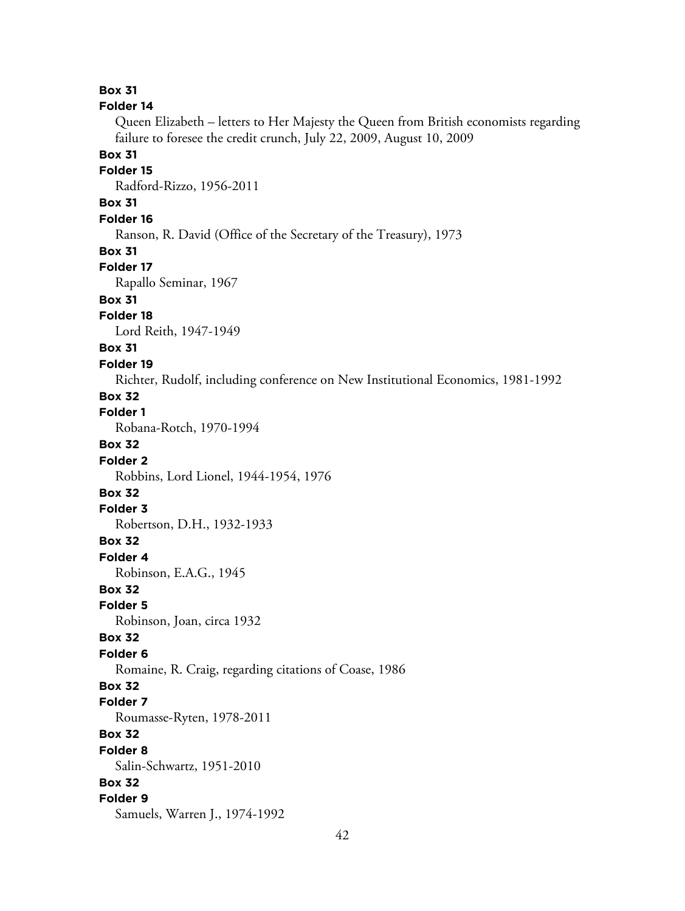**Box 31**

**Folder 14**

Queen Elizabeth – letters to Her Majesty the Queen from British economists regarding failure to foresee the credit crunch, July 22, 2009, August 10, 2009

**Box 31**

**Folder 15**

Radford-Rizzo, 1956-2011

**Box 31**

**Folder 16**

Ranson, R. David (Office of the Secretary of the Treasury), 1973

**Box 31**

**Folder 17**

Rapallo Seminar, 1967

**Box 31**

**Folder 18**

Lord Reith, 1947-1949

**Box 31**

**Folder 19**

Richter, Rudolf, including conference on New Institutional Economics, 1981-1992

**Box 32**

**Folder 1**

Robana-Rotch, 1970-1994

**Box 32**

**Folder 2**

Robbins, Lord Lionel, 1944-1954, 1976

**Box 32**

**Folder 3**

Robertson, D.H., 1932-1933

**Box 32**

**Folder 4**

Robinson, E.A.G., 1945

**Box 32**

**Folder 5**

Robinson, Joan, circa 1932

**Box 32**

**Folder 6**

Romaine, R. Craig, regarding citations of Coase, 1986

**Box 32**

**Folder 7**

Roumasse-Ryten, 1978-2011

**Box 32**

**Folder 8**

Salin-Schwartz, 1951-2010

**Box 32**

**Folder 9**

Samuels, Warren J., 1974-1992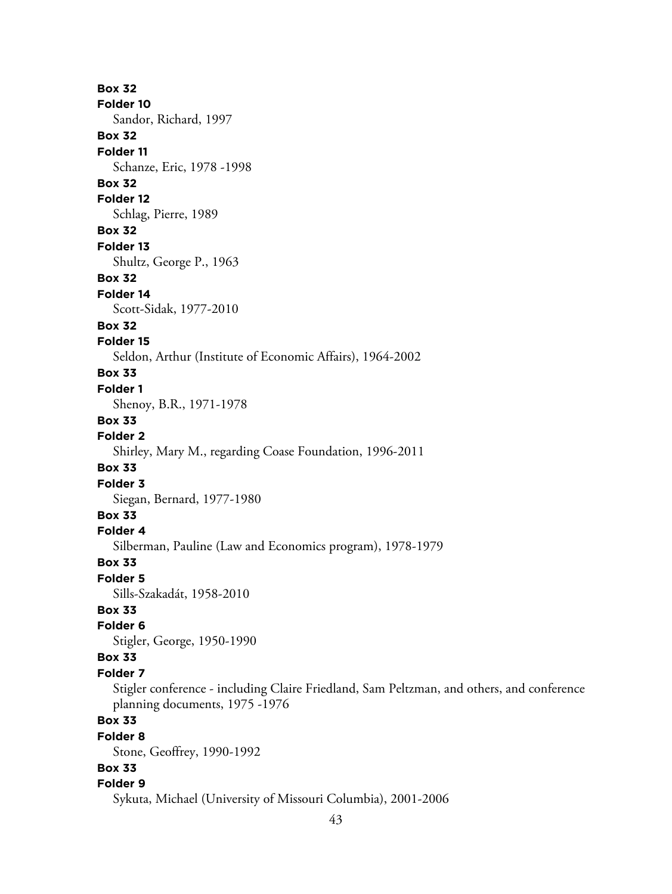**Box 32**
**Folder 10**
Sandor, Richard, 1997
**Box 32**
**Folder 11**
Schanze, Eric, 1978 -1998
**Box 32**
**Folder 12**
Schlag, Pierre, 1989
**Box 32**
**Folder 13**
Shultz, George P., 1963
**Box 32**
**Folder 14**
Scott-Sidak, 1977-2010
**Box 32**
**Folder 15**
Seldon, Arthur (Institute of Economic Affairs), 1964-2002
**Box 33**
**Folder 1**
Shenoy, B.R., 1971-1978
**Box 33**
**Folder 2**
Shirley, Mary M., regarding Coase Foundation, 1996-2011
**Box 33**
**Folder 3**
Siegan, Bernard, 1977-1980
**Box 33**
**Folder 4**
Silberman, Pauline (Law and Economics program), 1978-1979
**Box 33**
**Folder 5**
Sills-Szakadát, 1958-2010
**Box 33**
**Folder 6**
Stigler, George, 1950-1990
**Box 33**
**Folder 7**
Stigler conference - including Claire Friedland, Sam Peltzman, and others, and conference planning documents, 1975 -1976
**Box 33**
**Folder 8**
Stone, Geoffrey, 1990-1992
**Box 33**
**Folder 9**
Sykuta, Michael (University of Missouri Columbia), 2001-2006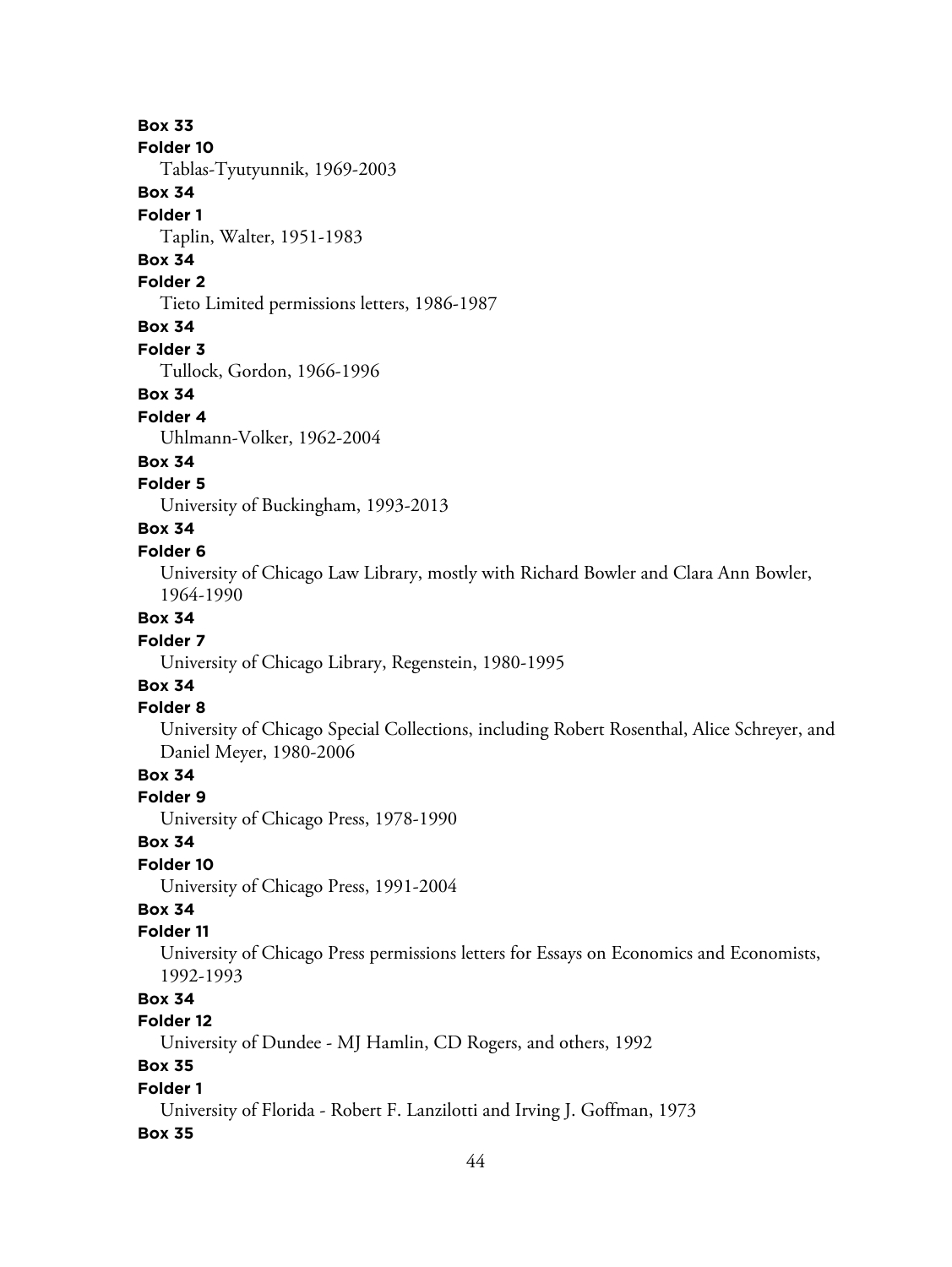**Box 33**
**Folder 10**
Tablas-Tyutyunnik, 1969-2003

**Box 34**
**Folder 1**
Taplin, Walter, 1951-1983

**Box 34**
**Folder 2**
Tieto Limited permissions letters, 1986-1987

**Box 34**
**Folder 3**
Tullock, Gordon, 1966-1996

**Box 34**
**Folder 4**
Uhlmann-Volker, 1962-2004

**Box 34**
**Folder 5**
University of Buckingham, 1993-2013

**Box 34**
**Folder 6**
University of Chicago Law Library, mostly with Richard Bowler and Clara Ann Bowler, 1964-1990

**Box 34**
**Folder 7**
University of Chicago Library, Regenstein, 1980-1995

**Box 34**
**Folder 8**
University of Chicago Special Collections, including Robert Rosenthal, Alice Schreyer, and Daniel Meyer, 1980-2006

**Box 34**
**Folder 9**
University of Chicago Press, 1978-1990

**Box 34**
**Folder 10**
University of Chicago Press, 1991-2004

**Box 34**
**Folder 11**
University of Chicago Press permissions letters for Essays on Economics and Economists, 1992-1993

**Box 34**
**Folder 12**
University of Dundee - MJ Hamlin, CD Rogers, and others, 1992

**Box 35**
**Folder 1**
University of Florida - Robert F. Lanzilotti and Irving J. Goffman, 1973

**Box 35**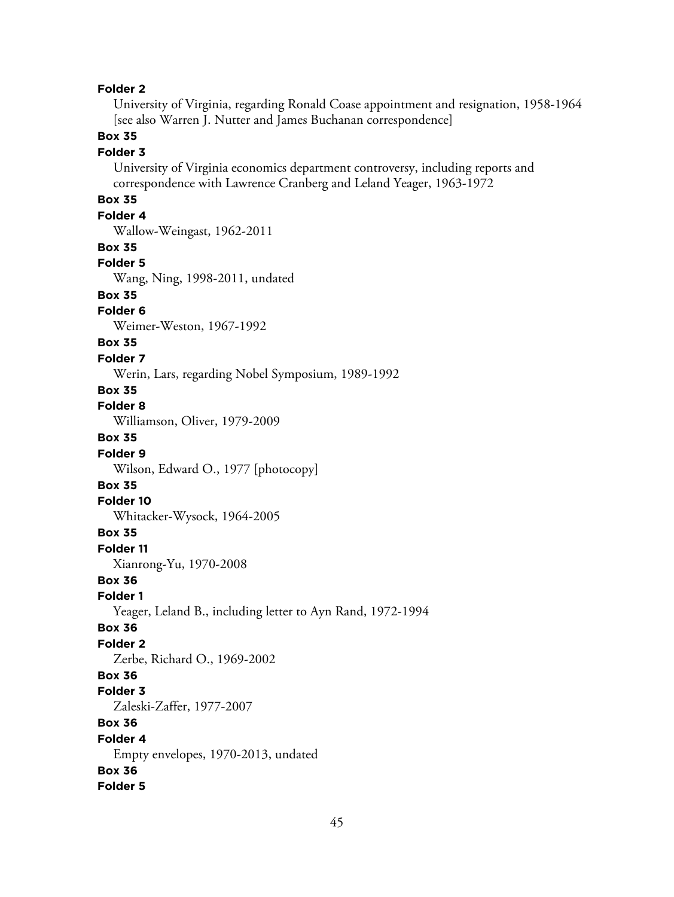**Folder 2**

University of Virginia, regarding Ronald Coase appointment and resignation, 1958-1964 [see also Warren J. Nutter and James Buchanan correspondence]

**Box 35**

**Folder 3**

University of Virginia economics department controversy, including reports and correspondence with Lawrence Cranberg and Leland Yeager, 1963-1972

**Box 35**

**Folder 4**

Wallow-Weingast, 1962-2011

**Box 35**

**Folder 5**

Wang, Ning, 1998-2011, undated

**Box 35**

**Folder 6**

Weimer-Weston, 1967-1992

**Box 35**

**Folder 7**

Werin, Lars, regarding Nobel Symposium, 1989-1992

**Box 35**

**Folder 8**

Williamson, Oliver, 1979-2009

**Box 35**

**Folder 9**

Wilson, Edward O., 1977 [photocopy]

**Box 35**

**Folder 10**

Whitacker-Wysock, 1964-2005

**Box 35**

**Folder 11**

Xianrong-Yu, 1970-2008

**Box 36**

**Folder 1**

Yeager, Leland B., including letter to Ayn Rand, 1972-1994

**Box 36**

**Folder 2**

Zerbe, Richard O., 1969-2002

**Box 36**

**Folder 3**

Zaleski-Zaffer, 1977-2007

**Box 36**

**Folder 4**

Empty envelopes, 1970-2013, undated

**Box 36**

**Folder 5**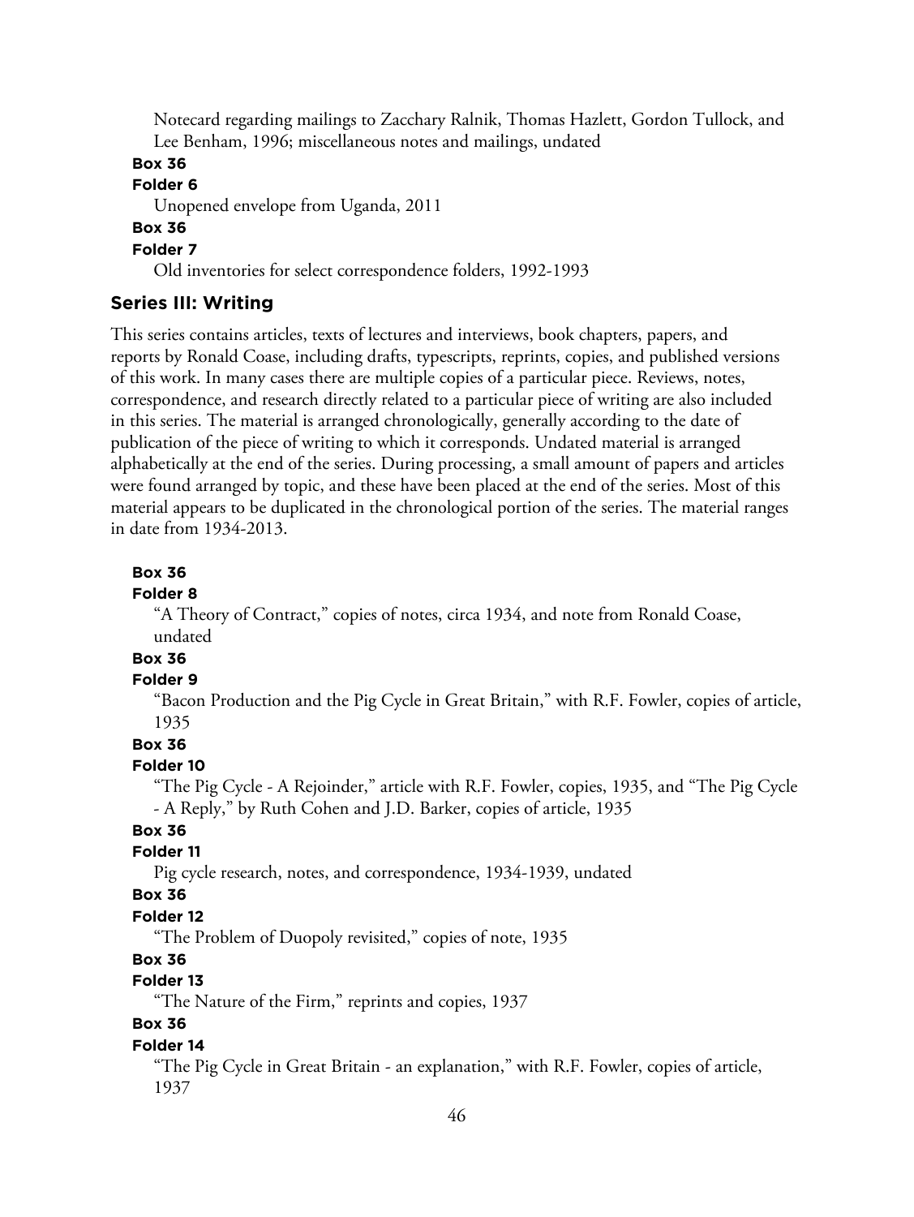Notecard regarding mailings to Zacchary Ralnik, Thomas Hazlett, Gordon Tullock, and Lee Benham, 1996; miscellaneous notes and mailings, undated

**Box 36**

**Folder 6**

Unopened envelope from Uganda, 2011

**Box 36**

**Folder 7**

Old inventories for select correspondence folders, 1992-1993

## Series III: Writing

This series contains articles, texts of lectures and interviews, book chapters, papers, and reports by Ronald Coase, including drafts, typescripts, reprints, copies, and published versions of this work. In many cases there are multiple copies of a particular piece. Reviews, notes, correspondence, and research directly related to a particular piece of writing are also included in this series. The material is arranged chronologically, generally according to the date of publication of the piece of writing to which it corresponds. Undated material is arranged alphabetically at the end of the series. During processing, a small amount of papers and articles were found arranged by topic, and these have been placed at the end of the series. Most of this material appears to be duplicated in the chronological portion of the series. The material ranges in date from 1934-2013.

**Box 36**

**Folder 8**

"A Theory of Contract," copies of notes, circa 1934, and note from Ronald Coase, undated

**Box 36**

**Folder 9**

"Bacon Production and the Pig Cycle in Great Britain," with R.F. Fowler, copies of article, 1935

**Box 36**

**Folder 10**

"The Pig Cycle - A Rejoinder," article with R.F. Fowler, copies, 1935, and "The Pig Cycle - A Reply," by Ruth Cohen and J.D. Barker, copies of article, 1935

**Box 36**

**Folder 11**

Pig cycle research, notes, and correspondence, 1934-1939, undated

**Box 36**

**Folder 12**

"The Problem of Duopoly revisited," copies of note, 1935

**Box 36**

**Folder 13**

"The Nature of the Firm," reprints and copies, 1937

**Box 36**

**Folder 14**

"The Pig Cycle in Great Britain - an explanation," with R.F. Fowler, copies of article, 1937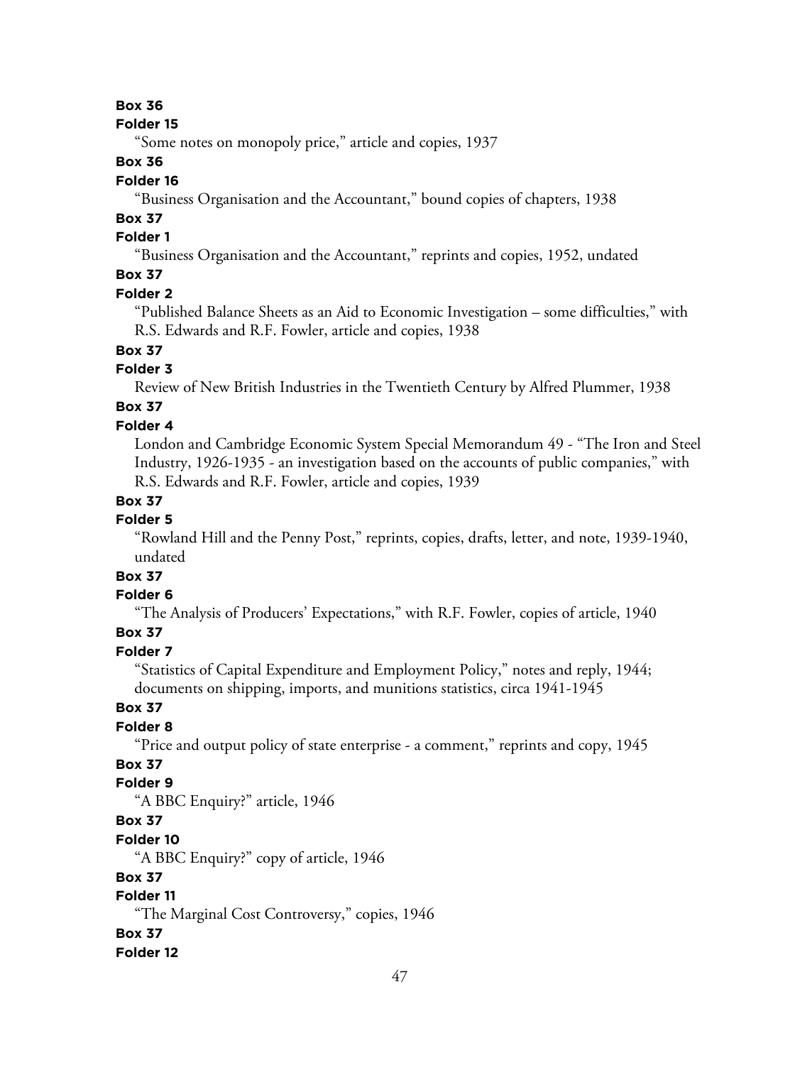**Box 36**

**Folder 15**

"Some notes on monopoly price," article and copies, 1937

**Box 36**

**Folder 16**

"Business Organisation and the Accountant," bound copies of chapters, 1938

**Box 37**

**Folder 1**

"Business Organisation and the Accountant," reprints and copies, 1952, undated

**Box 37**

**Folder 2**

"Published Balance Sheets as an Aid to Economic Investigation – some difficulties," with R.S. Edwards and R.F. Fowler, article and copies, 1938

**Box 37**

**Folder 3**

Review of New British Industries in the Twentieth Century by Alfred Plummer, 1938

**Box 37**

**Folder 4**

London and Cambridge Economic System Special Memorandum 49 - "The Iron and Steel Industry, 1926-1935 - an investigation based on the accounts of public companies," with R.S. Edwards and R.F. Fowler, article and copies, 1939

**Box 37**

**Folder 5**

"Rowland Hill and the Penny Post," reprints, copies, drafts, letter, and note, 1939-1940, undated

**Box 37**

**Folder 6**

"The Analysis of Producers' Expectations," with R.F. Fowler, copies of article, 1940

**Box 37**

**Folder 7**

"Statistics of Capital Expenditure and Employment Policy," notes and reply, 1944; documents on shipping, imports, and munitions statistics, circa 1941-1945

**Box 37**

**Folder 8**

"Price and output policy of state enterprise - a comment," reprints and copy, 1945

**Box 37**

**Folder 9**

"A BBC Enquiry?" article, 1946

**Box 37**

**Folder 10**

"A BBC Enquiry?" copy of article, 1946

**Box 37**

**Folder 11**

"The Marginal Cost Controversy," copies, 1946

**Box 37**

**Folder 12**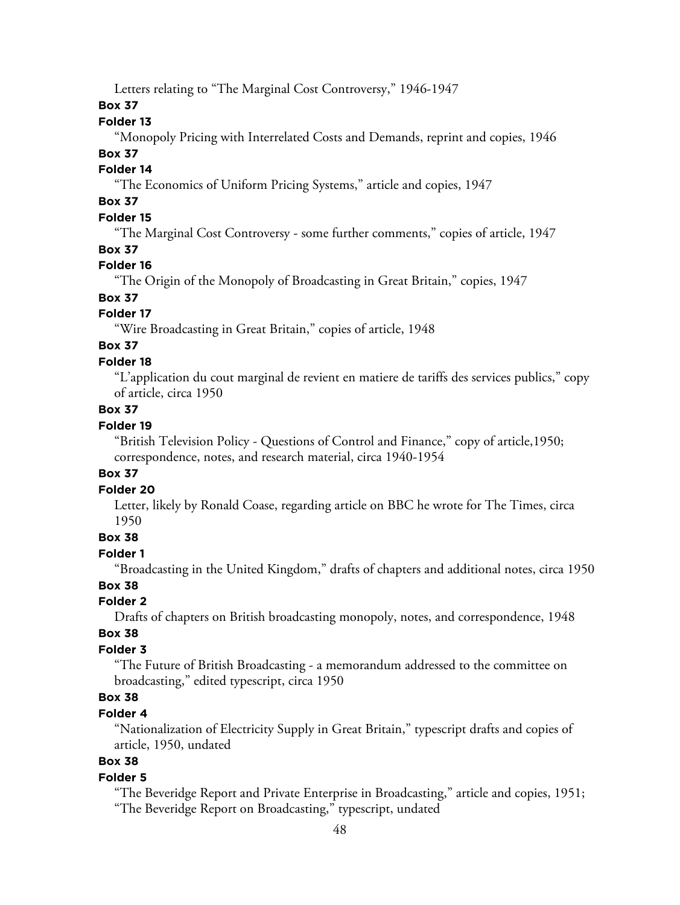Letters relating to "The Marginal Cost Controversy," 1946-1947

**Box 37**

**Folder 13**

"Monopoly Pricing with Interrelated Costs and Demands, reprint and copies, 1946

**Box 37**

**Folder 14**

"The Economics of Uniform Pricing Systems," article and copies, 1947

**Box 37**

**Folder 15**

"The Marginal Cost Controversy - some further comments," copies of article, 1947

**Box 37**

**Folder 16**

"The Origin of the Monopoly of Broadcasting in Great Britain," copies, 1947

**Box 37**

**Folder 17**

"Wire Broadcasting in Great Britain," copies of article, 1948

**Box 37**

**Folder 18**

"L'application du cout marginal de revient en matiere de tariffs des services publics," copy of article, circa 1950

**Box 37**

**Folder 19**

"British Television Policy - Questions of Control and Finance," copy of article,1950; correspondence, notes, and research material, circa 1940-1954

**Box 37**

**Folder 20**

Letter, likely by Ronald Coase, regarding article on BBC he wrote for The Times, circa 1950

**Box 38**

**Folder 1**

"Broadcasting in the United Kingdom," drafts of chapters and additional notes, circa 1950

**Box 38**

**Folder 2**

Drafts of chapters on British broadcasting monopoly, notes, and correspondence, 1948

**Box 38**

**Folder 3**

"The Future of British Broadcasting - a memorandum addressed to the committee on broadcasting," edited typescript, circa 1950

**Box 38**

**Folder 4**

"Nationalization of Electricity Supply in Great Britain," typescript drafts and copies of article, 1950, undated

**Box 38**

**Folder 5**

"The Beveridge Report and Private Enterprise in Broadcasting," article and copies, 1951; "The Beveridge Report on Broadcasting," typescript, undated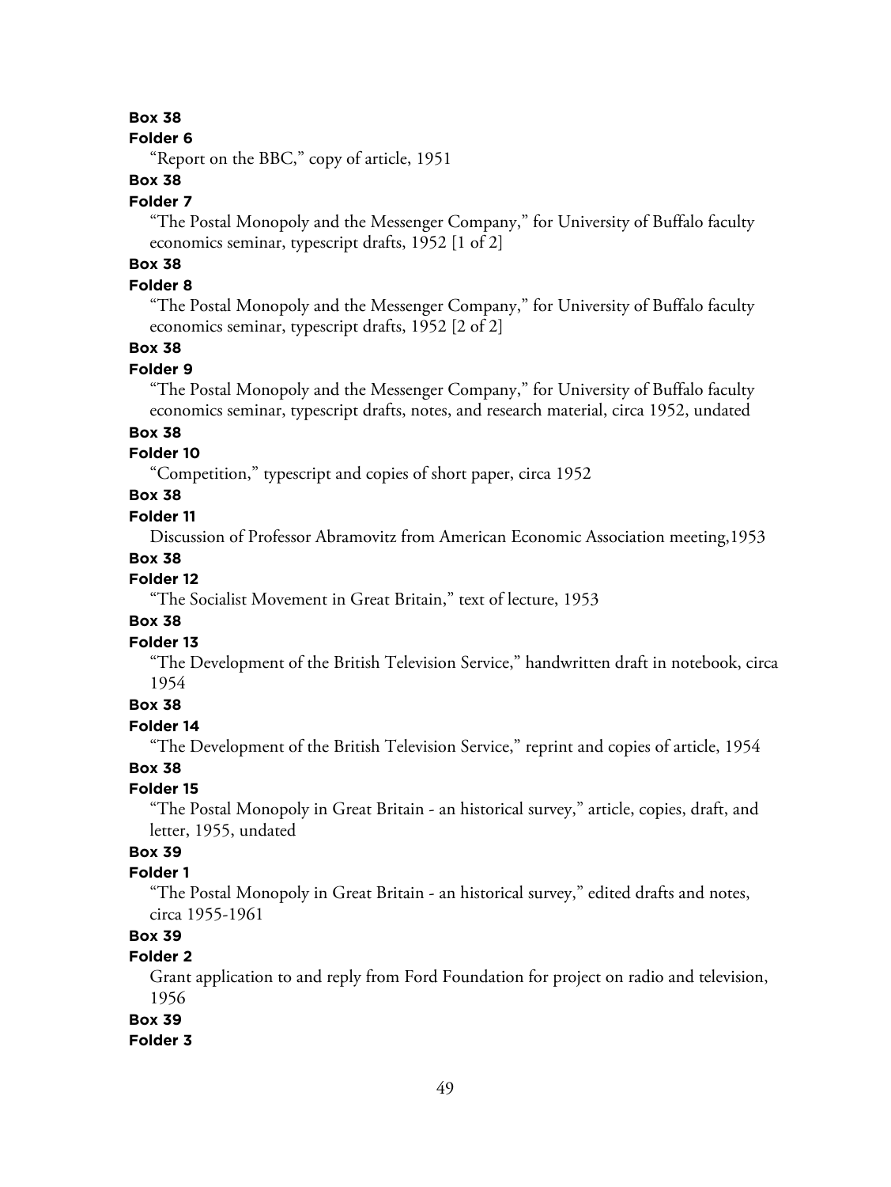**Box 38**

**Folder 6**

"Report on the BBC," copy of article, 1951

**Box 38**

**Folder 7**

"The Postal Monopoly and the Messenger Company," for University of Buffalo faculty economics seminar, typescript drafts, 1952 [1 of 2]

**Box 38**

**Folder 8**

"The Postal Monopoly and the Messenger Company," for University of Buffalo faculty economics seminar, typescript drafts, 1952 [2 of 2]

**Box 38**

**Folder 9**

"The Postal Monopoly and the Messenger Company," for University of Buffalo faculty economics seminar, typescript drafts, notes, and research material, circa 1952, undated

**Box 38**

**Folder 10**

"Competition," typescript and copies of short paper, circa 1952

**Box 38**

**Folder 11**

Discussion of Professor Abramovitz from American Economic Association meeting,1953

**Box 38**

**Folder 12**

"The Socialist Movement in Great Britain," text of lecture, 1953

**Box 38**

**Folder 13**

"The Development of the British Television Service," handwritten draft in notebook, circa 1954

**Box 38**

**Folder 14**

"The Development of the British Television Service," reprint and copies of article, 1954

**Box 38**

**Folder 15**

"The Postal Monopoly in Great Britain - an historical survey," article, copies, draft, and letter, 1955, undated

**Box 39**

**Folder 1**

"The Postal Monopoly in Great Britain - an historical survey," edited drafts and notes, circa 1955-1961

**Box 39**

**Folder 2**

Grant application to and reply from Ford Foundation for project on radio and television, 1956

**Box 39**

**Folder 3**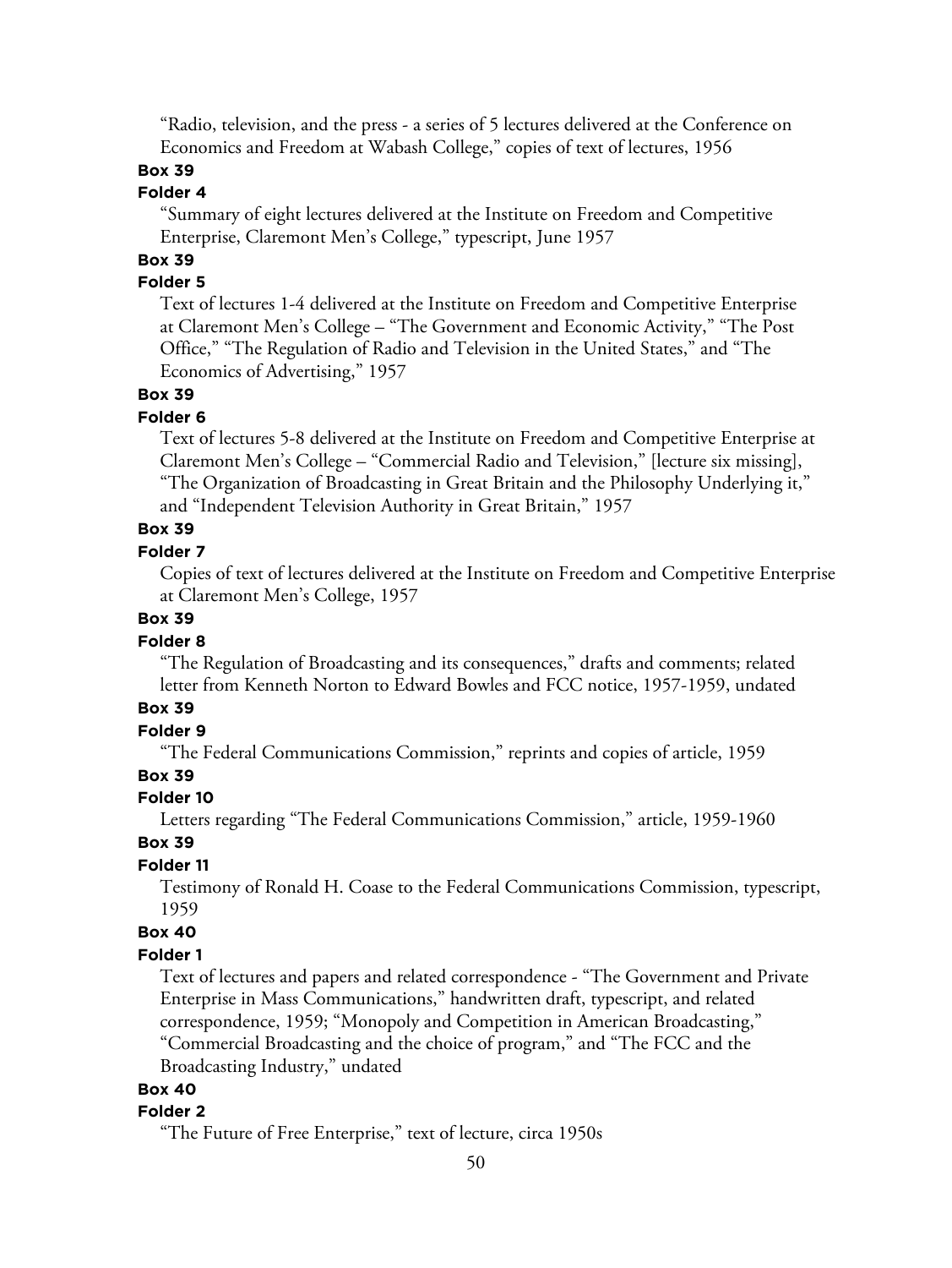"Radio, television, and the press - a series of 5 lectures delivered at the Conference on Economics and Freedom at Wabash College," copies of text of lectures, 1956

**Box 39**

**Folder 4**

"Summary of eight lectures delivered at the Institute on Freedom and Competitive Enterprise, Claremont Men's College," typescript, June 1957

**Box 39**

**Folder 5**

Text of lectures 1-4 delivered at the Institute on Freedom and Competitive Enterprise at Claremont Men's College – "The Government and Economic Activity," "The Post Office," "The Regulation of Radio and Television in the United States," and "The Economics of Advertising," 1957

**Box 39**

**Folder 6**

Text of lectures 5-8 delivered at the Institute on Freedom and Competitive Enterprise at Claremont Men's College – "Commercial Radio and Television," [lecture six missing], "The Organization of Broadcasting in Great Britain and the Philosophy Underlying it," and "Independent Television Authority in Great Britain," 1957

**Box 39**

**Folder 7**

Copies of text of lectures delivered at the Institute on Freedom and Competitive Enterprise at Claremont Men's College, 1957

**Box 39**

**Folder 8**

"The Regulation of Broadcasting and its consequences," drafts and comments; related letter from Kenneth Norton to Edward Bowles and FCC notice, 1957-1959, undated

**Box 39**

**Folder 9**

"The Federal Communications Commission," reprints and copies of article, 1959

**Box 39**

**Folder 10**

Letters regarding "The Federal Communications Commission," article, 1959-1960

**Box 39**

**Folder 11**

Testimony of Ronald H. Coase to the Federal Communications Commission, typescript, 1959

**Box 40**

**Folder 1**

Text of lectures and papers and related correspondence - "The Government and Private Enterprise in Mass Communications," handwritten draft, typescript, and related correspondence, 1959; "Monopoly and Competition in American Broadcasting," "Commercial Broadcasting and the choice of program," and "The FCC and the Broadcasting Industry," undated

**Box 40**

**Folder 2**

"The Future of Free Enterprise," text of lecture, circa 1950s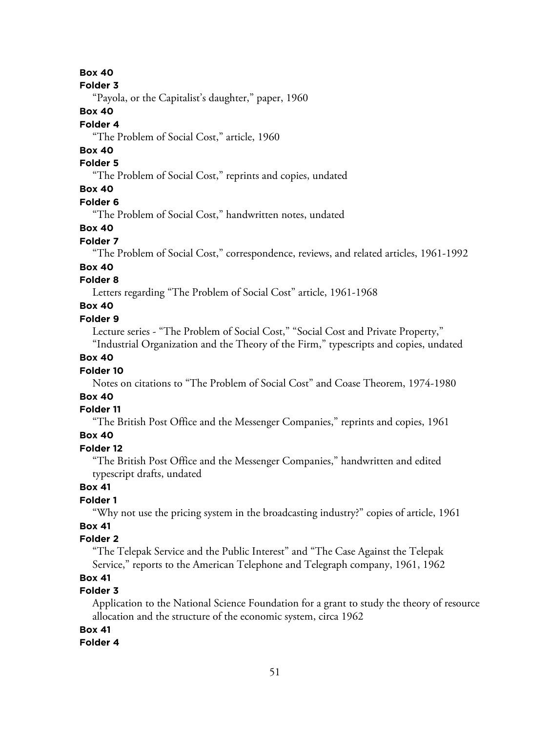**Box 40**

**Folder 3**

"Payola, or the Capitalist's daughter," paper, 1960

**Box 40**

**Folder 4**

"The Problem of Social Cost," article, 1960

**Box 40**

**Folder 5**

"The Problem of Social Cost," reprints and copies, undated

**Box 40**

**Folder 6**

"The Problem of Social Cost," handwritten notes, undated

**Box 40**

**Folder 7**

"The Problem of Social Cost," correspondence, reviews, and related articles, 1961-1992

**Box 40**

**Folder 8**

Letters regarding "The Problem of Social Cost" article, 1961-1968

**Box 40**

**Folder 9**

Lecture series - "The Problem of Social Cost," "Social Cost and Private Property," "Industrial Organization and the Theory of the Firm," typescripts and copies, undated

**Box 40**

**Folder 10**

Notes on citations to "The Problem of Social Cost" and Coase Theorem, 1974-1980

**Box 40**

**Folder 11**

"The British Post Office and the Messenger Companies," reprints and copies, 1961

**Box 40**

**Folder 12**

"The British Post Office and the Messenger Companies," handwritten and edited typescript drafts, undated

**Box 41**

**Folder 1**

"Why not use the pricing system in the broadcasting industry?" copies of article, 1961

**Box 41**

**Folder 2**

"The Telepak Service and the Public Interest" and "The Case Against the Telepak Service," reports to the American Telephone and Telegraph company, 1961, 1962

**Box 41**

**Folder 3**

Application to the National Science Foundation for a grant to study the theory of resource allocation and the structure of the economic system, circa 1962

**Box 41**

**Folder 4**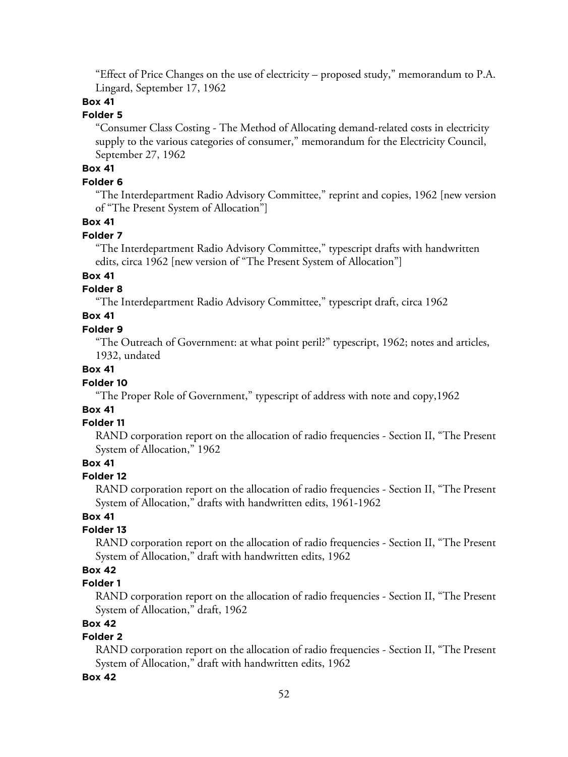"Effect of Price Changes on the use of electricity – proposed study," memorandum to P.A. Lingard, September 17, 1962

**Box 41**

**Folder 5**

"Consumer Class Costing - The Method of Allocating demand-related costs in electricity supply to the various categories of consumer," memorandum for the Electricity Council, September 27, 1962

**Box 41**

**Folder 6**

"The Interdepartment Radio Advisory Committee," reprint and copies, 1962 [new version of "The Present System of Allocation"]

**Box 41**

**Folder 7**

"The Interdepartment Radio Advisory Committee," typescript drafts with handwritten edits, circa 1962 [new version of "The Present System of Allocation"]

**Box 41**

**Folder 8**

"The Interdepartment Radio Advisory Committee," typescript draft, circa 1962

**Box 41**

**Folder 9**

"The Outreach of Government: at what point peril?" typescript, 1962; notes and articles, 1932, undated

**Box 41**

**Folder 10**

"The Proper Role of Government," typescript of address with note and copy,1962

**Box 41**

**Folder 11**

RAND corporation report on the allocation of radio frequencies - Section II, "The Present System of Allocation," 1962

**Box 41**

**Folder 12**

RAND corporation report on the allocation of radio frequencies - Section II, "The Present System of Allocation," drafts with handwritten edits, 1961-1962

**Box 41**

**Folder 13**

RAND corporation report on the allocation of radio frequencies - Section II, "The Present System of Allocation," draft with handwritten edits, 1962

**Box 42**

**Folder 1**

RAND corporation report on the allocation of radio frequencies - Section II, "The Present System of Allocation," draft, 1962

**Box 42**

**Folder 2**

RAND corporation report on the allocation of radio frequencies - Section II, "The Present System of Allocation," draft with handwritten edits, 1962

**Box 42**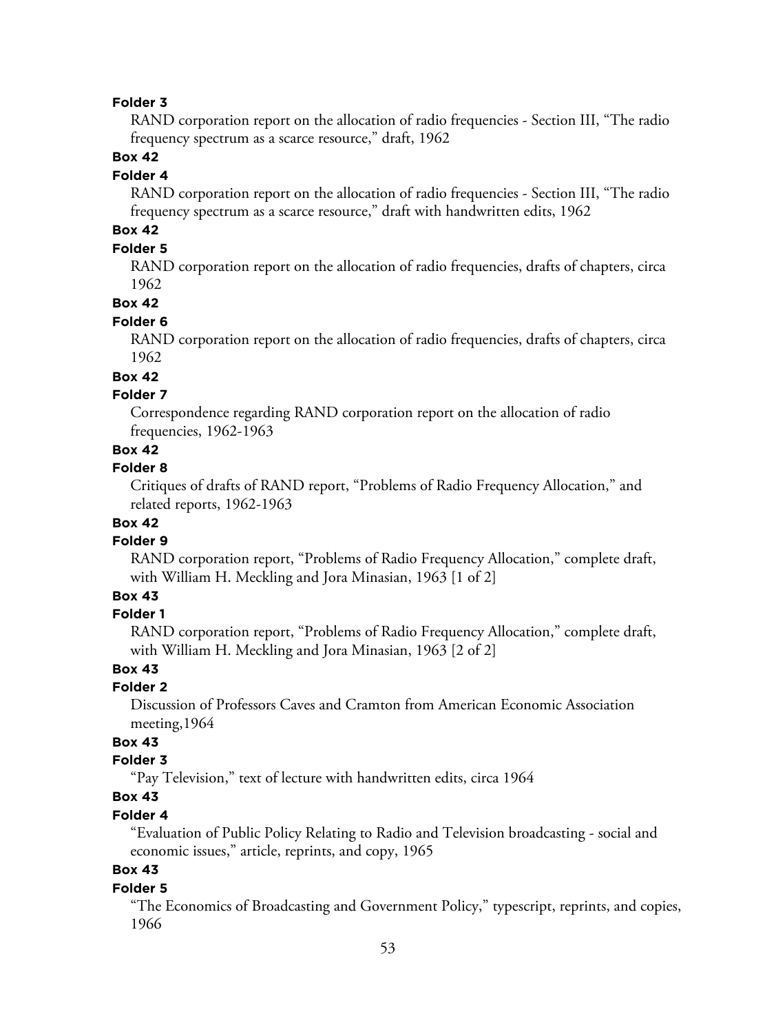**Folder 3**

RAND corporation report on the allocation of radio frequencies - Section III, "The radio frequency spectrum as a scarce resource," draft, 1962

**Box 42**

**Folder 4**

RAND corporation report on the allocation of radio frequencies - Section III, "The radio frequency spectrum as a scarce resource," draft with handwritten edits, 1962

**Box 42**

**Folder 5**

RAND corporation report on the allocation of radio frequencies, drafts of chapters, circa 1962

**Box 42**

**Folder 6**

RAND corporation report on the allocation of radio frequencies, drafts of chapters, circa 1962

**Box 42**

**Folder 7**

Correspondence regarding RAND corporation report on the allocation of radio frequencies, 1962-1963

**Box 42**

**Folder 8**

Critiques of drafts of RAND report, "Problems of Radio Frequency Allocation," and related reports, 1962-1963

**Box 42**

**Folder 9**

RAND corporation report, "Problems of Radio Frequency Allocation," complete draft, with William H. Meckling and Jora Minasian, 1963 [1 of 2]

**Box 43**

**Folder 1**

RAND corporation report, "Problems of Radio Frequency Allocation," complete draft, with William H. Meckling and Jora Minasian, 1963 [2 of 2]

**Box 43**

**Folder 2**

Discussion of Professors Caves and Cramton from American Economic Association meeting,1964

**Box 43**

**Folder 3**

"Pay Television," text of lecture with handwritten edits, circa 1964

**Box 43**

**Folder 4**

"Evaluation of Public Policy Relating to Radio and Television broadcasting - social and economic issues," article, reprints, and copy, 1965

**Box 43**

**Folder 5**

"The Economics of Broadcasting and Government Policy," typescript, reprints, and copies, 1966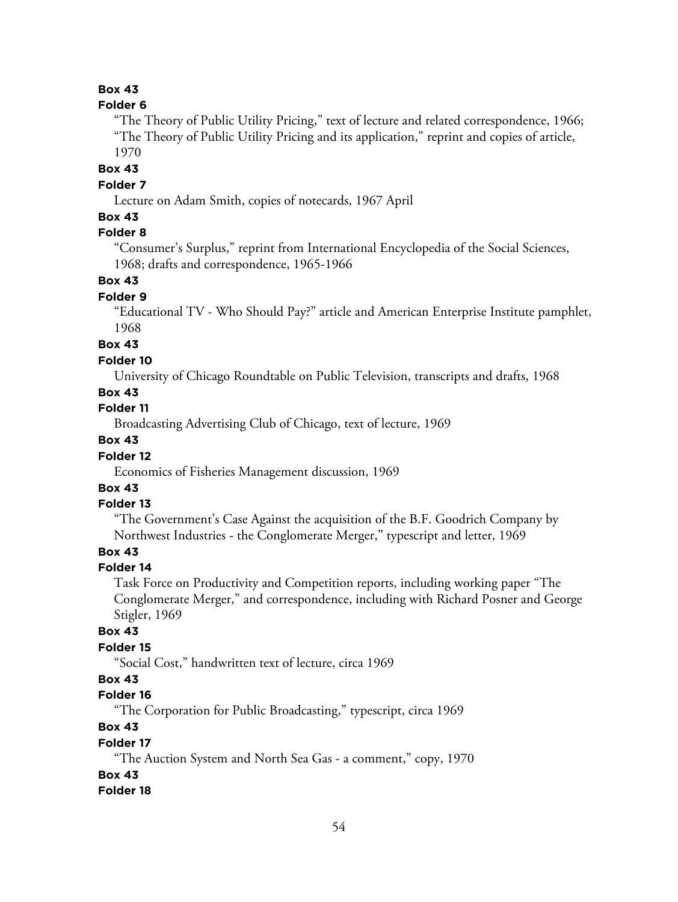**Box 43**

**Folder 6**

"The Theory of Public Utility Pricing," text of lecture and related correspondence, 1966; "The Theory of Public Utility Pricing and its application," reprint and copies of article, 1970

**Box 43**

**Folder 7**

Lecture on Adam Smith, copies of notecards, 1967 April

**Box 43**

**Folder 8**

"Consumer's Surplus," reprint from International Encyclopedia of the Social Sciences, 1968; drafts and correspondence, 1965-1966

**Box 43**

**Folder 9**

"Educational TV - Who Should Pay?" article and American Enterprise Institute pamphlet, 1968

**Box 43**

**Folder 10**

University of Chicago Roundtable on Public Television, transcripts and drafts, 1968

**Box 43**

**Folder 11**

Broadcasting Advertising Club of Chicago, text of lecture, 1969

**Box 43**

**Folder 12**

Economics of Fisheries Management discussion, 1969

**Box 43**

**Folder 13**

"The Government's Case Against the acquisition of the B.F. Goodrich Company by Northwest Industries - the Conglomerate Merger," typescript and letter, 1969

**Box 43**

**Folder 14**

Task Force on Productivity and Competition reports, including working paper "The Conglomerate Merger," and correspondence, including with Richard Posner and George Stigler, 1969

**Box 43**

**Folder 15**

"Social Cost," handwritten text of lecture, circa 1969

**Box 43**

**Folder 16**

"The Corporation for Public Broadcasting," typescript, circa 1969

**Box 43**

**Folder 17**

"The Auction System and North Sea Gas - a comment," copy, 1970

**Box 43**

**Folder 18**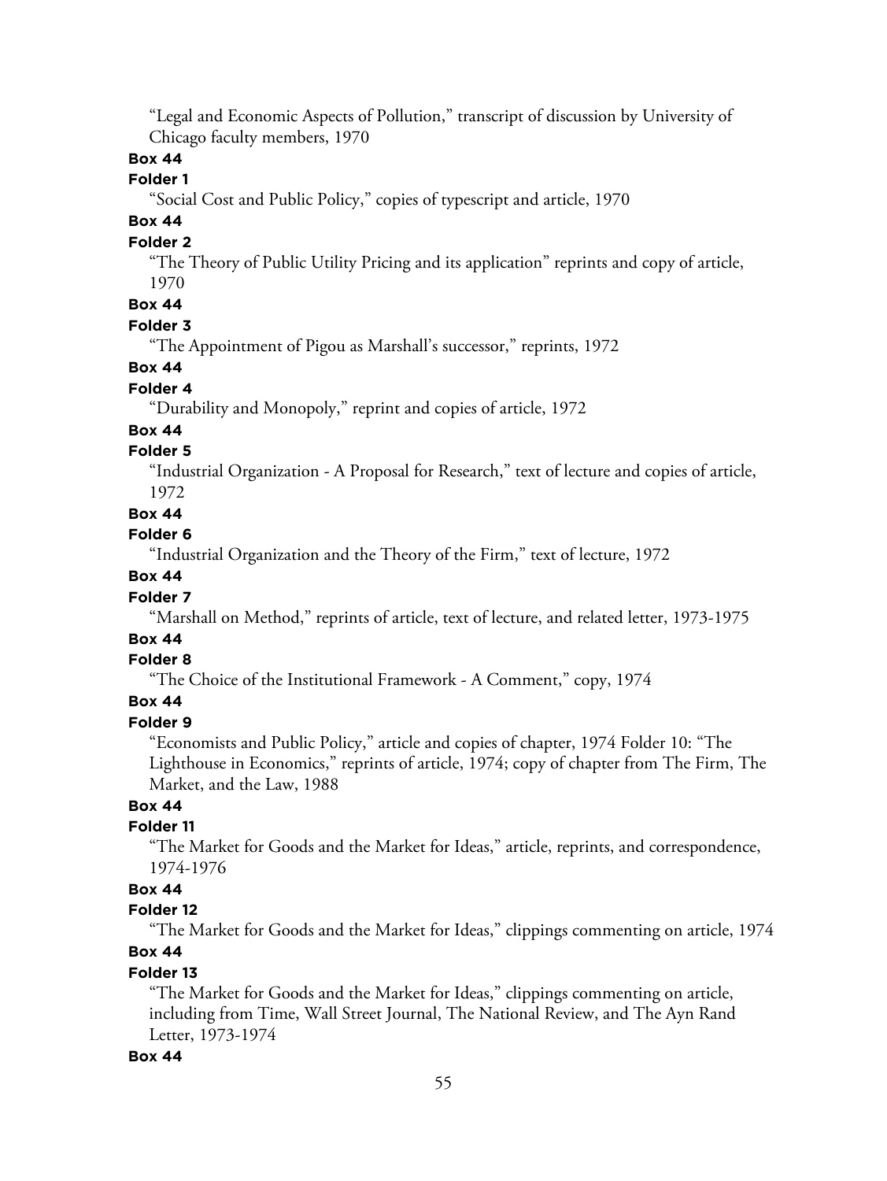"Legal and Economic Aspects of Pollution," transcript of discussion by University of Chicago faculty members, 1970

**Box 44**

**Folder 1**

"Social Cost and Public Policy," copies of typescript and article, 1970

**Box 44**

**Folder 2**

"The Theory of Public Utility Pricing and its application" reprints and copy of article, 1970

**Box 44**

**Folder 3**

"The Appointment of Pigou as Marshall's successor," reprints, 1972

**Box 44**

**Folder 4**

"Durability and Monopoly," reprint and copies of article, 1972

**Box 44**

**Folder 5**

"Industrial Organization - A Proposal for Research," text of lecture and copies of article, 1972

**Box 44**

**Folder 6**

"Industrial Organization and the Theory of the Firm," text of lecture, 1972

**Box 44**

**Folder 7**

"Marshall on Method," reprints of article, text of lecture, and related letter, 1973-1975

**Box 44**

**Folder 8**

"The Choice of the Institutional Framework - A Comment," copy, 1974

**Box 44**

**Folder 9**

"Economists and Public Policy," article and copies of chapter, 1974 Folder 10: "The Lighthouse in Economics," reprints of article, 1974; copy of chapter from The Firm, The Market, and the Law, 1988

**Box 44**

**Folder 11**

"The Market for Goods and the Market for Ideas," article, reprints, and correspondence, 1974-1976

**Box 44**

**Folder 12**

"The Market for Goods and the Market for Ideas," clippings commenting on article, 1974

**Box 44**

**Folder 13**

"The Market for Goods and the Market for Ideas," clippings commenting on article, including from Time, Wall Street Journal, The National Review, and The Ayn Rand Letter, 1973-1974

**Box 44**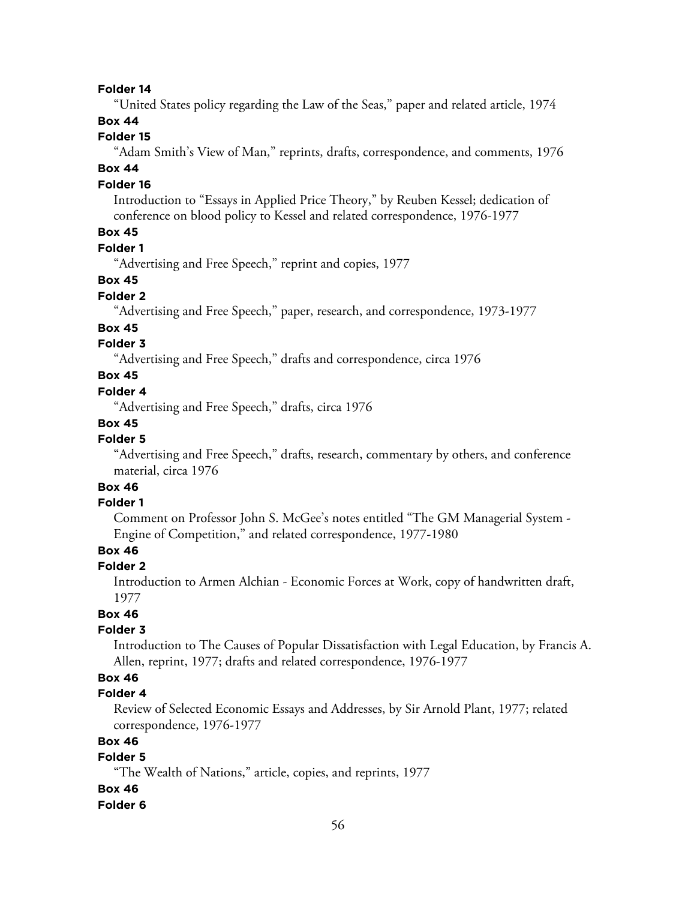**Folder 14**

"United States policy regarding the Law of the Seas," paper and related article, 1974

**Box 44**

**Folder 15**

"Adam Smith's View of Man," reprints, drafts, correspondence, and comments, 1976

**Box 44**

**Folder 16**

Introduction to "Essays in Applied Price Theory," by Reuben Kessel; dedication of conference on blood policy to Kessel and related correspondence, 1976-1977

**Box 45**

**Folder 1**

"Advertising and Free Speech," reprint and copies, 1977

**Box 45**

**Folder 2**

"Advertising and Free Speech," paper, research, and correspondence, 1973-1977

**Box 45**

**Folder 3**

"Advertising and Free Speech," drafts and correspondence, circa 1976

**Box 45**

**Folder 4**

"Advertising and Free Speech," drafts, circa 1976

**Box 45**

**Folder 5**

"Advertising and Free Speech," drafts, research, commentary by others, and conference material, circa 1976

**Box 46**

**Folder 1**

Comment on Professor John S. McGee's notes entitled "The GM Managerial System - Engine of Competition," and related correspondence, 1977-1980

**Box 46**

**Folder 2**

Introduction to Armen Alchian - Economic Forces at Work, copy of handwritten draft, 1977

**Box 46**

**Folder 3**

Introduction to The Causes of Popular Dissatisfaction with Legal Education, by Francis A. Allen, reprint, 1977; drafts and related correspondence, 1976-1977

**Box 46**

**Folder 4**

Review of Selected Economic Essays and Addresses, by Sir Arnold Plant, 1977; related correspondence, 1976-1977

**Box 46**

**Folder 5**

"The Wealth of Nations," article, copies, and reprints, 1977

**Box 46**

**Folder 6**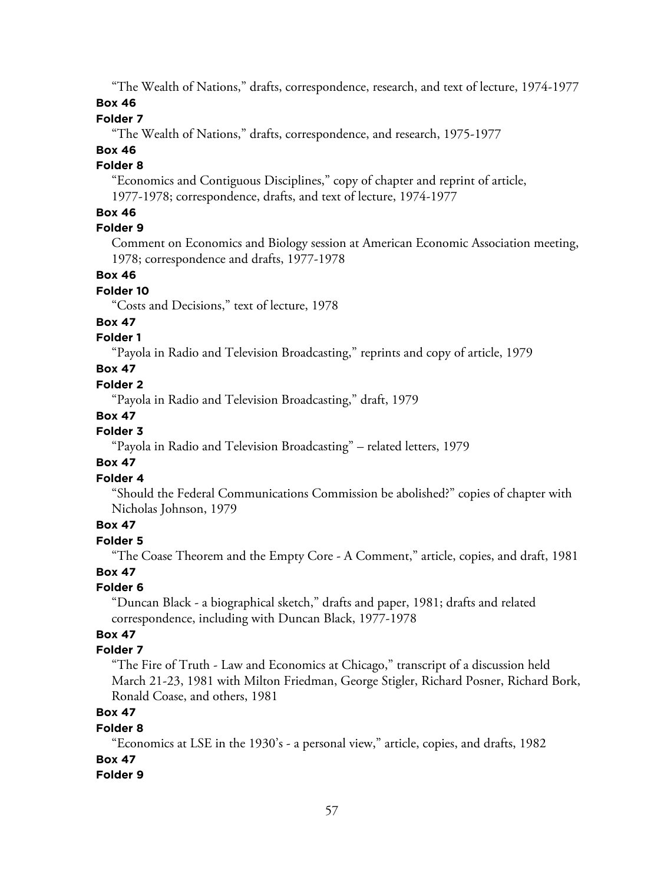"The Wealth of Nations," drafts, correspondence, research, and text of lecture, 1974-1977

**Box 46**

**Folder 7**

"The Wealth of Nations," drafts, correspondence, and research, 1975-1977

**Box 46**

**Folder 8**

"Economics and Contiguous Disciplines," copy of chapter and reprint of article, 1977-1978; correspondence, drafts, and text of lecture, 1974-1977

**Box 46**

**Folder 9**

Comment on Economics and Biology session at American Economic Association meeting, 1978; correspondence and drafts, 1977-1978

**Box 46**

**Folder 10**

"Costs and Decisions," text of lecture, 1978

**Box 47**

**Folder 1**

"Payola in Radio and Television Broadcasting," reprints and copy of article, 1979

**Box 47**

**Folder 2**

"Payola in Radio and Television Broadcasting," draft, 1979

**Box 47**

**Folder 3**

"Payola in Radio and Television Broadcasting" – related letters, 1979

**Box 47**

**Folder 4**

"Should the Federal Communications Commission be abolished?" copies of chapter with Nicholas Johnson, 1979

**Box 47**

**Folder 5**

"The Coase Theorem and the Empty Core - A Comment," article, copies, and draft, 1981

**Box 47**

**Folder 6**

"Duncan Black - a biographical sketch," drafts and paper, 1981; drafts and related correspondence, including with Duncan Black, 1977-1978

**Box 47**

**Folder 7**

"The Fire of Truth - Law and Economics at Chicago," transcript of a discussion held March 21-23, 1981 with Milton Friedman, George Stigler, Richard Posner, Richard Bork, Ronald Coase, and others, 1981

**Box 47**

**Folder 8**

"Economics at LSE in the 1930's - a personal view," article, copies, and drafts, 1982

**Box 47**

**Folder 9**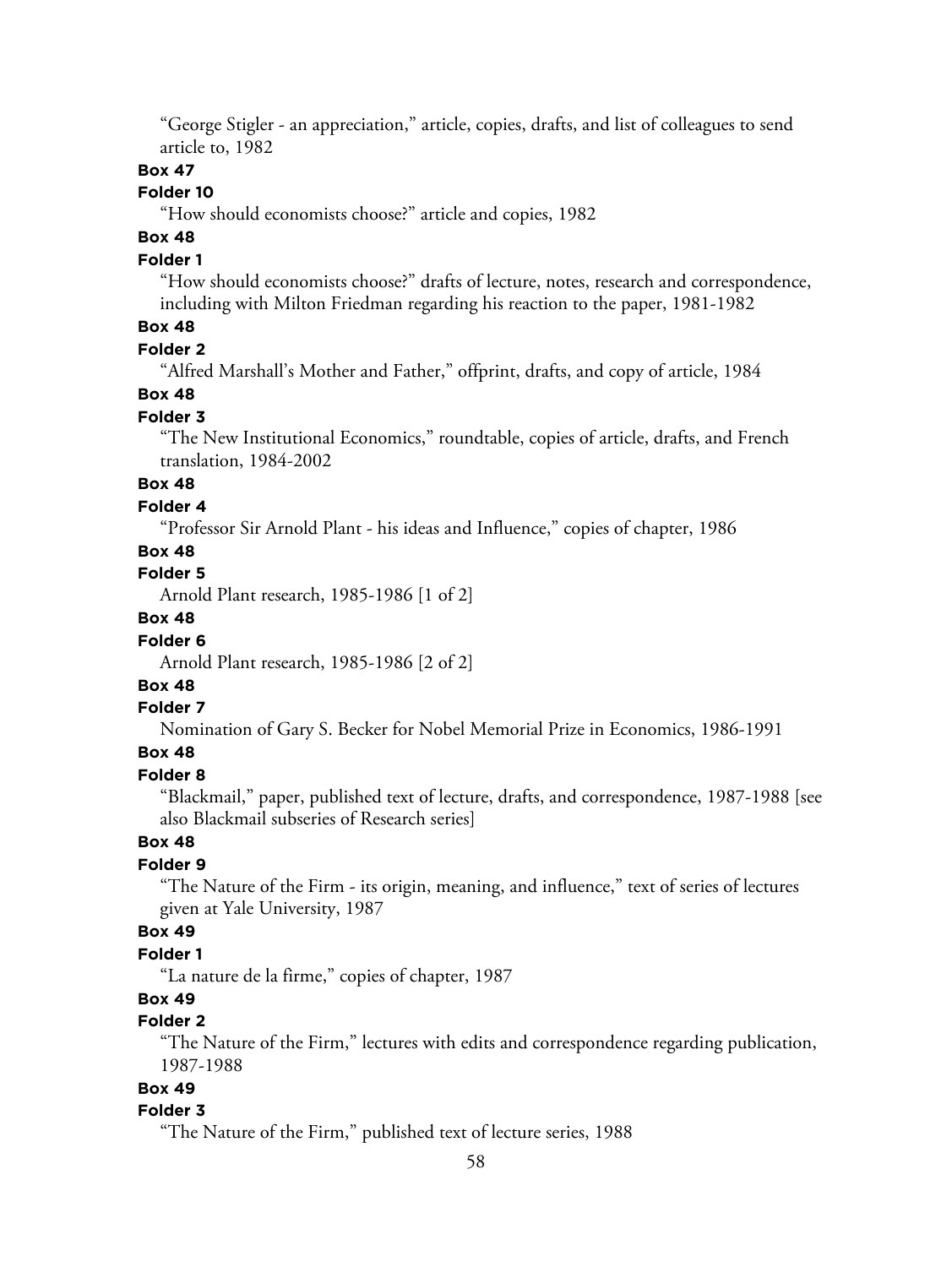"George Stigler - an appreciation," article, copies, drafts, and list of colleagues to send article to, 1982

**Box 47**

**Folder 10**

"How should economists choose?" article and copies, 1982

**Box 48**

**Folder 1**

"How should economists choose?" drafts of lecture, notes, research and correspondence, including with Milton Friedman regarding his reaction to the paper, 1981-1982

**Box 48**

**Folder 2**

"Alfred Marshall's Mother and Father," offprint, drafts, and copy of article, 1984

**Box 48**

**Folder 3**

"The New Institutional Economics," roundtable, copies of article, drafts, and French translation, 1984-2002

**Box 48**

**Folder 4**

"Professor Sir Arnold Plant - his ideas and Influence," copies of chapter, 1986

**Box 48**

**Folder 5**

Arnold Plant research, 1985-1986 [1 of 2]

**Box 48**

**Folder 6**

Arnold Plant research, 1985-1986 [2 of 2]

**Box 48**

**Folder 7**

Nomination of Gary S. Becker for Nobel Memorial Prize in Economics, 1986-1991

**Box 48**

**Folder 8**

"Blackmail," paper, published text of lecture, drafts, and correspondence, 1987-1988 [see also Blackmail subseries of Research series]

**Box 48**

**Folder 9**

"The Nature of the Firm - its origin, meaning, and influence," text of series of lectures given at Yale University, 1987

**Box 49**

**Folder 1**

"La nature de la firme," copies of chapter, 1987

**Box 49**

**Folder 2**

"The Nature of the Firm," lectures with edits and correspondence regarding publication, 1987-1988

**Box 49**

**Folder 3**

"The Nature of the Firm," published text of lecture series, 1988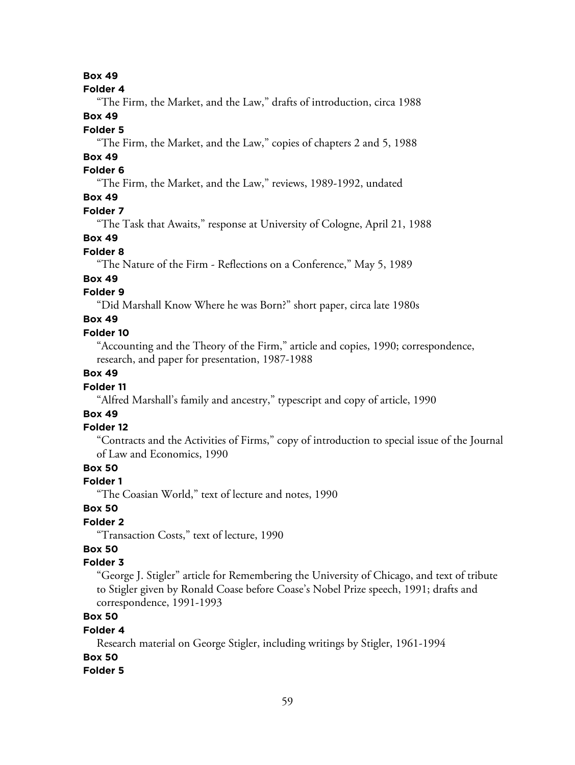**Box 49**

**Folder 4**

"The Firm, the Market, and the Law," drafts of introduction, circa 1988

**Box 49**

**Folder 5**

"The Firm, the Market, and the Law," copies of chapters 2 and 5, 1988

**Box 49**

**Folder 6**

"The Firm, the Market, and the Law," reviews, 1989-1992, undated

**Box 49**

**Folder 7**

"The Task that Awaits," response at University of Cologne, April 21, 1988

**Box 49**

**Folder 8**

"The Nature of the Firm - Reflections on a Conference," May 5, 1989

**Box 49**

**Folder 9**

"Did Marshall Know Where he was Born?" short paper, circa late 1980s

**Box 49**

**Folder 10**

"Accounting and the Theory of the Firm," article and copies, 1990; correspondence, research, and paper for presentation, 1987-1988

**Box 49**

**Folder 11**

"Alfred Marshall's family and ancestry," typescript and copy of article, 1990

**Box 49**

**Folder 12**

"Contracts and the Activities of Firms," copy of introduction to special issue of the Journal of Law and Economics, 1990

**Box 50**

**Folder 1**

"The Coasian World," text of lecture and notes, 1990

**Box 50**

**Folder 2**

"Transaction Costs," text of lecture, 1990

**Box 50**

**Folder 3**

"George J. Stigler" article for Remembering the University of Chicago, and text of tribute to Stigler given by Ronald Coase before Coase's Nobel Prize speech, 1991; drafts and correspondence, 1991-1993

**Box 50**

**Folder 4**

Research material on George Stigler, including writings by Stigler, 1961-1994

**Box 50**

**Folder 5**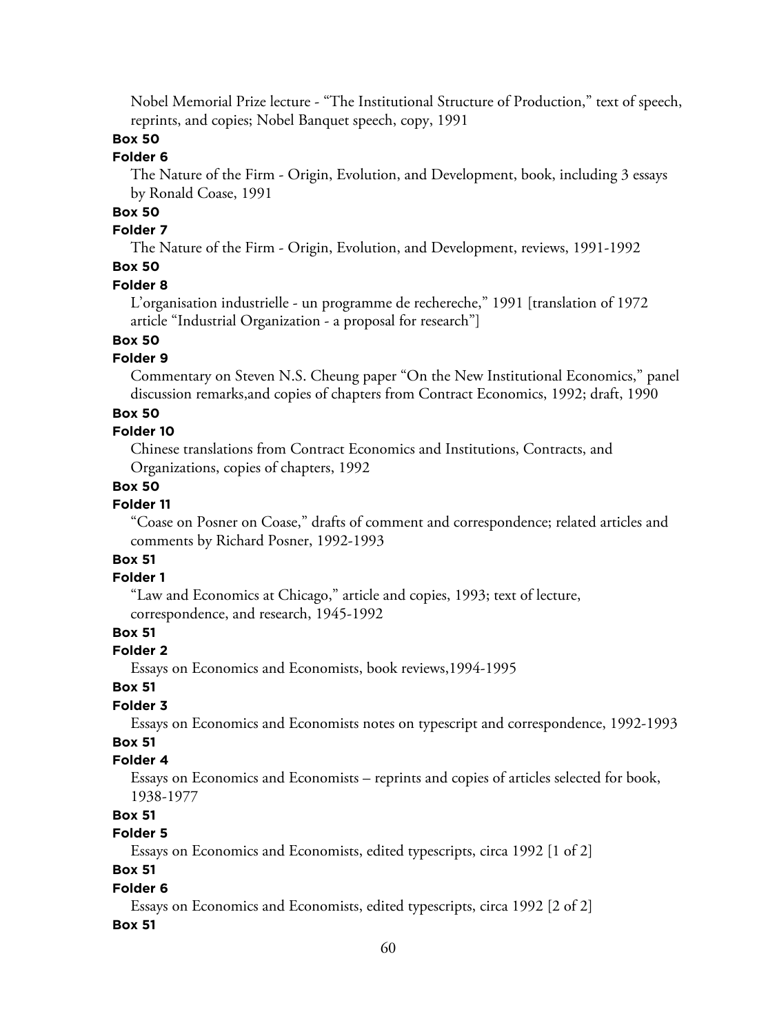Nobel Memorial Prize lecture - “The Institutional Structure of Production,” text of speech, reprints, and copies; Nobel Banquet speech, copy, 1991

**Box 50**

**Folder 6**

The Nature of the Firm - Origin, Evolution, and Development, book, including 3 essays by Ronald Coase, 1991

**Box 50**

**Folder 7**

The Nature of the Firm - Origin, Evolution, and Development, reviews, 1991-1992

**Box 50**

**Folder 8**

L’organisation industrielle - un programme de rechereche,” 1991 [translation of 1972 article “Industrial Organization - a proposal for research”]

**Box 50**

**Folder 9**

Commentary on Steven N.S. Cheung paper “On the New Institutional Economics,” panel discussion remarks,and copies of chapters from Contract Economics, 1992; draft, 1990

**Box 50**

**Folder 10**

Chinese translations from Contract Economics and Institutions, Contracts, and Organizations, copies of chapters, 1992

**Box 50**

**Folder 11**

“Coase on Posner on Coase,” drafts of comment and correspondence; related articles and comments by Richard Posner, 1992-1993

**Box 51**

**Folder 1**

“Law and Economics at Chicago,” article and copies, 1993; text of lecture, correspondence, and research, 1945-1992

**Box 51**

**Folder 2**

Essays on Economics and Economists, book reviews,1994-1995

**Box 51**

**Folder 3**

Essays on Economics and Economists notes on typescript and correspondence, 1992-1993

**Box 51**

**Folder 4**

Essays on Economics and Economists – reprints and copies of articles selected for book, 1938-1977

**Box 51**

**Folder 5**

Essays on Economics and Economists, edited typescripts, circa 1992 [1 of 2]

**Box 51**

**Folder 6**

Essays on Economics and Economists, edited typescripts, circa 1992 [2 of 2]

**Box 51**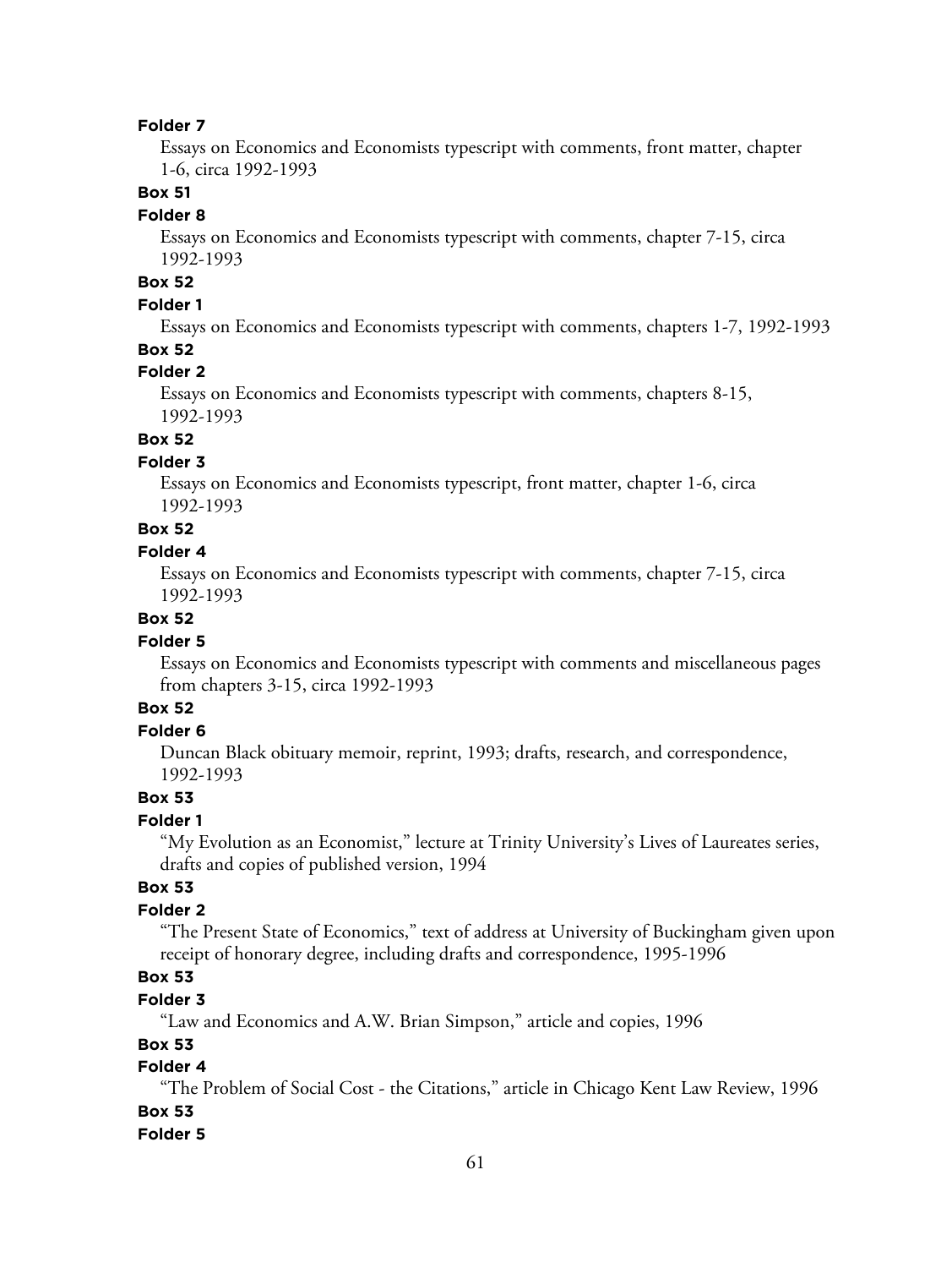**Folder 7**

Essays on Economics and Economists typescript with comments, front matter, chapter 1-6, circa 1992-1993

**Box 51**

**Folder 8**

Essays on Economics and Economists typescript with comments, chapter 7-15, circa 1992-1993

**Box 52**

**Folder 1**

Essays on Economics and Economists typescript with comments, chapters 1-7, 1992-1993

**Box 52**

**Folder 2**

Essays on Economics and Economists typescript with comments, chapters 8-15, 1992-1993

**Box 52**

**Folder 3**

Essays on Economics and Economists typescript, front matter, chapter 1-6, circa 1992-1993

**Box 52**

**Folder 4**

Essays on Economics and Economists typescript with comments, chapter 7-15, circa 1992-1993

**Box 52**

**Folder 5**

Essays on Economics and Economists typescript with comments and miscellaneous pages from chapters 3-15, circa 1992-1993

**Box 52**

**Folder 6**

Duncan Black obituary memoir, reprint, 1993; drafts, research, and correspondence, 1992-1993

**Box 53**

**Folder 1**

"My Evolution as an Economist," lecture at Trinity University's Lives of Laureates series, drafts and copies of published version, 1994

**Box 53**

**Folder 2**

"The Present State of Economics," text of address at University of Buckingham given upon receipt of honorary degree, including drafts and correspondence, 1995-1996

**Box 53**

**Folder 3**

"Law and Economics and A.W. Brian Simpson," article and copies, 1996

**Box 53**

**Folder 4**

"The Problem of Social Cost - the Citations," article in Chicago Kent Law Review, 1996

**Box 53**

**Folder 5**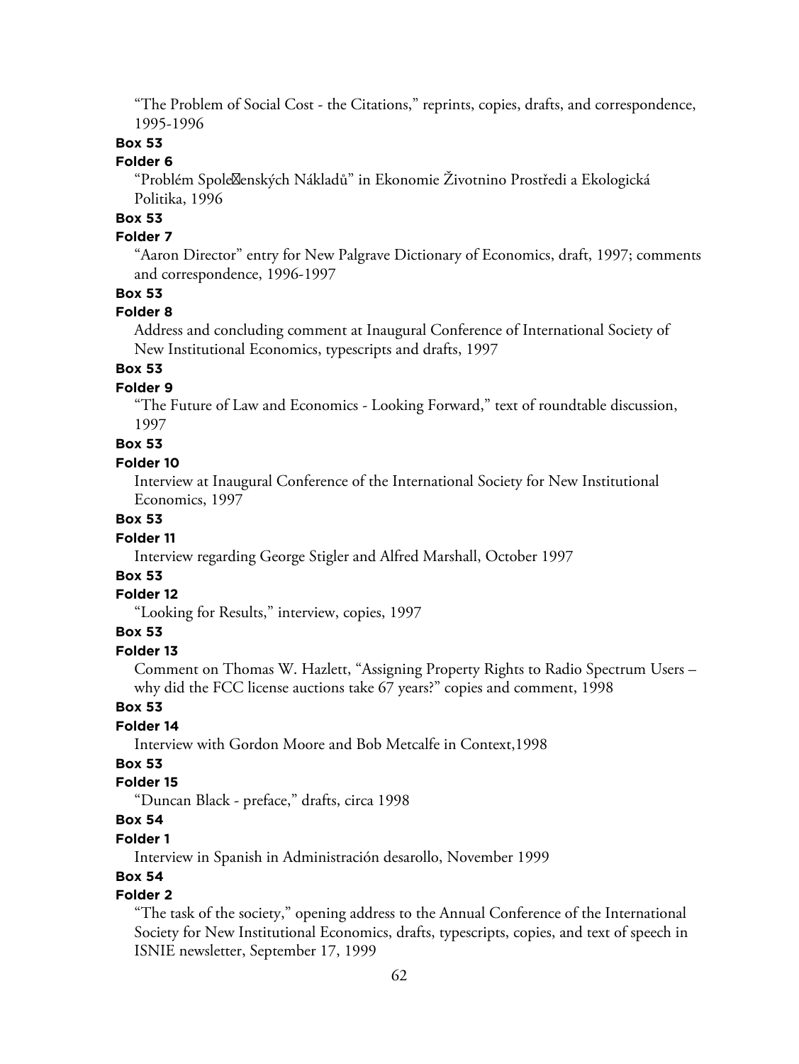"The Problem of Social Cost - the Citations," reprints, copies, drafts, and correspondence, 1995-1996

**Box 53**

**Folder 6**

"Problém Spole⊠enských Nákladů" in Ekonomie Životnino Prostředi a Ekologická Politika, 1996

**Box 53**

**Folder 7**

"Aaron Director" entry for New Palgrave Dictionary of Economics, draft, 1997; comments and correspondence, 1996-1997

**Box 53**

**Folder 8**

Address and concluding comment at Inaugural Conference of International Society of New Institutional Economics, typescripts and drafts, 1997

**Box 53**

**Folder 9**

"The Future of Law and Economics - Looking Forward," text of roundtable discussion, 1997

**Box 53**

**Folder 10**

Interview at Inaugural Conference of the International Society for New Institutional Economics, 1997

**Box 53**

**Folder 11**

Interview regarding George Stigler and Alfred Marshall, October 1997

**Box 53**

**Folder 12**

"Looking for Results," interview, copies, 1997

**Box 53**

**Folder 13**

Comment on Thomas W. Hazlett, "Assigning Property Rights to Radio Spectrum Users – why did the FCC license auctions take 67 years?" copies and comment, 1998

**Box 53**

**Folder 14**

Interview with Gordon Moore and Bob Metcalfe in Context,1998

**Box 53**

**Folder 15**

"Duncan Black - preface," drafts, circa 1998

**Box 54**

**Folder 1**

Interview in Spanish in Administración desarollo, November 1999

**Box 54**

**Folder 2**

"The task of the society," opening address to the Annual Conference of the International Society for New Institutional Economics, drafts, typescripts, copies, and text of speech in ISNIE newsletter, September 17, 1999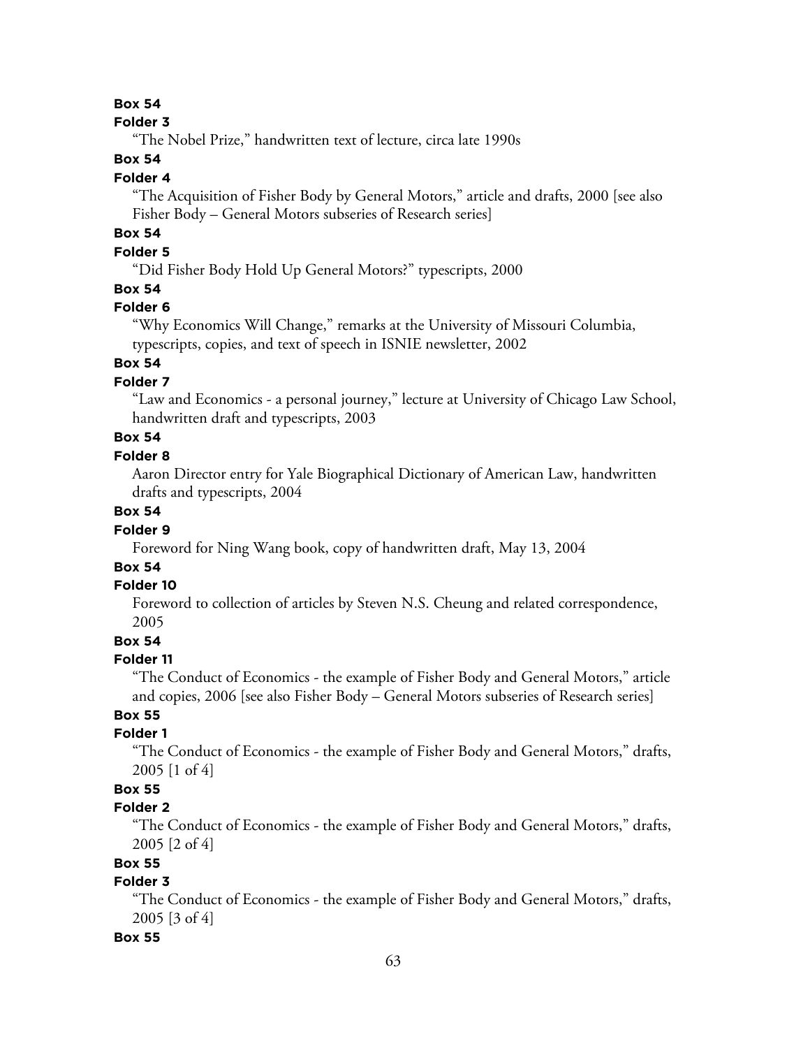**Box 54**

**Folder 3**

"The Nobel Prize," handwritten text of lecture, circa late 1990s

**Box 54**

**Folder 4**

"The Acquisition of Fisher Body by General Motors," article and drafts, 2000 [see also Fisher Body – General Motors subseries of Research series]

**Box 54**

**Folder 5**

"Did Fisher Body Hold Up General Motors?" typescripts, 2000

**Box 54**

**Folder 6**

"Why Economics Will Change," remarks at the University of Missouri Columbia, typescripts, copies, and text of speech in ISNIE newsletter, 2002

**Box 54**

**Folder 7**

"Law and Economics - a personal journey," lecture at University of Chicago Law School, handwritten draft and typescripts, 2003

**Box 54**

**Folder 8**

Aaron Director entry for Yale Biographical Dictionary of American Law, handwritten drafts and typescripts, 2004

**Box 54**

**Folder 9**

Foreword for Ning Wang book, copy of handwritten draft, May 13, 2004

**Box 54**

**Folder 10**

Foreword to collection of articles by Steven N.S. Cheung and related correspondence, 2005

**Box 54**

**Folder 11**

"The Conduct of Economics - the example of Fisher Body and General Motors," article and copies, 2006 [see also Fisher Body – General Motors subseries of Research series]

**Box 55**

**Folder 1**

"The Conduct of Economics - the example of Fisher Body and General Motors," drafts, 2005 [1 of 4]

**Box 55**

**Folder 2**

"The Conduct of Economics - the example of Fisher Body and General Motors," drafts, 2005 [2 of 4]

**Box 55**

**Folder 3**

"The Conduct of Economics - the example of Fisher Body and General Motors," drafts, 2005 [3 of 4]

**Box 55**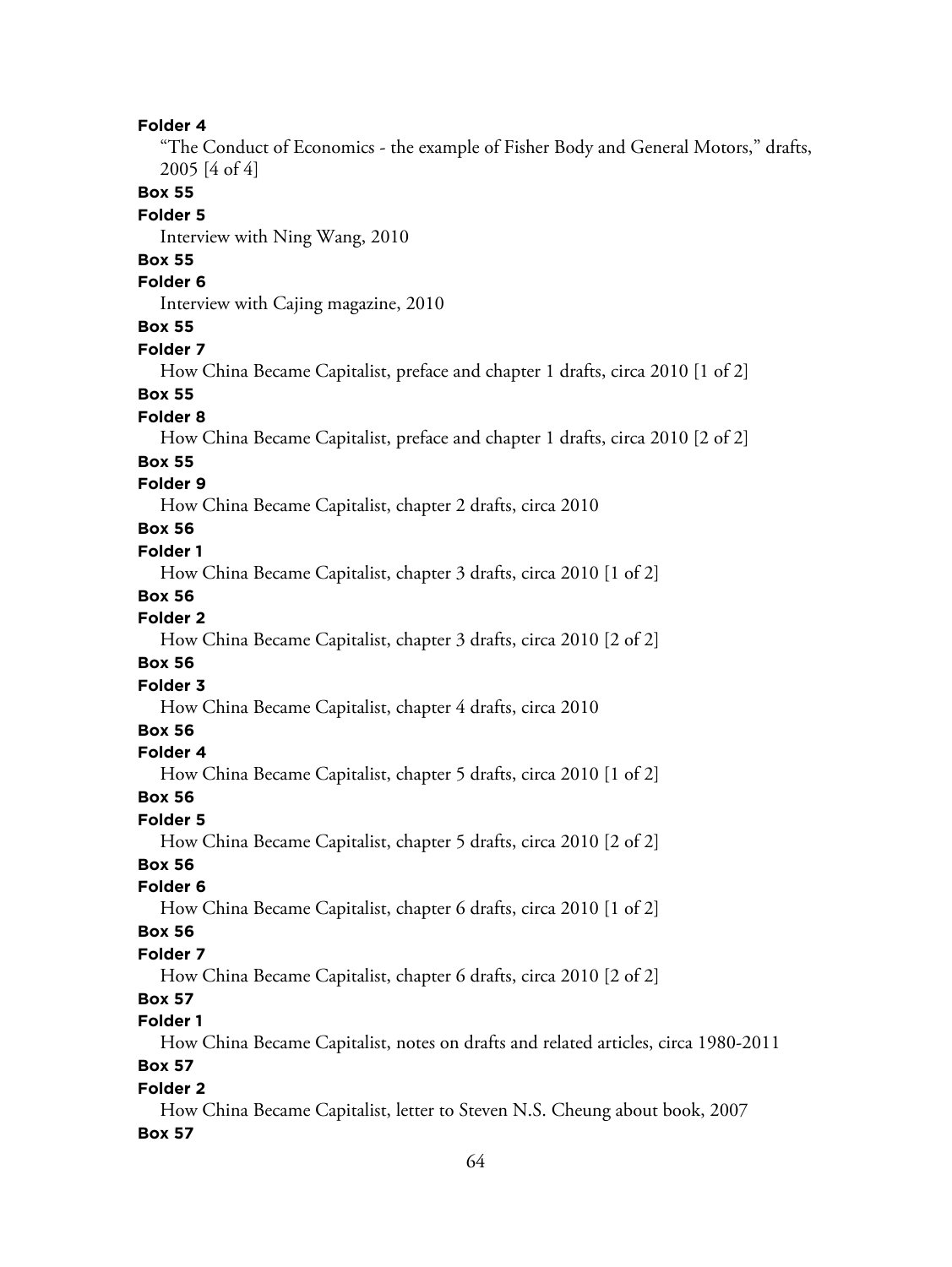**Folder 4**

"The Conduct of Economics - the example of Fisher Body and General Motors," drafts, 2005 [4 of 4]

**Box 55**

**Folder 5**

Interview with Ning Wang, 2010

**Box 55**

**Folder 6**

Interview with Cajing magazine, 2010

**Box 55**

**Folder 7**

How China Became Capitalist, preface and chapter 1 drafts, circa 2010 [1 of 2]

**Box 55**

**Folder 8**

How China Became Capitalist, preface and chapter 1 drafts, circa 2010 [2 of 2]

**Box 55**

**Folder 9**

How China Became Capitalist, chapter 2 drafts, circa 2010

**Box 56**

**Folder 1**

How China Became Capitalist, chapter 3 drafts, circa 2010 [1 of 2]

**Box 56**

**Folder 2**

How China Became Capitalist, chapter 3 drafts, circa 2010 [2 of 2]

**Box 56**

**Folder 3**

How China Became Capitalist, chapter 4 drafts, circa 2010

**Box 56**

**Folder 4**

How China Became Capitalist, chapter 5 drafts, circa 2010 [1 of 2]

**Box 56**

**Folder 5**

How China Became Capitalist, chapter 5 drafts, circa 2010 [2 of 2]

**Box 56**

**Folder 6**

How China Became Capitalist, chapter 6 drafts, circa 2010 [1 of 2]

**Box 56**

**Folder 7**

How China Became Capitalist, chapter 6 drafts, circa 2010 [2 of 2]

**Box 57**

**Folder 1**

How China Became Capitalist, notes on drafts and related articles, circa 1980-2011

**Box 57**

**Folder 2**

How China Became Capitalist, letter to Steven N.S. Cheung about book, 2007

**Box 57**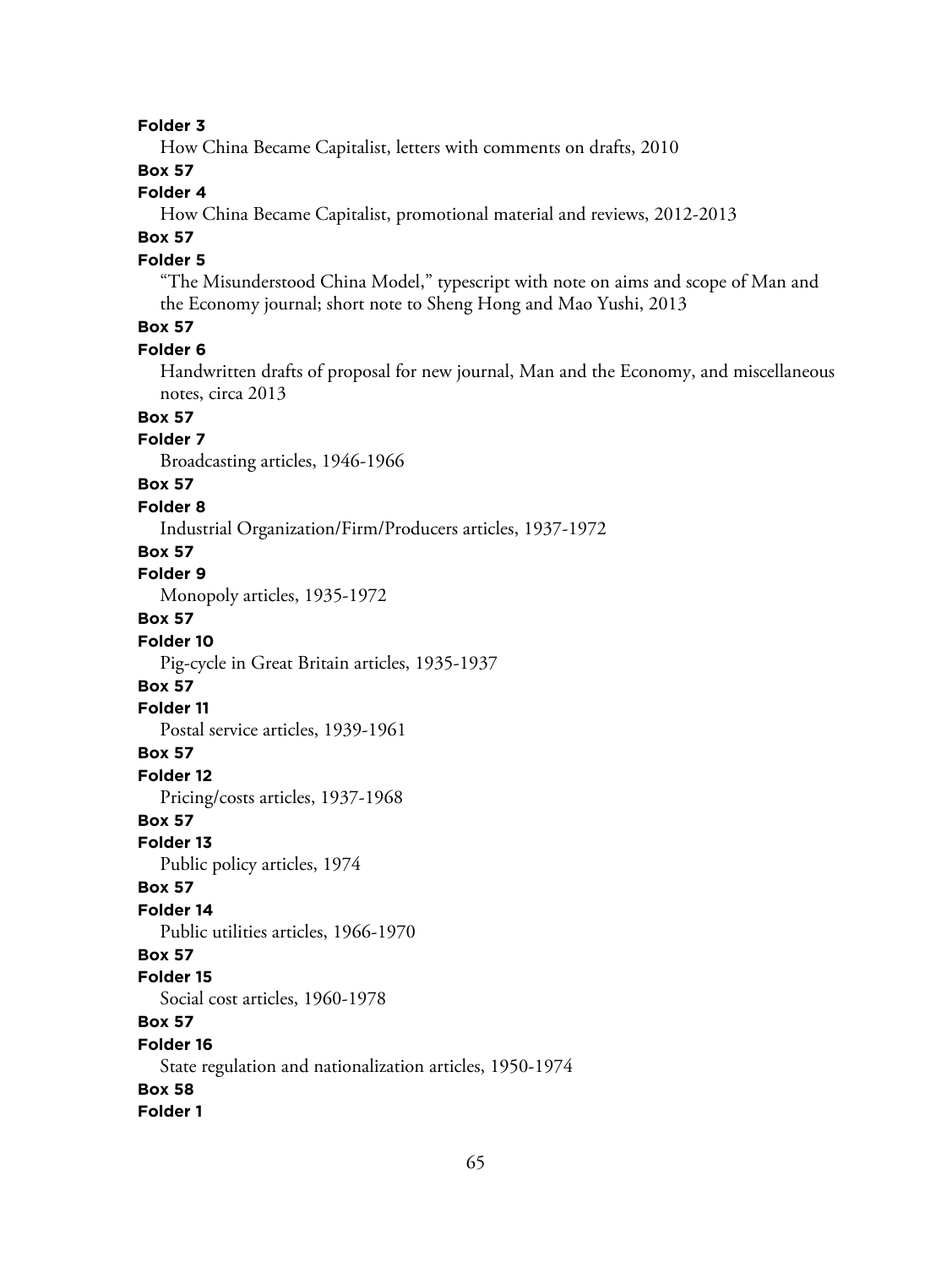**Folder 3**

How China Became Capitalist, letters with comments on drafts, 2010

**Box 57**

**Folder 4**

How China Became Capitalist, promotional material and reviews, 2012-2013

**Box 57**

**Folder 5**

"The Misunderstood China Model," typescript with note on aims and scope of Man and the Economy journal; short note to Sheng Hong and Mao Yushi, 2013

**Box 57**

**Folder 6**

Handwritten drafts of proposal for new journal, Man and the Economy, and miscellaneous notes, circa 2013

**Box 57**

**Folder 7**

Broadcasting articles, 1946-1966

**Box 57**

**Folder 8**

Industrial Organization/Firm/Producers articles, 1937-1972

**Box 57**

**Folder 9**

Monopoly articles, 1935-1972

**Box 57**

**Folder 10**

Pig-cycle in Great Britain articles, 1935-1937

**Box 57**

**Folder 11**

Postal service articles, 1939-1961

**Box 57**

**Folder 12**

Pricing/costs articles, 1937-1968

**Box 57**

**Folder 13**

Public policy articles, 1974

**Box 57**

**Folder 14**

Public utilities articles, 1966-1970

**Box 57**

**Folder 15**

Social cost articles, 1960-1978

**Box 57**

**Folder 16**

State regulation and nationalization articles, 1950-1974

**Box 58**

**Folder 1**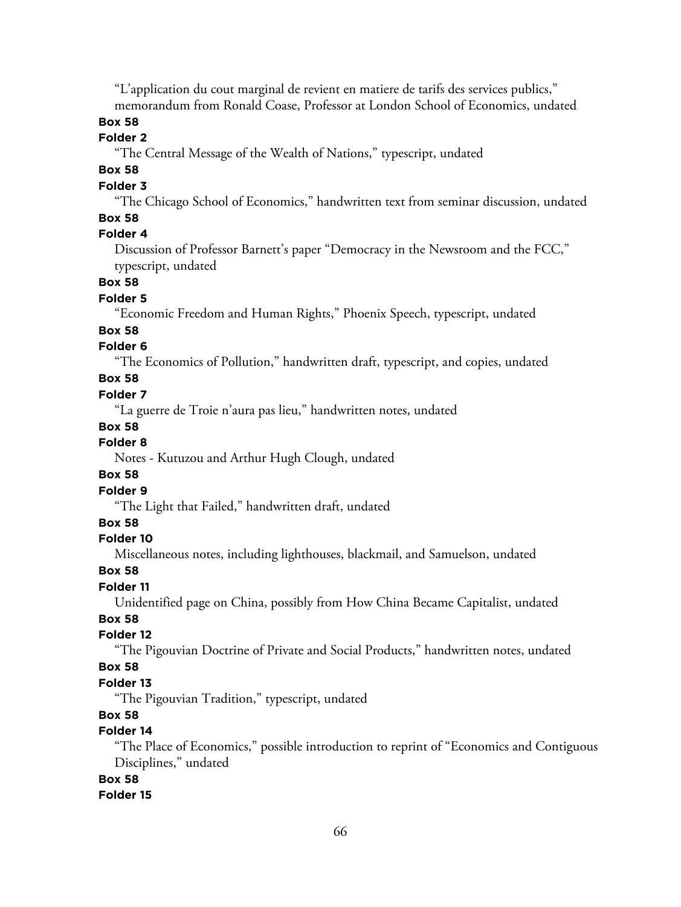"L'application du cout marginal de revient en matiere de tarifs des services publics," memorandum from Ronald Coase, Professor at London School of Economics, undated

**Box 58**

**Folder 2**

"The Central Message of the Wealth of Nations," typescript, undated

**Box 58**

**Folder 3**

"The Chicago School of Economics," handwritten text from seminar discussion, undated

**Box 58**

**Folder 4**

Discussion of Professor Barnett's paper "Democracy in the Newsroom and the FCC," typescript, undated

**Box 58**

**Folder 5**

"Economic Freedom and Human Rights," Phoenix Speech, typescript, undated

**Box 58**

**Folder 6**

"The Economics of Pollution," handwritten draft, typescript, and copies, undated

**Box 58**

**Folder 7**

"La guerre de Troie n'aura pas lieu," handwritten notes, undated

**Box 58**

**Folder 8**

Notes - Kutuzou and Arthur Hugh Clough, undated

**Box 58**

**Folder 9**

"The Light that Failed," handwritten draft, undated

**Box 58**

**Folder 10**

Miscellaneous notes, including lighthouses, blackmail, and Samuelson, undated

**Box 58**

**Folder 11**

Unidentified page on China, possibly from How China Became Capitalist, undated

**Box 58**

**Folder 12**

"The Pigouvian Doctrine of Private and Social Products," handwritten notes, undated

**Box 58**

**Folder 13**

"The Pigouvian Tradition," typescript, undated

**Box 58**

**Folder 14**

"The Place of Economics," possible introduction to reprint of "Economics and Contiguous Disciplines," undated

**Box 58**

**Folder 15**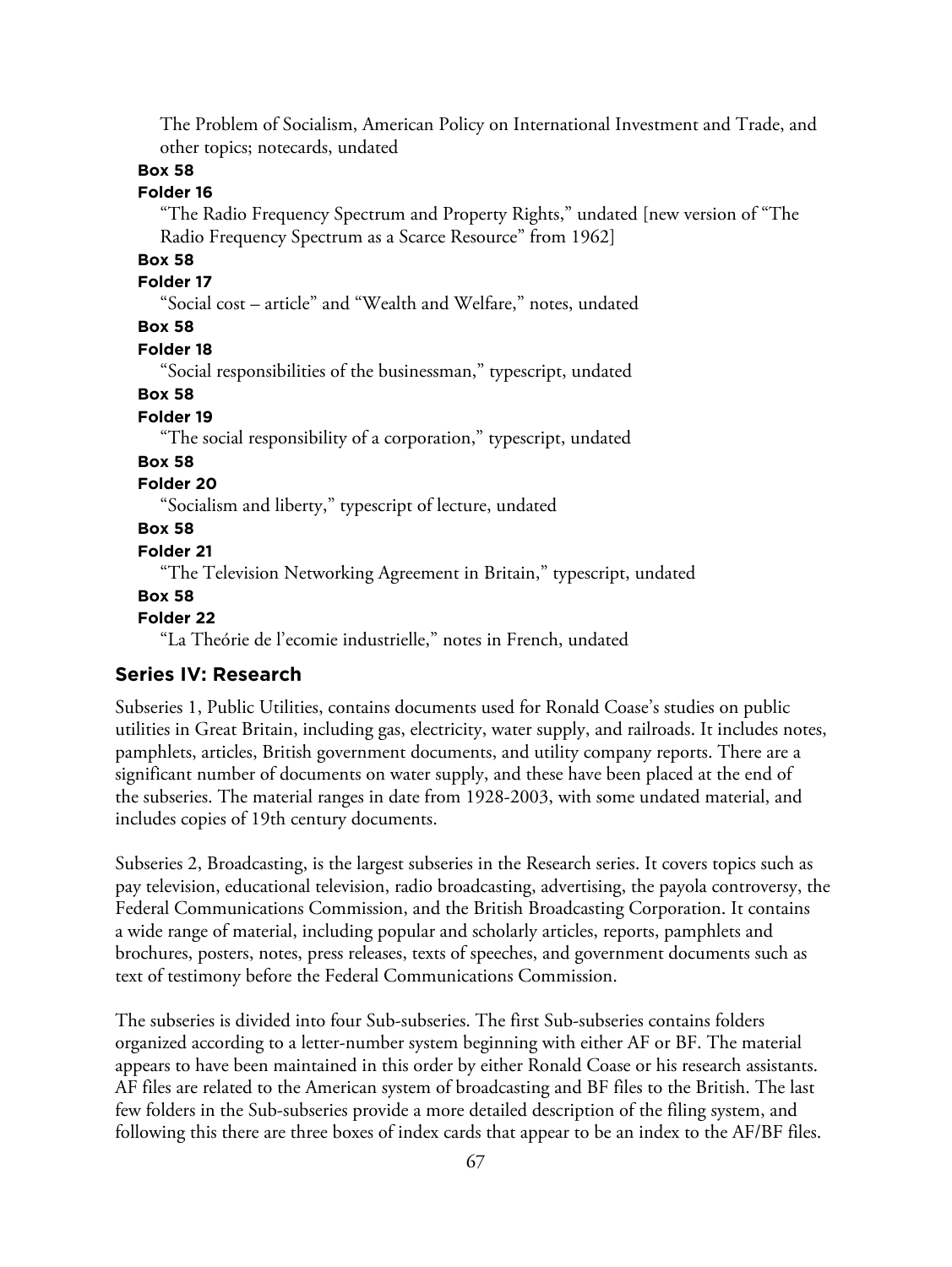The Problem of Socialism, American Policy on International Investment and Trade, and other topics; notecards, undated

**Box 58**

**Folder 16**

"The Radio Frequency Spectrum and Property Rights," undated [new version of "The Radio Frequency Spectrum as a Scarce Resource" from 1962]

**Box 58**

**Folder 17**

"Social cost – article" and "Wealth and Welfare," notes, undated

**Box 58**

**Folder 18**

"Social responsibilities of the businessman," typescript, undated

**Box 58**

**Folder 19**

"The social responsibility of a corporation," typescript, undated

**Box 58**

**Folder 20**

"Socialism and liberty," typescript of lecture, undated

**Box 58**

**Folder 21**

"The Television Networking Agreement in Britain," typescript, undated

**Box 58**

**Folder 22**

"La Theórie de l'ecomie industrielle," notes in French, undated

## Series IV: Research

Subseries 1, Public Utilities, contains documents used for Ronald Coase's studies on public utilities in Great Britain, including gas, electricity, water supply, and railroads. It includes notes, pamphlets, articles, British government documents, and utility company reports. There are a significant number of documents on water supply, and these have been placed at the end of the subseries. The material ranges in date from 1928-2003, with some undated material, and includes copies of 19th century documents.

Subseries 2, Broadcasting, is the largest subseries in the Research series. It covers topics such as pay television, educational television, radio broadcasting, advertising, the payola controversy, the Federal Communications Commission, and the British Broadcasting Corporation. It contains a wide range of material, including popular and scholarly articles, reports, pamphlets and brochures, posters, notes, press releases, texts of speeches, and government documents such as text of testimony before the Federal Communications Commission.

The subseries is divided into four Sub-subseries. The first Sub-subseries contains folders organized according to a letter-number system beginning with either AF or BF. The material appears to have been maintained in this order by either Ronald Coase or his research assistants. AF files are related to the American system of broadcasting and BF files to the British. The last few folders in the Sub-subseries provide a more detailed description of the filing system, and following this there are three boxes of index cards that appear to be an index to the AF/BF files.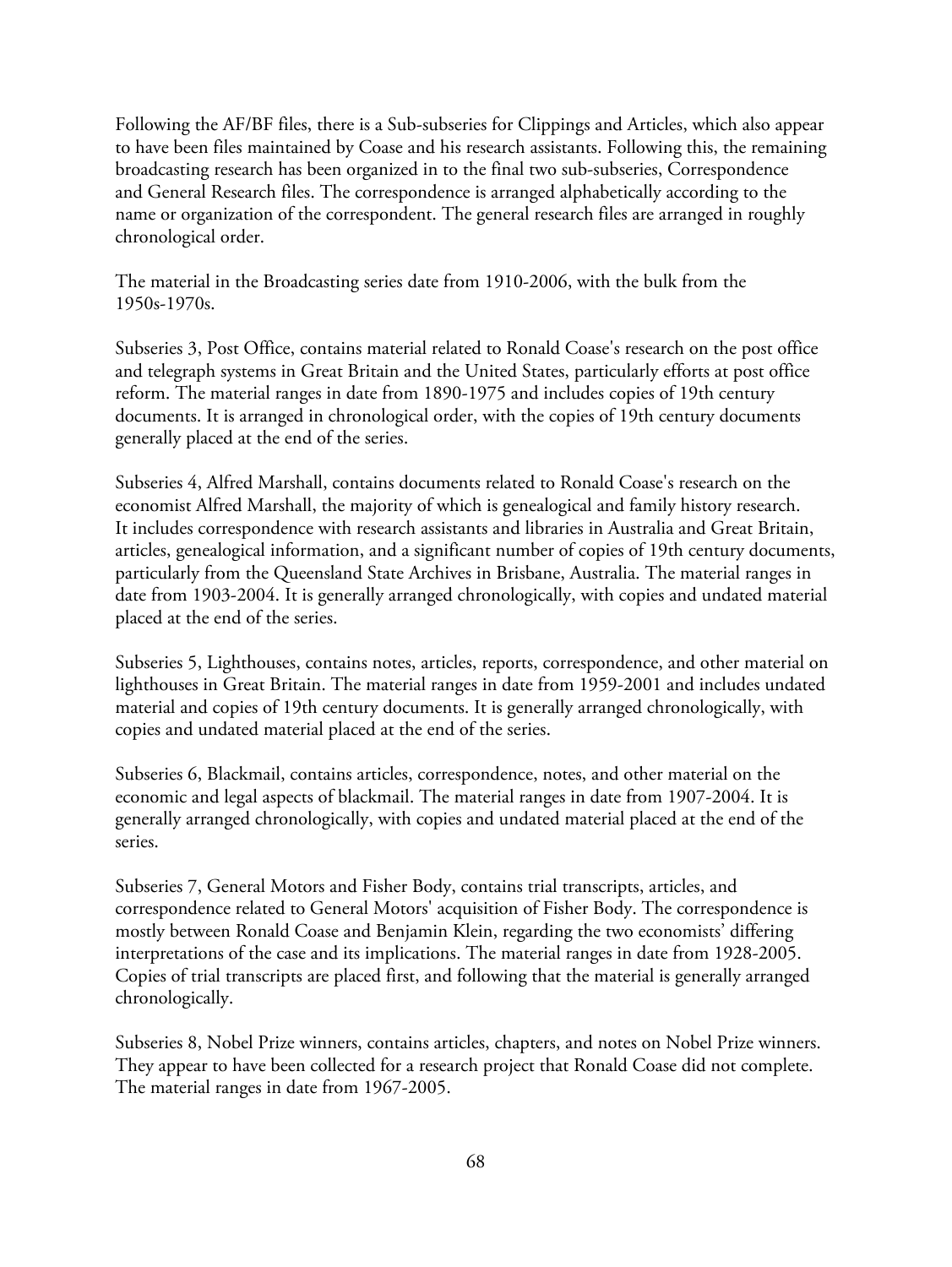Following the AF/BF files, there is a Sub-subseries for Clippings and Articles, which also appear to have been files maintained by Coase and his research assistants. Following this, the remaining broadcasting research has been organized in to the final two sub-subseries, Correspondence and General Research files. The correspondence is arranged alphabetically according to the name or organization of the correspondent. The general research files are arranged in roughly chronological order.

The material in the Broadcasting series date from 1910-2006, with the bulk from the 1950s-1970s.

Subseries 3, Post Office, contains material related to Ronald Coase's research on the post office and telegraph systems in Great Britain and the United States, particularly efforts at post office reform. The material ranges in date from 1890-1975 and includes copies of 19th century documents. It is arranged in chronological order, with the copies of 19th century documents generally placed at the end of the series.

Subseries 4, Alfred Marshall, contains documents related to Ronald Coase's research on the economist Alfred Marshall, the majority of which is genealogical and family history research. It includes correspondence with research assistants and libraries in Australia and Great Britain, articles, genealogical information, and a significant number of copies of 19th century documents, particularly from the Queensland State Archives in Brisbane, Australia. The material ranges in date from 1903-2004. It is generally arranged chronologically, with copies and undated material placed at the end of the series.

Subseries 5, Lighthouses, contains notes, articles, reports, correspondence, and other material on lighthouses in Great Britain. The material ranges in date from 1959-2001 and includes undated material and copies of 19th century documents. It is generally arranged chronologically, with copies and undated material placed at the end of the series.

Subseries 6, Blackmail, contains articles, correspondence, notes, and other material on the economic and legal aspects of blackmail. The material ranges in date from 1907-2004. It is generally arranged chronologically, with copies and undated material placed at the end of the series.

Subseries 7, General Motors and Fisher Body, contains trial transcripts, articles, and correspondence related to General Motors' acquisition of Fisher Body. The correspondence is mostly between Ronald Coase and Benjamin Klein, regarding the two economists' differing interpretations of the case and its implications. The material ranges in date from 1928-2005. Copies of trial transcripts are placed first, and following that the material is generally arranged chronologically.

Subseries 8, Nobel Prize winners, contains articles, chapters, and notes on Nobel Prize winners. They appear to have been collected for a research project that Ronald Coase did not complete. The material ranges in date from 1967-2005.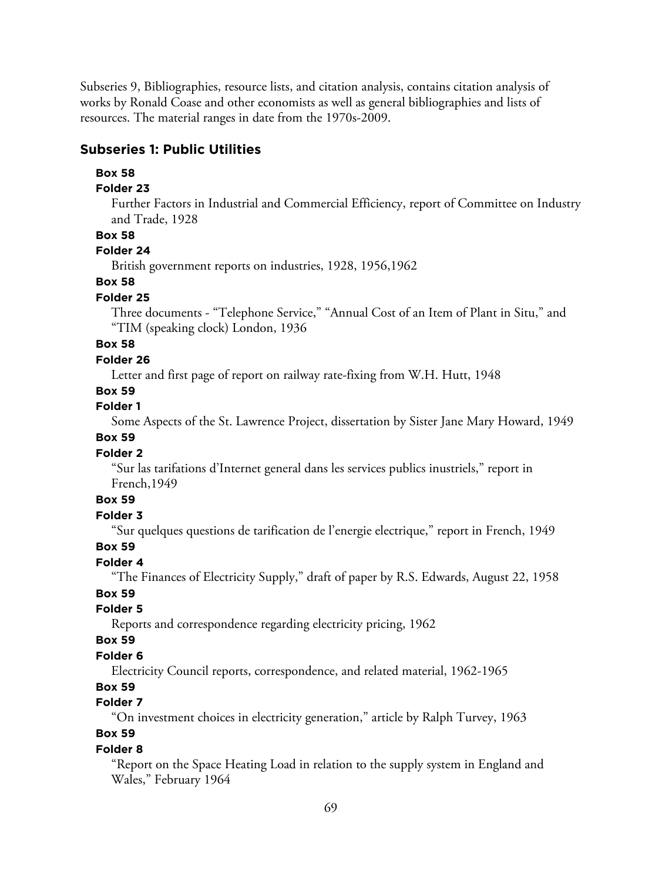Subseries 9, Bibliographies, resource lists, and citation analysis, contains citation analysis of works by Ronald Coase and other economists as well as general bibliographies and lists of resources. The material ranges in date from the 1970s-2009.

## Subseries 1: Public Utilities

**Box 58**
**Folder 23**
Further Factors in Industrial and Commercial Efficiency, report of Committee on Industry and Trade, 1928

**Box 58**
**Folder 24**
British government reports on industries, 1928, 1956,1962

**Box 58**
**Folder 25**
Three documents - "Telephone Service," "Annual Cost of an Item of Plant in Situ," and "TIM (speaking clock) London, 1936

**Box 58**
**Folder 26**
Letter and first page of report on railway rate-fixing from W.H. Hutt, 1948

**Box 59**
**Folder 1**
Some Aspects of the St. Lawrence Project, dissertation by Sister Jane Mary Howard, 1949

**Box 59**
**Folder 2**
"Sur las tarifations d'Internet general dans les services publics inustriels," report in French,1949

**Box 59**
**Folder 3**
"Sur quelques questions de tarification de l'energie electrique," report in French, 1949

**Box 59**
**Folder 4**
"The Finances of Electricity Supply," draft of paper by R.S. Edwards, August 22, 1958

**Box 59**
**Folder 5**
Reports and correspondence regarding electricity pricing, 1962

**Box 59**
**Folder 6**
Electricity Council reports, correspondence, and related material, 1962-1965

**Box 59**
**Folder 7**
"On investment choices in electricity generation," article by Ralph Turvey, 1963

**Box 59**
**Folder 8**
"Report on the Space Heating Load in relation to the supply system in England and Wales," February 1964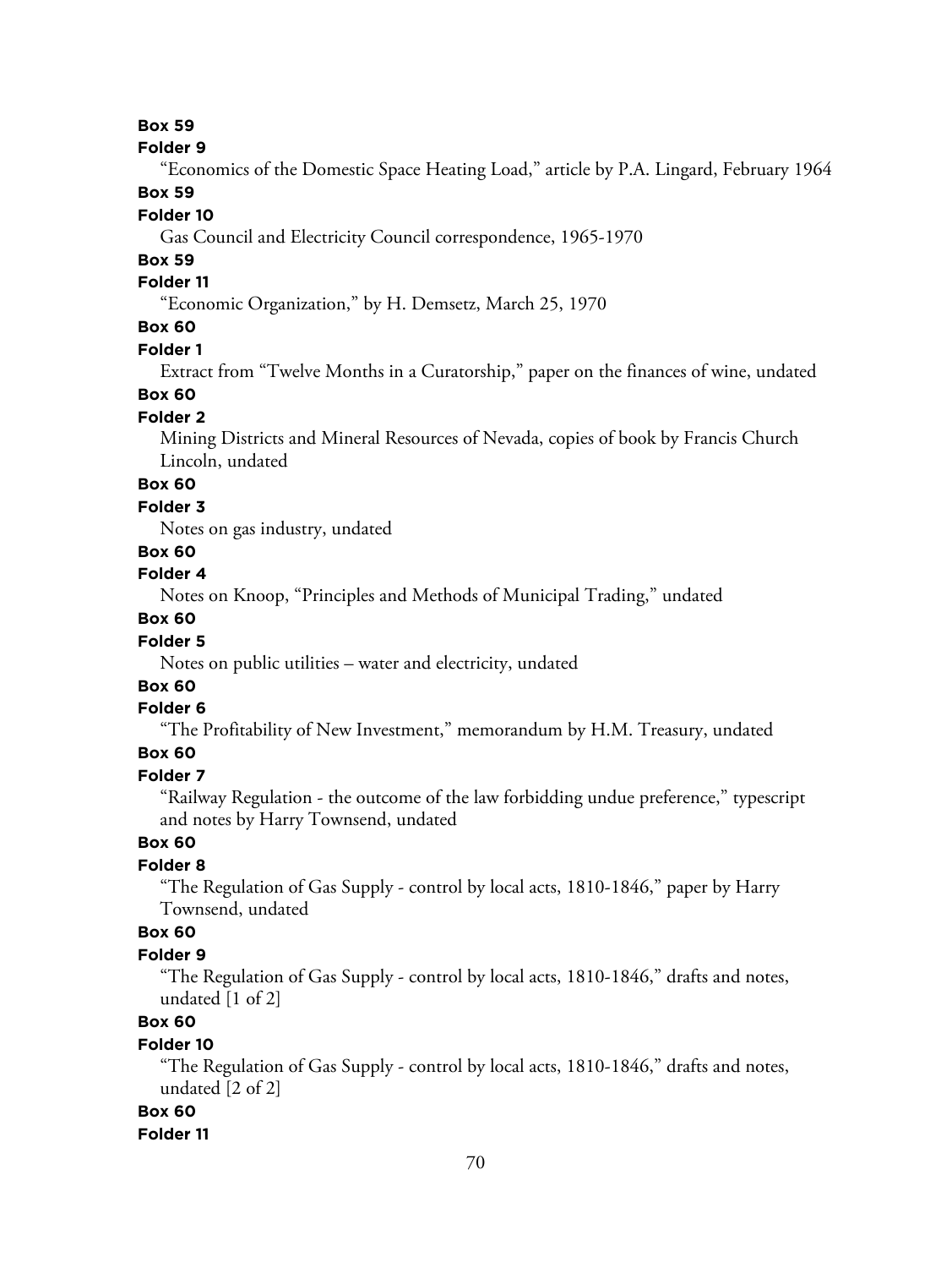**Box 59**

**Folder 9**

"Economics of the Domestic Space Heating Load," article by P.A. Lingard, February 1964

**Box 59**

**Folder 10**

Gas Council and Electricity Council correspondence, 1965-1970

**Box 59**

**Folder 11**

"Economic Organization," by H. Demsetz, March 25, 1970

**Box 60**

**Folder 1**

Extract from "Twelve Months in a Curatorship," paper on the finances of wine, undated

**Box 60**

**Folder 2**

Mining Districts and Mineral Resources of Nevada, copies of book by Francis Church Lincoln, undated

**Box 60**

**Folder 3**

Notes on gas industry, undated

**Box 60**

**Folder 4**

Notes on Knoop, "Principles and Methods of Municipal Trading," undated

**Box 60**

**Folder 5**

Notes on public utilities – water and electricity, undated

**Box 60**

**Folder 6**

"The Profitability of New Investment," memorandum by H.M. Treasury, undated

**Box 60**

**Folder 7**

"Railway Regulation - the outcome of the law forbidding undue preference," typescript and notes by Harry Townsend, undated

**Box 60**

**Folder 8**

"The Regulation of Gas Supply - control by local acts, 1810-1846," paper by Harry Townsend, undated

**Box 60**

**Folder 9**

"The Regulation of Gas Supply - control by local acts, 1810-1846," drafts and notes, undated [1 of 2]

**Box 60**

**Folder 10**

"The Regulation of Gas Supply - control by local acts, 1810-1846," drafts and notes, undated [2 of 2]

**Box 60**

**Folder 11**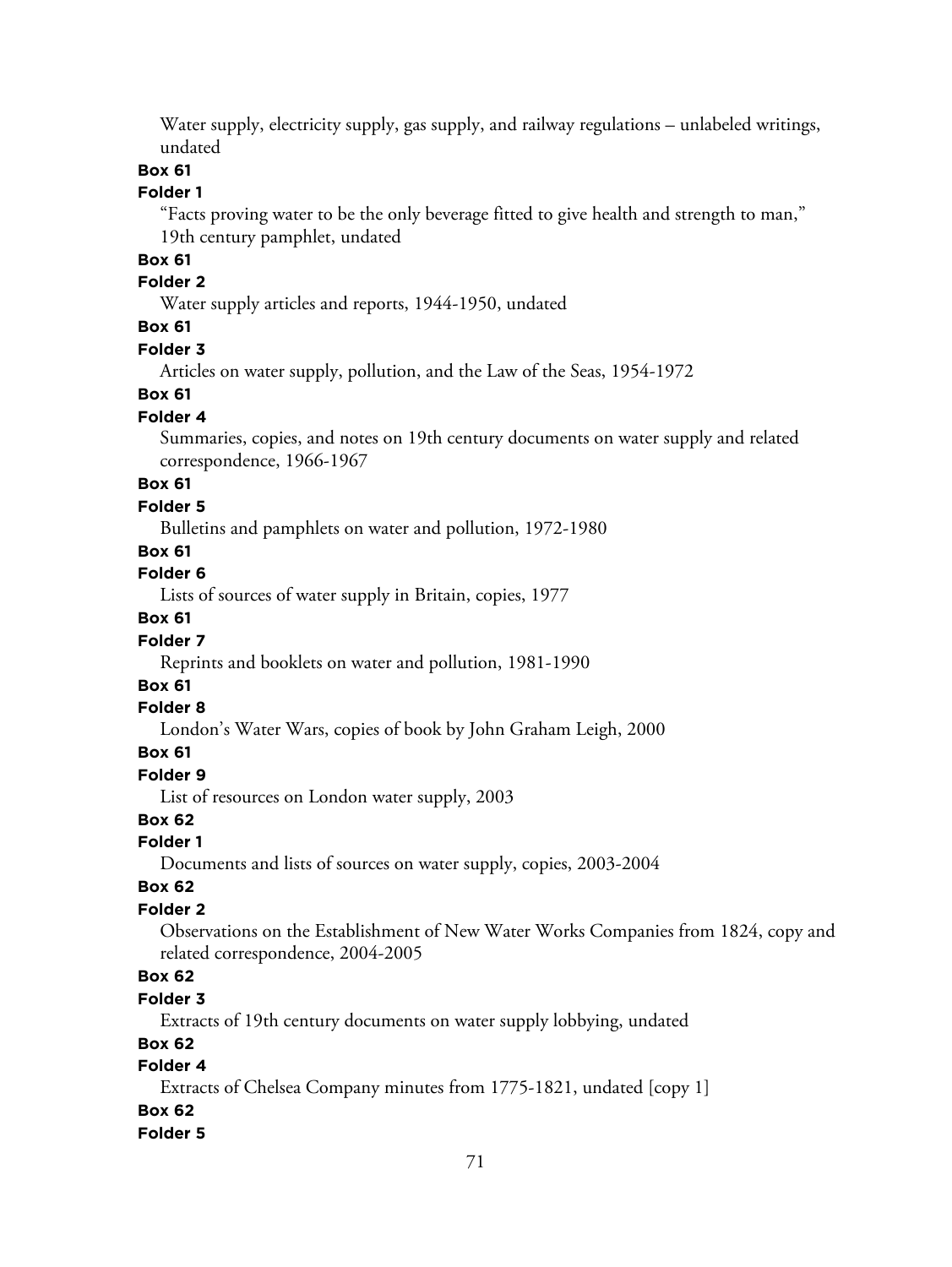Water supply, electricity supply, gas supply, and railway regulations – unlabeled writings, undated

**Box 61**

**Folder 1**

"Facts proving water to be the only beverage fitted to give health and strength to man," 19th century pamphlet, undated

**Box 61**

**Folder 2**

Water supply articles and reports, 1944-1950, undated

**Box 61**

**Folder 3**

Articles on water supply, pollution, and the Law of the Seas, 1954-1972

**Box 61**

**Folder 4**

Summaries, copies, and notes on 19th century documents on water supply and related correspondence, 1966-1967

**Box 61**

**Folder 5**

Bulletins and pamphlets on water and pollution, 1972-1980

**Box 61**

**Folder 6**

Lists of sources of water supply in Britain, copies, 1977

**Box 61**

**Folder 7**

Reprints and booklets on water and pollution, 1981-1990

**Box 61**

**Folder 8**

London's Water Wars, copies of book by John Graham Leigh, 2000

**Box 61**

**Folder 9**

List of resources on London water supply, 2003

**Box 62**

**Folder 1**

Documents and lists of sources on water supply, copies, 2003-2004

**Box 62**

**Folder 2**

Observations on the Establishment of New Water Works Companies from 1824, copy and related correspondence, 2004-2005

**Box 62**

**Folder 3**

Extracts of 19th century documents on water supply lobbying, undated

**Box 62**

**Folder 4**

Extracts of Chelsea Company minutes from 1775-1821, undated [copy 1]

**Box 62**

**Folder 5**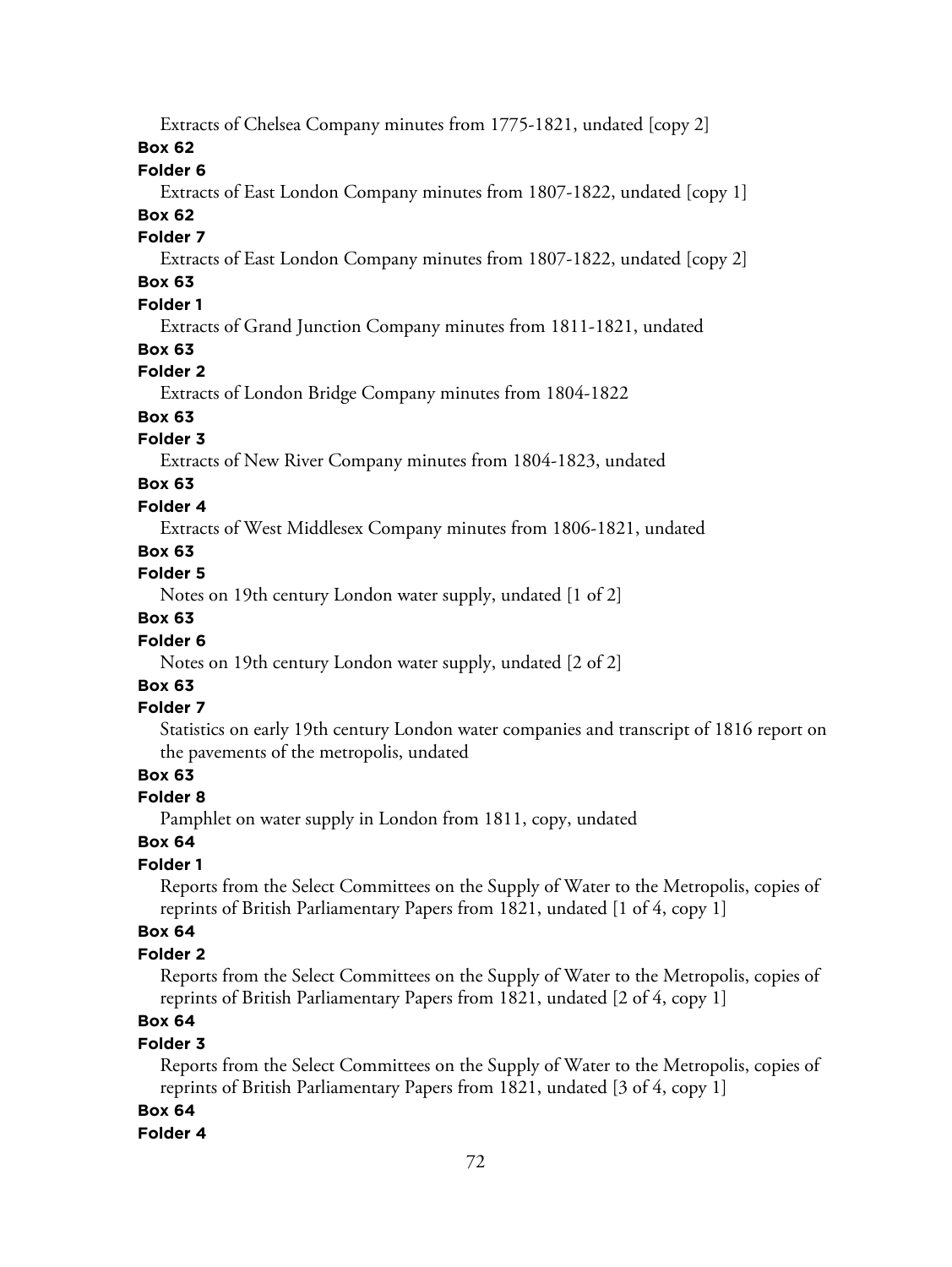Extracts of Chelsea Company minutes from 1775-1821, undated [copy 2]

**Box 62**

**Folder 6**

Extracts of East London Company minutes from 1807-1822, undated [copy 1]

**Box 62**

**Folder 7**

Extracts of East London Company minutes from 1807-1822, undated [copy 2]

**Box 63**

**Folder 1**

Extracts of Grand Junction Company minutes from 1811-1821, undated

**Box 63**

**Folder 2**

Extracts of London Bridge Company minutes from 1804-1822

**Box 63**

**Folder 3**

Extracts of New River Company minutes from 1804-1823, undated

**Box 63**

**Folder 4**

Extracts of West Middlesex Company minutes from 1806-1821, undated

**Box 63**

**Folder 5**

Notes on 19th century London water supply, undated [1 of 2]

**Box 63**

**Folder 6**

Notes on 19th century London water supply, undated [2 of 2]

**Box 63**

**Folder 7**

Statistics on early 19th century London water companies and transcript of 1816 report on the pavements of the metropolis, undated

**Box 63**

**Folder 8**

Pamphlet on water supply in London from 1811, copy, undated

**Box 64**

**Folder 1**

Reports from the Select Committees on the Supply of Water to the Metropolis, copies of reprints of British Parliamentary Papers from 1821, undated [1 of 4, copy 1]

**Box 64**

**Folder 2**

Reports from the Select Committees on the Supply of Water to the Metropolis, copies of reprints of British Parliamentary Papers from 1821, undated [2 of 4, copy 1]

**Box 64**

**Folder 3**

Reports from the Select Committees on the Supply of Water to the Metropolis, copies of reprints of British Parliamentary Papers from 1821, undated [3 of 4, copy 1]

**Box 64**

**Folder 4**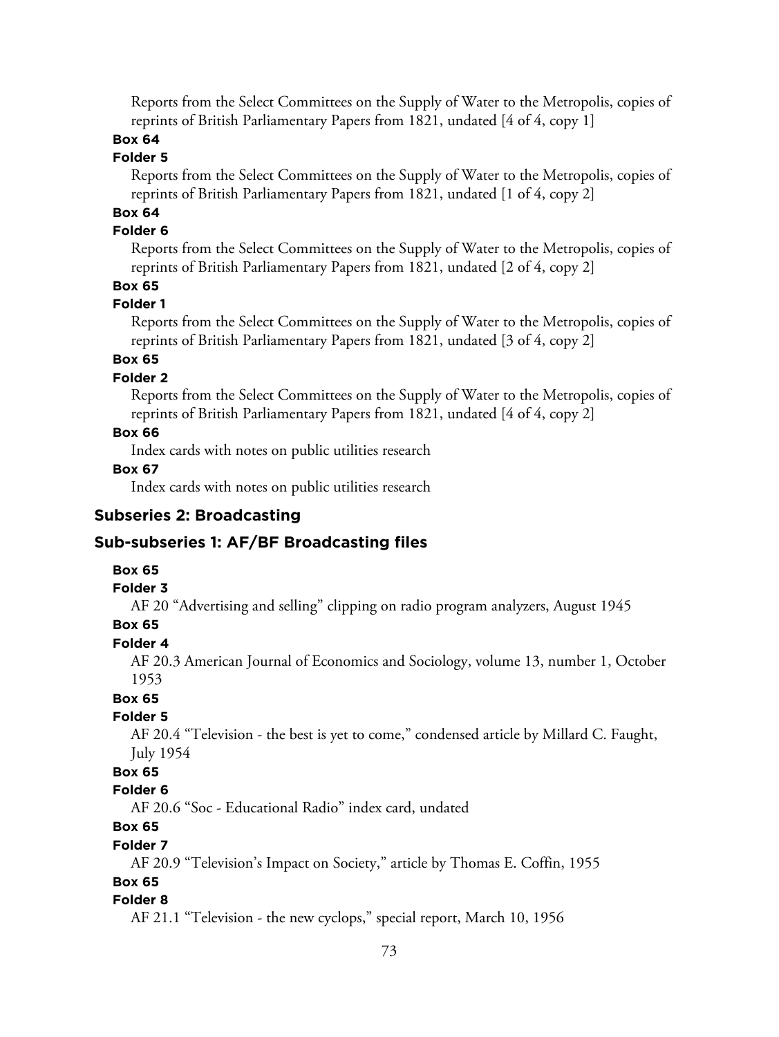Reports from the Select Committees on the Supply of Water to the Metropolis, copies of reprints of British Parliamentary Papers from 1821, undated [4 of 4, copy 1]

**Box 64**

**Folder 5**

Reports from the Select Committees on the Supply of Water to the Metropolis, copies of reprints of British Parliamentary Papers from 1821, undated [1 of 4, copy 2]

**Box 64**

**Folder 6**

Reports from the Select Committees on the Supply of Water to the Metropolis, copies of reprints of British Parliamentary Papers from 1821, undated [2 of 4, copy 2]

**Box 65**

**Folder 1**

Reports from the Select Committees on the Supply of Water to the Metropolis, copies of reprints of British Parliamentary Papers from 1821, undated [3 of 4, copy 2]

**Box 65**

**Folder 2**

Reports from the Select Committees on the Supply of Water to the Metropolis, copies of reprints of British Parliamentary Papers from 1821, undated [4 of 4, copy 2]

**Box 66**

Index cards with notes on public utilities research

**Box 67**

Index cards with notes on public utilities research

### Subseries 2: Broadcasting

### Sub-subseries 1: AF/BF Broadcasting files

**Box 65**

**Folder 3**

AF 20 "Advertising and selling" clipping on radio program analyzers, August 1945

**Box 65**

**Folder 4**

AF 20.3 American Journal of Economics and Sociology, volume 13, number 1, October 1953

**Box 65**

**Folder 5**

AF 20.4 "Television - the best is yet to come," condensed article by Millard C. Faught, July 1954

**Box 65**

**Folder 6**

AF 20.6 "Soc - Educational Radio" index card, undated

**Box 65**

**Folder 7**

AF 20.9 "Television's Impact on Society," article by Thomas E. Coffin, 1955

**Box 65**

**Folder 8**

AF 21.1 "Television - the new cyclops," special report, March 10, 1956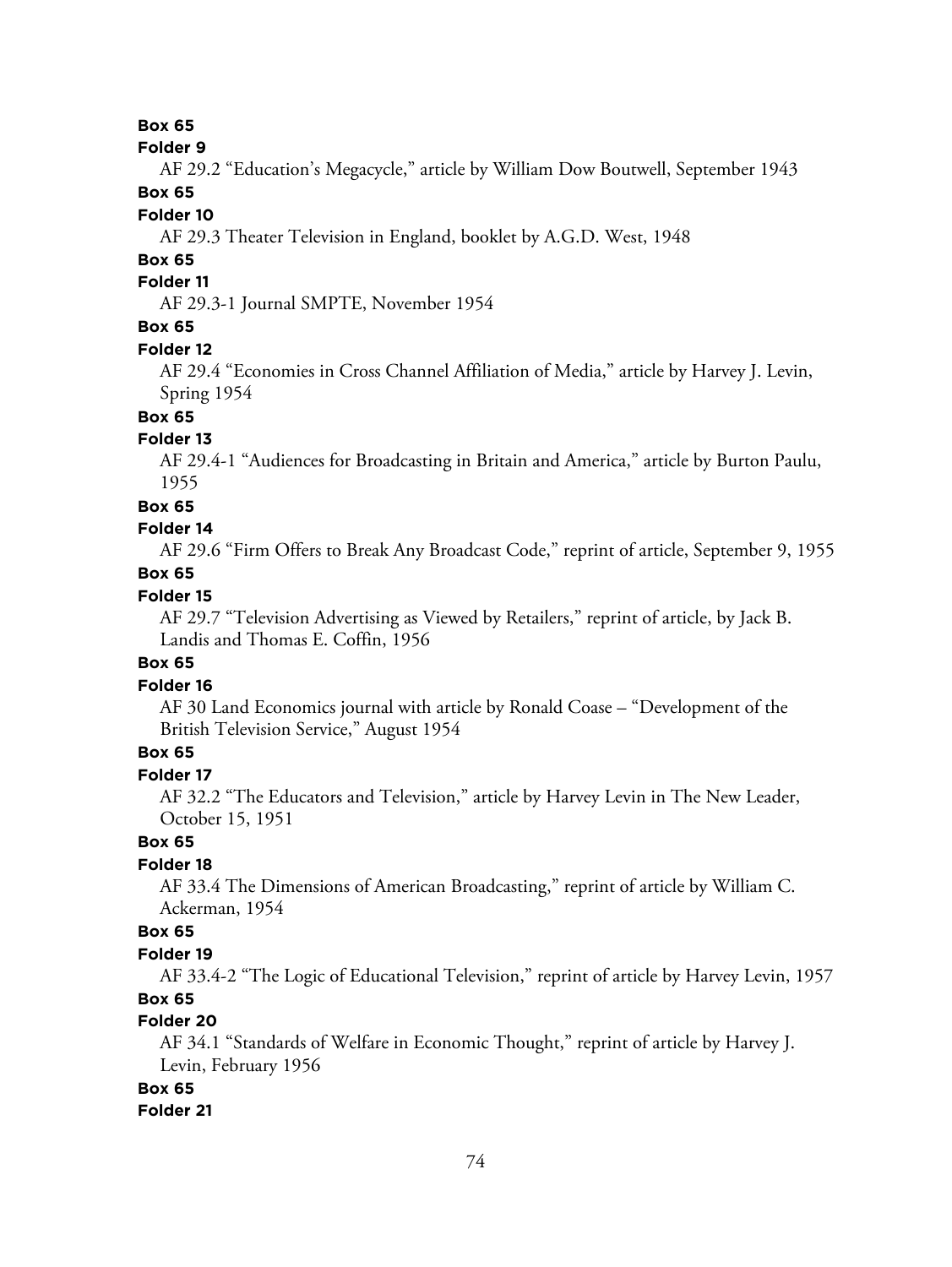**Box 65**

**Folder 9**

AF 29.2 "Education's Megacycle," article by William Dow Boutwell, September 1943

**Box 65**

**Folder 10**

AF 29.3 Theater Television in England, booklet by A.G.D. West, 1948

**Box 65**

**Folder 11**

AF 29.3-1 Journal SMPTE, November 1954

**Box 65**

**Folder 12**

AF 29.4 "Economies in Cross Channel Affiliation of Media," article by Harvey J. Levin, Spring 1954

**Box 65**

**Folder 13**

AF 29.4-1 "Audiences for Broadcasting in Britain and America," article by Burton Paulu, 1955

**Box 65**

**Folder 14**

AF 29.6 "Firm Offers to Break Any Broadcast Code," reprint of article, September 9, 1955

**Box 65**

**Folder 15**

AF 29.7 "Television Advertising as Viewed by Retailers," reprint of article, by Jack B. Landis and Thomas E. Coffin, 1956

**Box 65**

**Folder 16**

AF 30 Land Economics journal with article by Ronald Coase – "Development of the British Television Service," August 1954

**Box 65**

**Folder 17**

AF 32.2 "The Educators and Television," article by Harvey Levin in The New Leader, October 15, 1951

**Box 65**

**Folder 18**

AF 33.4 The Dimensions of American Broadcasting," reprint of article by William C. Ackerman, 1954

**Box 65**

**Folder 19**

AF 33.4-2 "The Logic of Educational Television," reprint of article by Harvey Levin, 1957

**Box 65**

**Folder 20**

AF 34.1 "Standards of Welfare in Economic Thought," reprint of article by Harvey J. Levin, February 1956

**Box 65**

**Folder 21**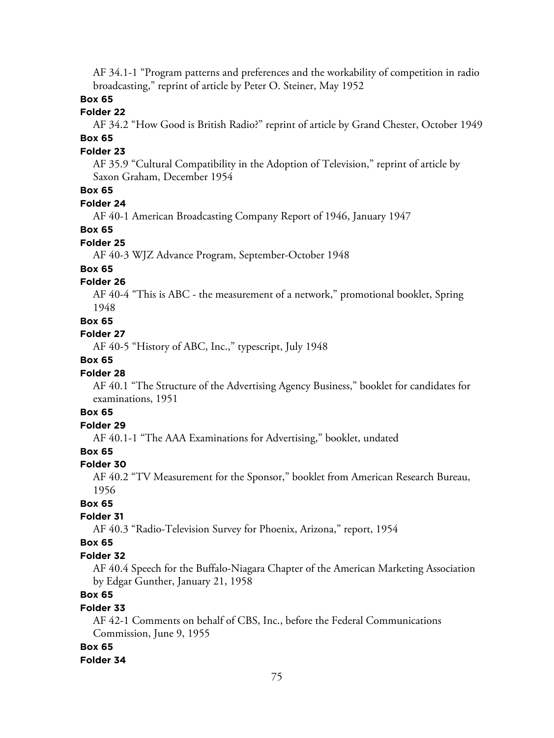AF 34.1-1 “Program patterns and preferences and the workability of competition in radio broadcasting,” reprint of article by Peter O. Steiner, May 1952

**Box 65**

**Folder 22**

AF 34.2 “How Good is British Radio?” reprint of article by Grand Chester, October 1949

**Box 65**

**Folder 23**

AF 35.9 “Cultural Compatibility in the Adoption of Television,” reprint of article by Saxon Graham, December 1954

**Box 65**

**Folder 24**

AF 40-1 American Broadcasting Company Report of 1946, January 1947

**Box 65**

**Folder 25**

AF 40-3 WJZ Advance Program, September-October 1948

**Box 65**

**Folder 26**

AF 40-4 “This is ABC - the measurement of a network,” promotional booklet, Spring 1948

**Box 65**

**Folder 27**

AF 40-5 “History of ABC, Inc.,” typescript, July 1948

**Box 65**

**Folder 28**

AF 40.1 “The Structure of the Advertising Agency Business,” booklet for candidates for examinations, 1951

**Box 65**

**Folder 29**

AF 40.1-1 “The AAA Examinations for Advertising,” booklet, undated

**Box 65**

**Folder 30**

AF 40.2 “TV Measurement for the Sponsor,” booklet from American Research Bureau, 1956

**Box 65**

**Folder 31**

AF 40.3 “Radio-Television Survey for Phoenix, Arizona,” report, 1954

**Box 65**

**Folder 32**

AF 40.4 Speech for the Buffalo-Niagara Chapter of the American Marketing Association by Edgar Gunther, January 21, 1958

**Box 65**

**Folder 33**

AF 42-1 Comments on behalf of CBS, Inc., before the Federal Communications Commission, June 9, 1955

**Box 65**

**Folder 34**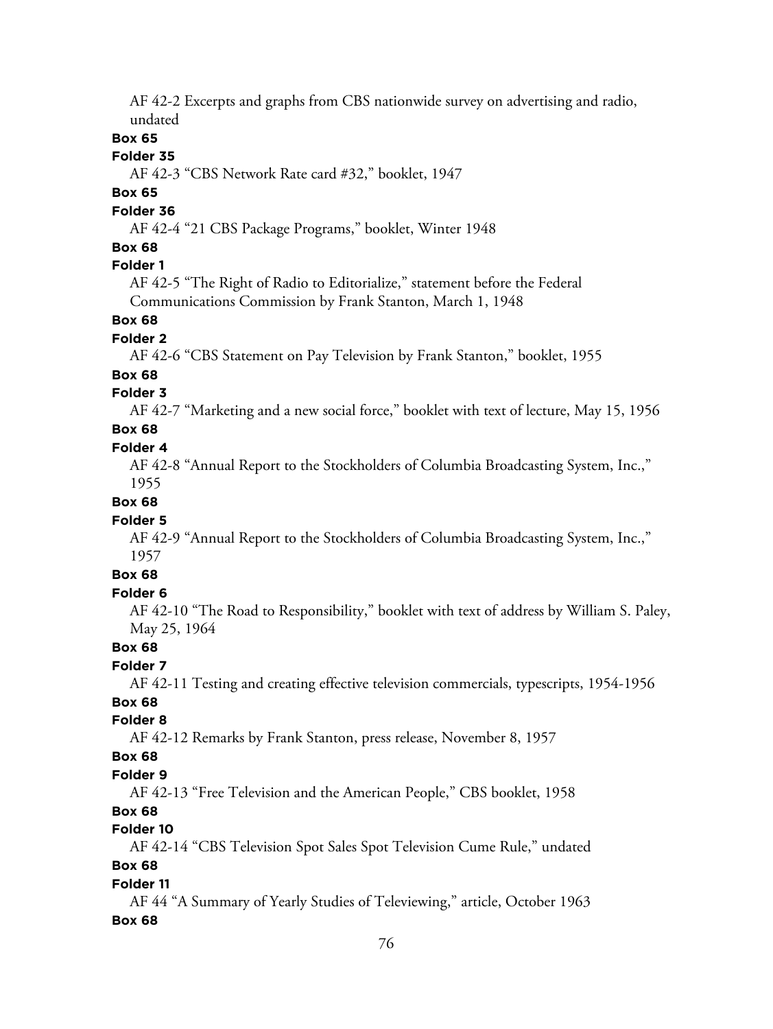AF 42-2 Excerpts and graphs from CBS nationwide survey on advertising and radio, undated

**Box 65**

**Folder 35**

AF 42-3 "CBS Network Rate card #32," booklet, 1947

**Box 65**

**Folder 36**

AF 42-4 "21 CBS Package Programs," booklet, Winter 1948

**Box 68**

**Folder 1**

AF 42-5 "The Right of Radio to Editorialize," statement before the Federal Communications Commission by Frank Stanton, March 1, 1948

**Box 68**

**Folder 2**

AF 42-6 "CBS Statement on Pay Television by Frank Stanton," booklet, 1955

**Box 68**

**Folder 3**

AF 42-7 "Marketing and a new social force," booklet with text of lecture, May 15, 1956

**Box 68**

**Folder 4**

AF 42-8 "Annual Report to the Stockholders of Columbia Broadcasting System, Inc.," 1955

**Box 68**

**Folder 5**

AF 42-9 "Annual Report to the Stockholders of Columbia Broadcasting System, Inc.," 1957

**Box 68**

**Folder 6**

AF 42-10 "The Road to Responsibility," booklet with text of address by William S. Paley, May 25, 1964

**Box 68**

**Folder 7**

AF 42-11 Testing and creating effective television commercials, typescripts, 1954-1956

**Box 68**

**Folder 8**

AF 42-12 Remarks by Frank Stanton, press release, November 8, 1957

**Box 68**

**Folder 9**

AF 42-13 "Free Television and the American People," CBS booklet, 1958

**Box 68**

**Folder 10**

AF 42-14 "CBS Television Spot Sales Spot Television Cume Rule," undated

**Box 68**

**Folder 11**

AF 44 "A Summary of Yearly Studies of Televiewing," article, October 1963

**Box 68**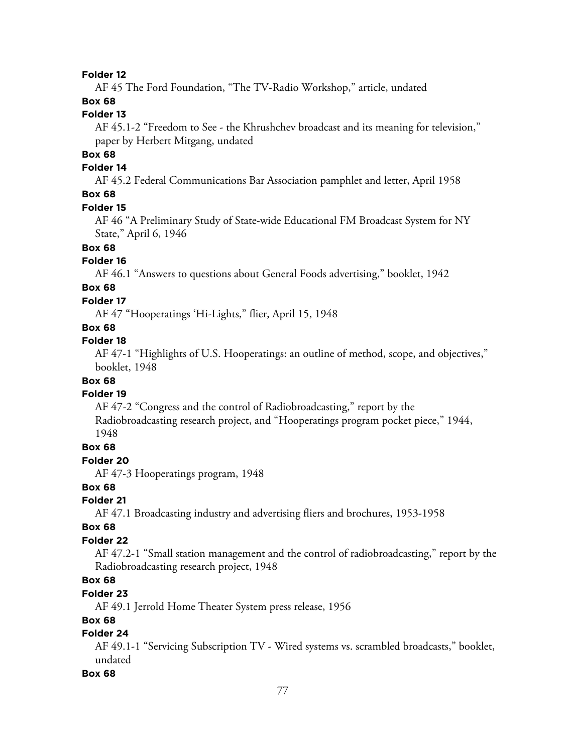**Folder 12**

AF 45 The Ford Foundation, "The TV-Radio Workshop," article, undated

**Box 68**

**Folder 13**

AF 45.1-2 "Freedom to See - the Khrushchev broadcast and its meaning for television," paper by Herbert Mitgang, undated

**Box 68**

**Folder 14**

AF 45.2 Federal Communications Bar Association pamphlet and letter, April 1958

**Box 68**

**Folder 15**

AF 46 "A Preliminary Study of State-wide Educational FM Broadcast System for NY State," April 6, 1946

**Box 68**

**Folder 16**

AF 46.1 "Answers to questions about General Foods advertising," booklet, 1942

**Box 68**

**Folder 17**

AF 47 "Hooperatings 'Hi-Lights," flier, April 15, 1948

**Box 68**

**Folder 18**

AF 47-1 "Highlights of U.S. Hooperatings: an outline of method, scope, and objectives," booklet, 1948

**Box 68**

**Folder 19**

AF 47-2 "Congress and the control of Radiobroadcasting," report by the Radiobroadcasting research project, and "Hooperatings program pocket piece," 1944, 1948

**Box 68**

**Folder 20**

AF 47-3 Hooperatings program, 1948

**Box 68**

**Folder 21**

AF 47.1 Broadcasting industry and advertising fliers and brochures, 1953-1958

**Box 68**

**Folder 22**

AF 47.2-1 "Small station management and the control of radiobroadcasting," report by the Radiobroadcasting research project, 1948

**Box 68**

**Folder 23**

AF 49.1 Jerrold Home Theater System press release, 1956

**Box 68**

**Folder 24**

AF 49.1-1 "Servicing Subscription TV - Wired systems vs. scrambled broadcasts," booklet, undated

**Box 68**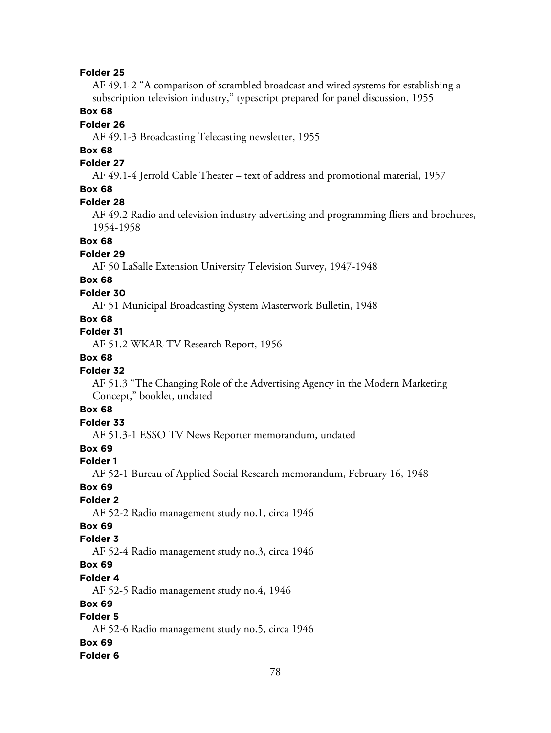**Folder 25**

AF 49.1-2 "A comparison of scrambled broadcast and wired systems for establishing a subscription television industry," typescript prepared for panel discussion, 1955

**Box 68**

**Folder 26**

AF 49.1-3 Broadcasting Telecasting newsletter, 1955

**Box 68**

**Folder 27**

AF 49.1-4 Jerrold Cable Theater – text of address and promotional material, 1957

**Box 68**

**Folder 28**

AF 49.2 Radio and television industry advertising and programming fliers and brochures, 1954-1958

**Box 68**

**Folder 29**

AF 50 LaSalle Extension University Television Survey, 1947-1948

**Box 68**

**Folder 30**

AF 51 Municipal Broadcasting System Masterwork Bulletin, 1948

**Box 68**

**Folder 31**

AF 51.2 WKAR-TV Research Report, 1956

**Box 68**

**Folder 32**

AF 51.3 "The Changing Role of the Advertising Agency in the Modern Marketing Concept," booklet, undated

**Box 68**

**Folder 33**

AF 51.3-1 ESSO TV News Reporter memorandum, undated

**Box 69**

**Folder 1**

AF 52-1 Bureau of Applied Social Research memorandum, February 16, 1948

**Box 69**

**Folder 2**

AF 52-2 Radio management study no.1, circa 1946

**Box 69**

**Folder 3**

AF 52-4 Radio management study no.3, circa 1946

**Box 69**

**Folder 4**

AF 52-5 Radio management study no.4, 1946

**Box 69**

**Folder 5**

AF 52-6 Radio management study no.5, circa 1946

**Box 69**

**Folder 6**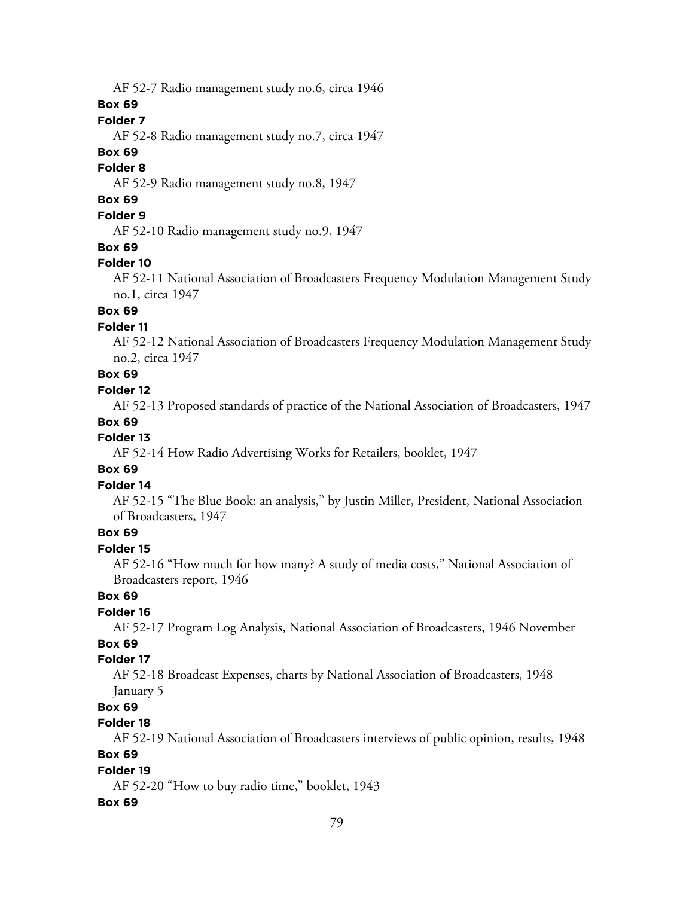AF 52-7 Radio management study no.6, circa 1946

**Box 69**

**Folder 7**

AF 52-8 Radio management study no.7, circa 1947

**Box 69**

**Folder 8**

AF 52-9 Radio management study no.8, 1947

**Box 69**

**Folder 9**

AF 52-10 Radio management study no.9, 1947

**Box 69**

**Folder 10**

AF 52-11 National Association of Broadcasters Frequency Modulation Management Study no.1, circa 1947

**Box 69**

**Folder 11**

AF 52-12 National Association of Broadcasters Frequency Modulation Management Study no.2, circa 1947

**Box 69**

**Folder 12**

AF 52-13 Proposed standards of practice of the National Association of Broadcasters, 1947

**Box 69**

**Folder 13**

AF 52-14 How Radio Advertising Works for Retailers, booklet, 1947

**Box 69**

**Folder 14**

AF 52-15 "The Blue Book: an analysis," by Justin Miller, President, National Association of Broadcasters, 1947

**Box 69**

**Folder 15**

AF 52-16 "How much for how many? A study of media costs," National Association of Broadcasters report, 1946

**Box 69**

**Folder 16**

AF 52-17 Program Log Analysis, National Association of Broadcasters, 1946 November

**Box 69**

**Folder 17**

AF 52-18 Broadcast Expenses, charts by National Association of Broadcasters, 1948 January 5

**Box 69**

**Folder 18**

AF 52-19 National Association of Broadcasters interviews of public opinion, results, 1948

**Box 69**

**Folder 19**

AF 52-20 "How to buy radio time," booklet, 1943

**Box 69**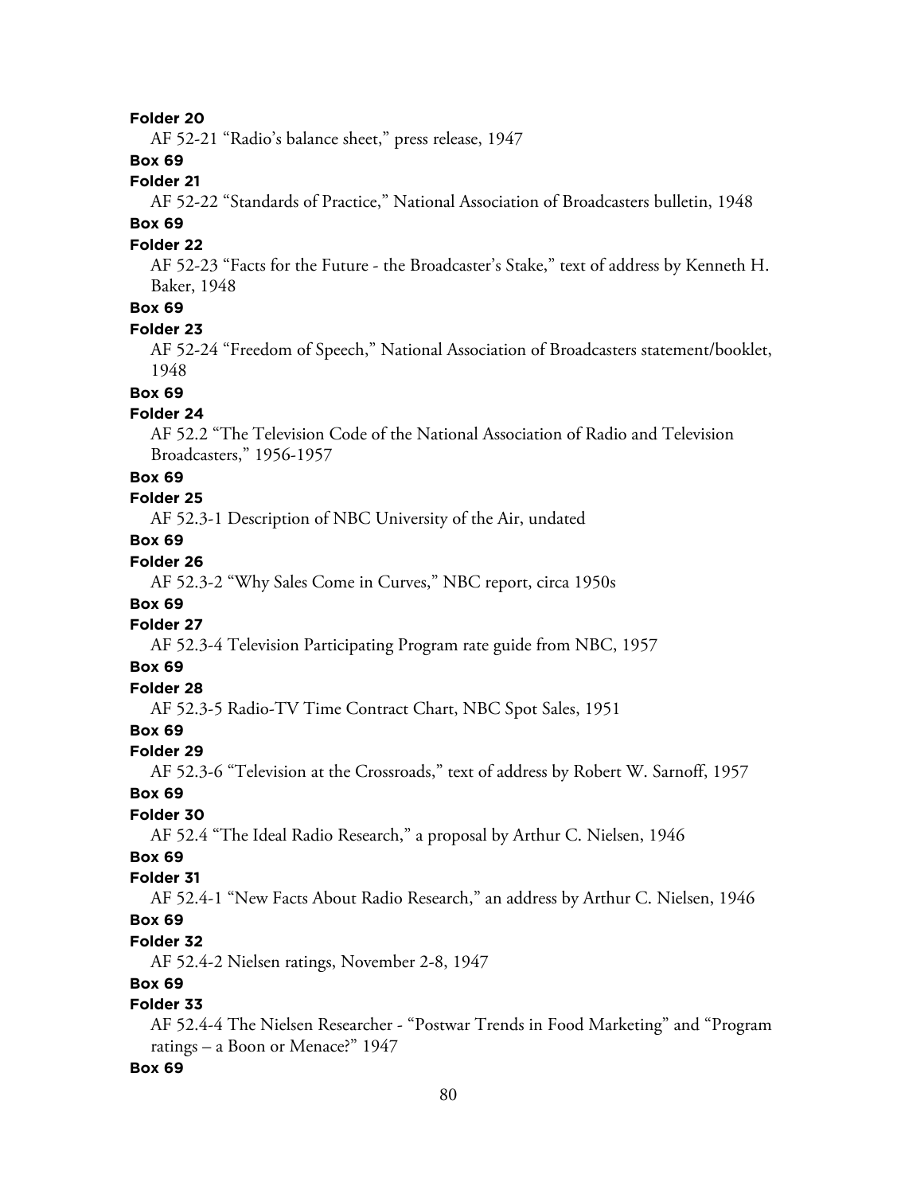**Folder 20**

AF 52-21 “Radio’s balance sheet,” press release, 1947

**Box 69**

**Folder 21**

AF 52-22 “Standards of Practice,” National Association of Broadcasters bulletin, 1948

**Box 69**

**Folder 22**

AF 52-23 “Facts for the Future - the Broadcaster’s Stake,” text of address by Kenneth H. Baker, 1948

**Box 69**

**Folder 23**

AF 52-24 “Freedom of Speech,” National Association of Broadcasters statement/booklet, 1948

**Box 69**

**Folder 24**

AF 52.2 “The Television Code of the National Association of Radio and Television Broadcasters,” 1956-1957

**Box 69**

**Folder 25**

AF 52.3-1 Description of NBC University of the Air, undated

**Box 69**

**Folder 26**

AF 52.3-2 “Why Sales Come in Curves,” NBC report, circa 1950s

**Box 69**

**Folder 27**

AF 52.3-4 Television Participating Program rate guide from NBC, 1957

**Box 69**

**Folder 28**

AF 52.3-5 Radio-TV Time Contract Chart, NBC Spot Sales, 1951

**Box 69**

**Folder 29**

AF 52.3-6 “Television at the Crossroads,” text of address by Robert W. Sarnoff, 1957

**Box 69**

**Folder 30**

AF 52.4 “The Ideal Radio Research,” a proposal by Arthur C. Nielsen, 1946

**Box 69**

**Folder 31**

AF 52.4-1 “New Facts About Radio Research,” an address by Arthur C. Nielsen, 1946

**Box 69**

**Folder 32**

AF 52.4-2 Nielsen ratings, November 2-8, 1947

**Box 69**

**Folder 33**

AF 52.4-4 The Nielsen Researcher - “Postwar Trends in Food Marketing” and “Program ratings – a Boon or Menace?” 1947

**Box 69**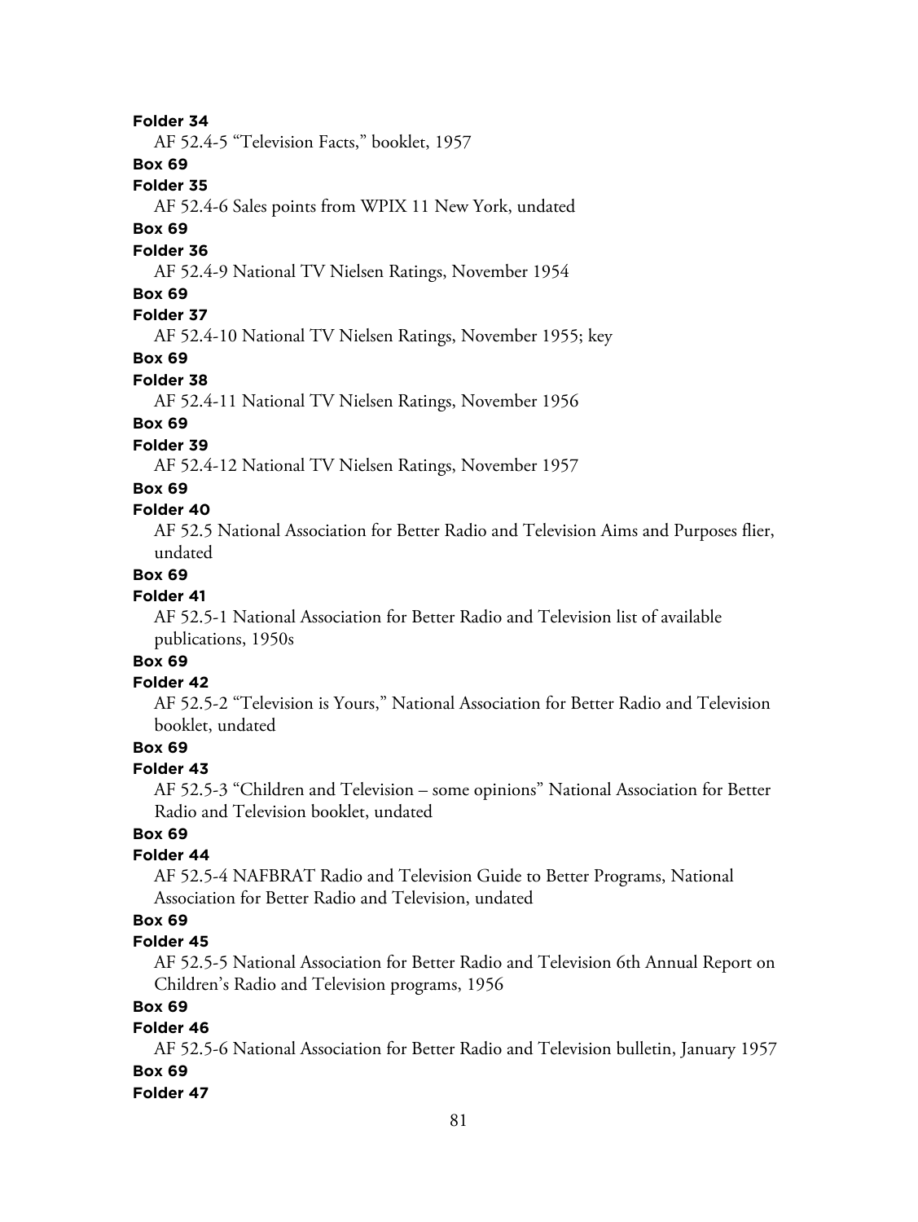**Folder 34**

AF 52.4-5 "Television Facts," booklet, 1957

**Box 69**

**Folder 35**

AF 52.4-6 Sales points from WPIX 11 New York, undated

**Box 69**

**Folder 36**

AF 52.4-9 National TV Nielsen Ratings, November 1954

**Box 69**

**Folder 37**

AF 52.4-10 National TV Nielsen Ratings, November 1955; key

**Box 69**

**Folder 38**

AF 52.4-11 National TV Nielsen Ratings, November 1956

**Box 69**

**Folder 39**

AF 52.4-12 National TV Nielsen Ratings, November 1957

**Box 69**

**Folder 40**

AF 52.5 National Association for Better Radio and Television Aims and Purposes flier, undated

**Box 69**

**Folder 41**

AF 52.5-1 National Association for Better Radio and Television list of available publications, 1950s

**Box 69**

**Folder 42**

AF 52.5-2 "Television is Yours," National Association for Better Radio and Television booklet, undated

**Box 69**

**Folder 43**

AF 52.5-3 "Children and Television – some opinions" National Association for Better Radio and Television booklet, undated

**Box 69**

**Folder 44**

AF 52.5-4 NAFBRAT Radio and Television Guide to Better Programs, National Association for Better Radio and Television, undated

**Box 69**

**Folder 45**

AF 52.5-5 National Association for Better Radio and Television 6th Annual Report on Children's Radio and Television programs, 1956

**Box 69**

**Folder 46**

AF 52.5-6 National Association for Better Radio and Television bulletin, January 1957

**Box 69**

**Folder 47**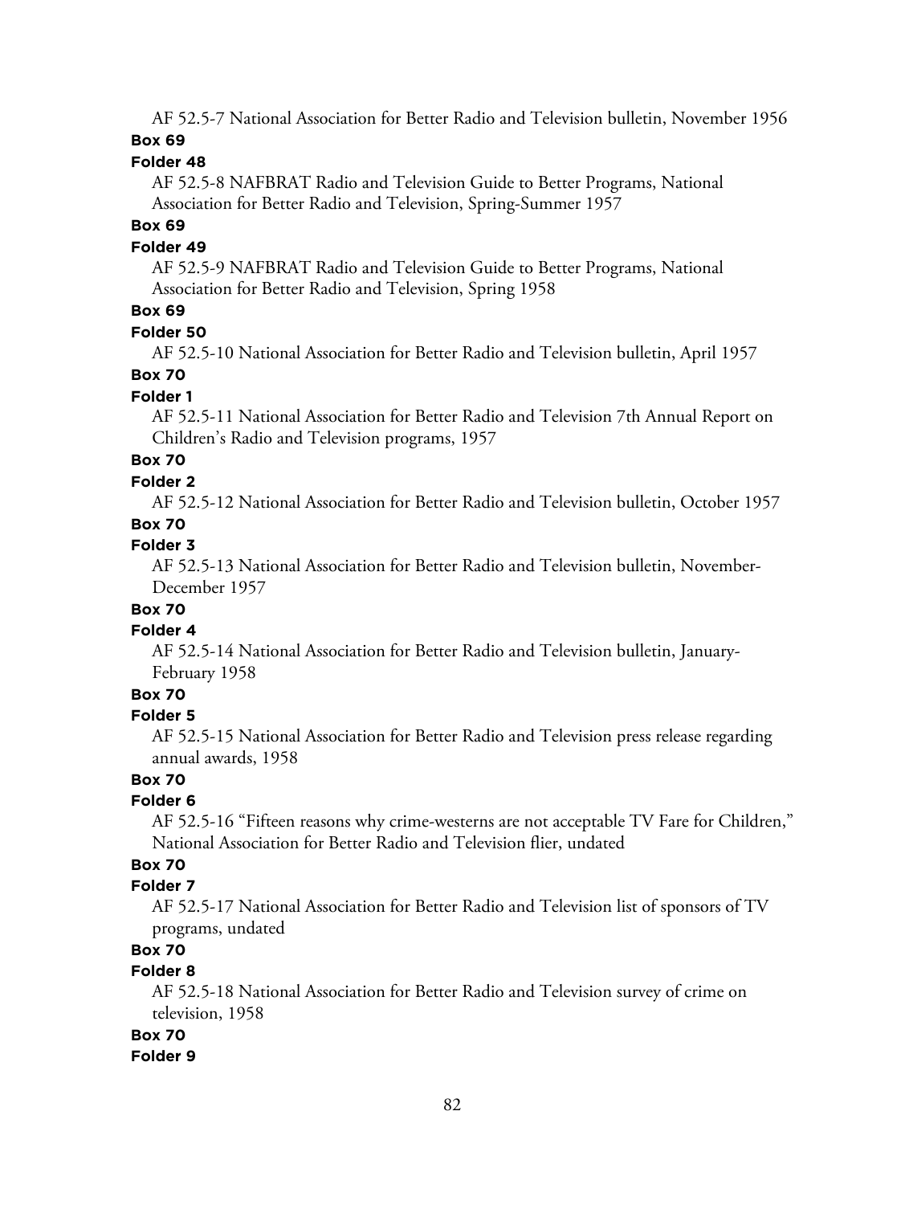AF 52.5-7 National Association for Better Radio and Television bulletin, November 1956

**Box 69**

**Folder 48**

AF 52.5-8 NAFBRAT Radio and Television Guide to Better Programs, National Association for Better Radio and Television, Spring-Summer 1957

**Box 69**

**Folder 49**

AF 52.5-9 NAFBRAT Radio and Television Guide to Better Programs, National Association for Better Radio and Television, Spring 1958

**Box 69**

**Folder 50**

AF 52.5-10 National Association for Better Radio and Television bulletin, April 1957

**Box 70**

**Folder 1**

AF 52.5-11 National Association for Better Radio and Television 7th Annual Report on Children's Radio and Television programs, 1957

**Box 70**

**Folder 2**

AF 52.5-12 National Association for Better Radio and Television bulletin, October 1957

**Box 70**

**Folder 3**

AF 52.5-13 National Association for Better Radio and Television bulletin, November-December 1957

**Box 70**

**Folder 4**

AF 52.5-14 National Association for Better Radio and Television bulletin, January-February 1958

**Box 70**

**Folder 5**

AF 52.5-15 National Association for Better Radio and Television press release regarding annual awards, 1958

**Box 70**

**Folder 6**

AF 52.5-16 "Fifteen reasons why crime-westerns are not acceptable TV Fare for Children," National Association for Better Radio and Television flier, undated

**Box 70**

**Folder 7**

AF 52.5-17 National Association for Better Radio and Television list of sponsors of TV programs, undated

**Box 70**

**Folder 8**

AF 52.5-18 National Association for Better Radio and Television survey of crime on television, 1958

**Box 70**

**Folder 9**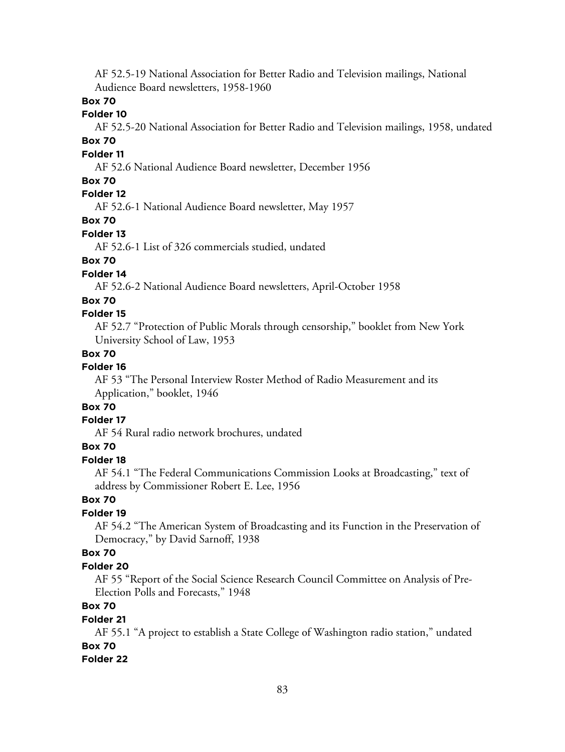AF 52.5-19 National Association for Better Radio and Television mailings, National Audience Board newsletters, 1958-1960

**Box 70**

**Folder 10**

AF 52.5-20 National Association for Better Radio and Television mailings, 1958, undated

**Box 70**

**Folder 11**

AF 52.6 National Audience Board newsletter, December 1956

**Box 70**

**Folder 12**

AF 52.6-1 National Audience Board newsletter, May 1957

**Box 70**

**Folder 13**

AF 52.6-1 List of 326 commercials studied, undated

**Box 70**

**Folder 14**

AF 52.6-2 National Audience Board newsletters, April-October 1958

**Box 70**

**Folder 15**

AF 52.7 "Protection of Public Morals through censorship," booklet from New York University School of Law, 1953

**Box 70**

**Folder 16**

AF 53 "The Personal Interview Roster Method of Radio Measurement and its Application," booklet, 1946

**Box 70**

**Folder 17**

AF 54 Rural radio network brochures, undated

**Box 70**

**Folder 18**

AF 54.1 "The Federal Communications Commission Looks at Broadcasting," text of address by Commissioner Robert E. Lee, 1956

**Box 70**

**Folder 19**

AF 54.2 "The American System of Broadcasting and its Function in the Preservation of Democracy," by David Sarnoff, 1938

**Box 70**

**Folder 20**

AF 55 "Report of the Social Science Research Council Committee on Analysis of Pre-Election Polls and Forecasts," 1948

**Box 70**

**Folder 21**

AF 55.1 "A project to establish a State College of Washington radio station," undated

**Box 70**

**Folder 22**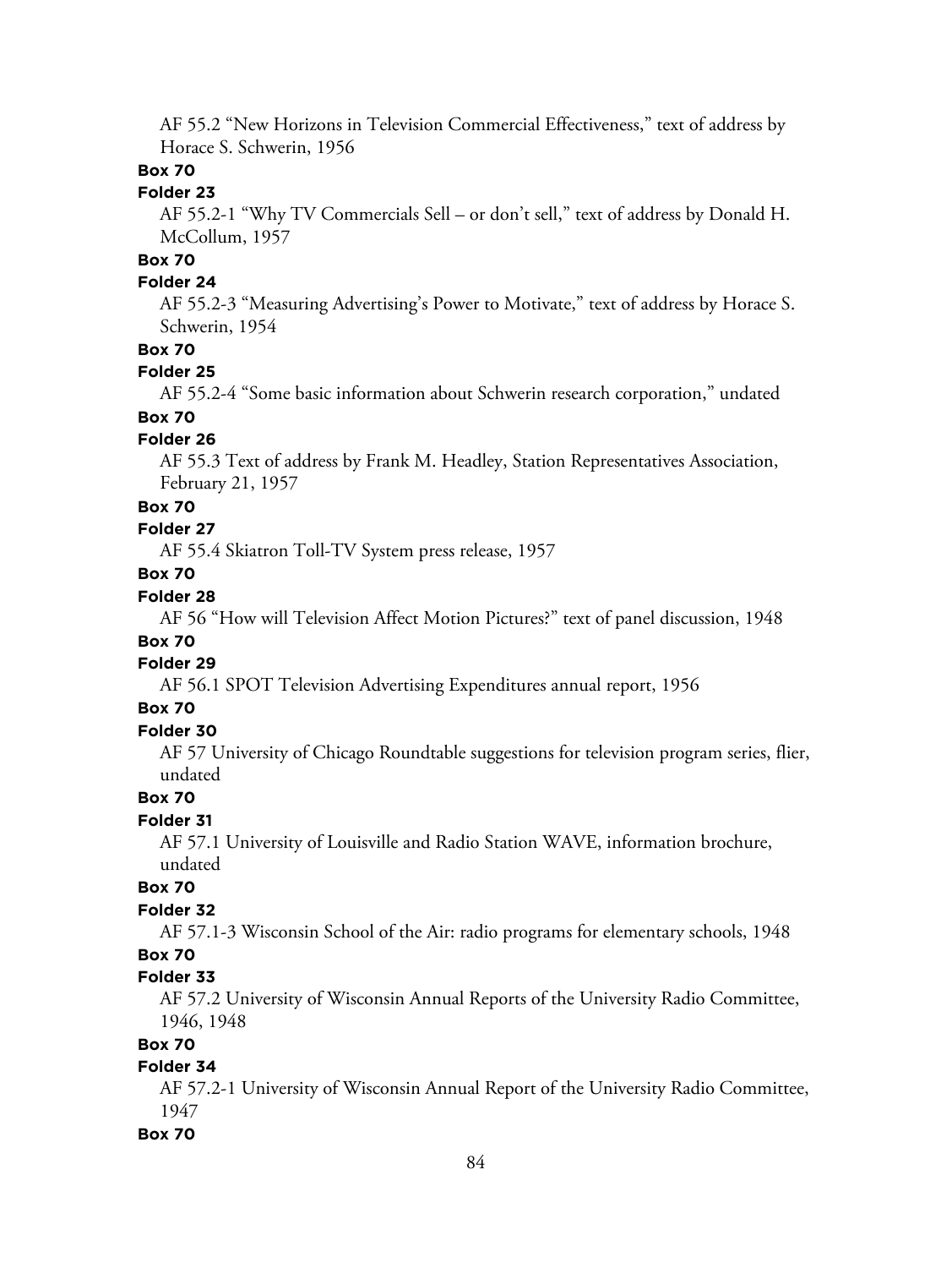AF 55.2 “New Horizons in Television Commercial Effectiveness,” text of address by Horace S. Schwerin, 1956

**Box 70**

**Folder 23**

AF 55.2-1 “Why TV Commercials Sell – or don’t sell,” text of address by Donald H. McCollum, 1957

**Box 70**

**Folder 24**

AF 55.2-3 “Measuring Advertising’s Power to Motivate,” text of address by Horace S. Schwerin, 1954

**Box 70**

**Folder 25**

AF 55.2-4 “Some basic information about Schwerin research corporation,” undated

**Box 70**

**Folder 26**

AF 55.3 Text of address by Frank M. Headley, Station Representatives Association, February 21, 1957

**Box 70**

**Folder 27**

AF 55.4 Skiatron Toll-TV System press release, 1957

**Box 70**

**Folder 28**

AF 56 “How will Television Affect Motion Pictures?” text of panel discussion, 1948

**Box 70**

**Folder 29**

AF 56.1 SPOT Television Advertising Expenditures annual report, 1956

**Box 70**

**Folder 30**

AF 57 University of Chicago Roundtable suggestions for television program series, flier, undated

**Box 70**

**Folder 31**

AF 57.1 University of Louisville and Radio Station WAVE, information brochure, undated

**Box 70**

**Folder 32**

AF 57.1-3 Wisconsin School of the Air: radio programs for elementary schools, 1948

**Box 70**

**Folder 33**

AF 57.2 University of Wisconsin Annual Reports of the University Radio Committee, 1946, 1948

**Box 70**

**Folder 34**

AF 57.2-1 University of Wisconsin Annual Report of the University Radio Committee, 1947

**Box 70**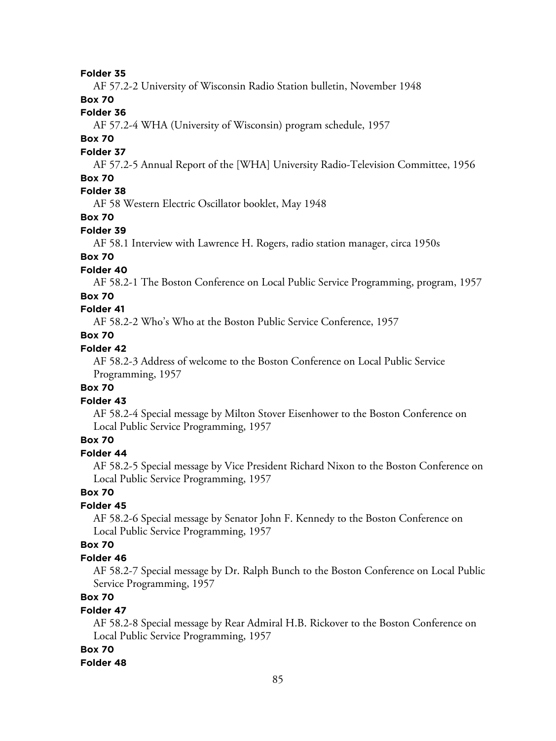**Folder 35**

AF 57.2-2 University of Wisconsin Radio Station bulletin, November 1948

**Box 70**

**Folder 36**

AF 57.2-4 WHA (University of Wisconsin) program schedule, 1957

**Box 70**

**Folder 37**

AF 57.2-5 Annual Report of the [WHA] University Radio-Television Committee, 1956

**Box 70**

**Folder 38**

AF 58 Western Electric Oscillator booklet, May 1948

**Box 70**

**Folder 39**

AF 58.1 Interview with Lawrence H. Rogers, radio station manager, circa 1950s

**Box 70**

**Folder 40**

AF 58.2-1 The Boston Conference on Local Public Service Programming, program, 1957

**Box 70**

**Folder 41**

AF 58.2-2 Who's Who at the Boston Public Service Conference, 1957

**Box 70**

**Folder 42**

AF 58.2-3 Address of welcome to the Boston Conference on Local Public Service Programming, 1957

**Box 70**

**Folder 43**

AF 58.2-4 Special message by Milton Stover Eisenhower to the Boston Conference on Local Public Service Programming, 1957

**Box 70**

**Folder 44**

AF 58.2-5 Special message by Vice President Richard Nixon to the Boston Conference on Local Public Service Programming, 1957

**Box 70**

**Folder 45**

AF 58.2-6 Special message by Senator John F. Kennedy to the Boston Conference on Local Public Service Programming, 1957

**Box 70**

**Folder 46**

AF 58.2-7 Special message by Dr. Ralph Bunch to the Boston Conference on Local Public Service Programming, 1957

**Box 70**

**Folder 47**

AF 58.2-8 Special message by Rear Admiral H.B. Rickover to the Boston Conference on Local Public Service Programming, 1957

**Box 70**

**Folder 48**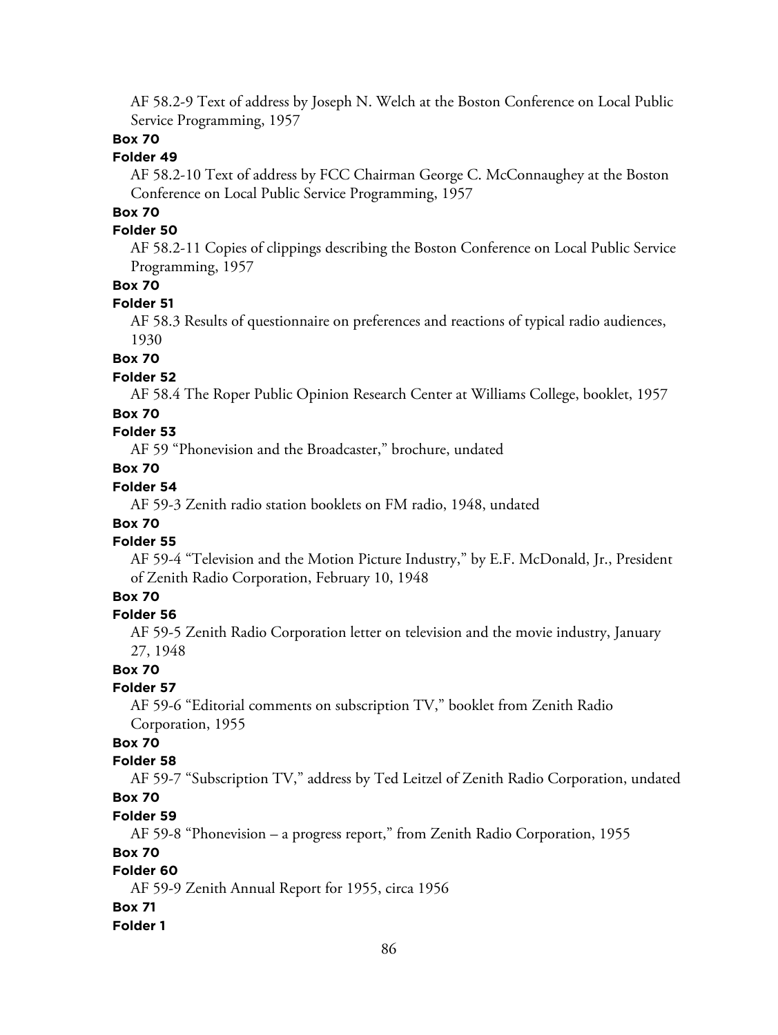AF 58.2-9 Text of address by Joseph N. Welch at the Boston Conference on Local Public Service Programming, 1957

**Box 70**

**Folder 49**

AF 58.2-10 Text of address by FCC Chairman George C. McConnaughey at the Boston Conference on Local Public Service Programming, 1957

**Box 70**

**Folder 50**

AF 58.2-11 Copies of clippings describing the Boston Conference on Local Public Service Programming, 1957

**Box 70**

**Folder 51**

AF 58.3 Results of questionnaire on preferences and reactions of typical radio audiences, 1930

**Box 70**

**Folder 52**

AF 58.4 The Roper Public Opinion Research Center at Williams College, booklet, 1957

**Box 70**

**Folder 53**

AF 59 "Phonevision and the Broadcaster," brochure, undated

**Box 70**

**Folder 54**

AF 59-3 Zenith radio station booklets on FM radio, 1948, undated

**Box 70**

**Folder 55**

AF 59-4 "Television and the Motion Picture Industry," by E.F. McDonald, Jr., President of Zenith Radio Corporation, February 10, 1948

**Box 70**

**Folder 56**

AF 59-5 Zenith Radio Corporation letter on television and the movie industry, January 27, 1948

**Box 70**

**Folder 57**

AF 59-6 "Editorial comments on subscription TV," booklet from Zenith Radio Corporation, 1955

**Box 70**

**Folder 58**

AF 59-7 "Subscription TV," address by Ted Leitzel of Zenith Radio Corporation, undated

**Box 70**

**Folder 59**

AF 59-8 "Phonevision – a progress report," from Zenith Radio Corporation, 1955

**Box 70**

**Folder 60**

AF 59-9 Zenith Annual Report for 1955, circa 1956

**Box 71**

**Folder 1**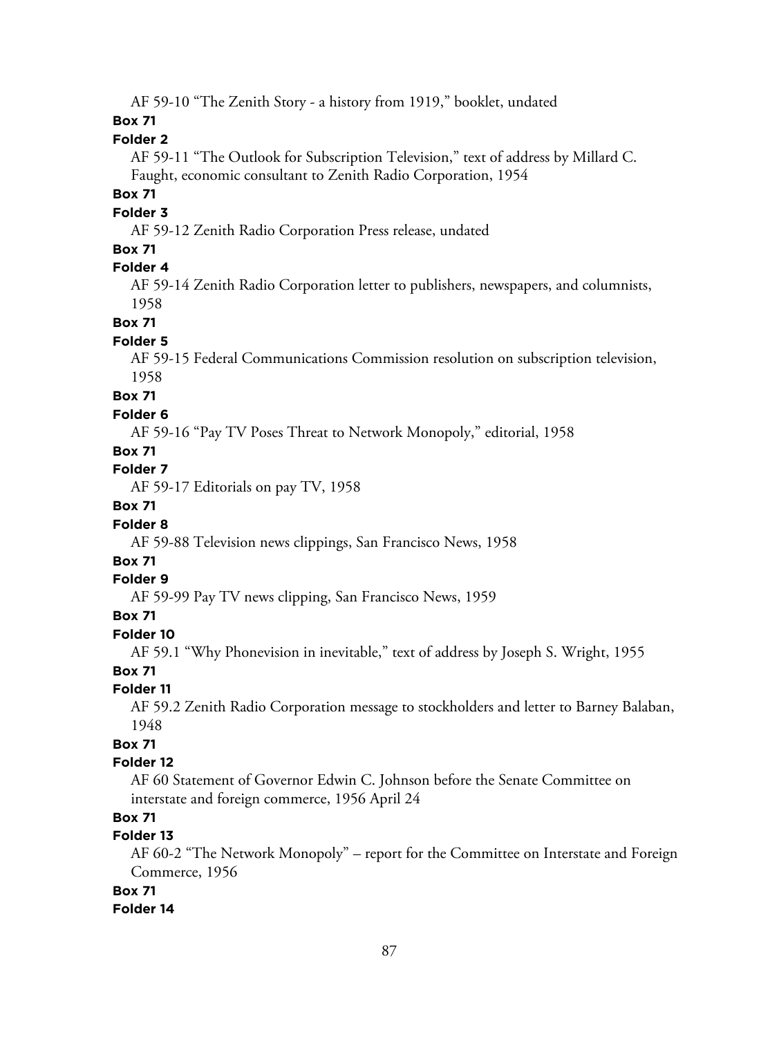AF 59-10 "The Zenith Story - a history from 1919," booklet, undated

**Box 71**

**Folder 2**

AF 59-11 "The Outlook for Subscription Television," text of address by Millard C. Faught, economic consultant to Zenith Radio Corporation, 1954

**Box 71**

**Folder 3**

AF 59-12 Zenith Radio Corporation Press release, undated

**Box 71**

**Folder 4**

AF 59-14 Zenith Radio Corporation letter to publishers, newspapers, and columnists, 1958

**Box 71**

**Folder 5**

AF 59-15 Federal Communications Commission resolution on subscription television, 1958

**Box 71**

**Folder 6**

AF 59-16 "Pay TV Poses Threat to Network Monopoly," editorial, 1958

**Box 71**

**Folder 7**

AF 59-17 Editorials on pay TV, 1958

**Box 71**

**Folder 8**

AF 59-88 Television news clippings, San Francisco News, 1958

**Box 71**

**Folder 9**

AF 59-99 Pay TV news clipping, San Francisco News, 1959

**Box 71**

**Folder 10**

AF 59.1 "Why Phonevision in inevitable," text of address by Joseph S. Wright, 1955

**Box 71**

**Folder 11**

AF 59.2 Zenith Radio Corporation message to stockholders and letter to Barney Balaban, 1948

**Box 71**

**Folder 12**

AF 60 Statement of Governor Edwin C. Johnson before the Senate Committee on interstate and foreign commerce, 1956 April 24

**Box 71**

**Folder 13**

AF 60-2 "The Network Monopoly" – report for the Committee on Interstate and Foreign Commerce, 1956

**Box 71**

**Folder 14**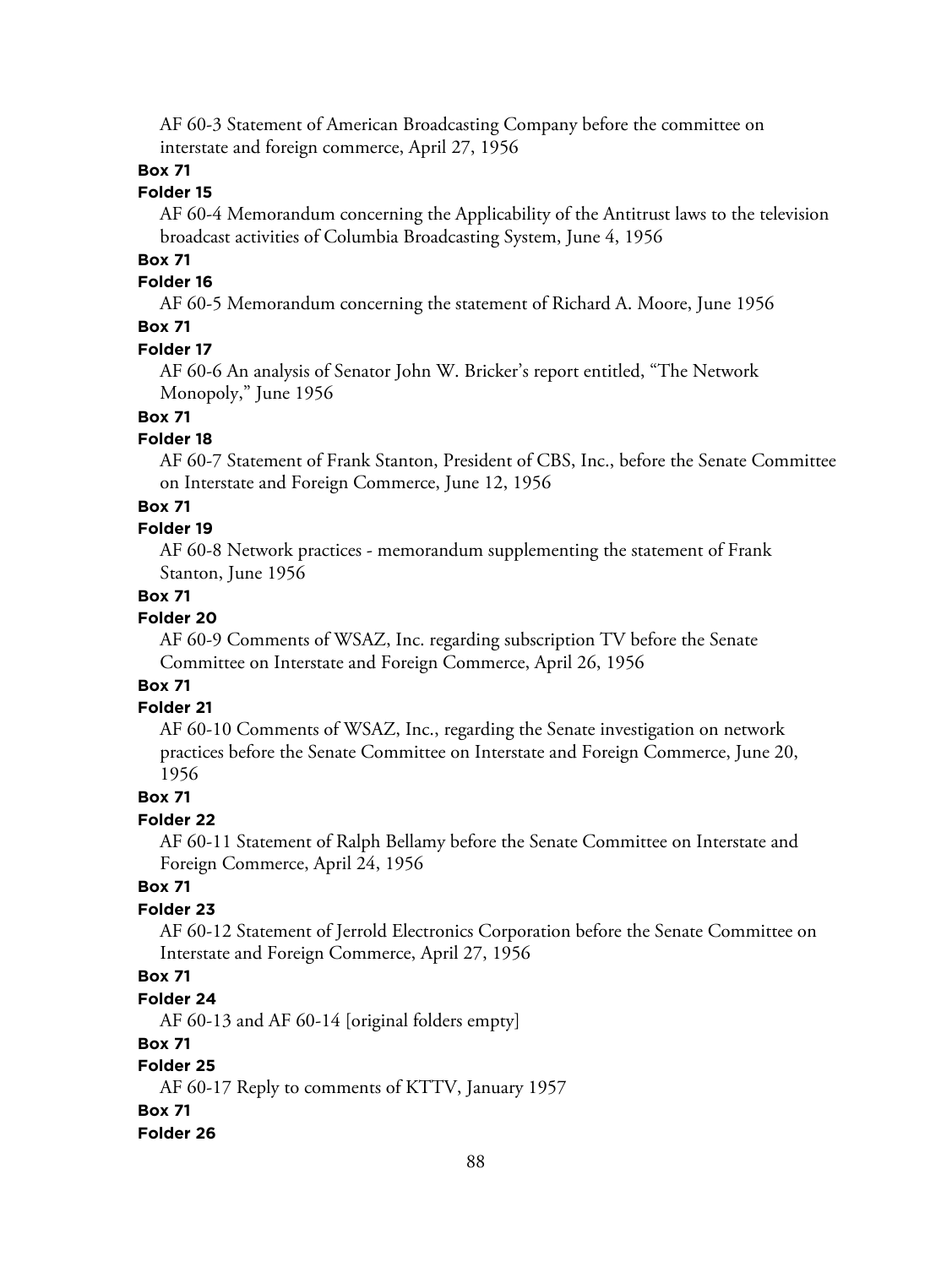AF 60-3 Statement of American Broadcasting Company before the committee on interstate and foreign commerce, April 27, 1956

**Box 71**

**Folder 15**

AF 60-4 Memorandum concerning the Applicability of the Antitrust laws to the television broadcast activities of Columbia Broadcasting System, June 4, 1956

**Box 71**

**Folder 16**

AF 60-5 Memorandum concerning the statement of Richard A. Moore, June 1956

**Box 71**

**Folder 17**

AF 60-6 An analysis of Senator John W. Bricker's report entitled, "The Network Monopoly," June 1956

**Box 71**

**Folder 18**

AF 60-7 Statement of Frank Stanton, President of CBS, Inc., before the Senate Committee on Interstate and Foreign Commerce, June 12, 1956

**Box 71**

**Folder 19**

AF 60-8 Network practices - memorandum supplementing the statement of Frank Stanton, June 1956

**Box 71**

**Folder 20**

AF 60-9 Comments of WSAZ, Inc. regarding subscription TV before the Senate Committee on Interstate and Foreign Commerce, April 26, 1956

**Box 71**

**Folder 21**

AF 60-10 Comments of WSAZ, Inc., regarding the Senate investigation on network practices before the Senate Committee on Interstate and Foreign Commerce, June 20, 1956

**Box 71**

**Folder 22**

AF 60-11 Statement of Ralph Bellamy before the Senate Committee on Interstate and Foreign Commerce, April 24, 1956

**Box 71**

**Folder 23**

AF 60-12 Statement of Jerrold Electronics Corporation before the Senate Committee on Interstate and Foreign Commerce, April 27, 1956

**Box 71**

**Folder 24**

AF 60-13 and AF 60-14 [original folders empty]

**Box 71**

**Folder 25**

AF 60-17 Reply to comments of KTTV, January 1957

**Box 71**

**Folder 26**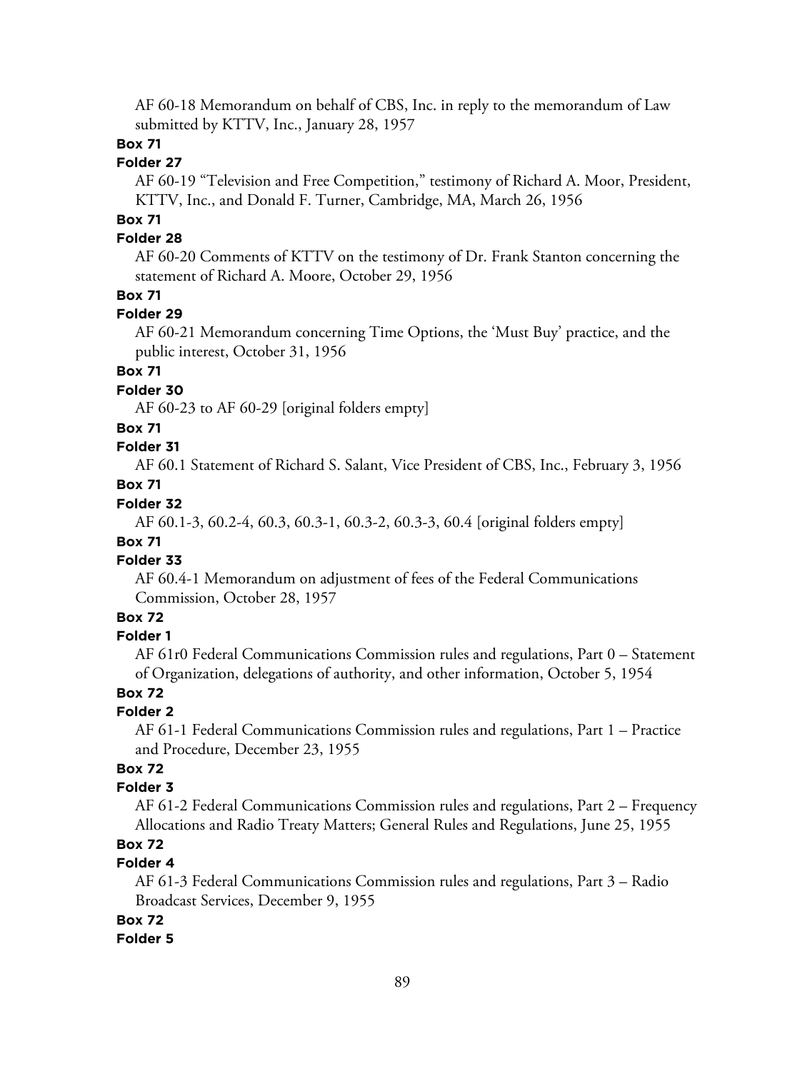AF 60-18 Memorandum on behalf of CBS, Inc. in reply to the memorandum of Law submitted by KTTV, Inc., January 28, 1957

**Box 71**

**Folder 27**

AF 60-19 "Television and Free Competition," testimony of Richard A. Moor, President, KTTV, Inc., and Donald F. Turner, Cambridge, MA, March 26, 1956

**Box 71**

**Folder 28**

AF 60-20 Comments of KTTV on the testimony of Dr. Frank Stanton concerning the statement of Richard A. Moore, October 29, 1956

**Box 71**

**Folder 29**

AF 60-21 Memorandum concerning Time Options, the 'Must Buy' practice, and the public interest, October 31, 1956

**Box 71**

**Folder 30**

AF 60-23 to AF 60-29 [original folders empty]

**Box 71**

**Folder 31**

AF 60.1 Statement of Richard S. Salant, Vice President of CBS, Inc., February 3, 1956

**Box 71**

**Folder 32**

AF 60.1-3, 60.2-4, 60.3, 60.3-1, 60.3-2, 60.3-3, 60.4 [original folders empty]

**Box 71**

**Folder 33**

AF 60.4-1 Memorandum on adjustment of fees of the Federal Communications Commission, October 28, 1957

**Box 72**

**Folder 1**

AF 61r0 Federal Communications Commission rules and regulations, Part 0 – Statement of Organization, delegations of authority, and other information, October 5, 1954

**Box 72**

**Folder 2**

AF 61-1 Federal Communications Commission rules and regulations, Part 1 – Practice and Procedure, December 23, 1955

**Box 72**

**Folder 3**

AF 61-2 Federal Communications Commission rules and regulations, Part 2 – Frequency Allocations and Radio Treaty Matters; General Rules and Regulations, June 25, 1955

**Box 72**

**Folder 4**

AF 61-3 Federal Communications Commission rules and regulations, Part 3 – Radio Broadcast Services, December 9, 1955

**Box 72**

**Folder 5**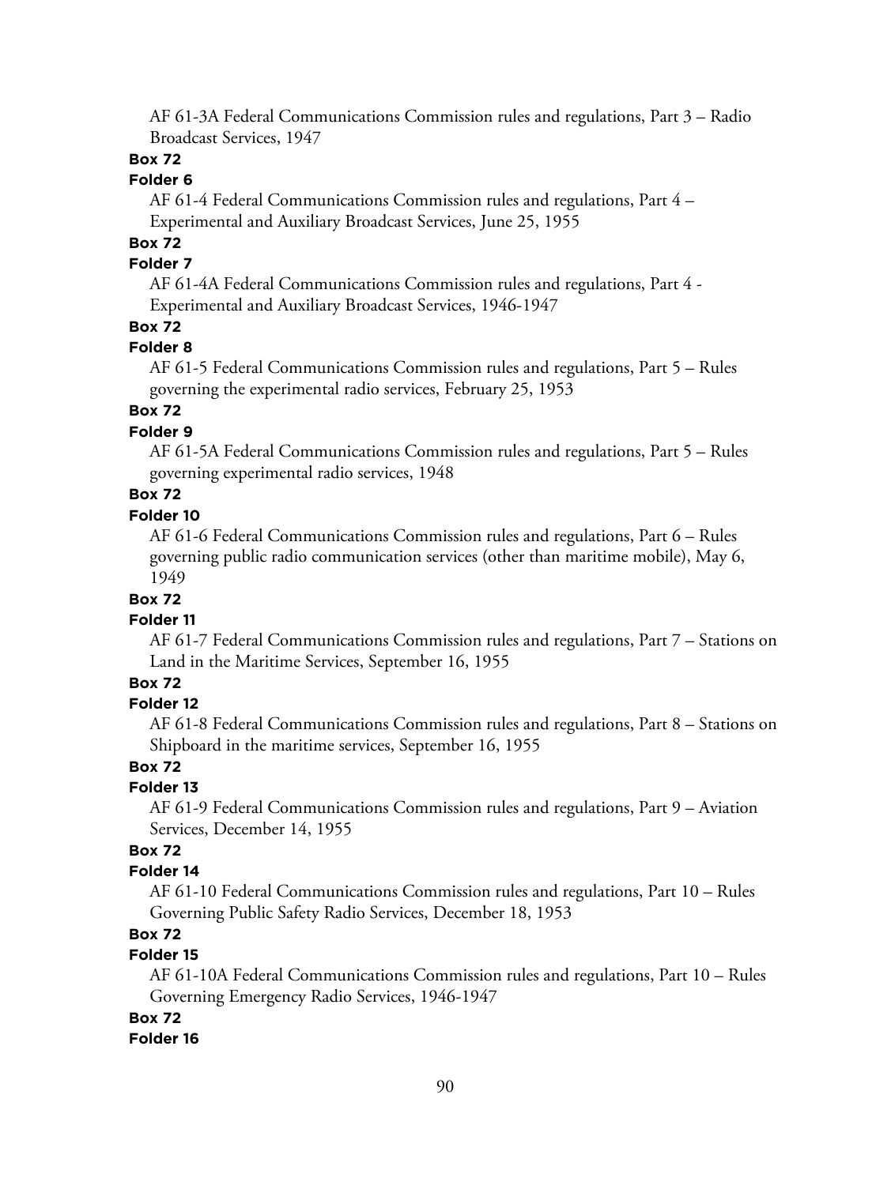AF 61-3A Federal Communications Commission rules and regulations, Part 3 – Radio Broadcast Services, 1947

**Box 72**

**Folder 6**

AF 61-4 Federal Communications Commission rules and regulations, Part 4 – Experimental and Auxiliary Broadcast Services, June 25, 1955

**Box 72**

**Folder 7**

AF 61-4A Federal Communications Commission rules and regulations, Part 4 - Experimental and Auxiliary Broadcast Services, 1946-1947

**Box 72**

**Folder 8**

AF 61-5 Federal Communications Commission rules and regulations, Part 5 – Rules governing the experimental radio services, February 25, 1953

**Box 72**

**Folder 9**

AF 61-5A Federal Communications Commission rules and regulations, Part 5 – Rules governing experimental radio services, 1948

**Box 72**

**Folder 10**

AF 61-6 Federal Communications Commission rules and regulations, Part 6 – Rules governing public radio communication services (other than maritime mobile), May 6, 1949

**Box 72**

**Folder 11**

AF 61-7 Federal Communications Commission rules and regulations, Part 7 – Stations on Land in the Maritime Services, September 16, 1955

**Box 72**

**Folder 12**

AF 61-8 Federal Communications Commission rules and regulations, Part 8 – Stations on Shipboard in the maritime services, September 16, 1955

**Box 72**

**Folder 13**

AF 61-9 Federal Communications Commission rules and regulations, Part 9 – Aviation Services, December 14, 1955

**Box 72**

**Folder 14**

AF 61-10 Federal Communications Commission rules and regulations, Part 10 – Rules Governing Public Safety Radio Services, December 18, 1953

**Box 72**

**Folder 15**

AF 61-10A Federal Communications Commission rules and regulations, Part 10 – Rules Governing Emergency Radio Services, 1946-1947

**Box 72**

**Folder 16**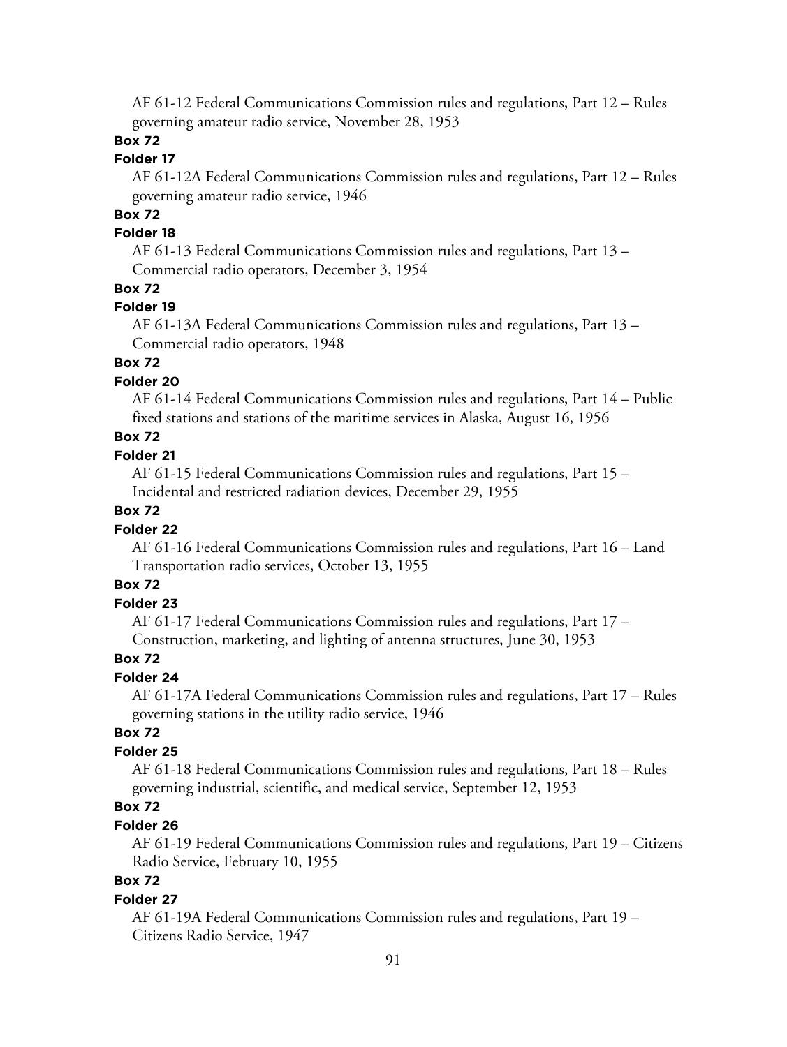AF 61-12 Federal Communications Commission rules and regulations, Part 12 – Rules governing amateur radio service, November 28, 1953

**Box 72**

**Folder 17**

AF 61-12A Federal Communications Commission rules and regulations, Part 12 – Rules governing amateur radio service, 1946

**Box 72**

**Folder 18**

AF 61-13 Federal Communications Commission rules and regulations, Part 13 – Commercial radio operators, December 3, 1954

**Box 72**

**Folder 19**

AF 61-13A Federal Communications Commission rules and regulations, Part 13 – Commercial radio operators, 1948

**Box 72**

**Folder 20**

AF 61-14 Federal Communications Commission rules and regulations, Part 14 – Public fixed stations and stations of the maritime services in Alaska, August 16, 1956

**Box 72**

**Folder 21**

AF 61-15 Federal Communications Commission rules and regulations, Part 15 – Incidental and restricted radiation devices, December 29, 1955

**Box 72**

**Folder 22**

AF 61-16 Federal Communications Commission rules and regulations, Part 16 – Land Transportation radio services, October 13, 1955

**Box 72**

**Folder 23**

AF 61-17 Federal Communications Commission rules and regulations, Part 17 – Construction, marketing, and lighting of antenna structures, June 30, 1953

**Box 72**

**Folder 24**

AF 61-17A Federal Communications Commission rules and regulations, Part 17 – Rules governing stations in the utility radio service, 1946

**Box 72**

**Folder 25**

AF 61-18 Federal Communications Commission rules and regulations, Part 18 – Rules governing industrial, scientific, and medical service, September 12, 1953

**Box 72**

**Folder 26**

AF 61-19 Federal Communications Commission rules and regulations, Part 19 – Citizens Radio Service, February 10, 1955

**Box 72**

**Folder 27**

AF 61-19A Federal Communications Commission rules and regulations, Part 19 – Citizens Radio Service, 1947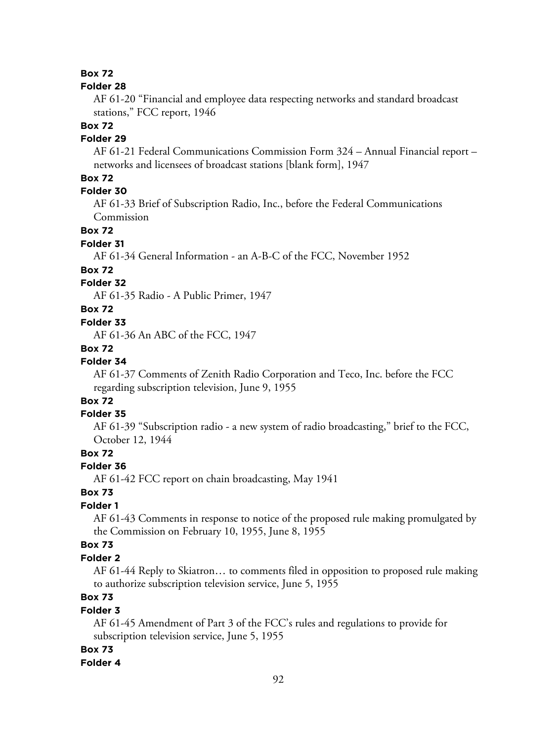**Box 72**

**Folder 28**

AF 61-20 "Financial and employee data respecting networks and standard broadcast stations," FCC report, 1946

**Box 72**

**Folder 29**

AF 61-21 Federal Communications Commission Form 324 – Annual Financial report – networks and licensees of broadcast stations [blank form], 1947

**Box 72**

**Folder 30**

AF 61-33 Brief of Subscription Radio, Inc., before the Federal Communications Commission

**Box 72**

**Folder 31**

AF 61-34 General Information - an A-B-C of the FCC, November 1952

**Box 72**

**Folder 32**

AF 61-35 Radio - A Public Primer, 1947

**Box 72**

**Folder 33**

AF 61-36 An ABC of the FCC, 1947

**Box 72**

**Folder 34**

AF 61-37 Comments of Zenith Radio Corporation and Teco, Inc. before the FCC regarding subscription television, June 9, 1955

**Box 72**

**Folder 35**

AF 61-39 "Subscription radio - a new system of radio broadcasting," brief to the FCC, October 12, 1944

**Box 72**

**Folder 36**

AF 61-42 FCC report on chain broadcasting, May 1941

**Box 73**

**Folder 1**

AF 61-43 Comments in response to notice of the proposed rule making promulgated by the Commission on February 10, 1955, June 8, 1955

**Box 73**

**Folder 2**

AF 61-44 Reply to Skiatron… to comments filed in opposition to proposed rule making to authorize subscription television service, June 5, 1955

**Box 73**

**Folder 3**

AF 61-45 Amendment of Part 3 of the FCC's rules and regulations to provide for subscription television service, June 5, 1955

**Box 73**

**Folder 4**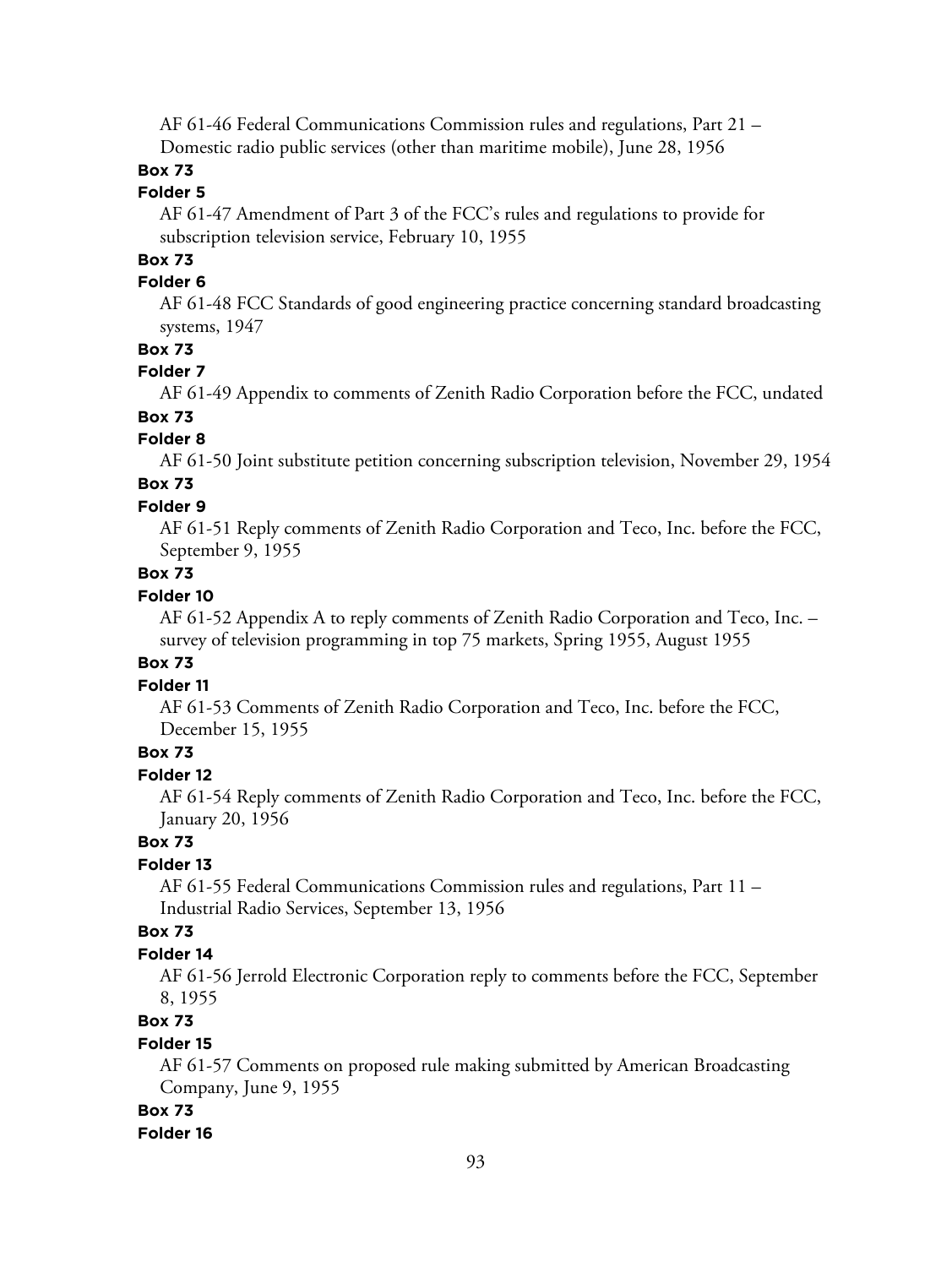AF 61-46 Federal Communications Commission rules and regulations, Part 21 – Domestic radio public services (other than maritime mobile), June 28, 1956

**Box 73**

**Folder 5**

AF 61-47 Amendment of Part 3 of the FCC's rules and regulations to provide for subscription television service, February 10, 1955

**Box 73**

**Folder 6**

AF 61-48 FCC Standards of good engineering practice concerning standard broadcasting systems, 1947

**Box 73**

**Folder 7**

AF 61-49 Appendix to comments of Zenith Radio Corporation before the FCC, undated

**Box 73**

**Folder 8**

AF 61-50 Joint substitute petition concerning subscription television, November 29, 1954

**Box 73**

**Folder 9**

AF 61-51 Reply comments of Zenith Radio Corporation and Teco, Inc. before the FCC, September 9, 1955

**Box 73**

**Folder 10**

AF 61-52 Appendix A to reply comments of Zenith Radio Corporation and Teco, Inc. – survey of television programming in top 75 markets, Spring 1955, August 1955

**Box 73**

**Folder 11**

AF 61-53 Comments of Zenith Radio Corporation and Teco, Inc. before the FCC, December 15, 1955

**Box 73**

**Folder 12**

AF 61-54 Reply comments of Zenith Radio Corporation and Teco, Inc. before the FCC, January 20, 1956

**Box 73**

**Folder 13**

AF 61-55 Federal Communications Commission rules and regulations, Part 11 – Industrial Radio Services, September 13, 1956

**Box 73**

**Folder 14**

AF 61-56 Jerrold Electronic Corporation reply to comments before the FCC, September 8, 1955

**Box 73**

**Folder 15**

AF 61-57 Comments on proposed rule making submitted by American Broadcasting Company, June 9, 1955

**Box 73**

**Folder 16**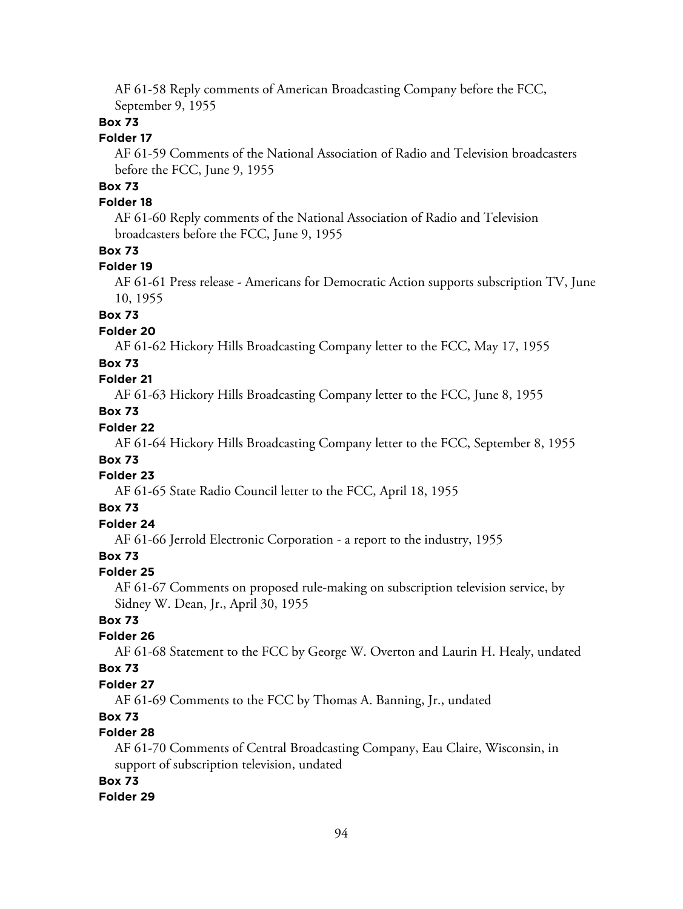AF 61-58 Reply comments of American Broadcasting Company before the FCC, September 9, 1955

**Box 73**

**Folder 17**

AF 61-59 Comments of the National Association of Radio and Television broadcasters before the FCC, June 9, 1955

**Box 73**

**Folder 18**

AF 61-60 Reply comments of the National Association of Radio and Television broadcasters before the FCC, June 9, 1955

**Box 73**

**Folder 19**

AF 61-61 Press release - Americans for Democratic Action supports subscription TV, June 10, 1955

**Box 73**

**Folder 20**

AF 61-62 Hickory Hills Broadcasting Company letter to the FCC, May 17, 1955

**Box 73**

**Folder 21**

AF 61-63 Hickory Hills Broadcasting Company letter to the FCC, June 8, 1955

**Box 73**

**Folder 22**

AF 61-64 Hickory Hills Broadcasting Company letter to the FCC, September 8, 1955

**Box 73**

**Folder 23**

AF 61-65 State Radio Council letter to the FCC, April 18, 1955

**Box 73**

**Folder 24**

AF 61-66 Jerrold Electronic Corporation - a report to the industry, 1955

**Box 73**

**Folder 25**

AF 61-67 Comments on proposed rule-making on subscription television service, by Sidney W. Dean, Jr., April 30, 1955

**Box 73**

**Folder 26**

AF 61-68 Statement to the FCC by George W. Overton and Laurin H. Healy, undated

**Box 73**

**Folder 27**

AF 61-69 Comments to the FCC by Thomas A. Banning, Jr., undated

**Box 73**

**Folder 28**

AF 61-70 Comments of Central Broadcasting Company, Eau Claire, Wisconsin, in support of subscription television, undated

**Box 73**

**Folder 29**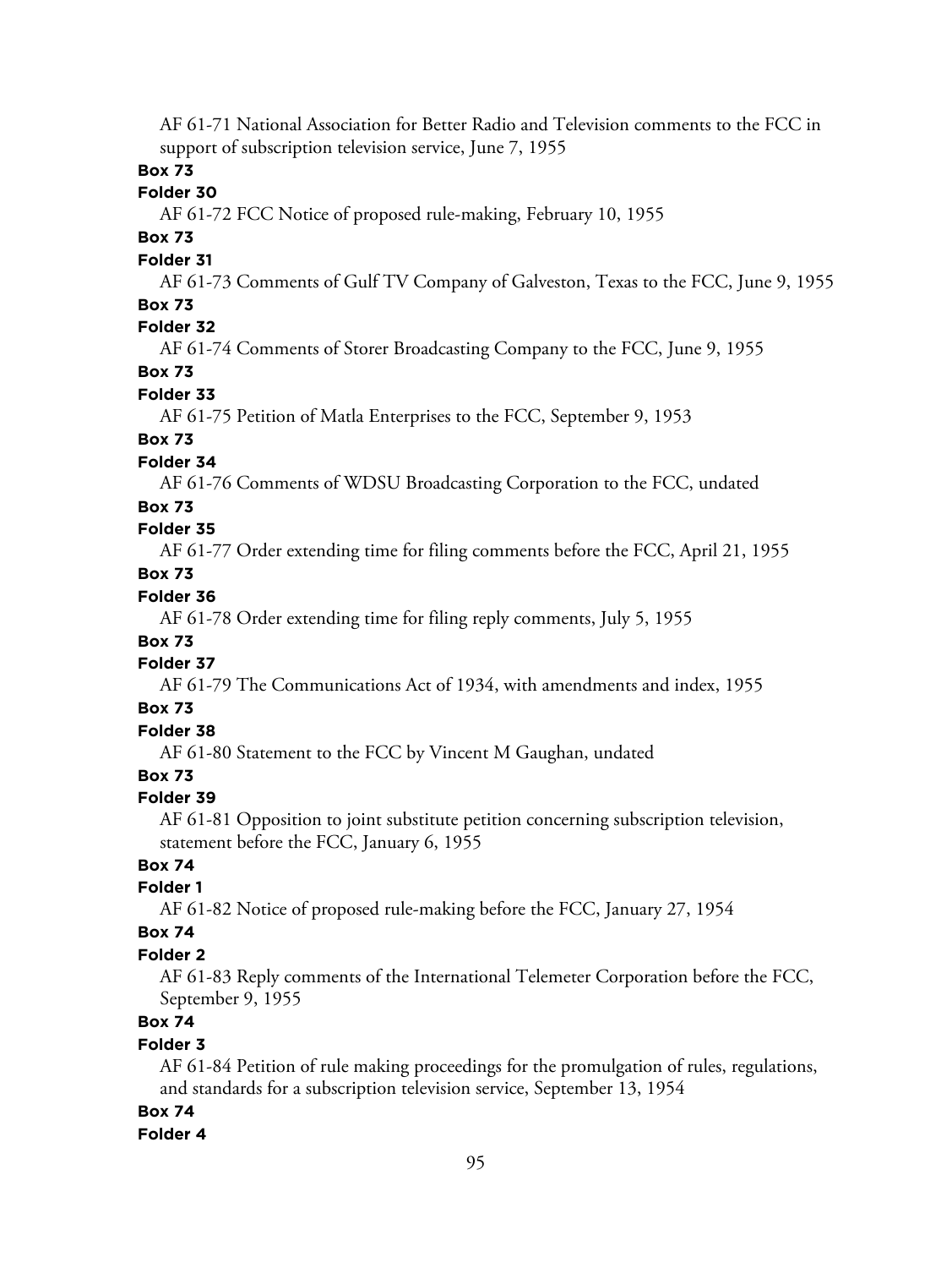AF 61-71 National Association for Better Radio and Television comments to the FCC in support of subscription television service, June 7, 1955

**Box 73**

**Folder 30**

AF 61-72 FCC Notice of proposed rule-making, February 10, 1955

**Box 73**

**Folder 31**

AF 61-73 Comments of Gulf TV Company of Galveston, Texas to the FCC, June 9, 1955

**Box 73**

**Folder 32**

AF 61-74 Comments of Storer Broadcasting Company to the FCC, June 9, 1955

**Box 73**

**Folder 33**

AF 61-75 Petition of Matla Enterprises to the FCC, September 9, 1953

**Box 73**

**Folder 34**

AF 61-76 Comments of WDSU Broadcasting Corporation to the FCC, undated

**Box 73**

**Folder 35**

AF 61-77 Order extending time for filing comments before the FCC, April 21, 1955

**Box 73**

**Folder 36**

AF 61-78 Order extending time for filing reply comments, July 5, 1955

**Box 73**

**Folder 37**

AF 61-79 The Communications Act of 1934, with amendments and index, 1955

**Box 73**

**Folder 38**

AF 61-80 Statement to the FCC by Vincent M Gaughan, undated

**Box 73**

**Folder 39**

AF 61-81 Opposition to joint substitute petition concerning subscription television, statement before the FCC, January 6, 1955

**Box 74**

**Folder 1**

AF 61-82 Notice of proposed rule-making before the FCC, January 27, 1954

**Box 74**

**Folder 2**

AF 61-83 Reply comments of the International Telemeter Corporation before the FCC, September 9, 1955

**Box 74**

**Folder 3**

AF 61-84 Petition of rule making proceedings for the promulgation of rules, regulations, and standards for a subscription television service, September 13, 1954

**Box 74**

**Folder 4**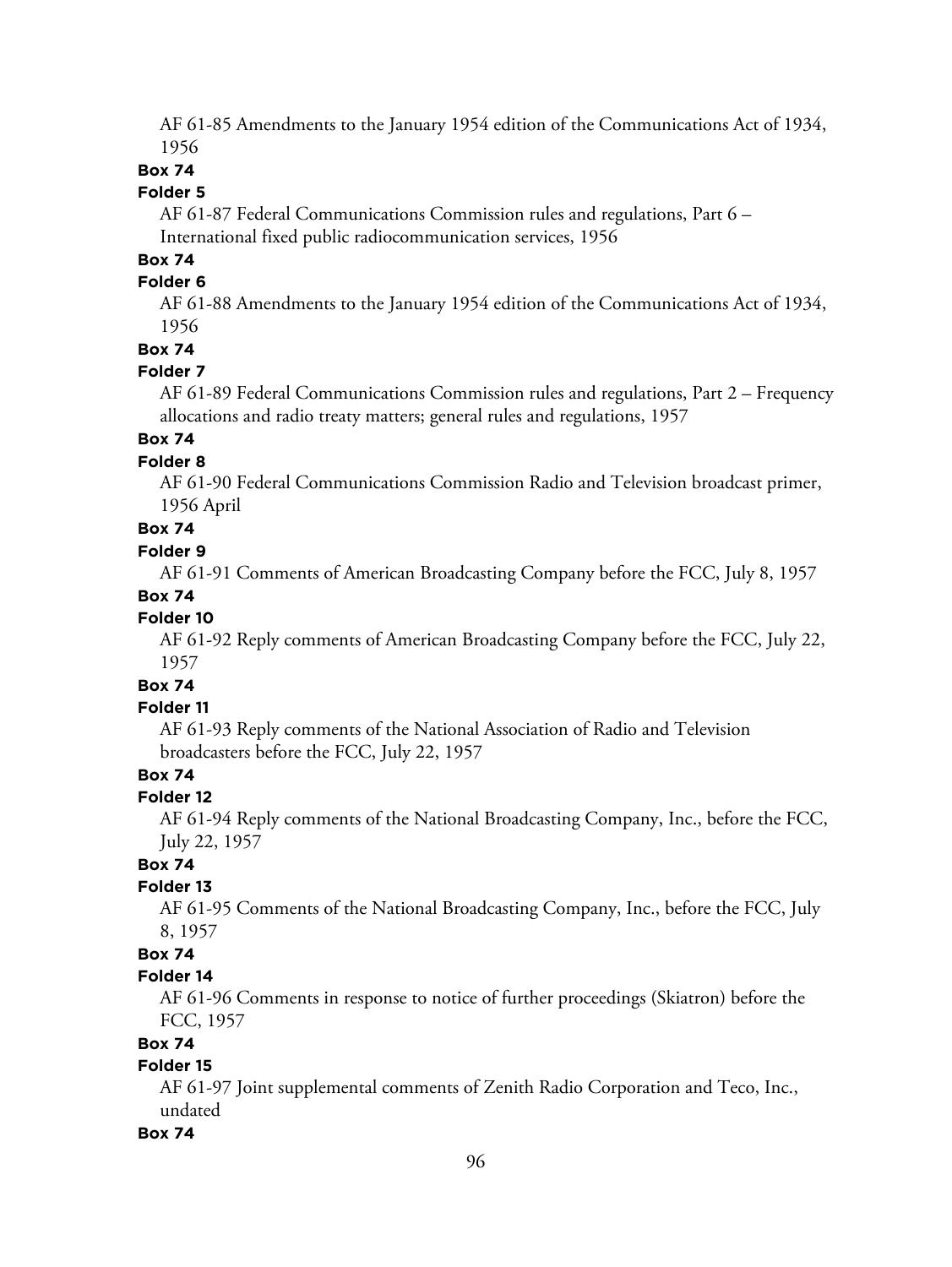AF 61-85 Amendments to the January 1954 edition of the Communications Act of 1934, 1956

**Box 74**

**Folder 5**

AF 61-87 Federal Communications Commission rules and regulations, Part 6 – International fixed public radiocommunication services, 1956

**Box 74**

**Folder 6**

AF 61-88 Amendments to the January 1954 edition of the Communications Act of 1934, 1956

**Box 74**

**Folder 7**

AF 61-89 Federal Communications Commission rules and regulations, Part 2 – Frequency allocations and radio treaty matters; general rules and regulations, 1957

**Box 74**

**Folder 8**

AF 61-90 Federal Communications Commission Radio and Television broadcast primer, 1956 April

**Box 74**

**Folder 9**

AF 61-91 Comments of American Broadcasting Company before the FCC, July 8, 1957

**Box 74**

**Folder 10**

AF 61-92 Reply comments of American Broadcasting Company before the FCC, July 22, 1957

**Box 74**

**Folder 11**

AF 61-93 Reply comments of the National Association of Radio and Television broadcasters before the FCC, July 22, 1957

**Box 74**

**Folder 12**

AF 61-94 Reply comments of the National Broadcasting Company, Inc., before the FCC, July 22, 1957

**Box 74**

**Folder 13**

AF 61-95 Comments of the National Broadcasting Company, Inc., before the FCC, July 8, 1957

**Box 74**

**Folder 14**

AF 61-96 Comments in response to notice of further proceedings (Skiatron) before the FCC, 1957

**Box 74**

**Folder 15**

AF 61-97 Joint supplemental comments of Zenith Radio Corporation and Teco, Inc., undated

**Box 74**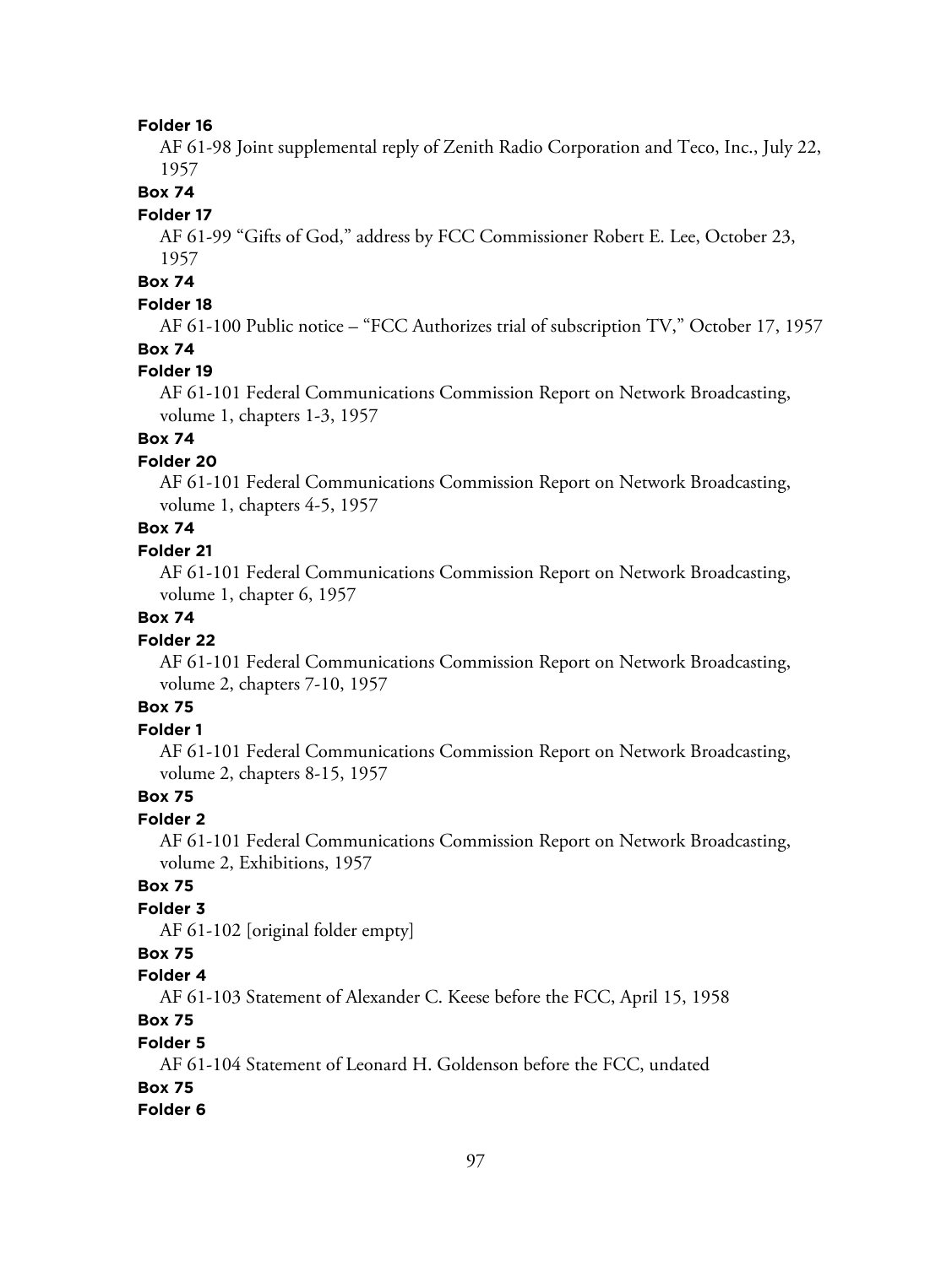**Folder 16**

AF 61-98 Joint supplemental reply of Zenith Radio Corporation and Teco, Inc., July 22, 1957

**Box 74**

**Folder 17**

AF 61-99 "Gifts of God," address by FCC Commissioner Robert E. Lee, October 23, 1957

**Box 74**

**Folder 18**

AF 61-100 Public notice – "FCC Authorizes trial of subscription TV," October 17, 1957

**Box 74**

**Folder 19**

AF 61-101 Federal Communications Commission Report on Network Broadcasting, volume 1, chapters 1-3, 1957

**Box 74**

**Folder 20**

AF 61-101 Federal Communications Commission Report on Network Broadcasting, volume 1, chapters 4-5, 1957

**Box 74**

**Folder 21**

AF 61-101 Federal Communications Commission Report on Network Broadcasting, volume 1, chapter 6, 1957

**Box 74**

**Folder 22**

AF 61-101 Federal Communications Commission Report on Network Broadcasting, volume 2, chapters 7-10, 1957

**Box 75**

**Folder 1**

AF 61-101 Federal Communications Commission Report on Network Broadcasting, volume 2, chapters 8-15, 1957

**Box 75**

**Folder 2**

AF 61-101 Federal Communications Commission Report on Network Broadcasting, volume 2, Exhibitions, 1957

**Box 75**

**Folder 3**

AF 61-102 [original folder empty]

**Box 75**

**Folder 4**

AF 61-103 Statement of Alexander C. Keese before the FCC, April 15, 1958

**Box 75**

**Folder 5**

AF 61-104 Statement of Leonard H. Goldenson before the FCC, undated

**Box 75**

**Folder 6**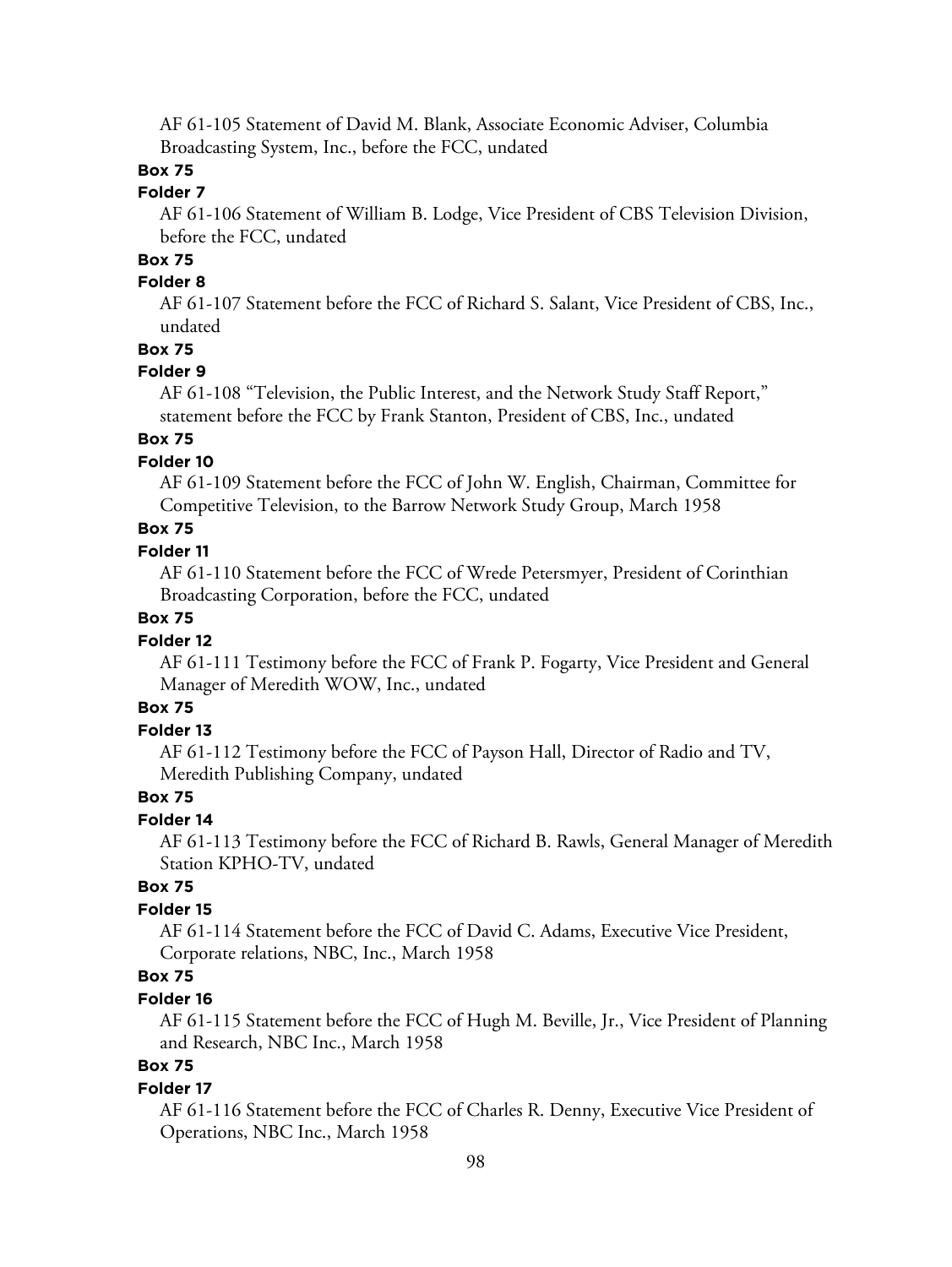AF 61-105 Statement of David M. Blank, Associate Economic Adviser, Columbia Broadcasting System, Inc., before the FCC, undated

**Box 75**

**Folder 7**

AF 61-106 Statement of William B. Lodge, Vice President of CBS Television Division, before the FCC, undated

**Box 75**

**Folder 8**

AF 61-107 Statement before the FCC of Richard S. Salant, Vice President of CBS, Inc., undated

**Box 75**

**Folder 9**

AF 61-108 "Television, the Public Interest, and the Network Study Staff Report," statement before the FCC by Frank Stanton, President of CBS, Inc., undated

**Box 75**

**Folder 10**

AF 61-109 Statement before the FCC of John W. English, Chairman, Committee for Competitive Television, to the Barrow Network Study Group, March 1958

**Box 75**

**Folder 11**

AF 61-110 Statement before the FCC of Wrede Petersmyer, President of Corinthian Broadcasting Corporation, before the FCC, undated

**Box 75**

**Folder 12**

AF 61-111 Testimony before the FCC of Frank P. Fogarty, Vice President and General Manager of Meredith WOW, Inc., undated

**Box 75**

**Folder 13**

AF 61-112 Testimony before the FCC of Payson Hall, Director of Radio and TV, Meredith Publishing Company, undated

**Box 75**

**Folder 14**

AF 61-113 Testimony before the FCC of Richard B. Rawls, General Manager of Meredith Station KPHO-TV, undated

**Box 75**

**Folder 15**

AF 61-114 Statement before the FCC of David C. Adams, Executive Vice President, Corporate relations, NBC, Inc., March 1958

**Box 75**

**Folder 16**

AF 61-115 Statement before the FCC of Hugh M. Beville, Jr., Vice President of Planning and Research, NBC Inc., March 1958

**Box 75**

**Folder 17**

AF 61-116 Statement before the FCC of Charles R. Denny, Executive Vice President of Operations, NBC Inc., March 1958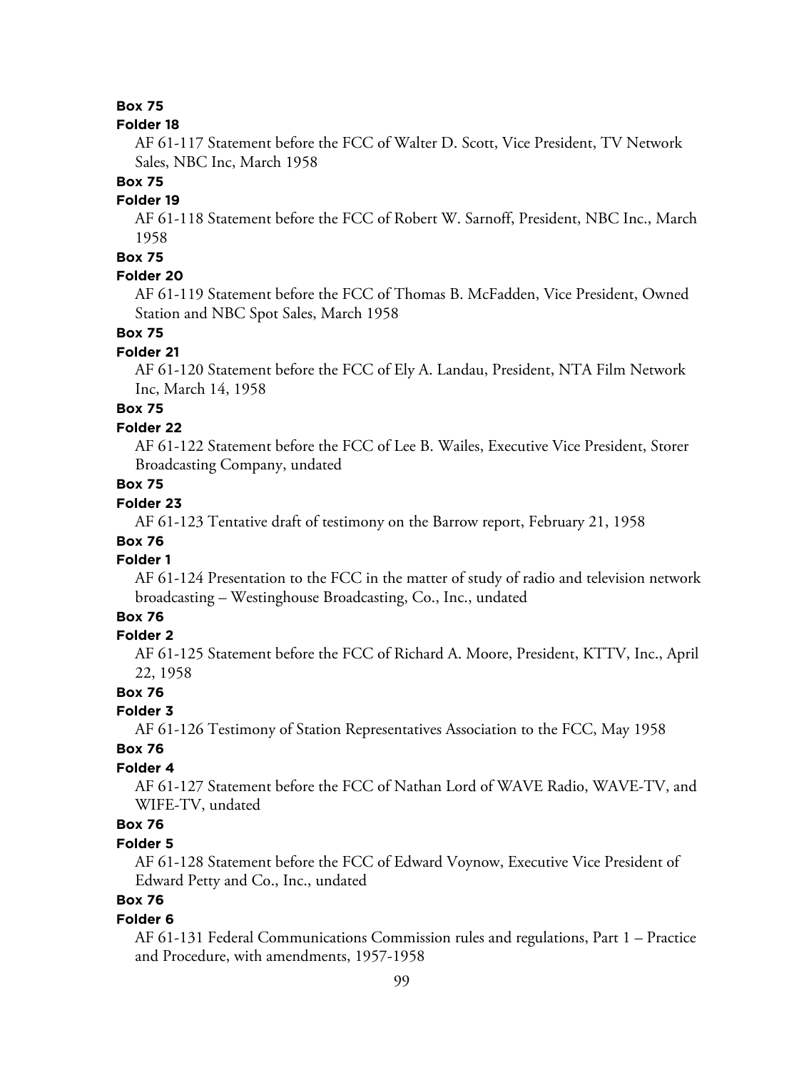**Box 75**

**Folder 18**

AF 61-117 Statement before the FCC of Walter D. Scott, Vice President, TV Network Sales, NBC Inc, March 1958

**Box 75**

**Folder 19**

AF 61-118 Statement before the FCC of Robert W. Sarnoff, President, NBC Inc., March 1958

**Box 75**

**Folder 20**

AF 61-119 Statement before the FCC of Thomas B. McFadden, Vice President, Owned Station and NBC Spot Sales, March 1958

**Box 75**

**Folder 21**

AF 61-120 Statement before the FCC of Ely A. Landau, President, NTA Film Network Inc, March 14, 1958

**Box 75**

**Folder 22**

AF 61-122 Statement before the FCC of Lee B. Wailes, Executive Vice President, Storer Broadcasting Company, undated

**Box 75**

**Folder 23**

AF 61-123 Tentative draft of testimony on the Barrow report, February 21, 1958

**Box 76**

**Folder 1**

AF 61-124 Presentation to the FCC in the matter of study of radio and television network broadcasting – Westinghouse Broadcasting, Co., Inc., undated

**Box 76**

**Folder 2**

AF 61-125 Statement before the FCC of Richard A. Moore, President, KTTV, Inc., April 22, 1958

**Box 76**

**Folder 3**

AF 61-126 Testimony of Station Representatives Association to the FCC, May 1958

**Box 76**

**Folder 4**

AF 61-127 Statement before the FCC of Nathan Lord of WAVE Radio, WAVE-TV, and WIFE-TV, undated

**Box 76**

**Folder 5**

AF 61-128 Statement before the FCC of Edward Voynow, Executive Vice President of Edward Petty and Co., Inc., undated

**Box 76**

**Folder 6**

AF 61-131 Federal Communications Commission rules and regulations, Part 1 – Practice and Procedure, with amendments, 1957-1958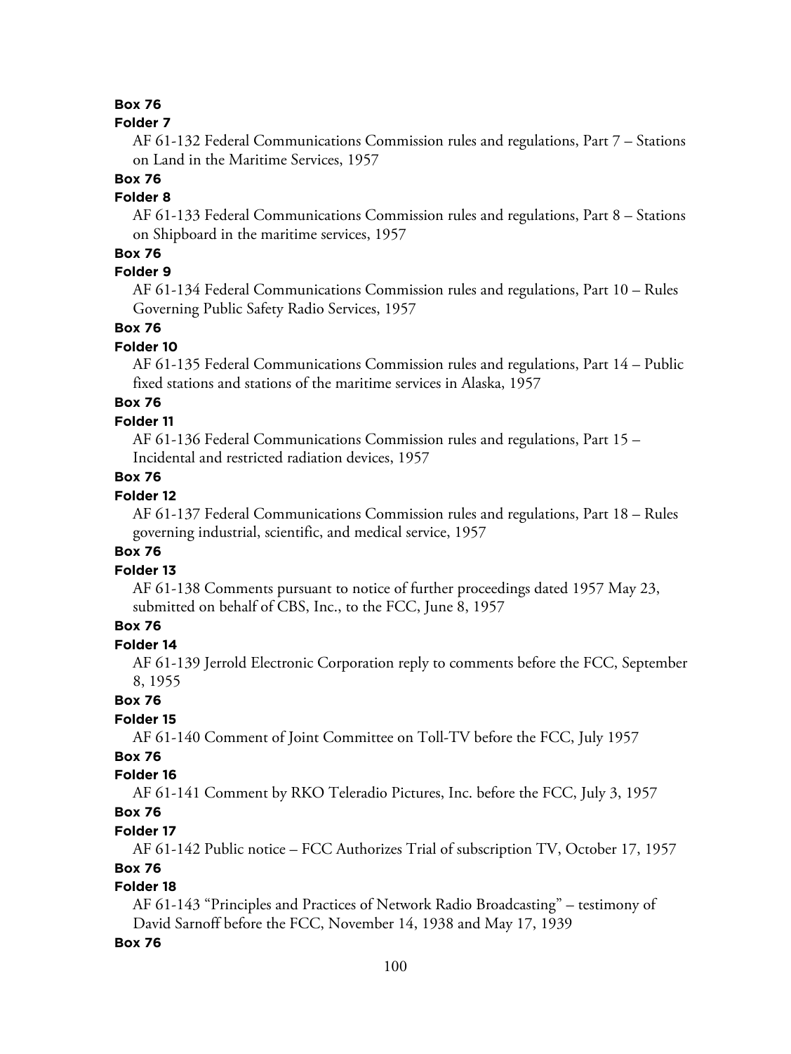**Box 76**

**Folder 7**

AF 61-132 Federal Communications Commission rules and regulations, Part 7 – Stations on Land in the Maritime Services, 1957

**Box 76**

**Folder 8**

AF 61-133 Federal Communications Commission rules and regulations, Part 8 – Stations on Shipboard in the maritime services, 1957

**Box 76**

**Folder 9**

AF 61-134 Federal Communications Commission rules and regulations, Part 10 – Rules Governing Public Safety Radio Services, 1957

**Box 76**

**Folder 10**

AF 61-135 Federal Communications Commission rules and regulations, Part 14 – Public fixed stations and stations of the maritime services in Alaska, 1957

**Box 76**

**Folder 11**

AF 61-136 Federal Communications Commission rules and regulations, Part 15 – Incidental and restricted radiation devices, 1957

**Box 76**

**Folder 12**

AF 61-137 Federal Communications Commission rules and regulations, Part 18 – Rules governing industrial, scientific, and medical service, 1957

**Box 76**

**Folder 13**

AF 61-138 Comments pursuant to notice of further proceedings dated 1957 May 23, submitted on behalf of CBS, Inc., to the FCC, June 8, 1957

**Box 76**

**Folder 14**

AF 61-139 Jerrold Electronic Corporation reply to comments before the FCC, September 8, 1955

**Box 76**

**Folder 15**

AF 61-140 Comment of Joint Committee on Toll-TV before the FCC, July 1957

**Box 76**

**Folder 16**

AF 61-141 Comment by RKO Teleradio Pictures, Inc. before the FCC, July 3, 1957

**Box 76**

**Folder 17**

AF 61-142 Public notice – FCC Authorizes Trial of subscription TV, October 17, 1957

**Box 76**

**Folder 18**

AF 61-143 "Principles and Practices of Network Radio Broadcasting" – testimony of David Sarnoff before the FCC, November 14, 1938 and May 17, 1939

**Box 76**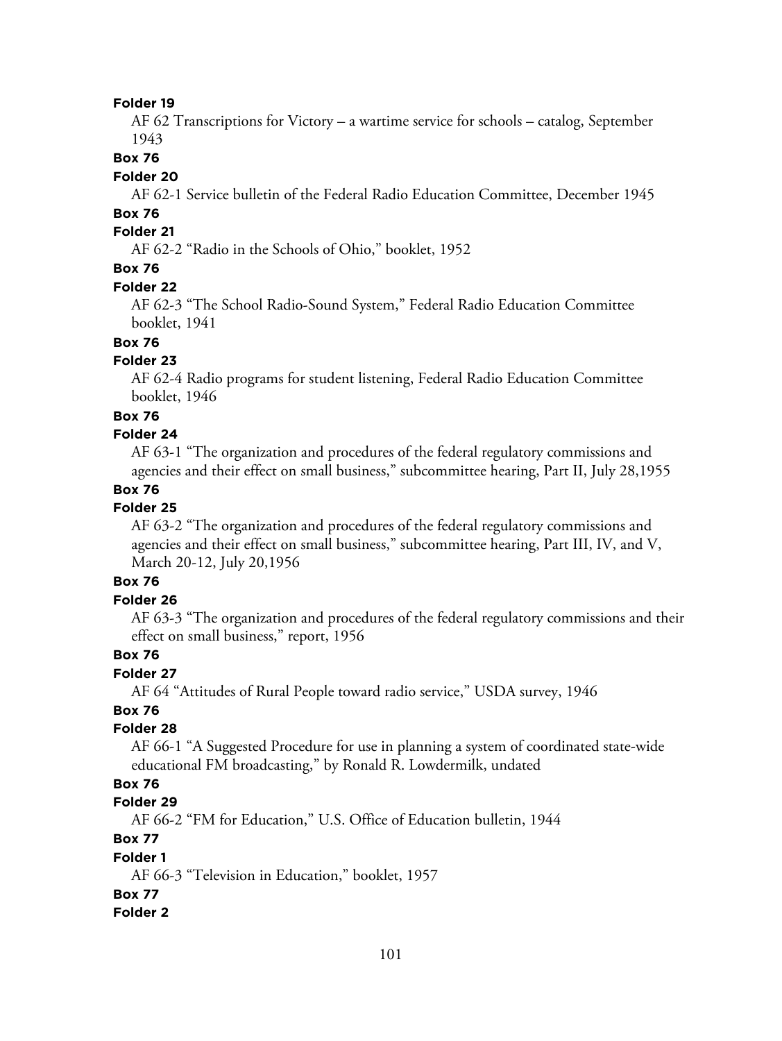**Folder 19**

AF 62 Transcriptions for Victory – a wartime service for schools – catalog, September 1943

**Box 76**

**Folder 20**

AF 62-1 Service bulletin of the Federal Radio Education Committee, December 1945

**Box 76**

**Folder 21**

AF 62-2 "Radio in the Schools of Ohio," booklet, 1952

**Box 76**

**Folder 22**

AF 62-3 "The School Radio-Sound System," Federal Radio Education Committee booklet, 1941

**Box 76**

**Folder 23**

AF 62-4 Radio programs for student listening, Federal Radio Education Committee booklet, 1946

**Box 76**

**Folder 24**

AF 63-1 "The organization and procedures of the federal regulatory commissions and agencies and their effect on small business," subcommittee hearing, Part II, July 28,1955

**Box 76**

**Folder 25**

AF 63-2 "The organization and procedures of the federal regulatory commissions and agencies and their effect on small business," subcommittee hearing, Part III, IV, and V, March 20-12, July 20,1956

**Box 76**

**Folder 26**

AF 63-3 "The organization and procedures of the federal regulatory commissions and their effect on small business," report, 1956

**Box 76**

**Folder 27**

AF 64 "Attitudes of Rural People toward radio service," USDA survey, 1946

**Box 76**

**Folder 28**

AF 66-1 "A Suggested Procedure for use in planning a system of coordinated state-wide educational FM broadcasting," by Ronald R. Lowdermilk, undated

**Box 76**

**Folder 29**

AF 66-2 "FM for Education," U.S. Office of Education bulletin, 1944

**Box 77**

**Folder 1**

AF 66-3 "Television in Education," booklet, 1957

**Box 77**

**Folder 2**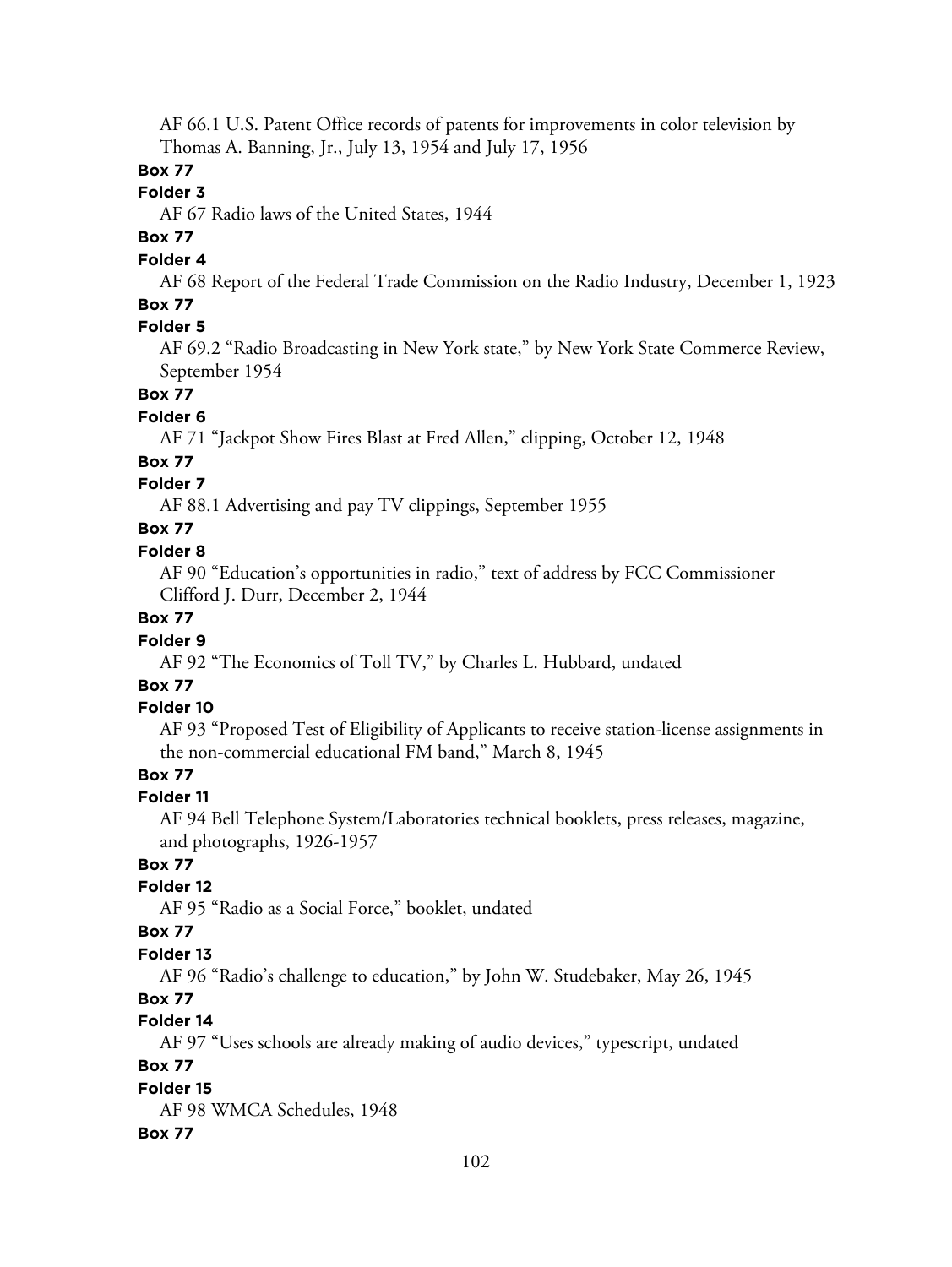AF 66.1 U.S. Patent Office records of patents for improvements in color television by Thomas A. Banning, Jr., July 13, 1954 and July 17, 1956

**Box 77**

**Folder 3**

AF 67 Radio laws of the United States, 1944

**Box 77**

**Folder 4**

AF 68 Report of the Federal Trade Commission on the Radio Industry, December 1, 1923

**Box 77**

**Folder 5**

AF 69.2 "Radio Broadcasting in New York state," by New York State Commerce Review, September 1954

**Box 77**

**Folder 6**

AF 71 "Jackpot Show Fires Blast at Fred Allen," clipping, October 12, 1948

**Box 77**

**Folder 7**

AF 88.1 Advertising and pay TV clippings, September 1955

**Box 77**

**Folder 8**

AF 90 "Education's opportunities in radio," text of address by FCC Commissioner Clifford J. Durr, December 2, 1944

**Box 77**

**Folder 9**

AF 92 "The Economics of Toll TV," by Charles L. Hubbard, undated

**Box 77**

**Folder 10**

AF 93 "Proposed Test of Eligibility of Applicants to receive station-license assignments in the non-commercial educational FM band," March 8, 1945

**Box 77**

**Folder 11**

AF 94 Bell Telephone System/Laboratories technical booklets, press releases, magazine, and photographs, 1926-1957

**Box 77**

**Folder 12**

AF 95 "Radio as a Social Force," booklet, undated

**Box 77**

**Folder 13**

AF 96 "Radio's challenge to education," by John W. Studebaker, May 26, 1945

**Box 77**

**Folder 14**

AF 97 "Uses schools are already making of audio devices," typescript, undated

**Box 77**

**Folder 15**

AF 98 WMCA Schedules, 1948

**Box 77**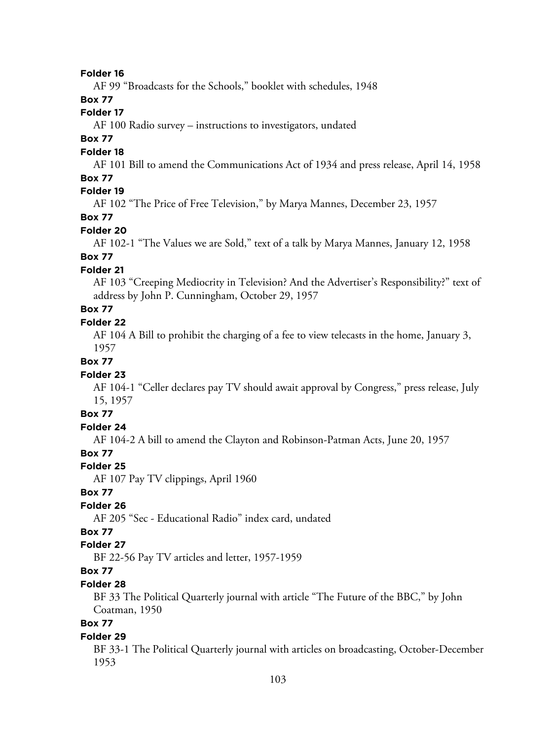**Folder 16**

AF 99 "Broadcasts for the Schools," booklet with schedules, 1948

**Box 77**

**Folder 17**

AF 100 Radio survey – instructions to investigators, undated

**Box 77**

**Folder 18**

AF 101 Bill to amend the Communications Act of 1934 and press release, April 14, 1958

**Box 77**

**Folder 19**

AF 102 "The Price of Free Television," by Marya Mannes, December 23, 1957

**Box 77**

**Folder 20**

AF 102-1 "The Values we are Sold," text of a talk by Marya Mannes, January 12, 1958

**Box 77**

**Folder 21**

AF 103 "Creeping Mediocrity in Television? And the Advertiser's Responsibility?" text of address by John P. Cunningham, October 29, 1957

**Box 77**

**Folder 22**

AF 104 A Bill to prohibit the charging of a fee to view telecasts in the home, January 3, 1957

**Box 77**

**Folder 23**

AF 104-1 "Celler declares pay TV should await approval by Congress," press release, July 15, 1957

**Box 77**

**Folder 24**

AF 104-2 A bill to amend the Clayton and Robinson-Patman Acts, June 20, 1957

**Box 77**

**Folder 25**

AF 107 Pay TV clippings, April 1960

**Box 77**

**Folder 26**

AF 205 "Sec - Educational Radio" index card, undated

**Box 77**

**Folder 27**

BF 22-56 Pay TV articles and letter, 1957-1959

**Box 77**

**Folder 28**

BF 33 The Political Quarterly journal with article "The Future of the BBC," by John Coatman, 1950

**Box 77**

**Folder 29**

BF 33-1 The Political Quarterly journal with articles on broadcasting, October-December 1953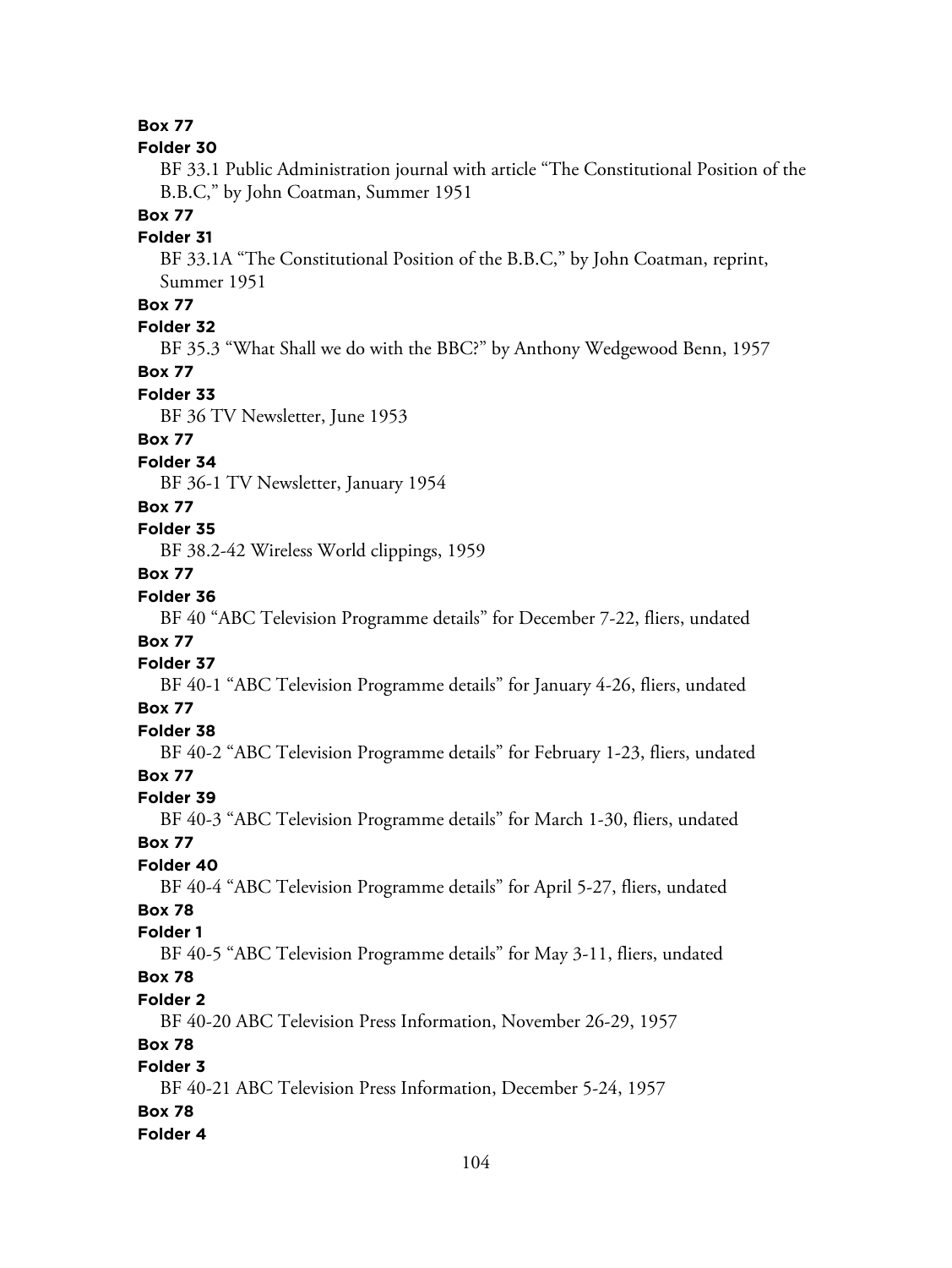**Box 77**

**Folder 30**

BF 33.1 Public Administration journal with article "The Constitutional Position of the B.B.C," by John Coatman, Summer 1951

**Box 77**

**Folder 31**

BF 33.1A "The Constitutional Position of the B.B.C," by John Coatman, reprint, Summer 1951

**Box 77**

**Folder 32**

BF 35.3 "What Shall we do with the BBC?" by Anthony Wedgewood Benn, 1957

**Box 77**

**Folder 33**

BF 36 TV Newsletter, June 1953

**Box 77**

**Folder 34**

BF 36-1 TV Newsletter, January 1954

**Box 77**

**Folder 35**

BF 38.2-42 Wireless World clippings, 1959

**Box 77**

**Folder 36**

BF 40 "ABC Television Programme details" for December 7-22, fliers, undated

**Box 77**

**Folder 37**

BF 40-1 "ABC Television Programme details" for January 4-26, fliers, undated

**Box 77**

**Folder 38**

BF 40-2 "ABC Television Programme details" for February 1-23, fliers, undated

**Box 77**

**Folder 39**

BF 40-3 "ABC Television Programme details" for March 1-30, fliers, undated

**Box 77**

**Folder 40**

BF 40-4 "ABC Television Programme details" for April 5-27, fliers, undated

**Box 78**

**Folder 1**

BF 40-5 "ABC Television Programme details" for May 3-11, fliers, undated

**Box 78**

**Folder 2**

BF 40-20 ABC Television Press Information, November 26-29, 1957

**Box 78**

**Folder 3**

BF 40-21 ABC Television Press Information, December 5-24, 1957

**Box 78**

**Folder 4**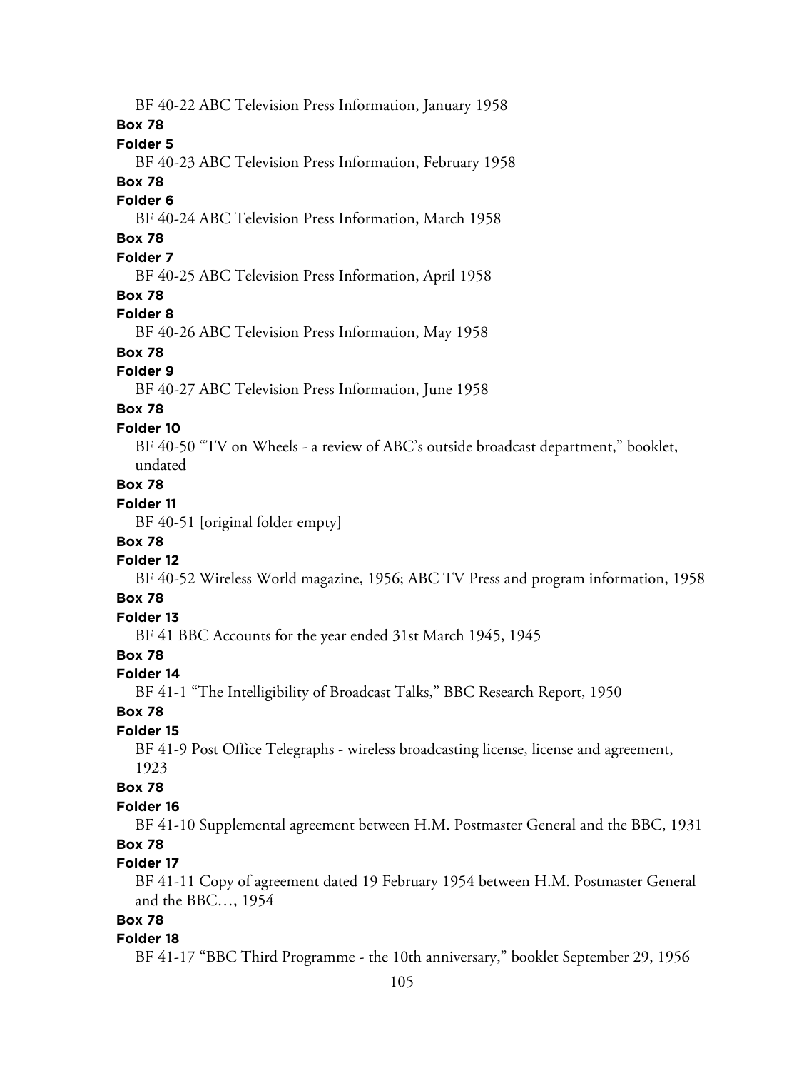BF 40-22 ABC Television Press Information, January 1958

**Box 78**

**Folder 5**

BF 40-23 ABC Television Press Information, February 1958

**Box 78**

**Folder 6**

BF 40-24 ABC Television Press Information, March 1958

**Box 78**

**Folder 7**

BF 40-25 ABC Television Press Information, April 1958

**Box 78**

**Folder 8**

BF 40-26 ABC Television Press Information, May 1958

**Box 78**

**Folder 9**

BF 40-27 ABC Television Press Information, June 1958

**Box 78**

**Folder 10**

BF 40-50 "TV on Wheels - a review of ABC's outside broadcast department," booklet, undated

**Box 78**

**Folder 11**

BF 40-51 [original folder empty]

**Box 78**

**Folder 12**

BF 40-52 Wireless World magazine, 1956; ABC TV Press and program information, 1958

**Box 78**

**Folder 13**

BF 41 BBC Accounts for the year ended 31st March 1945, 1945

**Box 78**

**Folder 14**

BF 41-1 "The Intelligibility of Broadcast Talks," BBC Research Report, 1950

**Box 78**

**Folder 15**

BF 41-9 Post Office Telegraphs - wireless broadcasting license, license and agreement, 1923

**Box 78**

**Folder 16**

BF 41-10 Supplemental agreement between H.M. Postmaster General and the BBC, 1931

**Box 78**

**Folder 17**

BF 41-11 Copy of agreement dated 19 February 1954 between H.M. Postmaster General and the BBC…, 1954

**Box 78**

**Folder 18**

BF 41-17 "BBC Third Programme - the 10th anniversary," booklet September 29, 1956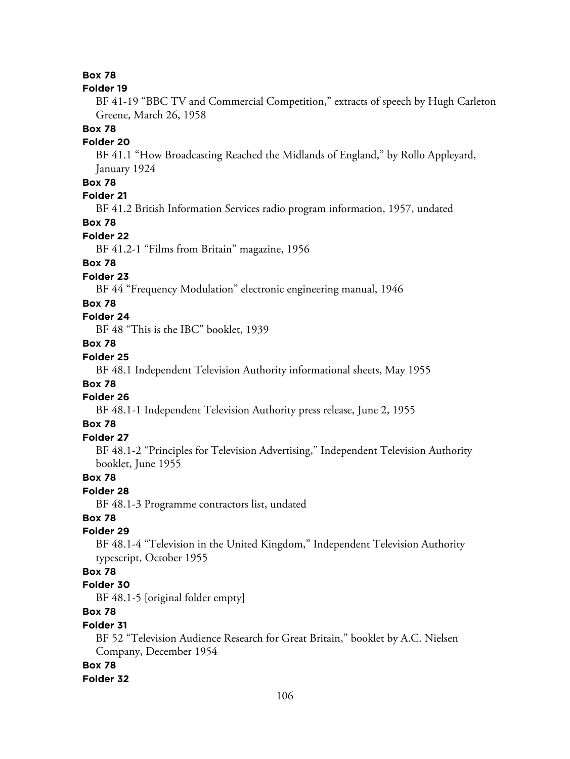**Box 78**

**Folder 19**

BF 41-19 "BBC TV and Commercial Competition," extracts of speech by Hugh Carleton Greene, March 26, 1958

**Box 78**

**Folder 20**

BF 41.1 "How Broadcasting Reached the Midlands of England," by Rollo Appleyard, January 1924

**Box 78**

**Folder 21**

BF 41.2 British Information Services radio program information, 1957, undated

**Box 78**

**Folder 22**

BF 41.2-1 "Films from Britain" magazine, 1956

**Box 78**

**Folder 23**

BF 44 "Frequency Modulation" electronic engineering manual, 1946

**Box 78**

**Folder 24**

BF 48 "This is the IBC" booklet, 1939

**Box 78**

**Folder 25**

BF 48.1 Independent Television Authority informational sheets, May 1955

**Box 78**

**Folder 26**

BF 48.1-1 Independent Television Authority press release, June 2, 1955

**Box 78**

**Folder 27**

BF 48.1-2 "Principles for Television Advertising," Independent Television Authority booklet, June 1955

**Box 78**

**Folder 28**

BF 48.1-3 Programme contractors list, undated

**Box 78**

**Folder 29**

BF 48.1-4 "Television in the United Kingdom," Independent Television Authority typescript, October 1955

**Box 78**

**Folder 30**

BF 48.1-5 [original folder empty]

**Box 78**

**Folder 31**

BF 52 "Television Audience Research for Great Britain," booklet by A.C. Nielsen Company, December 1954

**Box 78**

**Folder 32**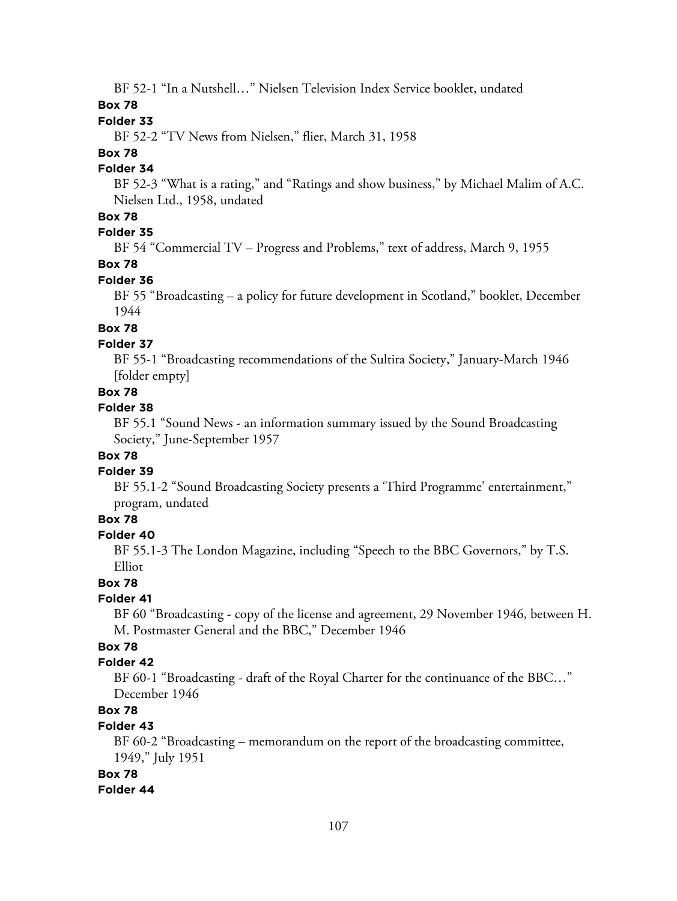BF 52-1 “In a Nutshell…” Nielsen Television Index Service booklet, undated

**Box 78**

**Folder 33**

BF 52-2 “TV News from Nielsen,” flier, March 31, 1958

**Box 78**

**Folder 34**

BF 52-3 “What is a rating,” and “Ratings and show business,” by Michael Malim of A.C. Nielsen Ltd., 1958, undated

**Box 78**

**Folder 35**

BF 54 “Commercial TV – Progress and Problems,” text of address, March 9, 1955

**Box 78**

**Folder 36**

BF 55 “Broadcasting – a policy for future development in Scotland,” booklet, December 1944

**Box 78**

**Folder 37**

BF 55-1 “Broadcasting recommendations of the Sultira Society,” January-March 1946 [folder empty]

**Box 78**

**Folder 38**

BF 55.1 “Sound News - an information summary issued by the Sound Broadcasting Society,” June-September 1957

**Box 78**

**Folder 39**

BF 55.1-2 “Sound Broadcasting Society presents a ‘Third Programme’ entertainment,” program, undated

**Box 78**

**Folder 40**

BF 55.1-3 The London Magazine, including “Speech to the BBC Governors,” by T.S. Elliot

**Box 78**

**Folder 41**

BF 60 “Broadcasting - copy of the license and agreement, 29 November 1946, between H. M. Postmaster General and the BBC,” December 1946

**Box 78**

**Folder 42**

BF 60-1 “Broadcasting - draft of the Royal Charter for the continuance of the BBC…” December 1946

**Box 78**

**Folder 43**

BF 60-2 “Broadcasting – memorandum on the report of the broadcasting committee, 1949,” July 1951

**Box 78**

**Folder 44**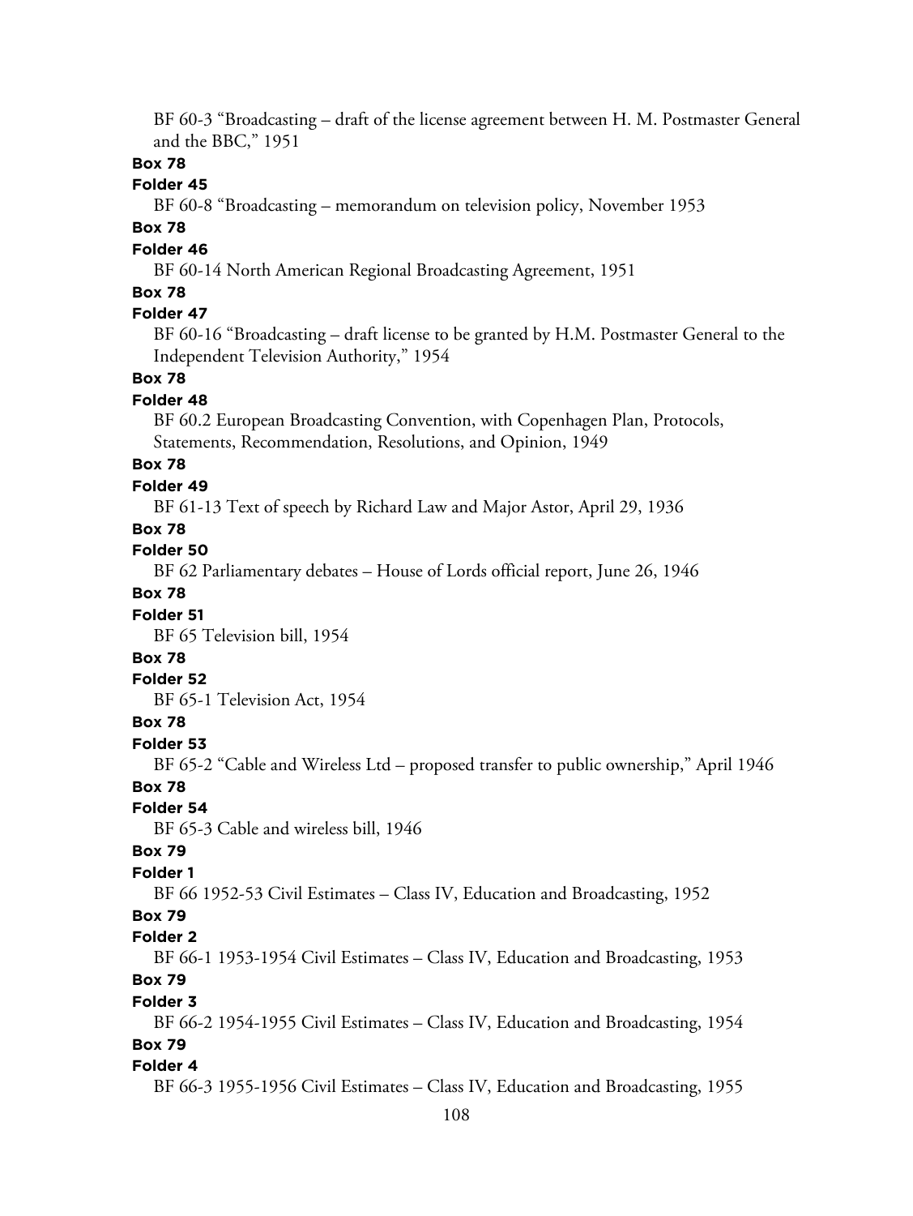BF 60-3 “Broadcasting – draft of the license agreement between H. M. Postmaster General and the BBC,” 1951

**Box 78**

**Folder 45**

BF 60-8 “Broadcasting – memorandum on television policy, November 1953

**Box 78**

**Folder 46**

BF 60-14 North American Regional Broadcasting Agreement, 1951

**Box 78**

**Folder 47**

BF 60-16 “Broadcasting – draft license to be granted by H.M. Postmaster General to the Independent Television Authority,” 1954

**Box 78**

**Folder 48**

BF 60.2 European Broadcasting Convention, with Copenhagen Plan, Protocols, Statements, Recommendation, Resolutions, and Opinion, 1949

**Box 78**

**Folder 49**

BF 61-13 Text of speech by Richard Law and Major Astor, April 29, 1936

**Box 78**

**Folder 50**

BF 62 Parliamentary debates – House of Lords official report, June 26, 1946

**Box 78**

**Folder 51**

BF 65 Television bill, 1954

**Box 78**

**Folder 52**

BF 65-1 Television Act, 1954

**Box 78**

**Folder 53**

BF 65-2 “Cable and Wireless Ltd – proposed transfer to public ownership,” April 1946

**Box 78**

**Folder 54**

BF 65-3 Cable and wireless bill, 1946

**Box 79**

**Folder 1**

BF 66 1952-53 Civil Estimates – Class IV, Education and Broadcasting, 1952

**Box 79**

**Folder 2**

BF 66-1 1953-1954 Civil Estimates – Class IV, Education and Broadcasting, 1953

**Box 79**

**Folder 3**

BF 66-2 1954-1955 Civil Estimates – Class IV, Education and Broadcasting, 1954

**Box 79**

**Folder 4**

BF 66-3 1955-1956 Civil Estimates – Class IV, Education and Broadcasting, 1955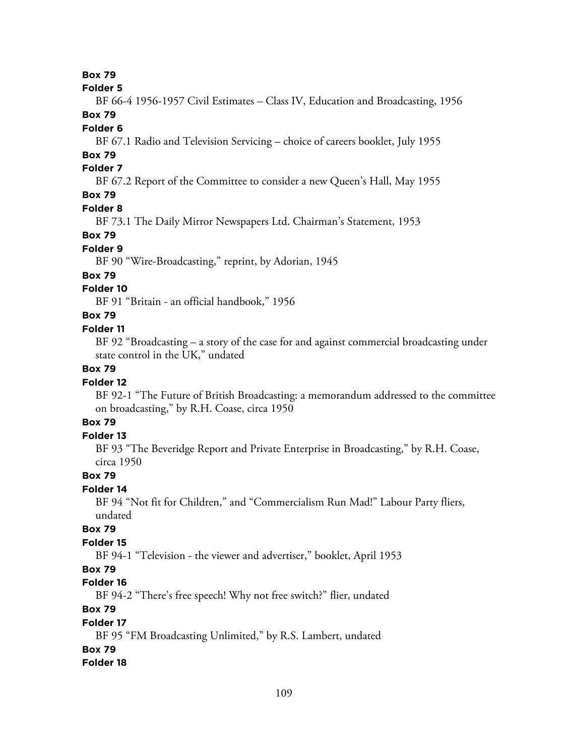**Box 79**

**Folder 5**

BF 66-4 1956-1957 Civil Estimates – Class IV, Education and Broadcasting, 1956

**Box 79**

**Folder 6**

BF 67.1 Radio and Television Servicing – choice of careers booklet, July 1955

**Box 79**

**Folder 7**

BF 67.2 Report of the Committee to consider a new Queen's Hall, May 1955

**Box 79**

**Folder 8**

BF 73.1 The Daily Mirror Newspapers Ltd. Chairman's Statement, 1953

**Box 79**

**Folder 9**

BF 90 "Wire-Broadcasting," reprint, by Adorian, 1945

**Box 79**

**Folder 10**

BF 91 "Britain - an official handbook," 1956

**Box 79**

**Folder 11**

BF 92 "Broadcasting – a story of the case for and against commercial broadcasting under state control in the UK," undated

**Box 79**

**Folder 12**

BF 92-1 "The Future of British Broadcasting: a memorandum addressed to the committee on broadcasting," by R.H. Coase, circa 1950

**Box 79**

**Folder 13**

BF 93 "The Beveridge Report and Private Enterprise in Broadcasting," by R.H. Coase, circa 1950

**Box 79**

**Folder 14**

BF 94 "Not fit for Children," and "Commercialism Run Mad!" Labour Party fliers, undated

**Box 79**

**Folder 15**

BF 94-1 "Television - the viewer and advertiser," booklet, April 1953

**Box 79**

**Folder 16**

BF 94-2 "There's free speech! Why not free switch?" flier, undated

**Box 79**

**Folder 17**

BF 95 "FM Broadcasting Unlimited," by R.S. Lambert, undated

**Box 79**

**Folder 18**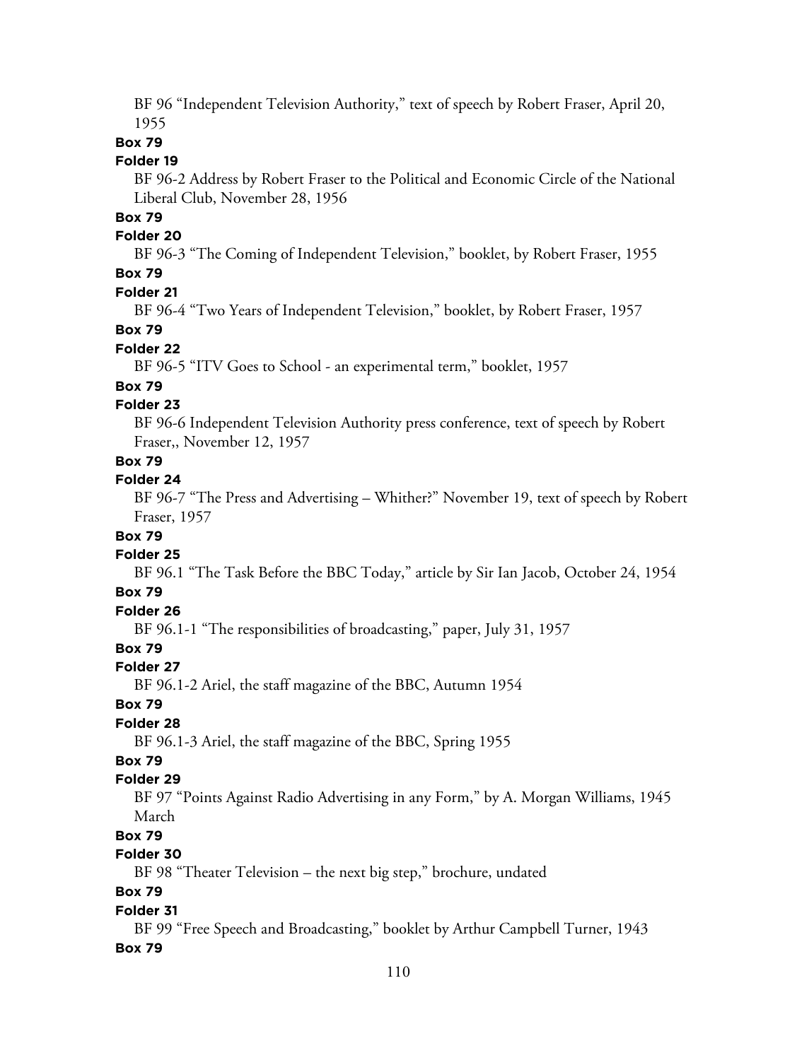BF 96 “Independent Television Authority,” text of speech by Robert Fraser, April 20, 1955

**Box 79**

**Folder 19**

BF 96-2 Address by Robert Fraser to the Political and Economic Circle of the National Liberal Club, November 28, 1956

**Box 79**

**Folder 20**

BF 96-3 “The Coming of Independent Television,” booklet, by Robert Fraser, 1955

**Box 79**

**Folder 21**

BF 96-4 “Two Years of Independent Television,” booklet, by Robert Fraser, 1957

**Box 79**

**Folder 22**

BF 96-5 “ITV Goes to School - an experimental term,” booklet, 1957

**Box 79**

**Folder 23**

BF 96-6 Independent Television Authority press conference, text of speech by Robert Fraser,, November 12, 1957

**Box 79**

**Folder 24**

BF 96-7 “The Press and Advertising – Whither?” November 19, text of speech by Robert Fraser, 1957

**Box 79**

**Folder 25**

BF 96.1 “The Task Before the BBC Today,” article by Sir Ian Jacob, October 24, 1954

**Box 79**

**Folder 26**

BF 96.1-1 “The responsibilities of broadcasting,” paper, July 31, 1957

**Box 79**

**Folder 27**

BF 96.1-2 Ariel, the staff magazine of the BBC, Autumn 1954

**Box 79**

**Folder 28**

BF 96.1-3 Ariel, the staff magazine of the BBC, Spring 1955

**Box 79**

**Folder 29**

BF 97 “Points Against Radio Advertising in any Form,” by A. Morgan Williams, 1945 March

**Box 79**

**Folder 30**

BF 98 “Theater Television – the next big step,” brochure, undated

**Box 79**

**Folder 31**

BF 99 “Free Speech and Broadcasting,” booklet by Arthur Campbell Turner, 1943

**Box 79**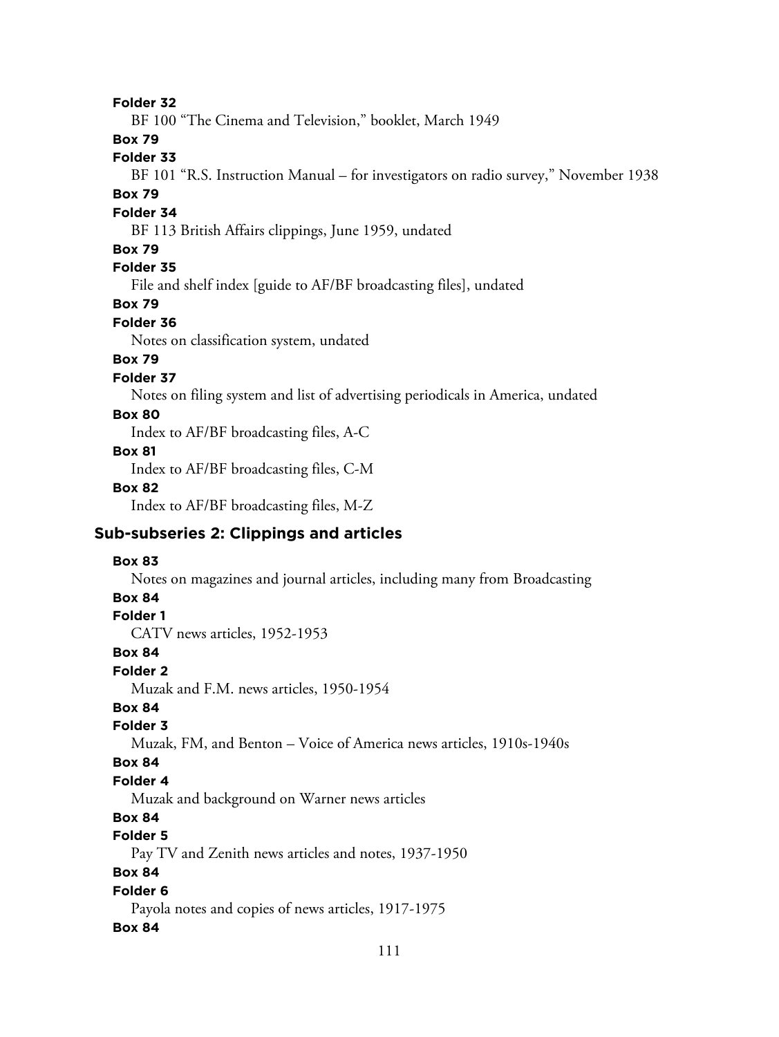**Folder 32**

BF 100 "The Cinema and Television," booklet, March 1949

**Box 79**

**Folder 33**

BF 101 "R.S. Instruction Manual – for investigators on radio survey," November 1938

**Box 79**

**Folder 34**

BF 113 British Affairs clippings, June 1959, undated

**Box 79**

**Folder 35**

File and shelf index [guide to AF/BF broadcasting files], undated

**Box 79**

**Folder 36**

Notes on classification system, undated

**Box 79**

**Folder 37**

Notes on filing system and list of advertising periodicals in America, undated

**Box 80**

Index to AF/BF broadcasting files, A-C

**Box 81**

Index to AF/BF broadcasting files, C-M

**Box 82**

Index to AF/BF broadcasting files, M-Z

## Sub-subseries 2: Clippings and articles

**Box 83**

Notes on magazines and journal articles, including many from Broadcasting

**Box 84**

**Folder 1**

CATV news articles, 1952-1953

**Box 84**

**Folder 2**

Muzak and F.M. news articles, 1950-1954

**Box 84**

**Folder 3**

Muzak, FM, and Benton – Voice of America news articles, 1910s-1940s

**Box 84**

**Folder 4**

Muzak and background on Warner news articles

**Box 84**

**Folder 5**

Pay TV and Zenith news articles and notes, 1937-1950

**Box 84**

**Folder 6**

Payola notes and copies of news articles, 1917-1975

**Box 84**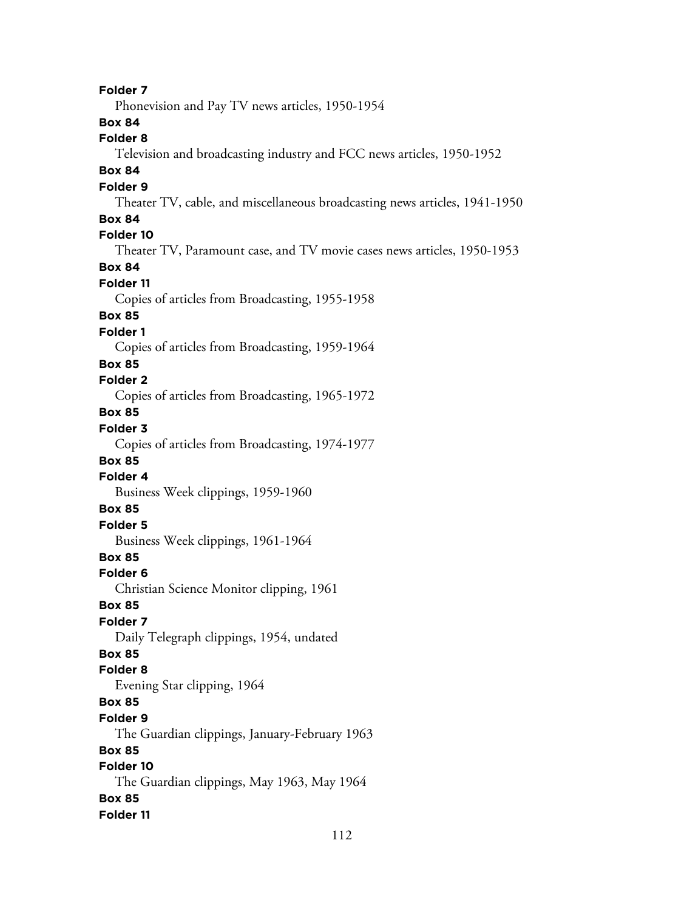**Folder 7**
Phonevision and Pay TV news articles, 1950-1954
**Box 84**
**Folder 8**
Television and broadcasting industry and FCC news articles, 1950-1952
**Box 84**
**Folder 9**
Theater TV, cable, and miscellaneous broadcasting news articles, 1941-1950
**Box 84**
**Folder 10**
Theater TV, Paramount case, and TV movie cases news articles, 1950-1953
**Box 84**
**Folder 11**
Copies of articles from Broadcasting, 1955-1958
**Box 85**
**Folder 1**
Copies of articles from Broadcasting, 1959-1964
**Box 85**
**Folder 2**
Copies of articles from Broadcasting, 1965-1972
**Box 85**
**Folder 3**
Copies of articles from Broadcasting, 1974-1977
**Box 85**
**Folder 4**
Business Week clippings, 1959-1960
**Box 85**
**Folder 5**
Business Week clippings, 1961-1964
**Box 85**
**Folder 6**
Christian Science Monitor clipping, 1961
**Box 85**
**Folder 7**
Daily Telegraph clippings, 1954, undated
**Box 85**
**Folder 8**
Evening Star clipping, 1964
**Box 85**
**Folder 9**
The Guardian clippings, January-February 1963
**Box 85**
**Folder 10**
The Guardian clippings, May 1963, May 1964
**Box 85**
**Folder 11**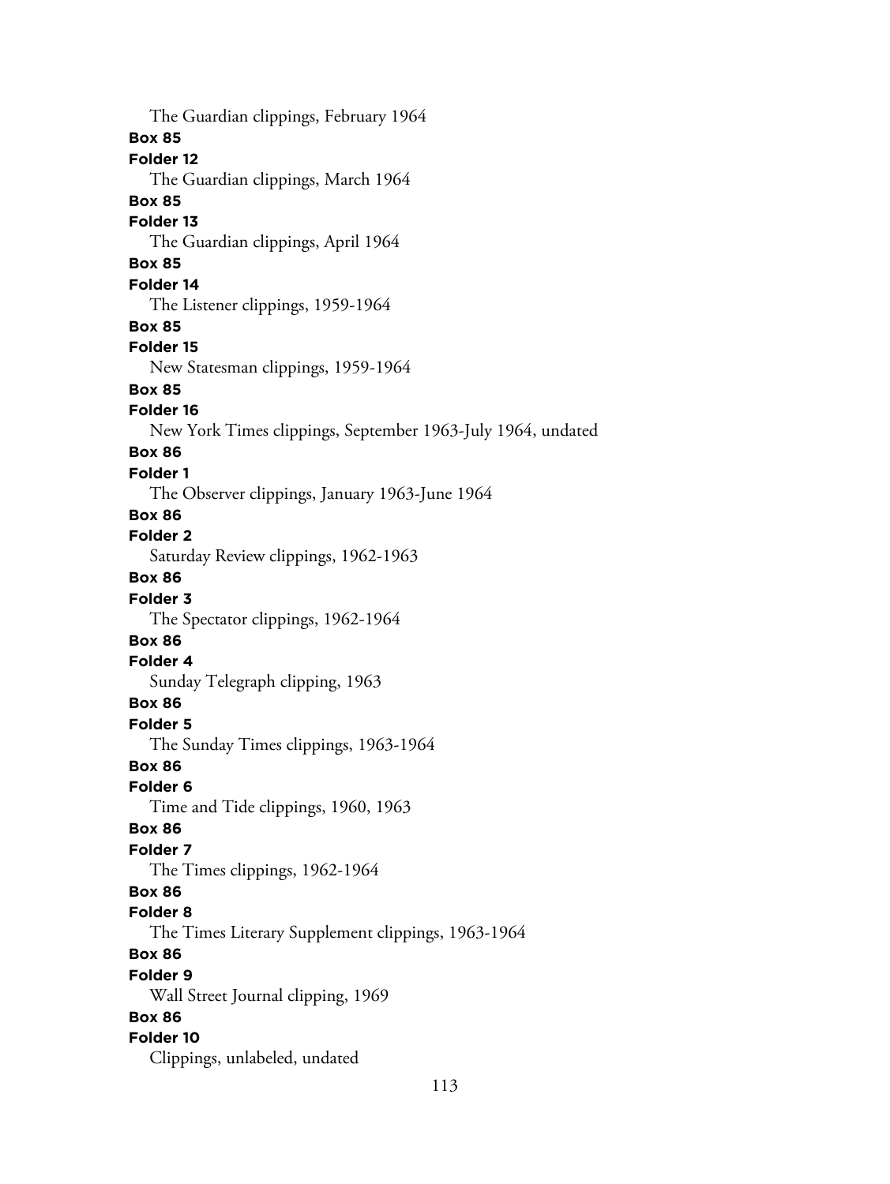The Guardian clippings, February 1964

**Box 85**
**Folder 12**
The Guardian clippings, March 1964

**Box 85**
**Folder 13**
The Guardian clippings, April 1964

**Box 85**
**Folder 14**
The Listener clippings, 1959-1964

**Box 85**
**Folder 15**
New Statesman clippings, 1959-1964

**Box 85**
**Folder 16**
New York Times clippings, September 1963-July 1964, undated

**Box 86**
**Folder 1**
The Observer clippings, January 1963-June 1964

**Box 86**
**Folder 2**
Saturday Review clippings, 1962-1963

**Box 86**
**Folder 3**
The Spectator clippings, 1962-1964

**Box 86**
**Folder 4**
Sunday Telegraph clipping, 1963

**Box 86**
**Folder 5**
The Sunday Times clippings, 1963-1964

**Box 86**
**Folder 6**
Time and Tide clippings, 1960, 1963

**Box 86**
**Folder 7**
The Times clippings, 1962-1964

**Box 86**
**Folder 8**
The Times Literary Supplement clippings, 1963-1964

**Box 86**
**Folder 9**
Wall Street Journal clipping, 1969

**Box 86**
**Folder 10**
Clippings, unlabeled, undated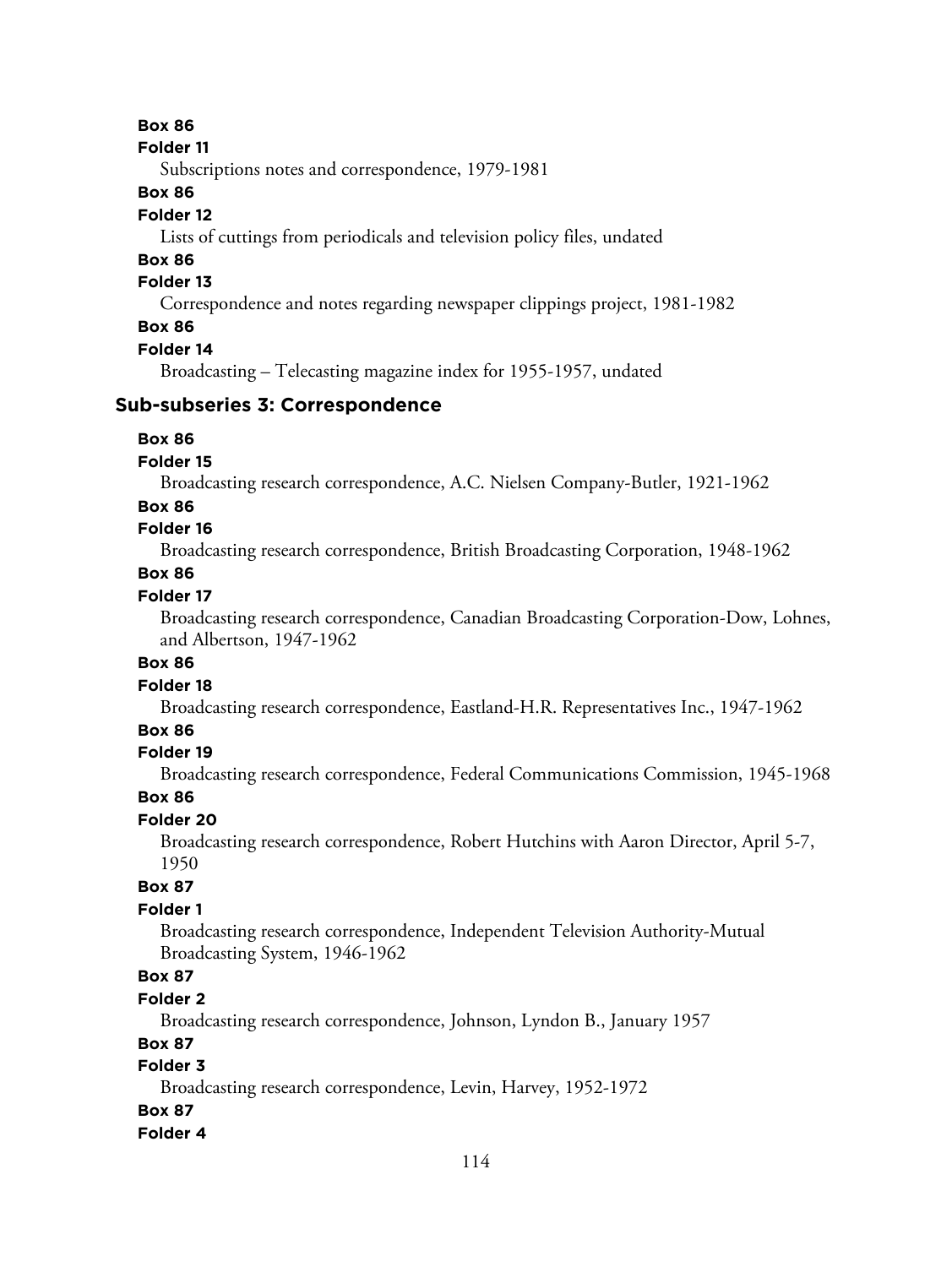**Box 86**

**Folder 11**

Subscriptions notes and correspondence, 1979-1981

**Box 86**

**Folder 12**

Lists of cuttings from periodicals and television policy files, undated

**Box 86**

**Folder 13**

Correspondence and notes regarding newspaper clippings project, 1981-1982

**Box 86**

**Folder 14**

Broadcasting – Telecasting magazine index for 1955-1957, undated

### Sub-subseries 3: Correspondence

**Box 86**

**Folder 15**

Broadcasting research correspondence, A.C. Nielsen Company-Butler, 1921-1962

**Box 86**

**Folder 16**

Broadcasting research correspondence, British Broadcasting Corporation, 1948-1962

**Box 86**

**Folder 17**

Broadcasting research correspondence, Canadian Broadcasting Corporation-Dow, Lohnes, and Albertson, 1947-1962

**Box 86**

**Folder 18**

Broadcasting research correspondence, Eastland-H.R. Representatives Inc., 1947-1962

**Box 86**

**Folder 19**

Broadcasting research correspondence, Federal Communications Commission, 1945-1968

**Box 86**

**Folder 20**

Broadcasting research correspondence, Robert Hutchins with Aaron Director, April 5-7, 1950

**Box 87**

**Folder 1**

Broadcasting research correspondence, Independent Television Authority-Mutual Broadcasting System, 1946-1962

**Box 87**

**Folder 2**

Broadcasting research correspondence, Johnson, Lyndon B., January 1957

**Box 87**

**Folder 3**

Broadcasting research correspondence, Levin, Harvey, 1952-1972

**Box 87**

**Folder 4**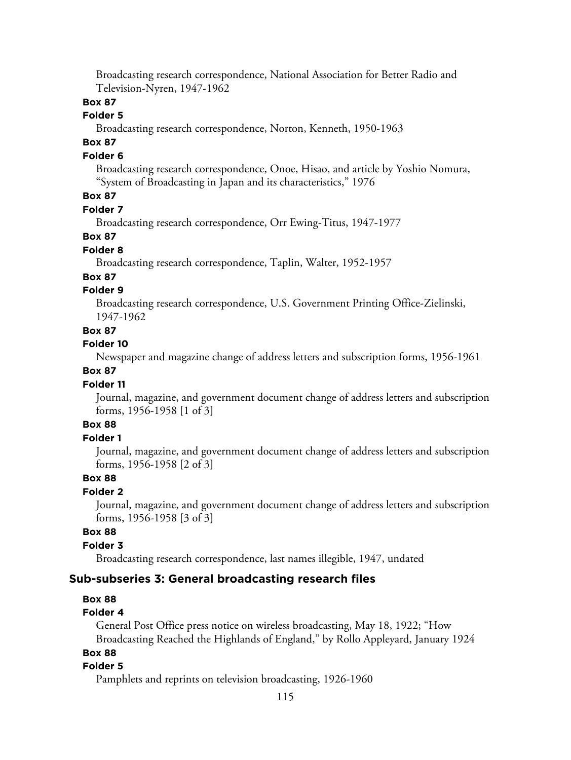Broadcasting research correspondence, National Association for Better Radio and Television-Nyren, 1947-1962

**Box 87**

**Folder 5**

Broadcasting research correspondence, Norton, Kenneth, 1950-1963

**Box 87**

**Folder 6**

Broadcasting research correspondence, Onoe, Hisao, and article by Yoshio Nomura, "System of Broadcasting in Japan and its characteristics," 1976

**Box 87**

**Folder 7**

Broadcasting research correspondence, Orr Ewing-Titus, 1947-1977

**Box 87**

**Folder 8**

Broadcasting research correspondence, Taplin, Walter, 1952-1957

**Box 87**

**Folder 9**

Broadcasting research correspondence, U.S. Government Printing Office-Zielinski, 1947-1962

**Box 87**

**Folder 10**

Newspaper and magazine change of address letters and subscription forms, 1956-1961

**Box 87**

**Folder 11**

Journal, magazine, and government document change of address letters and subscription forms, 1956-1958 [1 of 3]

**Box 88**

**Folder 1**

Journal, magazine, and government document change of address letters and subscription forms, 1956-1958 [2 of 3]

**Box 88**

**Folder 2**

Journal, magazine, and government document change of address letters and subscription forms, 1956-1958 [3 of 3]

**Box 88**

**Folder 3**

Broadcasting research correspondence, last names illegible, 1947, undated

### Sub-subseries 3: General broadcasting research files

**Box 88**

**Folder 4**

General Post Office press notice on wireless broadcasting, May 18, 1922; "How Broadcasting Reached the Highlands of England," by Rollo Appleyard, January 1924

**Box 88**

**Folder 5**

Pamphlets and reprints on television broadcasting, 1926-1960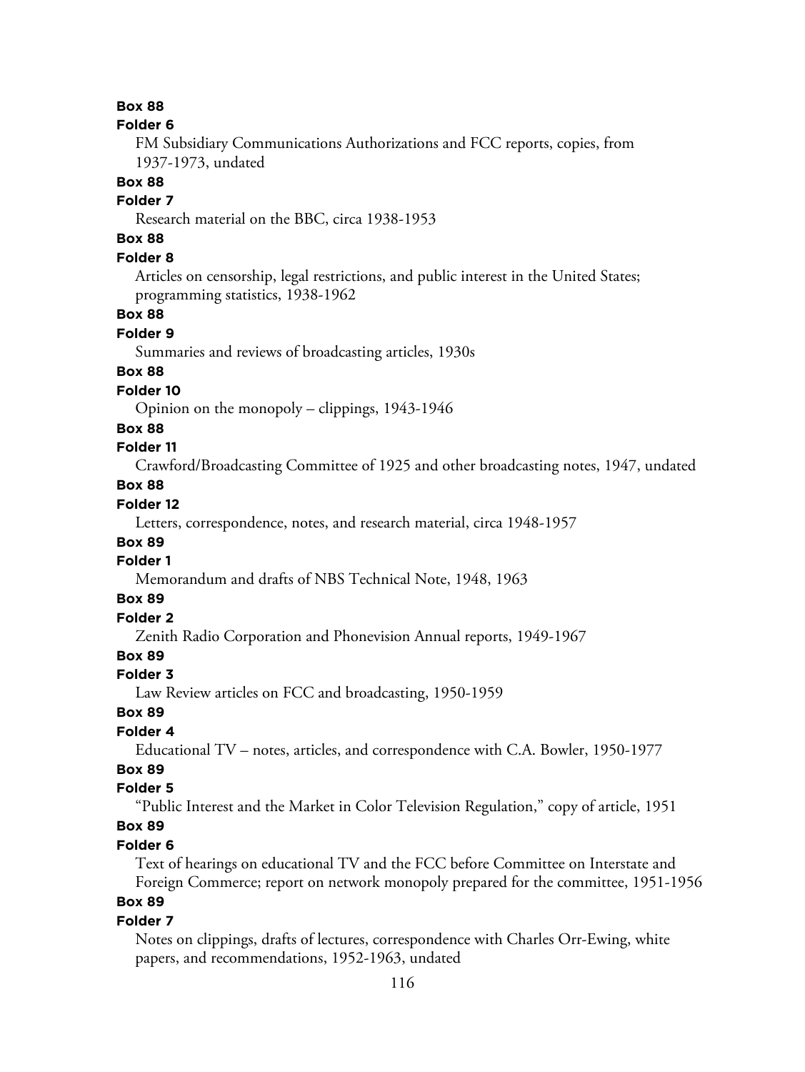**Box 88**
**Folder 6**

FM Subsidiary Communications Authorizations and FCC reports, copies, from 1937-1973, undated

**Box 88**
**Folder 7**

Research material on the BBC, circa 1938-1953

**Box 88**
**Folder 8**

Articles on censorship, legal restrictions, and public interest in the United States; programming statistics, 1938-1962

**Box 88**
**Folder 9**

Summaries and reviews of broadcasting articles, 1930s

**Box 88**
**Folder 10**

Opinion on the monopoly – clippings, 1943-1946

**Box 88**
**Folder 11**

Crawford/Broadcasting Committee of 1925 and other broadcasting notes, 1947, undated

**Box 88**
**Folder 12**

Letters, correspondence, notes, and research material, circa 1948-1957

**Box 89**
**Folder 1**

Memorandum and drafts of NBS Technical Note, 1948, 1963

**Box 89**
**Folder 2**

Zenith Radio Corporation and Phonevision Annual reports, 1949-1967

**Box 89**
**Folder 3**

Law Review articles on FCC and broadcasting, 1950-1959

**Box 89**
**Folder 4**

Educational TV – notes, articles, and correspondence with C.A. Bowler, 1950-1977

**Box 89**
**Folder 5**

"Public Interest and the Market in Color Television Regulation," copy of article, 1951

**Box 89**
**Folder 6**

Text of hearings on educational TV and the FCC before Committee on Interstate and Foreign Commerce; report on network monopoly prepared for the committee, 1951-1956

**Box 89**
**Folder 7**

Notes on clippings, drafts of lectures, correspondence with Charles Orr-Ewing, white papers, and recommendations, 1952-1963, undated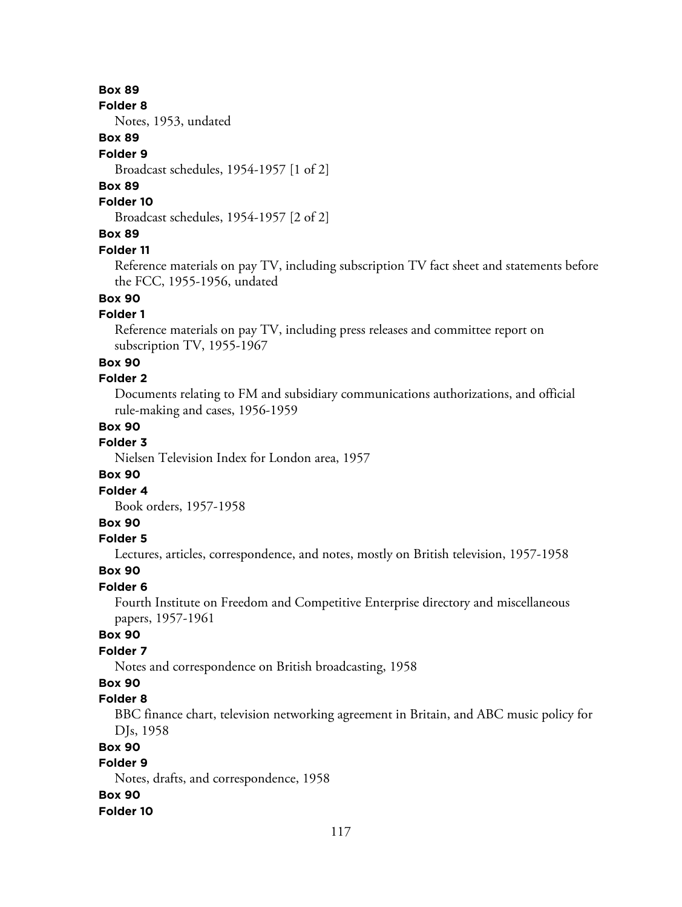**Box 89**

**Folder 8**

Notes, 1953, undated

**Box 89**

**Folder 9**

Broadcast schedules, 1954-1957 [1 of 2]

**Box 89**

**Folder 10**

Broadcast schedules, 1954-1957 [2 of 2]

**Box 89**

**Folder 11**

Reference materials on pay TV, including subscription TV fact sheet and statements before the FCC, 1955-1956, undated

**Box 90**

**Folder 1**

Reference materials on pay TV, including press releases and committee report on subscription TV, 1955-1967

**Box 90**

**Folder 2**

Documents relating to FM and subsidiary communications authorizations, and official rule-making and cases, 1956-1959

**Box 90**

**Folder 3**

Nielsen Television Index for London area, 1957

**Box 90**

**Folder 4**

Book orders, 1957-1958

**Box 90**

**Folder 5**

Lectures, articles, correspondence, and notes, mostly on British television, 1957-1958

**Box 90**

**Folder 6**

Fourth Institute on Freedom and Competitive Enterprise directory and miscellaneous papers, 1957-1961

**Box 90**

**Folder 7**

Notes and correspondence on British broadcasting, 1958

**Box 90**

**Folder 8**

BBC finance chart, television networking agreement in Britain, and ABC music policy for DJs, 1958

**Box 90**

**Folder 9**

Notes, drafts, and correspondence, 1958

**Box 90**

**Folder 10**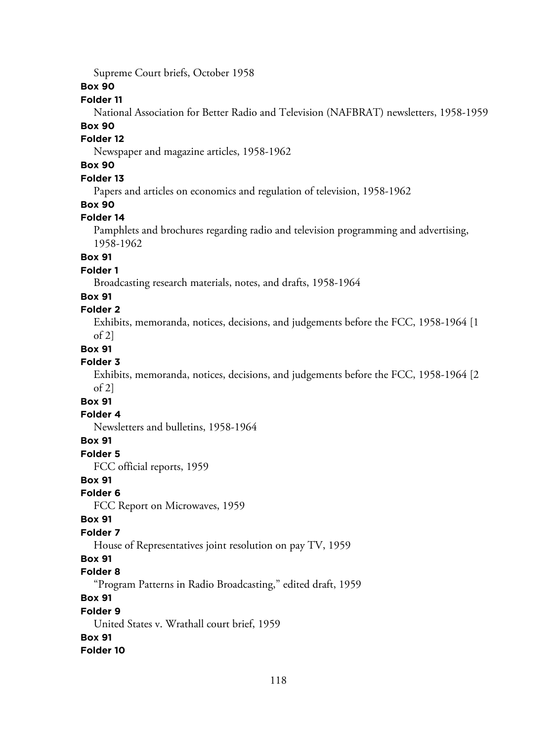Supreme Court briefs, October 1958

**Box 90**

**Folder 11**

National Association for Better Radio and Television (NAFBRAT) newsletters, 1958-1959

**Box 90**

**Folder 12**

Newspaper and magazine articles, 1958-1962

**Box 90**

**Folder 13**

Papers and articles on economics and regulation of television, 1958-1962

**Box 90**

**Folder 14**

Pamphlets and brochures regarding radio and television programming and advertising, 1958-1962

**Box 91**

**Folder 1**

Broadcasting research materials, notes, and drafts, 1958-1964

**Box 91**

**Folder 2**

Exhibits, memoranda, notices, decisions, and judgements before the FCC, 1958-1964 [1 of 2]

**Box 91**

**Folder 3**

Exhibits, memoranda, notices, decisions, and judgements before the FCC, 1958-1964 [2 of 2]

**Box 91**

**Folder 4**

Newsletters and bulletins, 1958-1964

**Box 91**

**Folder 5**

FCC official reports, 1959

**Box 91**

**Folder 6**

FCC Report on Microwaves, 1959

**Box 91**

**Folder 7**

House of Representatives joint resolution on pay TV, 1959

**Box 91**

**Folder 8**

"Program Patterns in Radio Broadcasting," edited draft, 1959

**Box 91**

**Folder 9**

United States v. Wrathall court brief, 1959

**Box 91**

**Folder 10**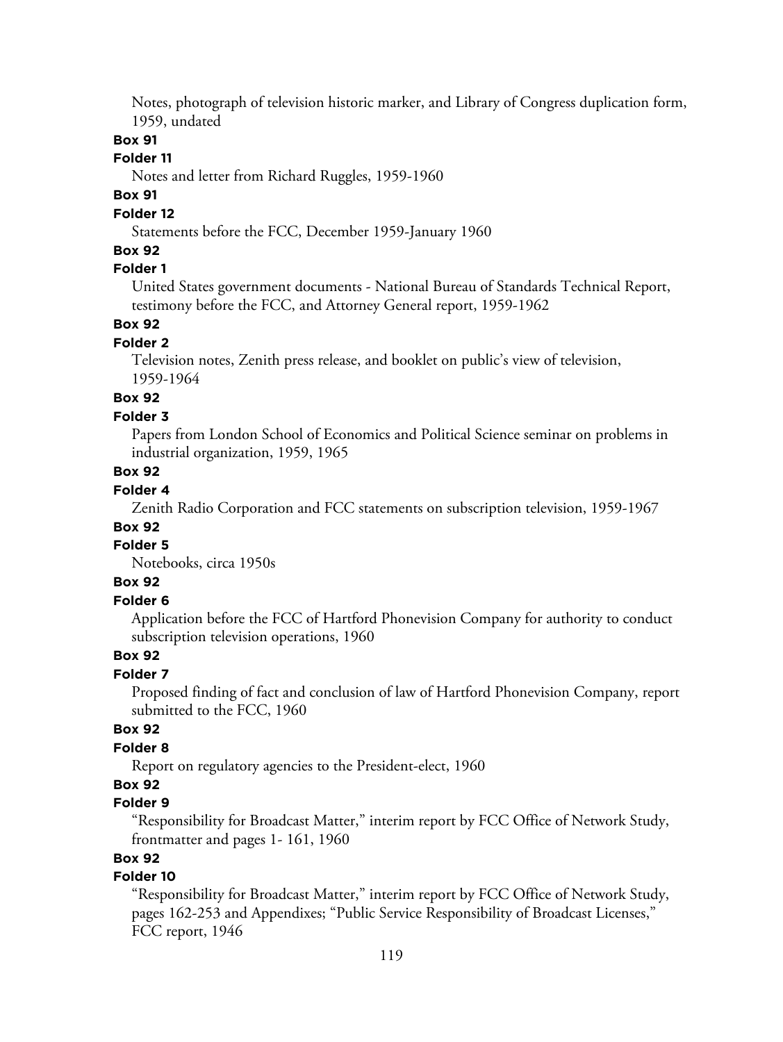Notes, photograph of television historic marker, and Library of Congress duplication form, 1959, undated

**Box 91**

**Folder 11**

Notes and letter from Richard Ruggles, 1959-1960

**Box 91**

**Folder 12**

Statements before the FCC, December 1959-January 1960

**Box 92**

**Folder 1**

United States government documents - National Bureau of Standards Technical Report, testimony before the FCC, and Attorney General report, 1959-1962

**Box 92**

**Folder 2**

Television notes, Zenith press release, and booklet on public's view of television, 1959-1964

**Box 92**

**Folder 3**

Papers from London School of Economics and Political Science seminar on problems in industrial organization, 1959, 1965

**Box 92**

**Folder 4**

Zenith Radio Corporation and FCC statements on subscription television, 1959-1967

**Box 92**

**Folder 5**

Notebooks, circa 1950s

**Box 92**

**Folder 6**

Application before the FCC of Hartford Phonevision Company for authority to conduct subscription television operations, 1960

**Box 92**

**Folder 7**

Proposed finding of fact and conclusion of law of Hartford Phonevision Company, report submitted to the FCC, 1960

**Box 92**

**Folder 8**

Report on regulatory agencies to the President-elect, 1960

**Box 92**

**Folder 9**

"Responsibility for Broadcast Matter," interim report by FCC Office of Network Study, frontmatter and pages 1- 161, 1960

**Box 92**

**Folder 10**

"Responsibility for Broadcast Matter," interim report by FCC Office of Network Study, pages 162-253 and Appendixes; "Public Service Responsibility of Broadcast Licenses," FCC report, 1946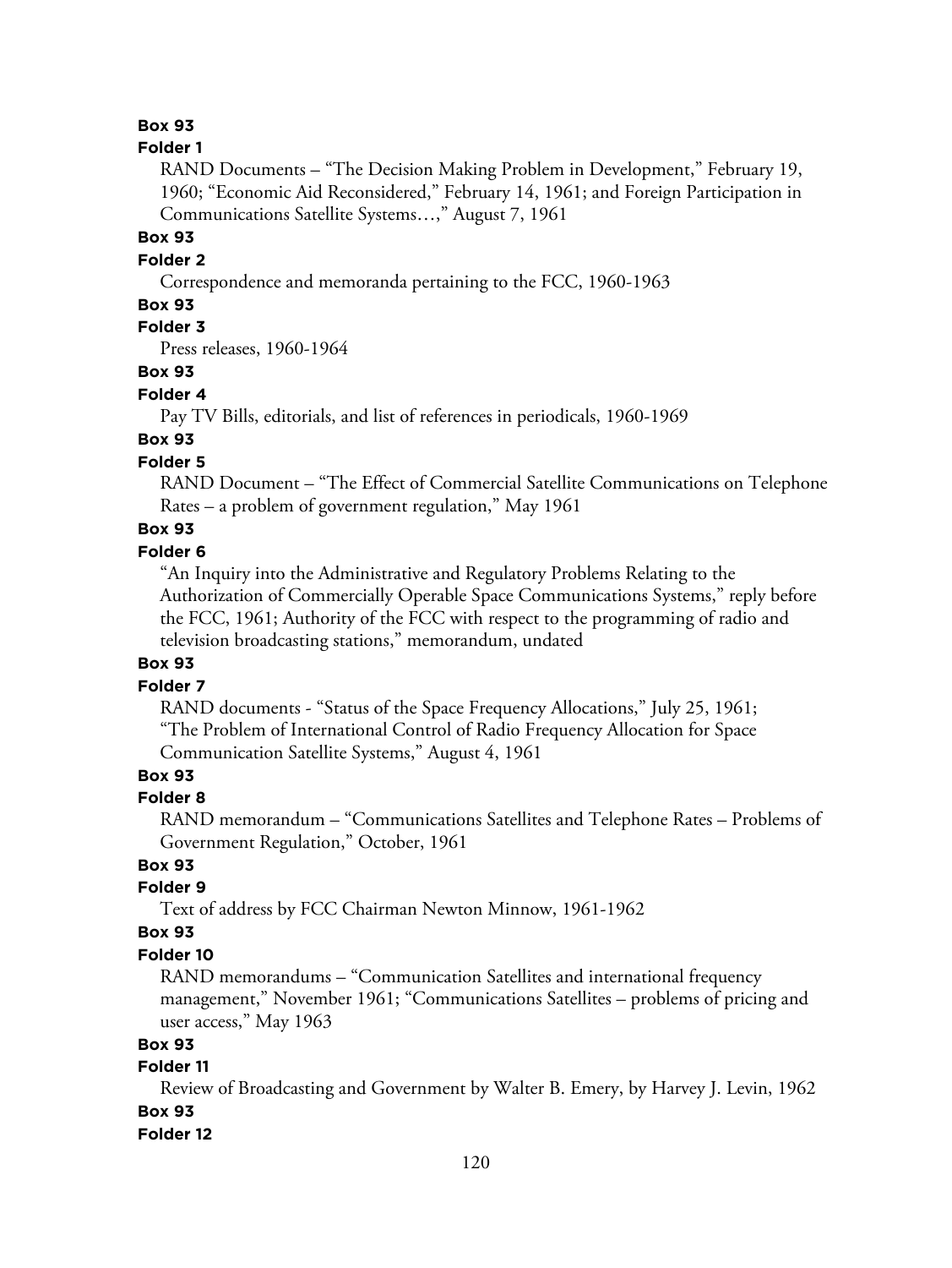**Box 93**

**Folder 1**

RAND Documents – "The Decision Making Problem in Development," February 19, 1960; "Economic Aid Reconsidered," February 14, 1961; and Foreign Participation in Communications Satellite Systems…," August 7, 1961

**Box 93**

**Folder 2**

Correspondence and memoranda pertaining to the FCC, 1960-1963

**Box 93**

**Folder 3**

Press releases, 1960-1964

**Box 93**

**Folder 4**

Pay TV Bills, editorials, and list of references in periodicals, 1960-1969

**Box 93**

**Folder 5**

RAND Document – "The Effect of Commercial Satellite Communications on Telephone Rates – a problem of government regulation," May 1961

**Box 93**

**Folder 6**

"An Inquiry into the Administrative and Regulatory Problems Relating to the Authorization of Commercially Operable Space Communications Systems," reply before the FCC, 1961; Authority of the FCC with respect to the programming of radio and television broadcasting stations," memorandum, undated

**Box 93**

**Folder 7**

RAND documents - "Status of the Space Frequency Allocations," July 25, 1961; "The Problem of International Control of Radio Frequency Allocation for Space Communication Satellite Systems," August 4, 1961

**Box 93**

**Folder 8**

RAND memorandum – "Communications Satellites and Telephone Rates – Problems of Government Regulation," October, 1961

**Box 93**

**Folder 9**

Text of address by FCC Chairman Newton Minnow, 1961-1962

**Box 93**

**Folder 10**

RAND memorandums – "Communication Satellites and international frequency management," November 1961; "Communications Satellites – problems of pricing and user access," May 1963

**Box 93**

**Folder 11**

Review of Broadcasting and Government by Walter B. Emery, by Harvey J. Levin, 1962

**Box 93**

**Folder 12**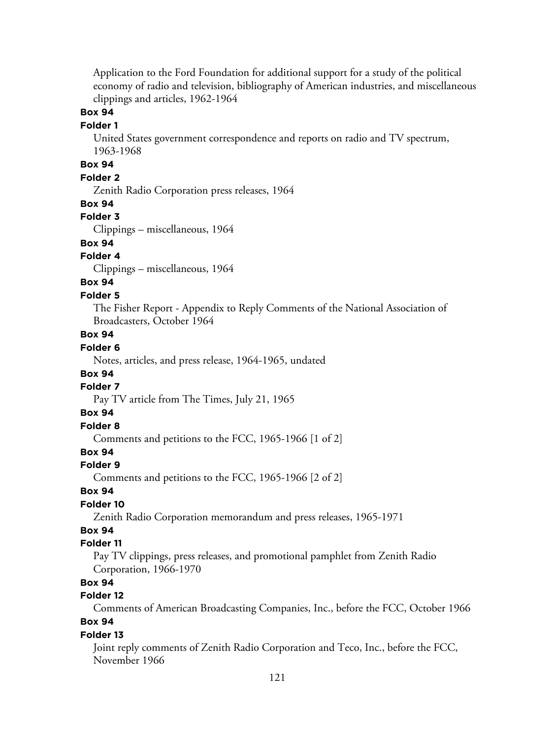Application to the Ford Foundation for additional support for a study of the political economy of radio and television, bibliography of American industries, and miscellaneous clippings and articles, 1962-1964

**Box 94**

**Folder 1**

United States government correspondence and reports on radio and TV spectrum, 1963-1968

**Box 94**

**Folder 2**

Zenith Radio Corporation press releases, 1964

**Box 94**

**Folder 3**

Clippings – miscellaneous, 1964

**Box 94**

**Folder 4**

Clippings – miscellaneous, 1964

**Box 94**

**Folder 5**

The Fisher Report - Appendix to Reply Comments of the National Association of Broadcasters, October 1964

**Box 94**

**Folder 6**

Notes, articles, and press release, 1964-1965, undated

**Box 94**

**Folder 7**

Pay TV article from The Times, July 21, 1965

**Box 94**

**Folder 8**

Comments and petitions to the FCC, 1965-1966 [1 of 2]

**Box 94**

**Folder 9**

Comments and petitions to the FCC, 1965-1966 [2 of 2]

**Box 94**

**Folder 10**

Zenith Radio Corporation memorandum and press releases, 1965-1971

**Box 94**

**Folder 11**

Pay TV clippings, press releases, and promotional pamphlet from Zenith Radio Corporation, 1966-1970

**Box 94**

**Folder 12**

Comments of American Broadcasting Companies, Inc., before the FCC, October 1966

**Box 94**

**Folder 13**

Joint reply comments of Zenith Radio Corporation and Teco, Inc., before the FCC, November 1966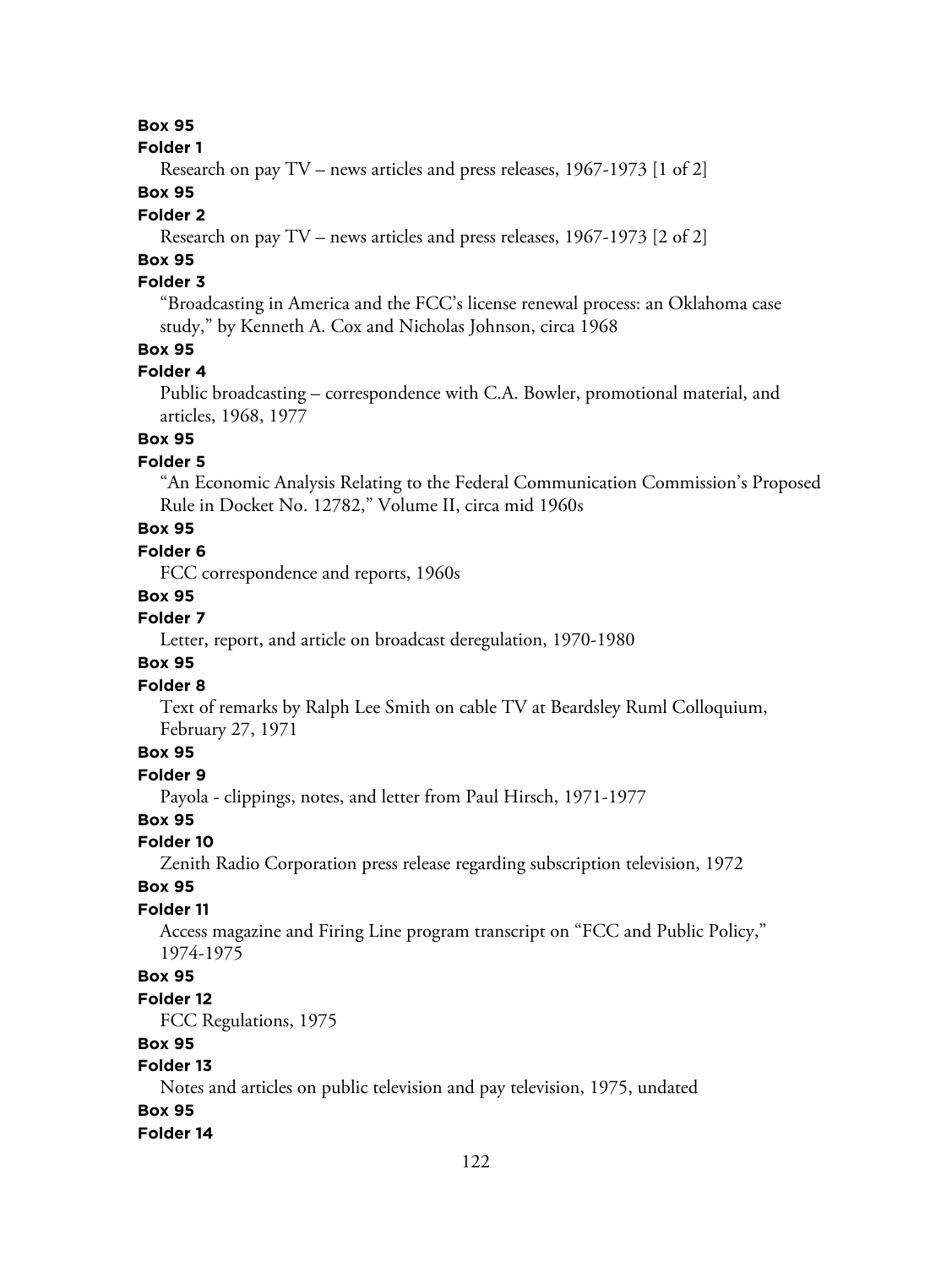**Box 95**

**Folder 1**

Research on pay TV – news articles and press releases, 1967-1973 [1 of 2]

**Box 95**

**Folder 2**

Research on pay TV – news articles and press releases, 1967-1973 [2 of 2]

**Box 95**

**Folder 3**

"Broadcasting in America and the FCC's license renewal process: an Oklahoma case study," by Kenneth A. Cox and Nicholas Johnson, circa 1968

**Box 95**

**Folder 4**

Public broadcasting – correspondence with C.A. Bowler, promotional material, and articles, 1968, 1977

**Box 95**

**Folder 5**

"An Economic Analysis Relating to the Federal Communication Commission's Proposed Rule in Docket No. 12782," Volume II, circa mid 1960s

**Box 95**

**Folder 6**

FCC correspondence and reports, 1960s

**Box 95**

**Folder 7**

Letter, report, and article on broadcast deregulation, 1970-1980

**Box 95**

**Folder 8**

Text of remarks by Ralph Lee Smith on cable TV at Beardsley Ruml Colloquium, February 27, 1971

**Box 95**

**Folder 9**

Payola - clippings, notes, and letter from Paul Hirsch, 1971-1977

**Box 95**

**Folder 10**

Zenith Radio Corporation press release regarding subscription television, 1972

**Box 95**

**Folder 11**

Access magazine and Firing Line program transcript on "FCC and Public Policy," 1974-1975

**Box 95**

**Folder 12**

FCC Regulations, 1975

**Box 95**

**Folder 13**

Notes and articles on public television and pay television, 1975, undated

**Box 95**

**Folder 14**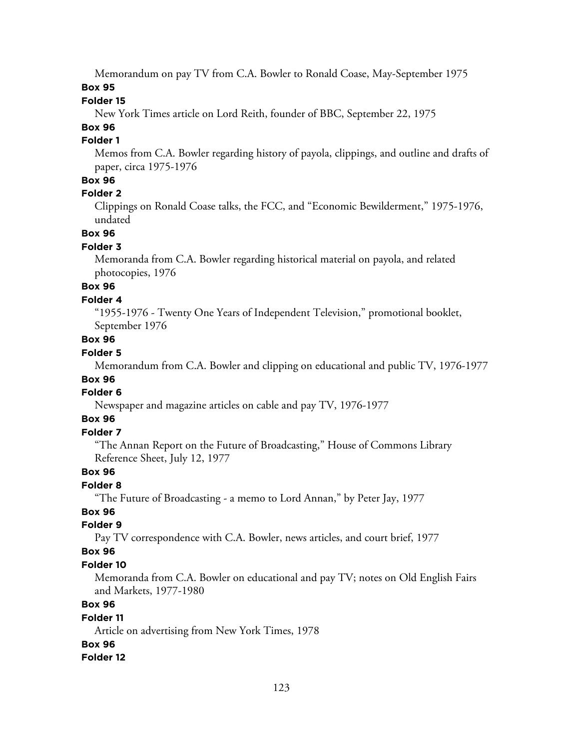Memorandum on pay TV from C.A. Bowler to Ronald Coase, May-September 1975

**Box 95**

**Folder 15**

New York Times article on Lord Reith, founder of BBC, September 22, 1975

**Box 96**

**Folder 1**

Memos from C.A. Bowler regarding history of payola, clippings, and outline and drafts of paper, circa 1975-1976

**Box 96**

**Folder 2**

Clippings on Ronald Coase talks, the FCC, and "Economic Bewilderment," 1975-1976, undated

**Box 96**

**Folder 3**

Memoranda from C.A. Bowler regarding historical material on payola, and related photocopies, 1976

**Box 96**

**Folder 4**

"1955-1976 - Twenty One Years of Independent Television," promotional booklet, September 1976

**Box 96**

**Folder 5**

Memorandum from C.A. Bowler and clipping on educational and public TV, 1976-1977

**Box 96**

**Folder 6**

Newspaper and magazine articles on cable and pay TV, 1976-1977

**Box 96**

**Folder 7**

"The Annan Report on the Future of Broadcasting," House of Commons Library Reference Sheet, July 12, 1977

**Box 96**

**Folder 8**

"The Future of Broadcasting - a memo to Lord Annan," by Peter Jay, 1977

**Box 96**

**Folder 9**

Pay TV correspondence with C.A. Bowler, news articles, and court brief, 1977

**Box 96**

**Folder 10**

Memoranda from C.A. Bowler on educational and pay TV; notes on Old English Fairs and Markets, 1977-1980

**Box 96**

**Folder 11**

Article on advertising from New York Times, 1978

**Box 96**

**Folder 12**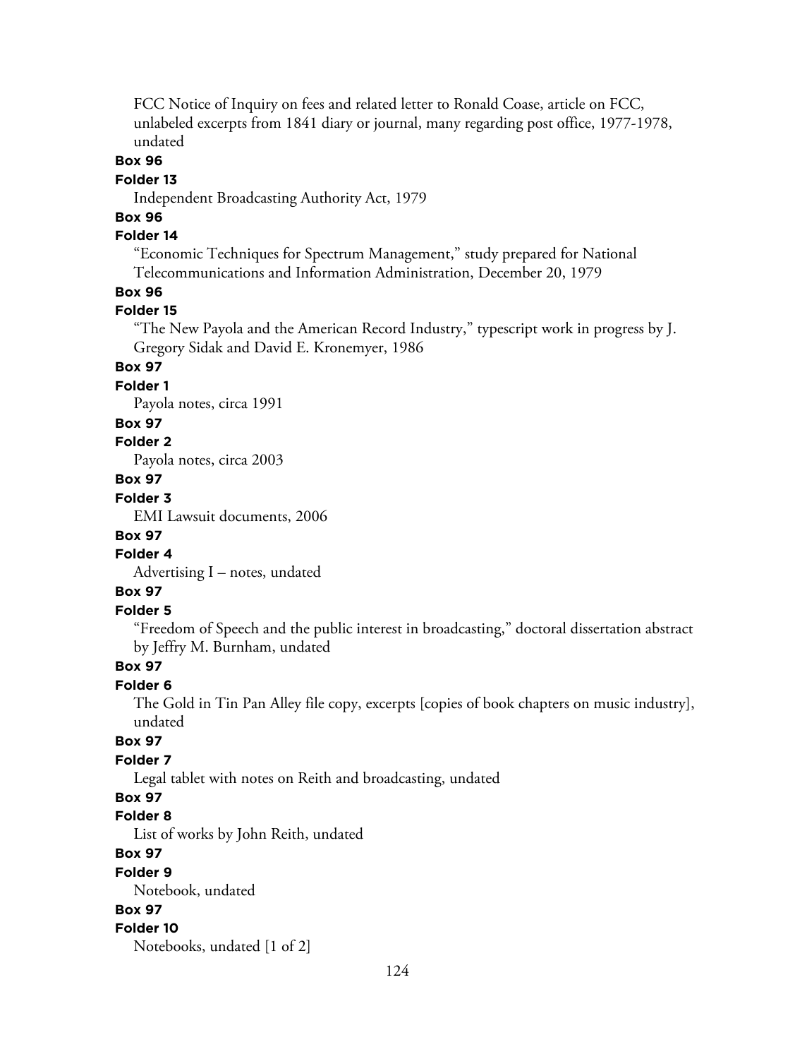FCC Notice of Inquiry on fees and related letter to Ronald Coase, article on FCC, unlabeled excerpts from 1841 diary or journal, many regarding post office, 1977-1978, undated

**Box 96**

**Folder 13**

Independent Broadcasting Authority Act, 1979

**Box 96**

**Folder 14**

"Economic Techniques for Spectrum Management," study prepared for National Telecommunications and Information Administration, December 20, 1979

**Box 96**

**Folder 15**

"The New Payola and the American Record Industry," typescript work in progress by J. Gregory Sidak and David E. Kronemyer, 1986

**Box 97**

**Folder 1**

Payola notes, circa 1991

**Box 97**

**Folder 2**

Payola notes, circa 2003

**Box 97**

**Folder 3**

EMI Lawsuit documents, 2006

**Box 97**

**Folder 4**

Advertising I – notes, undated

**Box 97**

**Folder 5**

"Freedom of Speech and the public interest in broadcasting," doctoral dissertation abstract by Jeffry M. Burnham, undated

**Box 97**

**Folder 6**

The Gold in Tin Pan Alley file copy, excerpts [copies of book chapters on music industry], undated

**Box 97**

**Folder 7**

Legal tablet with notes on Reith and broadcasting, undated

**Box 97**

**Folder 8**

List of works by John Reith, undated

**Box 97**

**Folder 9**

Notebook, undated

**Box 97**

**Folder 10**

Notebooks, undated [1 of 2]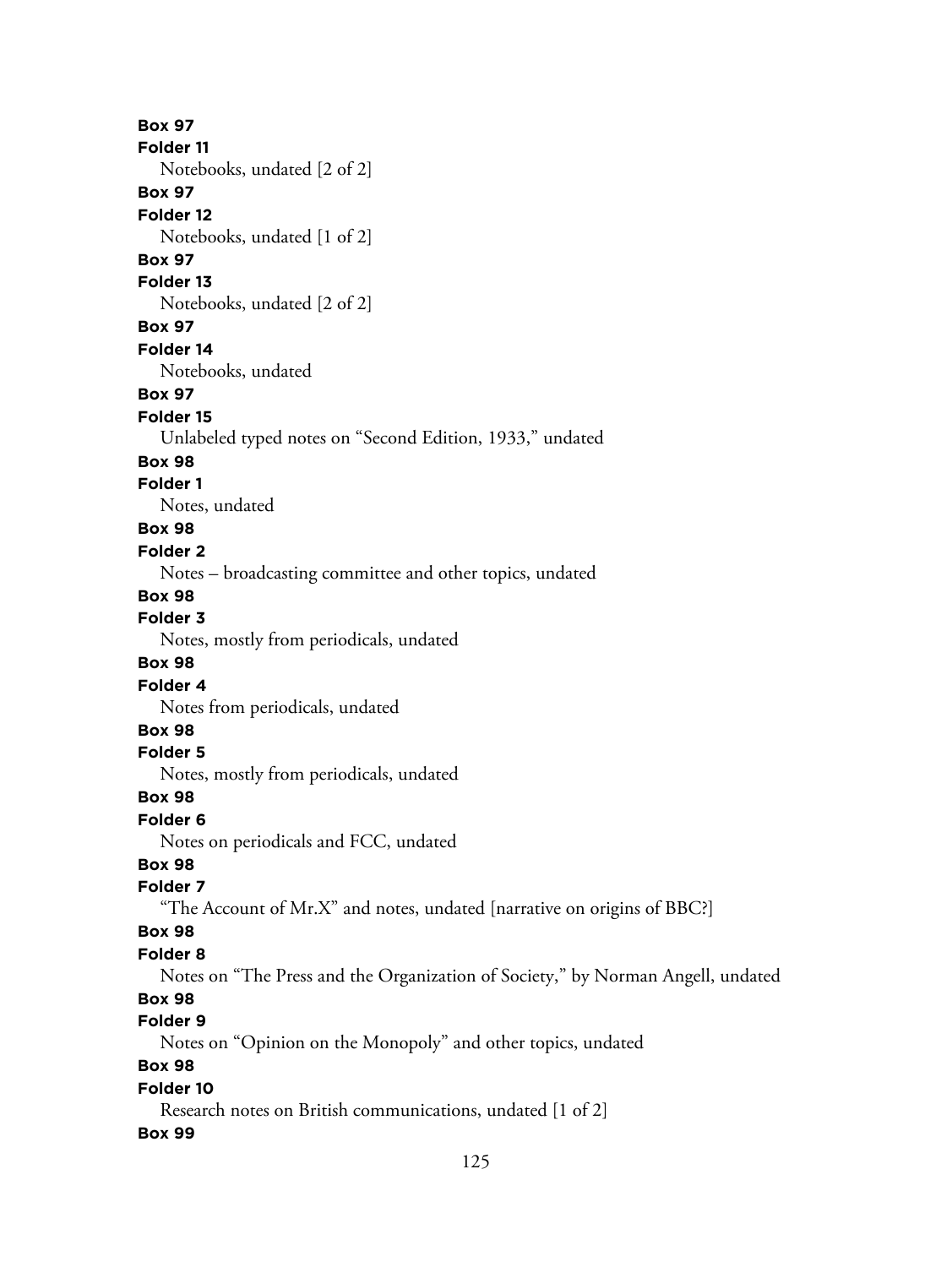**Box 97**
**Folder 11**
Notebooks, undated [2 of 2]
**Box 97**
**Folder 12**
Notebooks, undated [1 of 2]
**Box 97**
**Folder 13**
Notebooks, undated [2 of 2]
**Box 97**
**Folder 14**
Notebooks, undated
**Box 97**
**Folder 15**
Unlabeled typed notes on "Second Edition, 1933," undated
**Box 98**
**Folder 1**
Notes, undated
**Box 98**
**Folder 2**
Notes – broadcasting committee and other topics, undated
**Box 98**
**Folder 3**
Notes, mostly from periodicals, undated
**Box 98**
**Folder 4**
Notes from periodicals, undated
**Box 98**
**Folder 5**
Notes, mostly from periodicals, undated
**Box 98**
**Folder 6**
Notes on periodicals and FCC, undated
**Box 98**
**Folder 7**
"The Account of Mr.X" and notes, undated [narrative on origins of BBC?]
**Box 98**
**Folder 8**
Notes on "The Press and the Organization of Society," by Norman Angell, undated
**Box 98**
**Folder 9**
Notes on "Opinion on the Monopoly" and other topics, undated
**Box 98**
**Folder 10**
Research notes on British communications, undated [1 of 2]
**Box 99**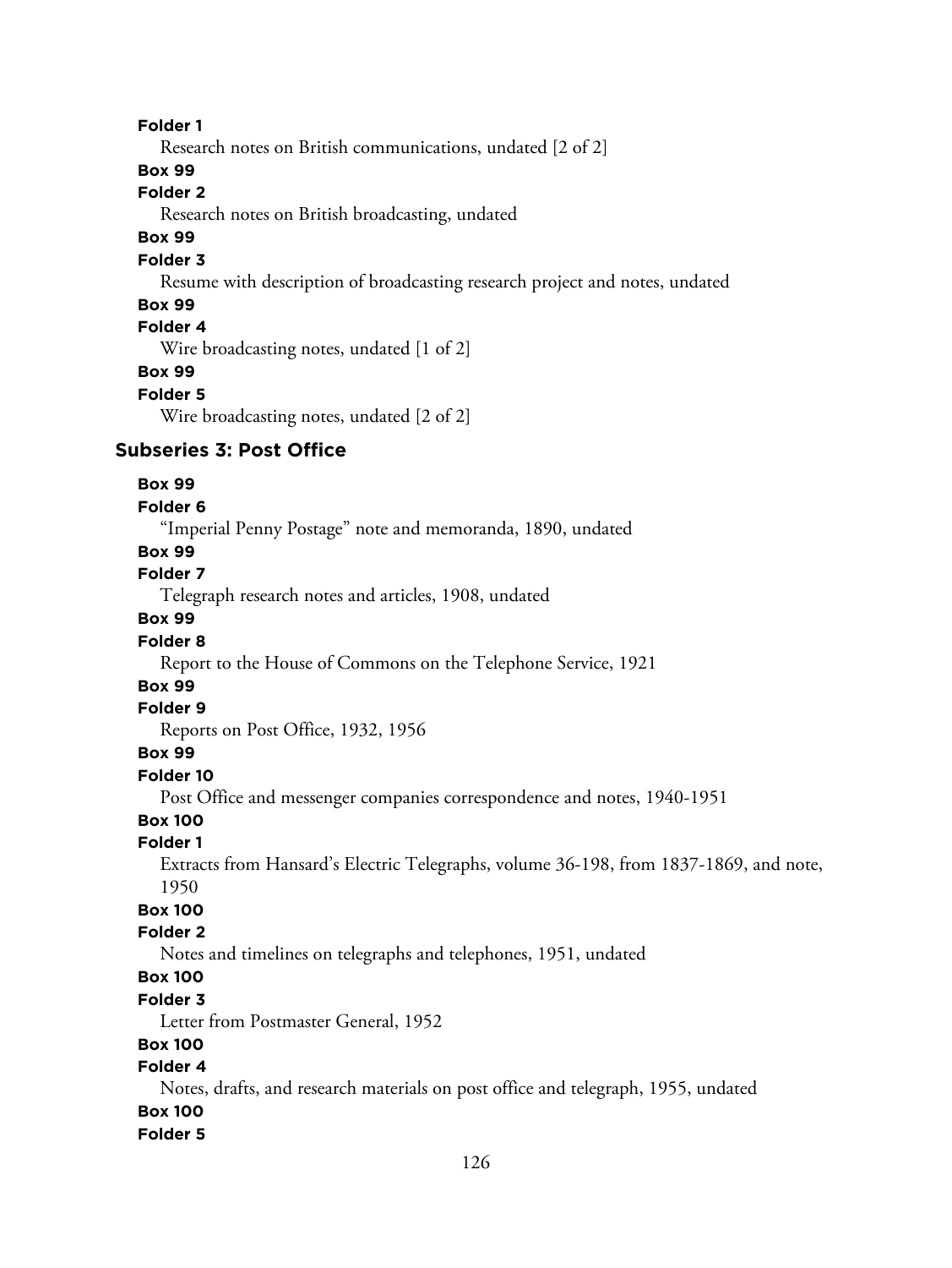**Folder 1**

Research notes on British communications, undated [2 of 2]

**Box 99**

**Folder 2**

Research notes on British broadcasting, undated

**Box 99**

**Folder 3**

Resume with description of broadcasting research project and notes, undated

**Box 99**

**Folder 4**

Wire broadcasting notes, undated [1 of 2]

**Box 99**

**Folder 5**

Wire broadcasting notes, undated [2 of 2]

### Subseries 3: Post Office

**Box 99**

**Folder 6**

“Imperial Penny Postage” note and memoranda, 1890, undated

**Box 99**

**Folder 7**

Telegraph research notes and articles, 1908, undated

**Box 99**

**Folder 8**

Report to the House of Commons on the Telephone Service, 1921

**Box 99**

**Folder 9**

Reports on Post Office, 1932, 1956

**Box 99**

**Folder 10**

Post Office and messenger companies correspondence and notes, 1940-1951

**Box 100**

**Folder 1**

Extracts from Hansard’s Electric Telegraphs, volume 36-198, from 1837-1869, and note, 1950

**Box 100**

**Folder 2**

Notes and timelines on telegraphs and telephones, 1951, undated

**Box 100**

**Folder 3**

Letter from Postmaster General, 1952

**Box 100**

**Folder 4**

Notes, drafts, and research materials on post office and telegraph, 1955, undated

**Box 100**

**Folder 5**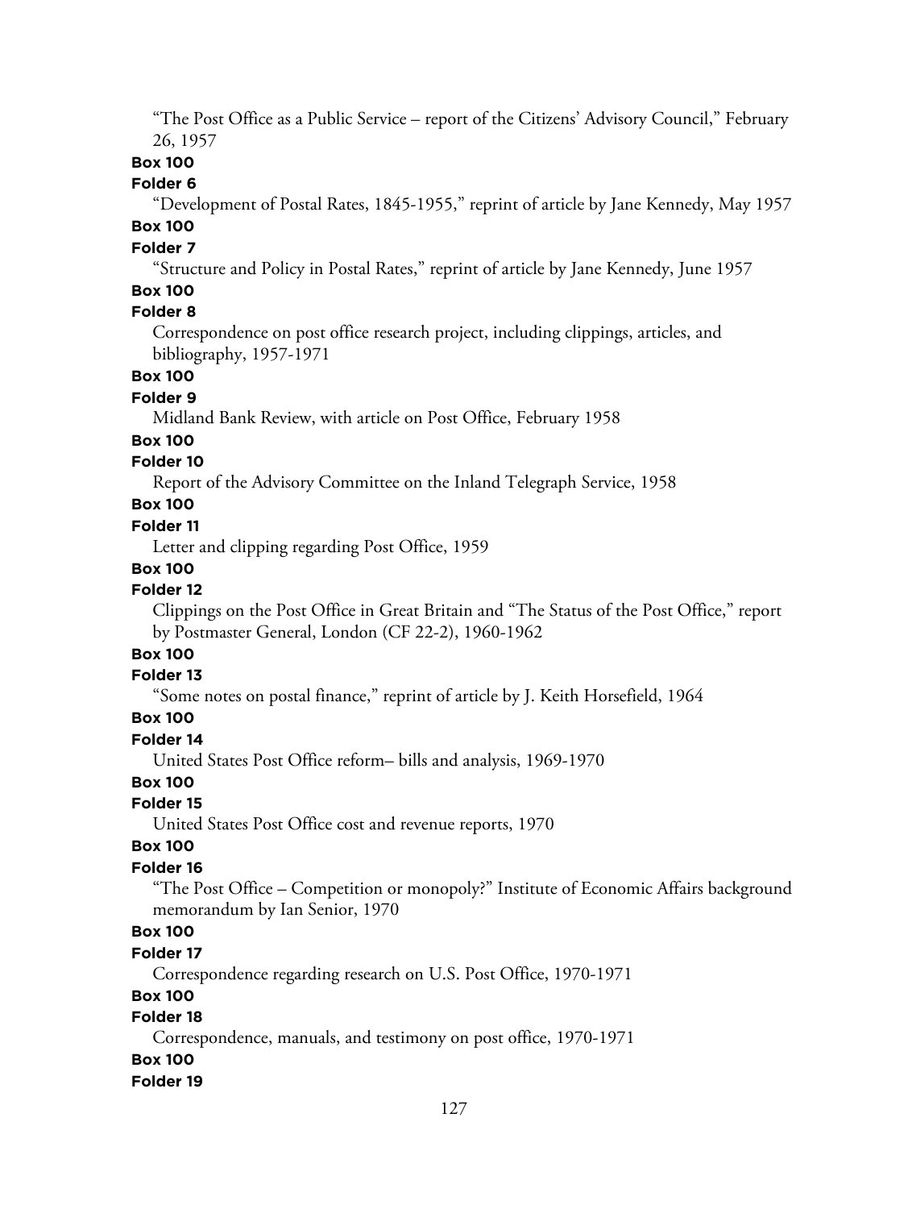"The Post Office as a Public Service – report of the Citizens' Advisory Council," February 26, 1957

**Box 100**

**Folder 6**

"Development of Postal Rates, 1845-1955," reprint of article by Jane Kennedy, May 1957

**Box 100**

**Folder 7**

"Structure and Policy in Postal Rates," reprint of article by Jane Kennedy, June 1957

**Box 100**

**Folder 8**

Correspondence on post office research project, including clippings, articles, and bibliography, 1957-1971

**Box 100**

**Folder 9**

Midland Bank Review, with article on Post Office, February 1958

**Box 100**

**Folder 10**

Report of the Advisory Committee on the Inland Telegraph Service, 1958

**Box 100**

**Folder 11**

Letter and clipping regarding Post Office, 1959

**Box 100**

**Folder 12**

Clippings on the Post Office in Great Britain and "The Status of the Post Office," report by Postmaster General, London (CF 22-2), 1960-1962

**Box 100**

**Folder 13**

"Some notes on postal finance," reprint of article by J. Keith Horsefield, 1964

**Box 100**

**Folder 14**

United States Post Office reform– bills and analysis, 1969-1970

**Box 100**

**Folder 15**

United States Post Office cost and revenue reports, 1970

**Box 100**

**Folder 16**

"The Post Office – Competition or monopoly?" Institute of Economic Affairs background memorandum by Ian Senior, 1970

**Box 100**

**Folder 17**

Correspondence regarding research on U.S. Post Office, 1970-1971

**Box 100**

**Folder 18**

Correspondence, manuals, and testimony on post office, 1970-1971

**Box 100**

**Folder 19**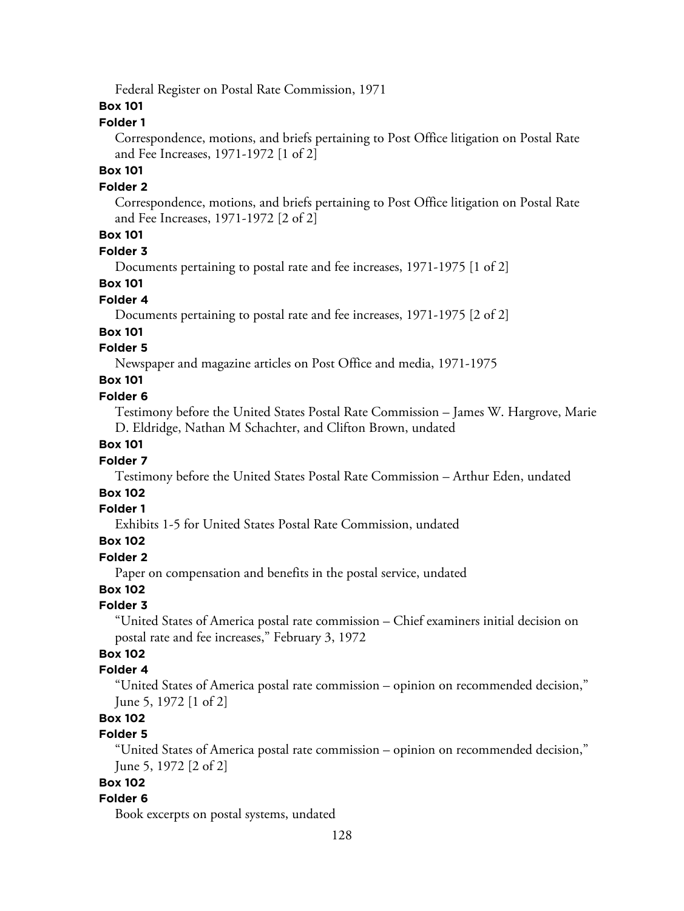Federal Register on Postal Rate Commission, 1971

**Box 101**

**Folder 1**

Correspondence, motions, and briefs pertaining to Post Office litigation on Postal Rate and Fee Increases, 1971-1972 [1 of 2]

**Box 101**

**Folder 2**

Correspondence, motions, and briefs pertaining to Post Office litigation on Postal Rate and Fee Increases, 1971-1972 [2 of 2]

**Box 101**

**Folder 3**

Documents pertaining to postal rate and fee increases, 1971-1975 [1 of 2]

**Box 101**

**Folder 4**

Documents pertaining to postal rate and fee increases, 1971-1975 [2 of 2]

**Box 101**

**Folder 5**

Newspaper and magazine articles on Post Office and media, 1971-1975

**Box 101**

**Folder 6**

Testimony before the United States Postal Rate Commission – James W. Hargrove, Marie D. Eldridge, Nathan M Schachter, and Clifton Brown, undated

**Box 101**

**Folder 7**

Testimony before the United States Postal Rate Commission – Arthur Eden, undated

**Box 102**

**Folder 1**

Exhibits 1-5 for United States Postal Rate Commission, undated

**Box 102**

**Folder 2**

Paper on compensation and benefits in the postal service, undated

**Box 102**

**Folder 3**

"United States of America postal rate commission – Chief examiners initial decision on postal rate and fee increases," February 3, 1972

**Box 102**

**Folder 4**

"United States of America postal rate commission – opinion on recommended decision," June 5, 1972 [1 of 2]

**Box 102**

**Folder 5**

"United States of America postal rate commission – opinion on recommended decision," June 5, 1972 [2 of 2]

**Box 102**

**Folder 6**

Book excerpts on postal systems, undated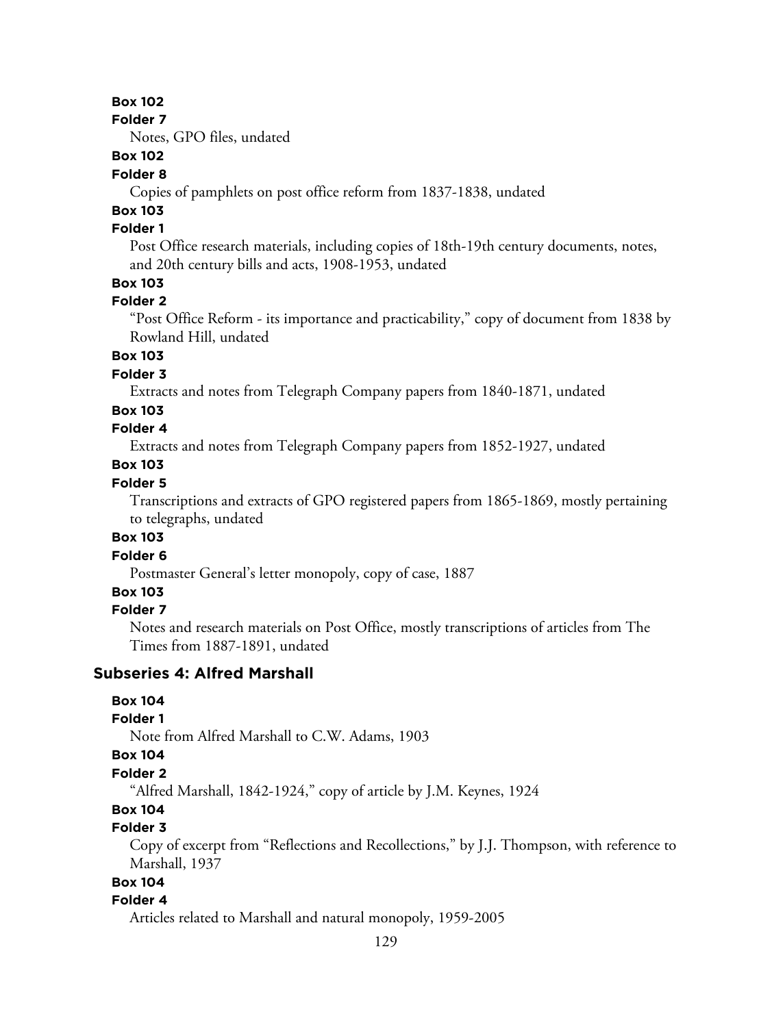**Box 102**

**Folder 7**

Notes, GPO files, undated

**Box 102**

**Folder 8**

Copies of pamphlets on post office reform from 1837-1838, undated

**Box 103**

**Folder 1**

Post Office research materials, including copies of 18th-19th century documents, notes, and 20th century bills and acts, 1908-1953, undated

**Box 103**

**Folder 2**

"Post Office Reform - its importance and practicability," copy of document from 1838 by Rowland Hill, undated

**Box 103**

**Folder 3**

Extracts and notes from Telegraph Company papers from 1840-1871, undated

**Box 103**

**Folder 4**

Extracts and notes from Telegraph Company papers from 1852-1927, undated

**Box 103**

**Folder 5**

Transcriptions and extracts of GPO registered papers from 1865-1869, mostly pertaining to telegraphs, undated

**Box 103**

**Folder 6**

Postmaster General's letter monopoly, copy of case, 1887

**Box 103**

**Folder 7**

Notes and research materials on Post Office, mostly transcriptions of articles from The Times from 1887-1891, undated

### Subseries 4: Alfred Marshall

**Box 104**

**Folder 1**

Note from Alfred Marshall to C.W. Adams, 1903

**Box 104**

**Folder 2**

"Alfred Marshall, 1842-1924," copy of article by J.M. Keynes, 1924

**Box 104**

**Folder 3**

Copy of excerpt from "Reflections and Recollections," by J.J. Thompson, with reference to Marshall, 1937

**Box 104**

**Folder 4**

Articles related to Marshall and natural monopoly, 1959-2005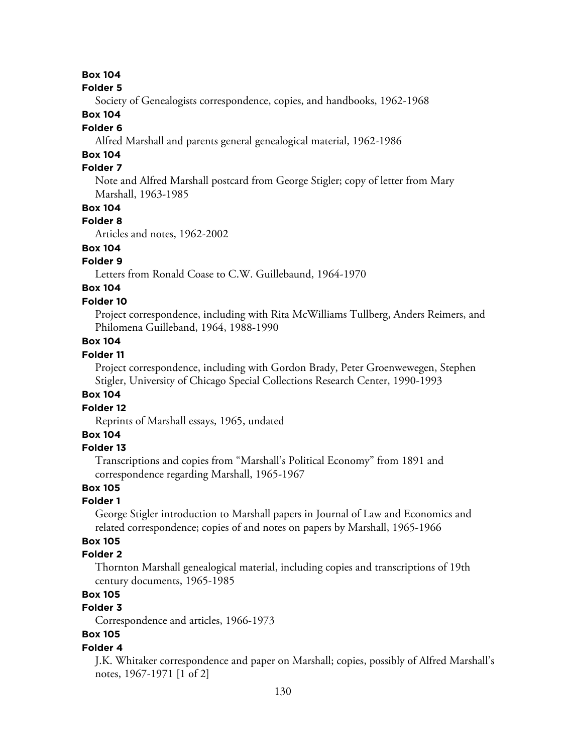**Box 104**

**Folder 5**

Society of Genealogists correspondence, copies, and handbooks, 1962-1968

**Box 104**

**Folder 6**

Alfred Marshall and parents general genealogical material, 1962-1986

**Box 104**

**Folder 7**

Note and Alfred Marshall postcard from George Stigler; copy of letter from Mary Marshall, 1963-1985

**Box 104**

**Folder 8**

Articles and notes, 1962-2002

**Box 104**

**Folder 9**

Letters from Ronald Coase to C.W. Guillebaund, 1964-1970

**Box 104**

**Folder 10**

Project correspondence, including with Rita McWilliams Tullberg, Anders Reimers, and Philomena Guilleband, 1964, 1988-1990

**Box 104**

**Folder 11**

Project correspondence, including with Gordon Brady, Peter Groenwewegen, Stephen Stigler, University of Chicago Special Collections Research Center, 1990-1993

**Box 104**

**Folder 12**

Reprints of Marshall essays, 1965, undated

**Box 104**

**Folder 13**

Transcriptions and copies from "Marshall's Political Economy" from 1891 and correspondence regarding Marshall, 1965-1967

**Box 105**

**Folder 1**

George Stigler introduction to Marshall papers in Journal of Law and Economics and related correspondence; copies of and notes on papers by Marshall, 1965-1966

**Box 105**

**Folder 2**

Thornton Marshall genealogical material, including copies and transcriptions of 19th century documents, 1965-1985

**Box 105**

**Folder 3**

Correspondence and articles, 1966-1973

**Box 105**

**Folder 4**

J.K. Whitaker correspondence and paper on Marshall; copies, possibly of Alfred Marshall's notes, 1967-1971 [1 of 2]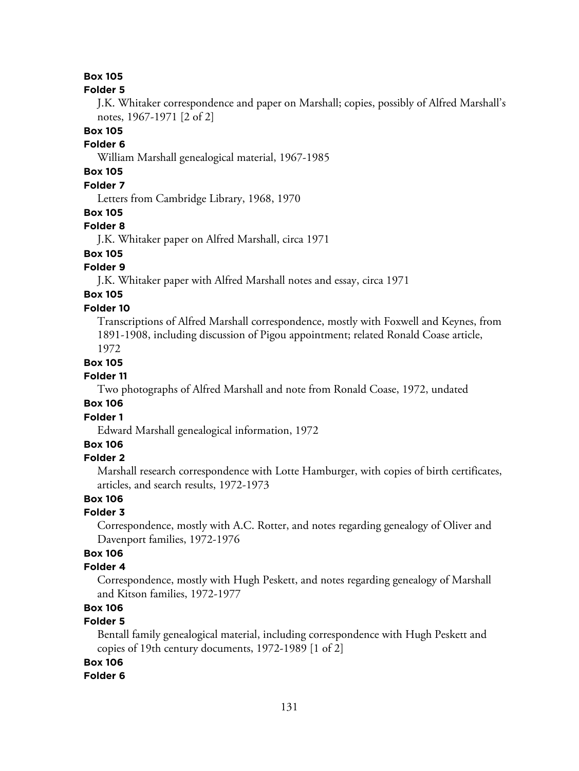**Box 105**

**Folder 5**

J.K. Whitaker correspondence and paper on Marshall; copies, possibly of Alfred Marshall's notes, 1967-1971 [2 of 2]

**Box 105**

**Folder 6**

William Marshall genealogical material, 1967-1985

**Box 105**

**Folder 7**

Letters from Cambridge Library, 1968, 1970

**Box 105**

**Folder 8**

J.K. Whitaker paper on Alfred Marshall, circa 1971

**Box 105**

**Folder 9**

J.K. Whitaker paper with Alfred Marshall notes and essay, circa 1971

**Box 105**

**Folder 10**

Transcriptions of Alfred Marshall correspondence, mostly with Foxwell and Keynes, from 1891-1908, including discussion of Pigou appointment; related Ronald Coase article, 1972

**Box 105**

**Folder 11**

Two photographs of Alfred Marshall and note from Ronald Coase, 1972, undated

**Box 106**

**Folder 1**

Edward Marshall genealogical information, 1972

**Box 106**

**Folder 2**

Marshall research correspondence with Lotte Hamburger, with copies of birth certificates, articles, and search results, 1972-1973

**Box 106**

**Folder 3**

Correspondence, mostly with A.C. Rotter, and notes regarding genealogy of Oliver and Davenport families, 1972-1976

**Box 106**

**Folder 4**

Correspondence, mostly with Hugh Peskett, and notes regarding genealogy of Marshall and Kitson families, 1972-1977

**Box 106**

**Folder 5**

Bentall family genealogical material, including correspondence with Hugh Peskett and copies of 19th century documents, 1972-1989 [1 of 2]

**Box 106**

**Folder 6**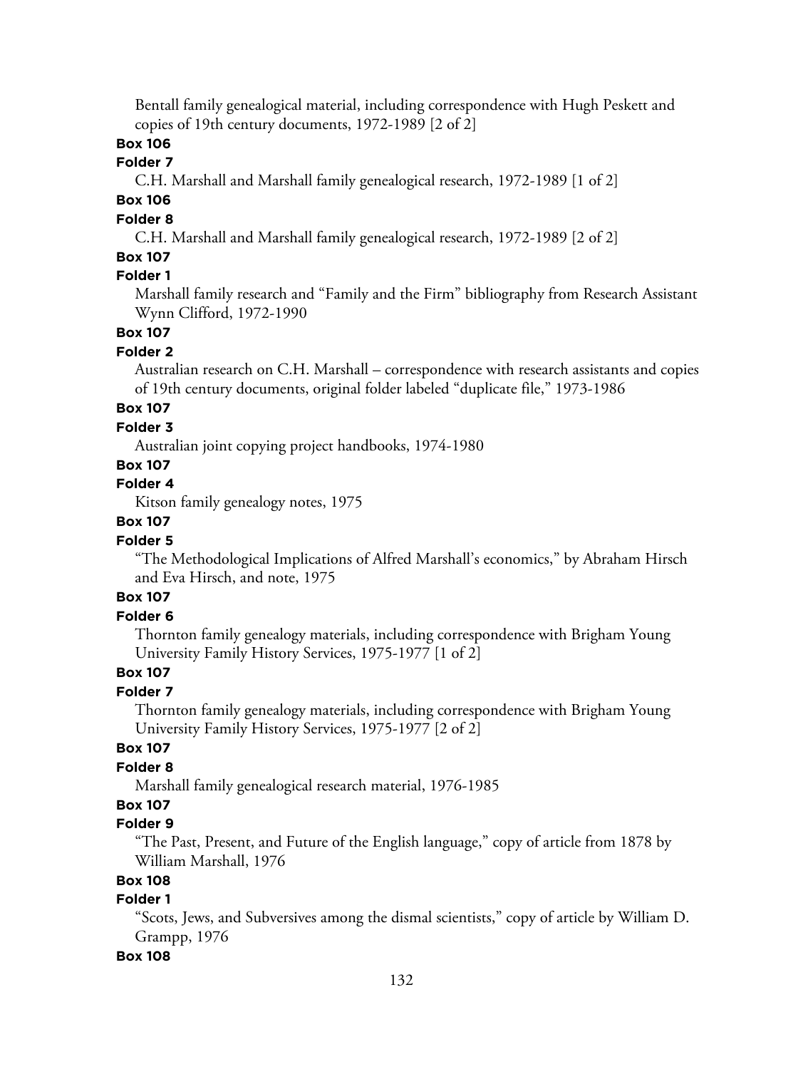Bentall family genealogical material, including correspondence with Hugh Peskett and copies of 19th century documents, 1972-1989 [2 of 2]

**Box 106**

**Folder 7**

C.H. Marshall and Marshall family genealogical research, 1972-1989 [1 of 2]

**Box 106**

**Folder 8**

C.H. Marshall and Marshall family genealogical research, 1972-1989 [2 of 2]

**Box 107**

**Folder 1**

Marshall family research and "Family and the Firm" bibliography from Research Assistant Wynn Clifford, 1972-1990

**Box 107**

**Folder 2**

Australian research on C.H. Marshall – correspondence with research assistants and copies of 19th century documents, original folder labeled "duplicate file," 1973-1986

**Box 107**

**Folder 3**

Australian joint copying project handbooks, 1974-1980

**Box 107**

**Folder 4**

Kitson family genealogy notes, 1975

**Box 107**

**Folder 5**

"The Methodological Implications of Alfred Marshall's economics," by Abraham Hirsch and Eva Hirsch, and note, 1975

**Box 107**

**Folder 6**

Thornton family genealogy materials, including correspondence with Brigham Young University Family History Services, 1975-1977 [1 of 2]

**Box 107**

**Folder 7**

Thornton family genealogy materials, including correspondence with Brigham Young University Family History Services, 1975-1977 [2 of 2]

**Box 107**

**Folder 8**

Marshall family genealogical research material, 1976-1985

**Box 107**

**Folder 9**

"The Past, Present, and Future of the English language," copy of article from 1878 by William Marshall, 1976

**Box 108**

**Folder 1**

"Scots, Jews, and Subversives among the dismal scientists," copy of article by William D. Grampp, 1976

**Box 108**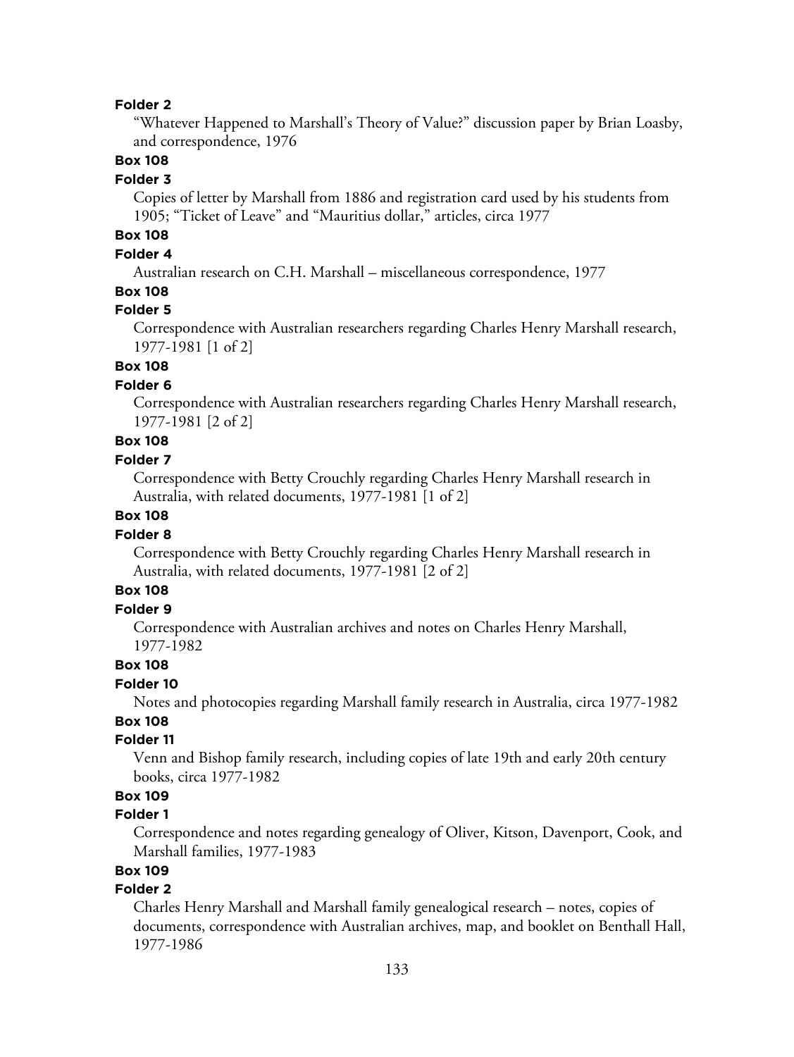**Folder 2**

"Whatever Happened to Marshall's Theory of Value?" discussion paper by Brian Loasby, and correspondence, 1976

**Box 108**

**Folder 3**

Copies of letter by Marshall from 1886 and registration card used by his students from 1905; "Ticket of Leave" and "Mauritius dollar," articles, circa 1977

**Box 108**

**Folder 4**

Australian research on C.H. Marshall – miscellaneous correspondence, 1977

**Box 108**

**Folder 5**

Correspondence with Australian researchers regarding Charles Henry Marshall research, 1977-1981 [1 of 2]

**Box 108**

**Folder 6**

Correspondence with Australian researchers regarding Charles Henry Marshall research, 1977-1981 [2 of 2]

**Box 108**

**Folder 7**

Correspondence with Betty Crouchly regarding Charles Henry Marshall research in Australia, with related documents, 1977-1981 [1 of 2]

**Box 108**

**Folder 8**

Correspondence with Betty Crouchly regarding Charles Henry Marshall research in Australia, with related documents, 1977-1981 [2 of 2]

**Box 108**

**Folder 9**

Correspondence with Australian archives and notes on Charles Henry Marshall, 1977-1982

**Box 108**

**Folder 10**

Notes and photocopies regarding Marshall family research in Australia, circa 1977-1982

**Box 108**

**Folder 11**

Venn and Bishop family research, including copies of late 19th and early 20th century books, circa 1977-1982

**Box 109**

**Folder 1**

Correspondence and notes regarding genealogy of Oliver, Kitson, Davenport, Cook, and Marshall families, 1977-1983

**Box 109**

**Folder 2**

Charles Henry Marshall and Marshall family genealogical research – notes, copies of documents, correspondence with Australian archives, map, and booklet on Benthall Hall, 1977-1986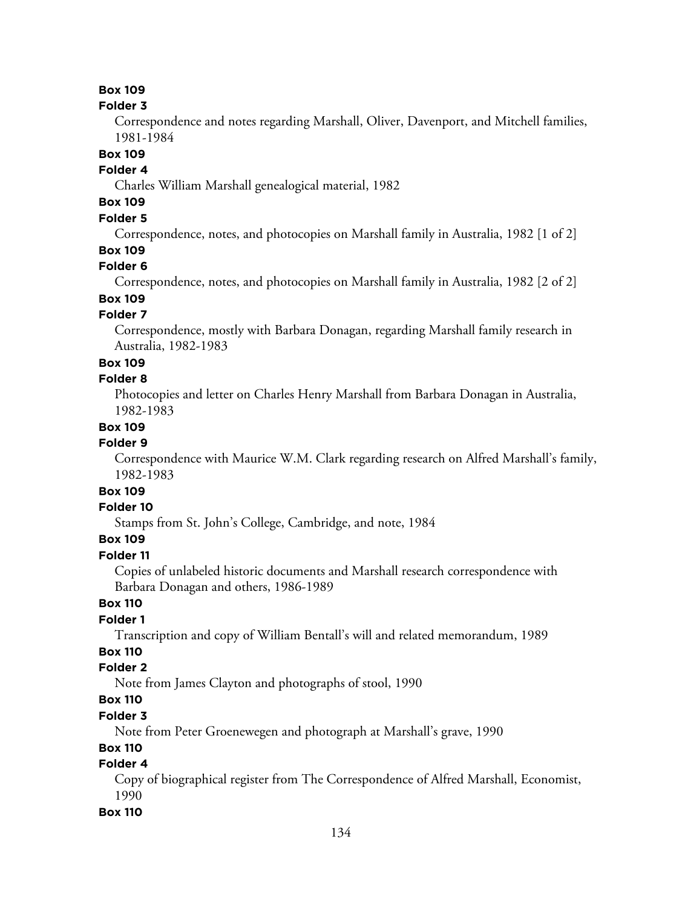**Box 109**

**Folder 3**

Correspondence and notes regarding Marshall, Oliver, Davenport, and Mitchell families, 1981-1984

**Box 109**

**Folder 4**

Charles William Marshall genealogical material, 1982

**Box 109**

**Folder 5**

Correspondence, notes, and photocopies on Marshall family in Australia, 1982 [1 of 2]

**Box 109**

**Folder 6**

Correspondence, notes, and photocopies on Marshall family in Australia, 1982 [2 of 2]

**Box 109**

**Folder 7**

Correspondence, mostly with Barbara Donagan, regarding Marshall family research in Australia, 1982-1983

**Box 109**

**Folder 8**

Photocopies and letter on Charles Henry Marshall from Barbara Donagan in Australia, 1982-1983

**Box 109**

**Folder 9**

Correspondence with Maurice W.M. Clark regarding research on Alfred Marshall's family, 1982-1983

**Box 109**

**Folder 10**

Stamps from St. John's College, Cambridge, and note, 1984

**Box 109**

**Folder 11**

Copies of unlabeled historic documents and Marshall research correspondence with Barbara Donagan and others, 1986-1989

**Box 110**

**Folder 1**

Transcription and copy of William Bentall's will and related memorandum, 1989

**Box 110**

**Folder 2**

Note from James Clayton and photographs of stool, 1990

**Box 110**

**Folder 3**

Note from Peter Groenewegen and photograph at Marshall's grave, 1990

**Box 110**

**Folder 4**

Copy of biographical register from The Correspondence of Alfred Marshall, Economist, 1990

**Box 110**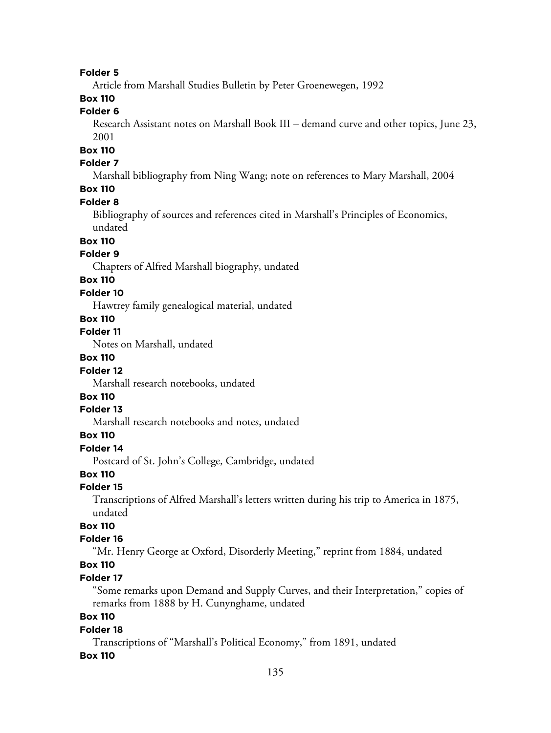**Folder 5**

Article from Marshall Studies Bulletin by Peter Groenewegen, 1992

**Box 110**

**Folder 6**

Research Assistant notes on Marshall Book III – demand curve and other topics, June 23, 2001

**Box 110**

**Folder 7**

Marshall bibliography from Ning Wang; note on references to Mary Marshall, 2004

**Box 110**

**Folder 8**

Bibliography of sources and references cited in Marshall's Principles of Economics, undated

**Box 110**

**Folder 9**

Chapters of Alfred Marshall biography, undated

**Box 110**

**Folder 10**

Hawtrey family genealogical material, undated

**Box 110**

**Folder 11**

Notes on Marshall, undated

**Box 110**

**Folder 12**

Marshall research notebooks, undated

**Box 110**

**Folder 13**

Marshall research notebooks and notes, undated

**Box 110**

**Folder 14**

Postcard of St. John's College, Cambridge, undated

**Box 110**

**Folder 15**

Transcriptions of Alfred Marshall's letters written during his trip to America in 1875, undated

**Box 110**

**Folder 16**

"Mr. Henry George at Oxford, Disorderly Meeting," reprint from 1884, undated

**Box 110**

**Folder 17**

"Some remarks upon Demand and Supply Curves, and their Interpretation," copies of remarks from 1888 by H. Cunynghame, undated

**Box 110**

**Folder 18**

Transcriptions of "Marshall's Political Economy," from 1891, undated

**Box 110**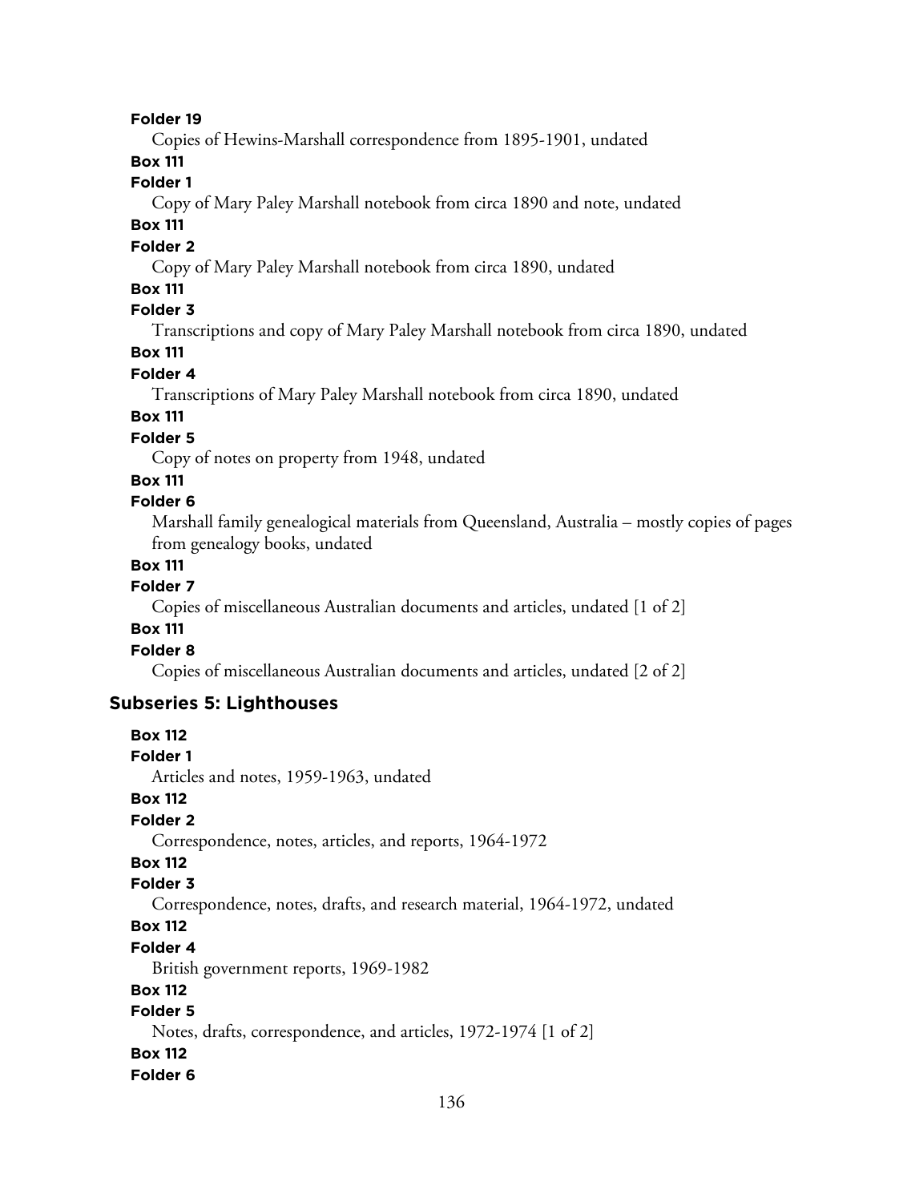**Folder 19**

Copies of Hewins-Marshall correspondence from 1895-1901, undated

**Box 111**

**Folder 1**

Copy of Mary Paley Marshall notebook from circa 1890 and note, undated

**Box 111**

**Folder 2**

Copy of Mary Paley Marshall notebook from circa 1890, undated

**Box 111**

**Folder 3**

Transcriptions and copy of Mary Paley Marshall notebook from circa 1890, undated

**Box 111**

**Folder 4**

Transcriptions of Mary Paley Marshall notebook from circa 1890, undated

**Box 111**

**Folder 5**

Copy of notes on property from 1948, undated

**Box 111**

**Folder 6**

Marshall family genealogical materials from Queensland, Australia – mostly copies of pages from genealogy books, undated

**Box 111**

**Folder 7**

Copies of miscellaneous Australian documents and articles, undated [1 of 2]

**Box 111**

**Folder 8**

Copies of miscellaneous Australian documents and articles, undated [2 of 2]

### Subseries 5: Lighthouses

**Box 112**

**Folder 1**

Articles and notes, 1959-1963, undated

**Box 112**

**Folder 2**

Correspondence, notes, articles, and reports, 1964-1972

**Box 112**

**Folder 3**

Correspondence, notes, drafts, and research material, 1964-1972, undated

**Box 112**

**Folder 4**

British government reports, 1969-1982

**Box 112**

**Folder 5**

Notes, drafts, correspondence, and articles, 1972-1974 [1 of 2]

**Box 112**

**Folder 6**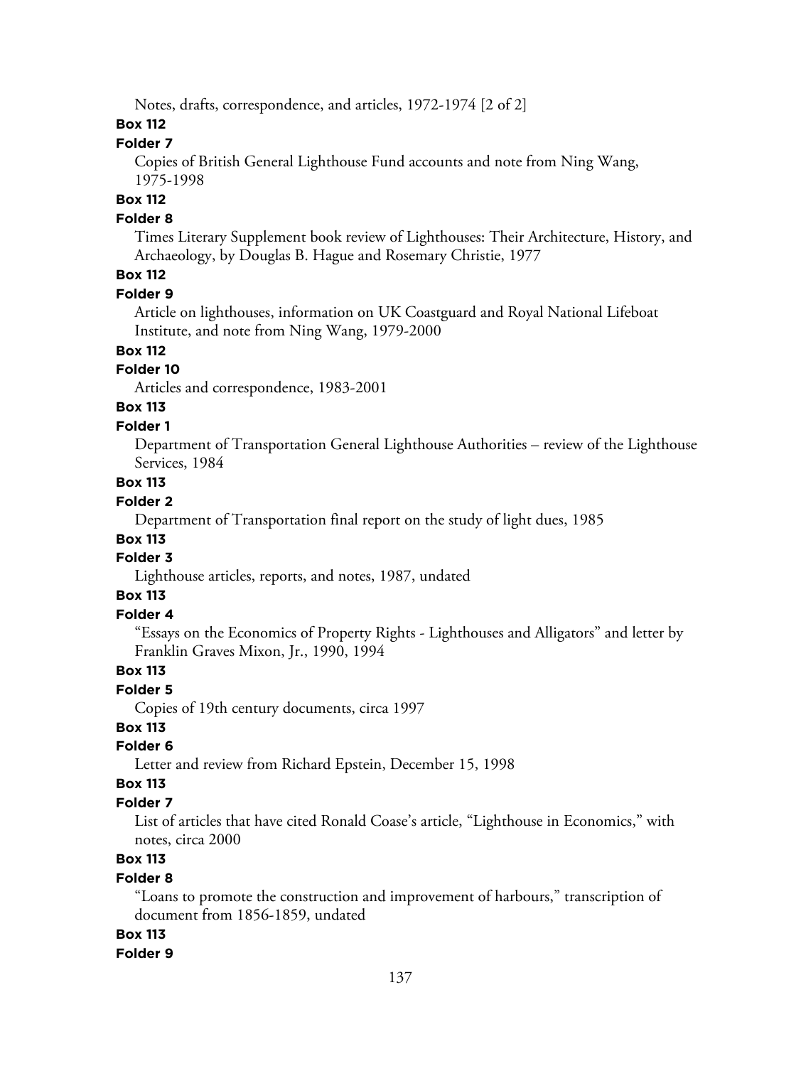Notes, drafts, correspondence, and articles, 1972-1974 [2 of 2]

**Box 112**

**Folder 7**

Copies of British General Lighthouse Fund accounts and note from Ning Wang, 1975-1998

**Box 112**

**Folder 8**

Times Literary Supplement book review of Lighthouses: Their Architecture, History, and Archaeology, by Douglas B. Hague and Rosemary Christie, 1977

**Box 112**

**Folder 9**

Article on lighthouses, information on UK Coastguard and Royal National Lifeboat Institute, and note from Ning Wang, 1979-2000

**Box 112**

**Folder 10**

Articles and correspondence, 1983-2001

**Box 113**

**Folder 1**

Department of Transportation General Lighthouse Authorities – review of the Lighthouse Services, 1984

**Box 113**

**Folder 2**

Department of Transportation final report on the study of light dues, 1985

**Box 113**

**Folder 3**

Lighthouse articles, reports, and notes, 1987, undated

**Box 113**

**Folder 4**

"Essays on the Economics of Property Rights - Lighthouses and Alligators" and letter by Franklin Graves Mixon, Jr., 1990, 1994

**Box 113**

**Folder 5**

Copies of 19th century documents, circa 1997

**Box 113**

**Folder 6**

Letter and review from Richard Epstein, December 15, 1998

**Box 113**

**Folder 7**

List of articles that have cited Ronald Coase's article, "Lighthouse in Economics," with notes, circa 2000

**Box 113**

**Folder 8**

"Loans to promote the construction and improvement of harbours," transcription of document from 1856-1859, undated

**Box 113**

**Folder 9**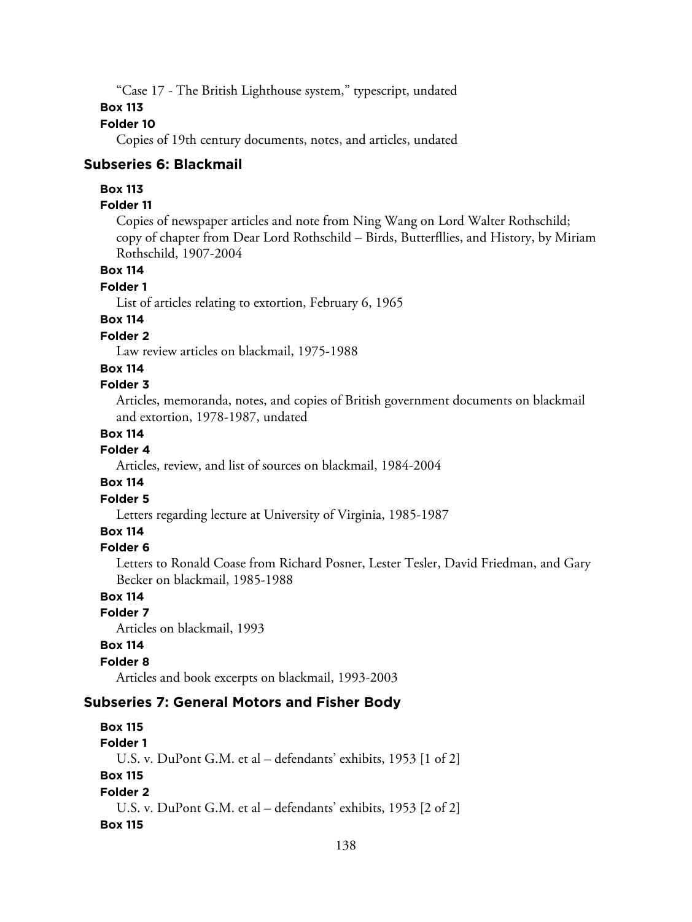"Case 17 - The British Lighthouse system," typescript, undated

**Box 113**

**Folder 10**

Copies of 19th century documents, notes, and articles, undated

### Subseries 6: Blackmail

**Box 113**

**Folder 11**

Copies of newspaper articles and note from Ning Wang on Lord Walter Rothschild; copy of chapter from Dear Lord Rothschild – Birds, Butterfllies, and History, by Miriam Rothschild, 1907-2004

**Box 114**

**Folder 1**

List of articles relating to extortion, February 6, 1965

**Box 114**

**Folder 2**

Law review articles on blackmail, 1975-1988

**Box 114**

**Folder 3**

Articles, memoranda, notes, and copies of British government documents on blackmail and extortion, 1978-1987, undated

**Box 114**

**Folder 4**

Articles, review, and list of sources on blackmail, 1984-2004

**Box 114**

**Folder 5**

Letters regarding lecture at University of Virginia, 1985-1987

**Box 114**

**Folder 6**

Letters to Ronald Coase from Richard Posner, Lester Tesler, David Friedman, and Gary Becker on blackmail, 1985-1988

**Box 114**

**Folder 7**

Articles on blackmail, 1993

**Box 114**

**Folder 8**

Articles and book excerpts on blackmail, 1993-2003

### Subseries 7: General Motors and Fisher Body

**Box 115**

**Folder 1**

U.S. v. DuPont G.M. et al – defendants' exhibits, 1953 [1 of 2]

**Box 115**

**Folder 2**

U.S. v. DuPont G.M. et al – defendants' exhibits, 1953 [2 of 2]

**Box 115**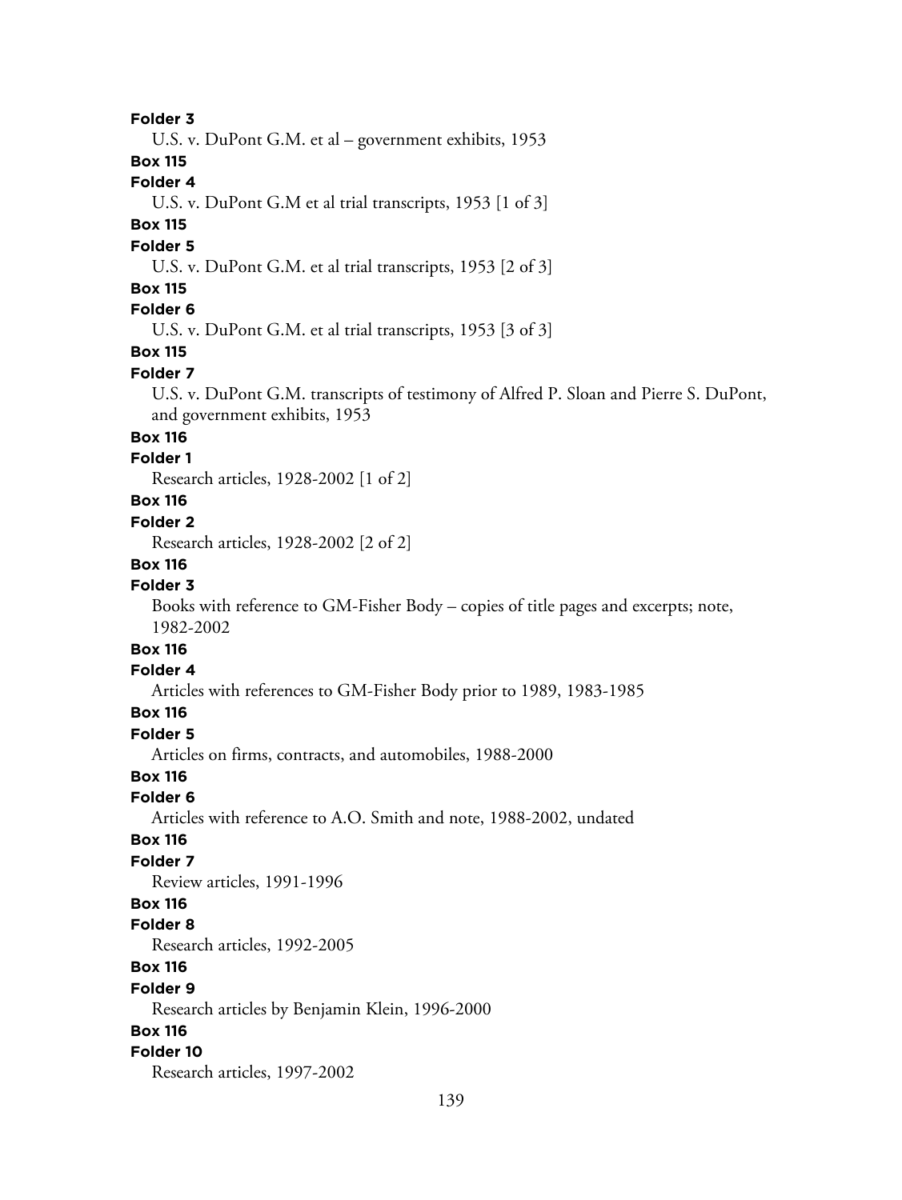**Folder 3**

U.S. v. DuPont G.M. et al – government exhibits, 1953

**Box 115**

**Folder 4**

U.S. v. DuPont G.M et al trial transcripts, 1953 [1 of 3]

**Box 115**

**Folder 5**

U.S. v. DuPont G.M. et al trial transcripts, 1953 [2 of 3]

**Box 115**

**Folder 6**

U.S. v. DuPont G.M. et al trial transcripts, 1953 [3 of 3]

**Box 115**

**Folder 7**

U.S. v. DuPont G.M. transcripts of testimony of Alfred P. Sloan and Pierre S. DuPont, and government exhibits, 1953

**Box 116**

**Folder 1**

Research articles, 1928-2002 [1 of 2]

**Box 116**

**Folder 2**

Research articles, 1928-2002 [2 of 2]

**Box 116**

**Folder 3**

Books with reference to GM-Fisher Body – copies of title pages and excerpts; note, 1982-2002

**Box 116**

**Folder 4**

Articles with references to GM-Fisher Body prior to 1989, 1983-1985

**Box 116**

**Folder 5**

Articles on firms, contracts, and automobiles, 1988-2000

**Box 116**

**Folder 6**

Articles with reference to A.O. Smith and note, 1988-2002, undated

**Box 116**

**Folder 7**

Review articles, 1991-1996

**Box 116**

**Folder 8**

Research articles, 1992-2005

**Box 116**

**Folder 9**

Research articles by Benjamin Klein, 1996-2000

**Box 116**

**Folder 10**

Research articles, 1997-2002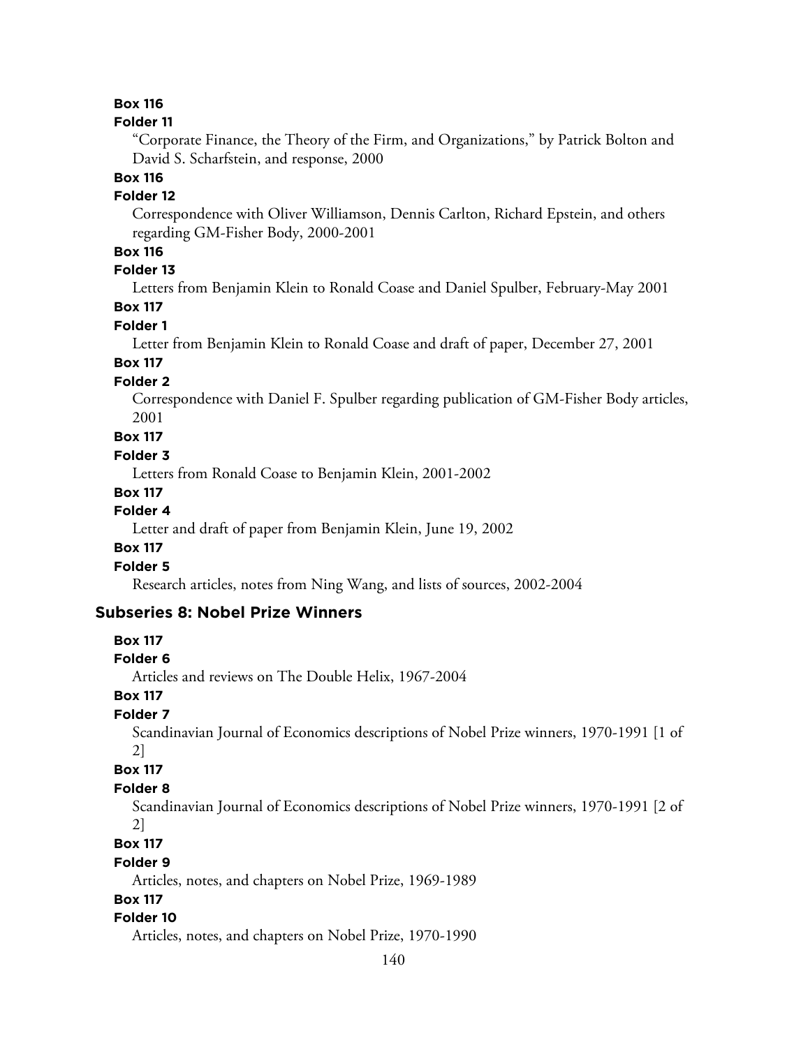**Box 116**

**Folder 11**

"Corporate Finance, the Theory of the Firm, and Organizations," by Patrick Bolton and David S. Scharfstein, and response, 2000

**Box 116**

**Folder 12**

Correspondence with Oliver Williamson, Dennis Carlton, Richard Epstein, and others regarding GM-Fisher Body, 2000-2001

**Box 116**

**Folder 13**

Letters from Benjamin Klein to Ronald Coase and Daniel Spulber, February-May 2001

**Box 117**

**Folder 1**

Letter from Benjamin Klein to Ronald Coase and draft of paper, December 27, 2001

**Box 117**

**Folder 2**

Correspondence with Daniel F. Spulber regarding publication of GM-Fisher Body articles, 2001

**Box 117**

**Folder 3**

Letters from Ronald Coase to Benjamin Klein, 2001-2002

**Box 117**

**Folder 4**

Letter and draft of paper from Benjamin Klein, June 19, 2002

**Box 117**

**Folder 5**

Research articles, notes from Ning Wang, and lists of sources, 2002-2004

## Subseries 8: Nobel Prize Winners

**Box 117**

**Folder 6**

Articles and reviews on The Double Helix, 1967-2004

**Box 117**

**Folder 7**

Scandinavian Journal of Economics descriptions of Nobel Prize winners, 1970-1991 [1 of 2]

**Box 117**

**Folder 8**

Scandinavian Journal of Economics descriptions of Nobel Prize winners, 1970-1991 [2 of 2]

**Box 117**

**Folder 9**

Articles, notes, and chapters on Nobel Prize, 1969-1989

**Box 117**

**Folder 10**

Articles, notes, and chapters on Nobel Prize, 1970-1990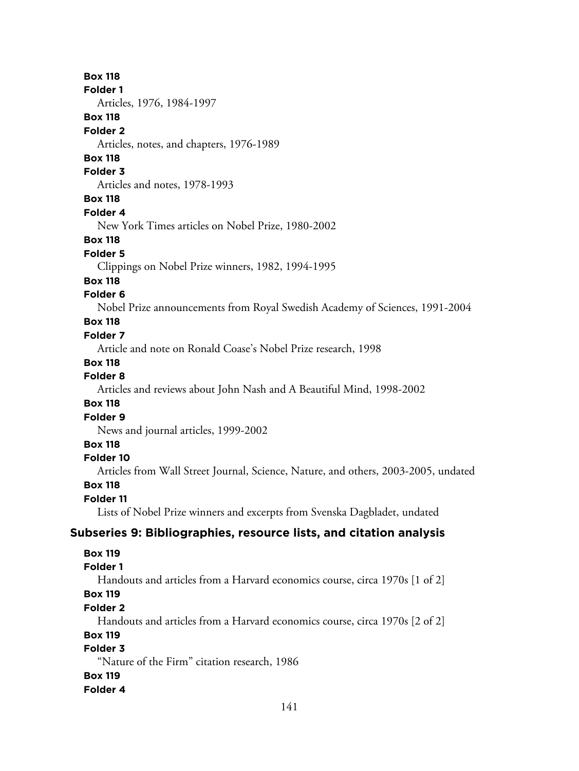**Box 118**
**Folder 1**
Articles, 1976, 1984-1997
**Box 118**
**Folder 2**
Articles, notes, and chapters, 1976-1989
**Box 118**
**Folder 3**
Articles and notes, 1978-1993
**Box 118**
**Folder 4**
New York Times articles on Nobel Prize, 1980-2002
**Box 118**
**Folder 5**
Clippings on Nobel Prize winners, 1982, 1994-1995
**Box 118**
**Folder 6**
Nobel Prize announcements from Royal Swedish Academy of Sciences, 1991-2004
**Box 118**
**Folder 7**
Article and note on Ronald Coase's Nobel Prize research, 1998
**Box 118**
**Folder 8**
Articles and reviews about John Nash and A Beautiful Mind, 1998-2002
**Box 118**
**Folder 9**
News and journal articles, 1999-2002
**Box 118**
**Folder 10**
Articles from Wall Street Journal, Science, Nature, and others, 2003-2005, undated
**Box 118**
**Folder 11**
Lists of Nobel Prize winners and excerpts from Svenska Dagbladet, undated

## Subseries 9: Bibliographies, resource lists, and citation analysis

**Box 119**
**Folder 1**
Handouts and articles from a Harvard economics course, circa 1970s [1 of 2]
**Box 119**
**Folder 2**
Handouts and articles from a Harvard economics course, circa 1970s [2 of 2]
**Box 119**
**Folder 3**
"Nature of the Firm" citation research, 1986
**Box 119**
**Folder 4**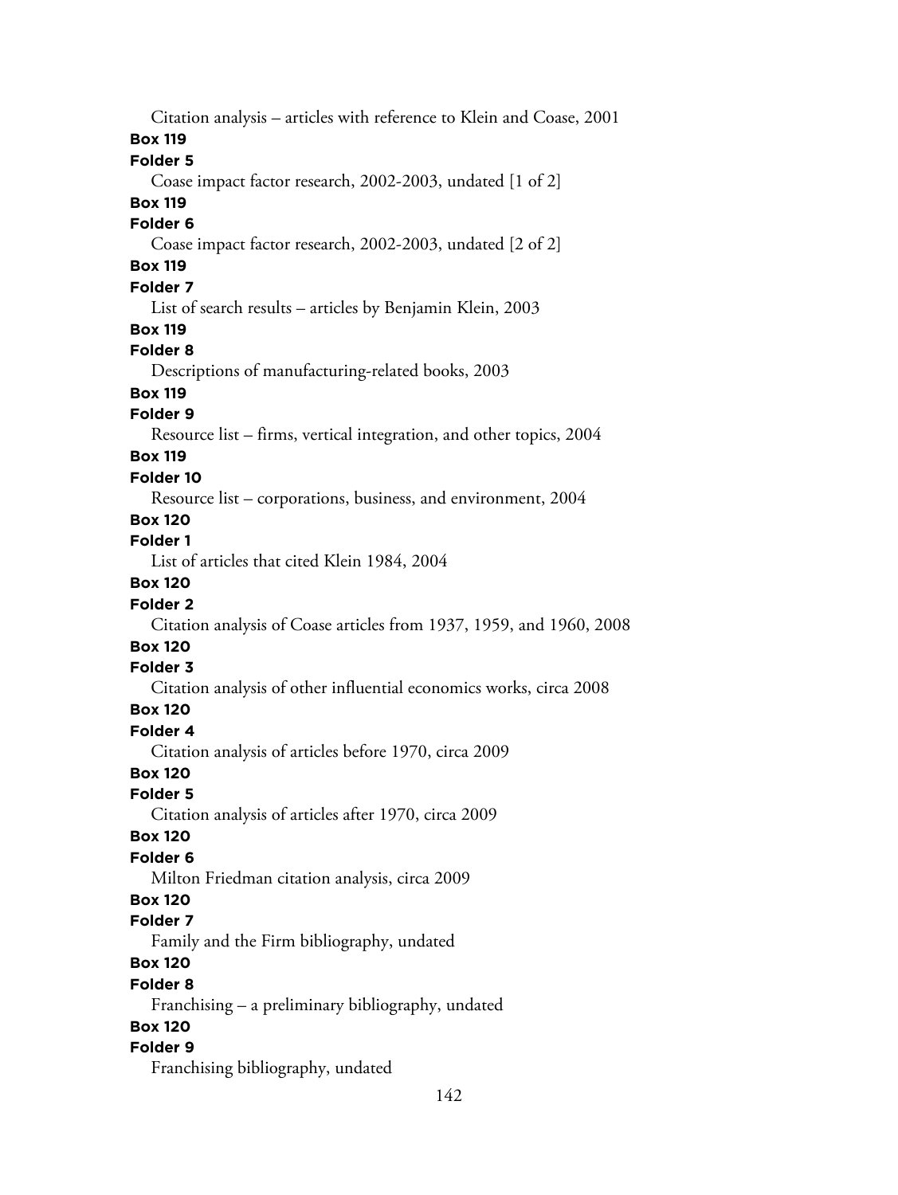Citation analysis – articles with reference to Klein and Coase, 2001

**Box 119**
**Folder 5**
Coase impact factor research, 2002-2003, undated [1 of 2]

**Box 119**
**Folder 6**
Coase impact factor research, 2002-2003, undated [2 of 2]

**Box 119**
**Folder 7**
List of search results – articles by Benjamin Klein, 2003

**Box 119**
**Folder 8**
Descriptions of manufacturing-related books, 2003

**Box 119**
**Folder 9**
Resource list – firms, vertical integration, and other topics, 2004

**Box 119**
**Folder 10**
Resource list – corporations, business, and environment, 2004

**Box 120**
**Folder 1**
List of articles that cited Klein 1984, 2004

**Box 120**
**Folder 2**
Citation analysis of Coase articles from 1937, 1959, and 1960, 2008

**Box 120**
**Folder 3**
Citation analysis of other influential economics works, circa 2008

**Box 120**
**Folder 4**
Citation analysis of articles before 1970, circa 2009

**Box 120**
**Folder 5**
Citation analysis of articles after 1970, circa 2009

**Box 120**
**Folder 6**
Milton Friedman citation analysis, circa 2009

**Box 120**
**Folder 7**
Family and the Firm bibliography, undated

**Box 120**
**Folder 8**
Franchising – a preliminary bibliography, undated

**Box 120**
**Folder 9**
Franchising bibliography, undated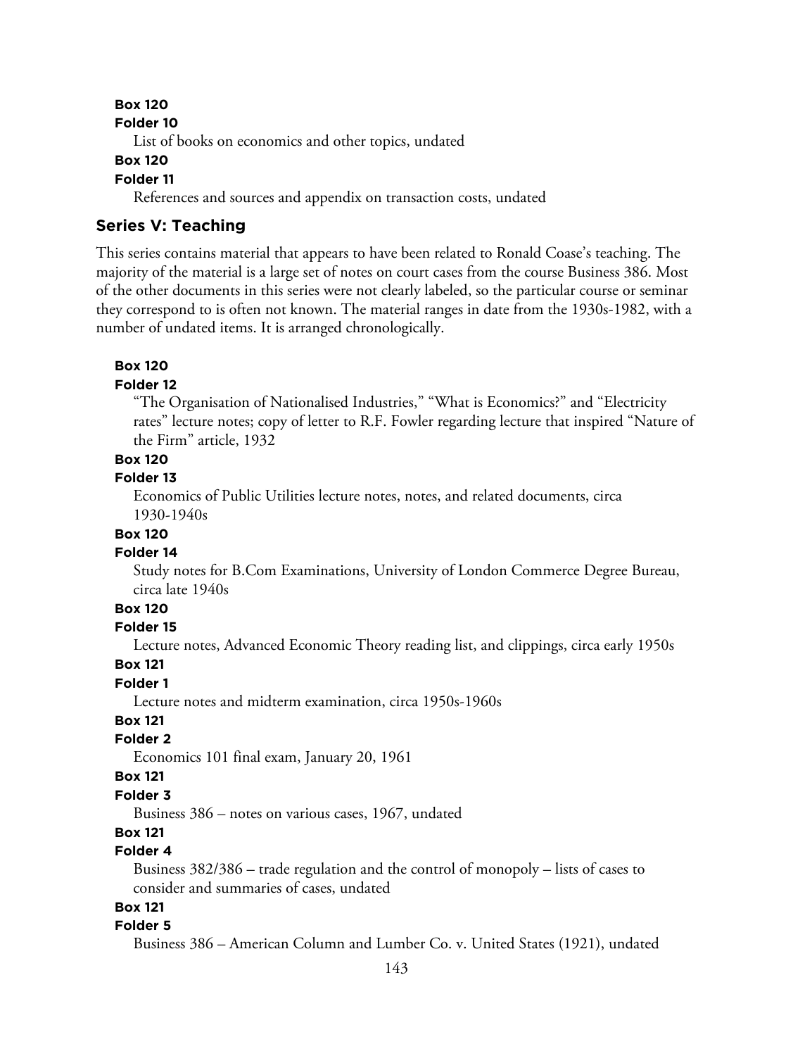**Box 120**

**Folder 10**

List of books on economics and other topics, undated

**Box 120**

**Folder 11**

References and sources and appendix on transaction costs, undated

## Series V: Teaching

This series contains material that appears to have been related to Ronald Coase's teaching. The majority of the material is a large set of notes on court cases from the course Business 386. Most of the other documents in this series were not clearly labeled, so the particular course or seminar they correspond to is often not known. The material ranges in date from the 1930s-1982, with a number of undated items. It is arranged chronologically.

**Box 120**

**Folder 12**

"The Organisation of Nationalised Industries," "What is Economics?" and "Electricity rates" lecture notes; copy of letter to R.F. Fowler regarding lecture that inspired "Nature of the Firm" article, 1932

**Box 120**

**Folder 13**

Economics of Public Utilities lecture notes, notes, and related documents, circa 1930-1940s

**Box 120**

**Folder 14**

Study notes for B.Com Examinations, University of London Commerce Degree Bureau, circa late 1940s

**Box 120**

**Folder 15**

Lecture notes, Advanced Economic Theory reading list, and clippings, circa early 1950s

**Box 121**

**Folder 1**

Lecture notes and midterm examination, circa 1950s-1960s

**Box 121**

**Folder 2**

Economics 101 final exam, January 20, 1961

**Box 121**

**Folder 3**

Business 386 – notes on various cases, 1967, undated

**Box 121**

**Folder 4**

Business 382/386 – trade regulation and the control of monopoly – lists of cases to consider and summaries of cases, undated

**Box 121**

**Folder 5**

Business 386 – American Column and Lumber Co. v. United States (1921), undated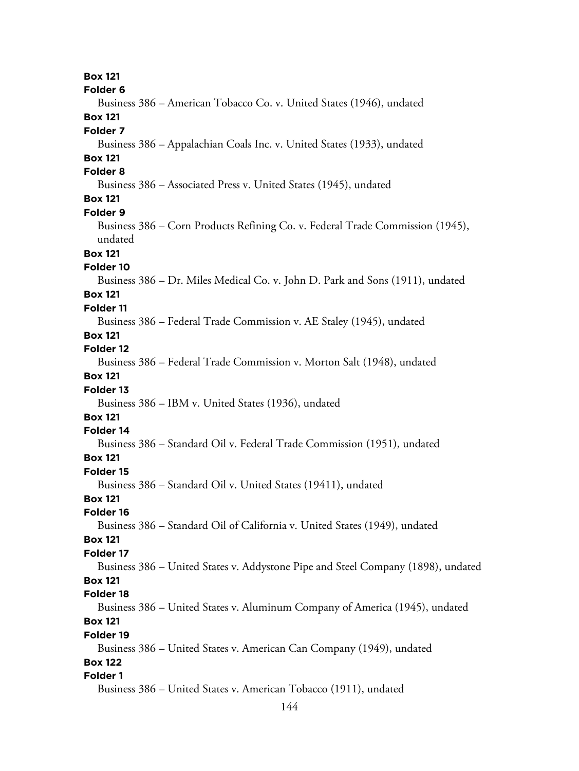**Box 121**
**Folder 6**
Business 386 – American Tobacco Co. v. United States (1946), undated
**Box 121**
**Folder 7**
Business 386 – Appalachian Coals Inc. v. United States (1933), undated
**Box 121**
**Folder 8**
Business 386 – Associated Press v. United States (1945), undated
**Box 121**
**Folder 9**
Business 386 – Corn Products Refining Co. v. Federal Trade Commission (1945), undated
**Box 121**
**Folder 10**
Business 386 – Dr. Miles Medical Co. v. John D. Park and Sons (1911), undated
**Box 121**
**Folder 11**
Business 386 – Federal Trade Commission v. AE Staley (1945), undated
**Box 121**
**Folder 12**
Business 386 – Federal Trade Commission v. Morton Salt (1948), undated
**Box 121**
**Folder 13**
Business 386 – IBM v. United States (1936), undated
**Box 121**
**Folder 14**
Business 386 – Standard Oil v. Federal Trade Commission (1951), undated
**Box 121**
**Folder 15**
Business 386 – Standard Oil v. United States (19411), undated
**Box 121**
**Folder 16**
Business 386 – Standard Oil of California v. United States (1949), undated
**Box 121**
**Folder 17**
Business 386 – United States v. Addystone Pipe and Steel Company (1898), undated
**Box 121**
**Folder 18**
Business 386 – United States v. Aluminum Company of America (1945), undated
**Box 121**
**Folder 19**
Business 386 – United States v. American Can Company (1949), undated
**Box 122**
**Folder 1**
Business 386 – United States v. American Tobacco (1911), undated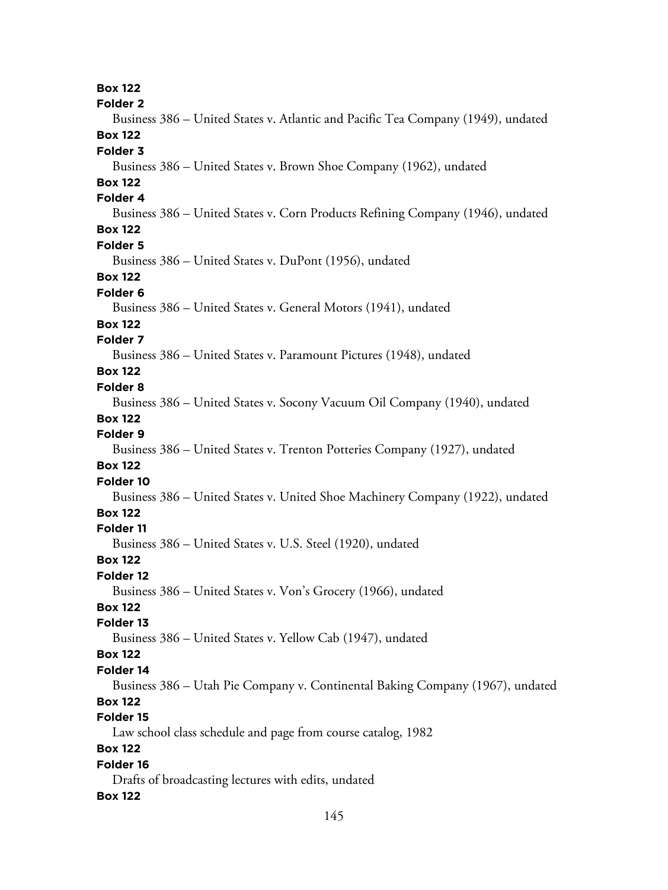**Box 122**
**Folder 2**
Business 386 – United States v. Atlantic and Pacific Tea Company (1949), undated
**Box 122**
**Folder 3**
Business 386 – United States v. Brown Shoe Company (1962), undated
**Box 122**
**Folder 4**
Business 386 – United States v. Corn Products Refining Company (1946), undated
**Box 122**
**Folder 5**
Business 386 – United States v. DuPont (1956), undated
**Box 122**
**Folder 6**
Business 386 – United States v. General Motors (1941), undated
**Box 122**
**Folder 7**
Business 386 – United States v. Paramount Pictures (1948), undated
**Box 122**
**Folder 8**
Business 386 – United States v. Socony Vacuum Oil Company (1940), undated
**Box 122**
**Folder 9**
Business 386 – United States v. Trenton Potteries Company (1927), undated
**Box 122**
**Folder 10**
Business 386 – United States v. United Shoe Machinery Company (1922), undated
**Box 122**
**Folder 11**
Business 386 – United States v. U.S. Steel (1920), undated
**Box 122**
**Folder 12**
Business 386 – United States v. Von's Grocery (1966), undated
**Box 122**
**Folder 13**
Business 386 – United States v. Yellow Cab (1947), undated
**Box 122**
**Folder 14**
Business 386 – Utah Pie Company v. Continental Baking Company (1967), undated
**Box 122**
**Folder 15**
Law school class schedule and page from course catalog, 1982
**Box 122**
**Folder 16**
Drafts of broadcasting lectures with edits, undated
**Box 122**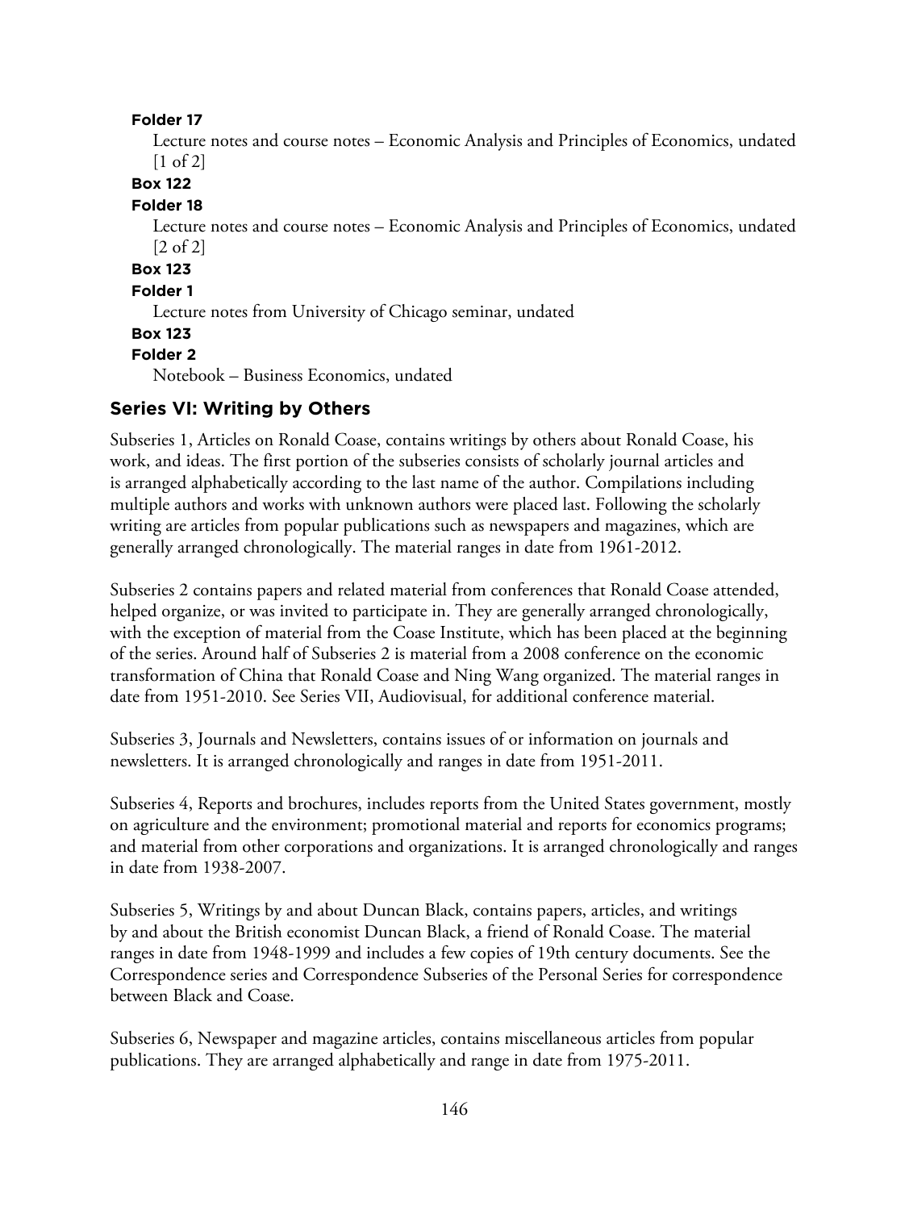**Folder 17**

Lecture notes and course notes – Economic Analysis and Principles of Economics, undated [1 of 2]

**Box 122**

**Folder 18**

Lecture notes and course notes – Economic Analysis and Principles of Economics, undated [2 of 2]

**Box 123**

**Folder 1**

Lecture notes from University of Chicago seminar, undated

**Box 123**

**Folder 2**

Notebook – Business Economics, undated

## Series VI: Writing by Others

Subseries 1, Articles on Ronald Coase, contains writings by others about Ronald Coase, his work, and ideas. The first portion of the subseries consists of scholarly journal articles and is arranged alphabetically according to the last name of the author. Compilations including multiple authors and works with unknown authors were placed last. Following the scholarly writing are articles from popular publications such as newspapers and magazines, which are generally arranged chronologically. The material ranges in date from 1961-2012.

Subseries 2 contains papers and related material from conferences that Ronald Coase attended, helped organize, or was invited to participate in. They are generally arranged chronologically, with the exception of material from the Coase Institute, which has been placed at the beginning of the series. Around half of Subseries 2 is material from a 2008 conference on the economic transformation of China that Ronald Coase and Ning Wang organized. The material ranges in date from 1951-2010. See Series VII, Audiovisual, for additional conference material.

Subseries 3, Journals and Newsletters, contains issues of or information on journals and newsletters. It is arranged chronologically and ranges in date from 1951-2011.

Subseries 4, Reports and brochures, includes reports from the United States government, mostly on agriculture and the environment; promotional material and reports for economics programs; and material from other corporations and organizations. It is arranged chronologically and ranges in date from 1938-2007.

Subseries 5, Writings by and about Duncan Black, contains papers, articles, and writings by and about the British economist Duncan Black, a friend of Ronald Coase. The material ranges in date from 1948-1999 and includes a few copies of 19th century documents. See the Correspondence series and Correspondence Subseries of the Personal Series for correspondence between Black and Coase.

Subseries 6, Newspaper and magazine articles, contains miscellaneous articles from popular publications. They are arranged alphabetically and range in date from 1975-2011.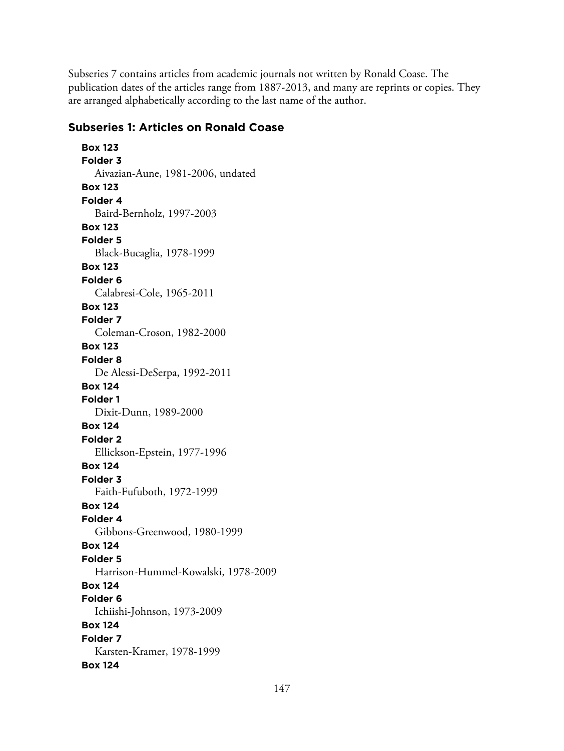Subseries 7 contains articles from academic journals not written by Ronald Coase. The publication dates of the articles range from 1887-2013, and many are reprints or copies. They are arranged alphabetically according to the last name of the author.

## Subseries 1: Articles on Ronald Coase

**Box 123**
**Folder 3**
Aivazian-Aune, 1981-2006, undated

**Box 123**
**Folder 4**
Baird-Bernholz, 1997-2003

**Box 123**
**Folder 5**
Black-Bucaglia, 1978-1999

**Box 123**
**Folder 6**
Calabresi-Cole, 1965-2011

**Box 123**
**Folder 7**
Coleman-Croson, 1982-2000

**Box 123**
**Folder 8**
De Alessi-DeSerpa, 1992-2011

**Box 124**
**Folder 1**
Dixit-Dunn, 1989-2000

**Box 124**
**Folder 2**
Ellickson-Epstein, 1977-1996

**Box 124**
**Folder 3**
Faith-Fufuboth, 1972-1999

**Box 124**
**Folder 4**
Gibbons-Greenwood, 1980-1999

**Box 124**
**Folder 5**
Harrison-Hummel-Kowalski, 1978-2009

**Box 124**
**Folder 6**
Ichiishi-Johnson, 1973-2009

**Box 124**
**Folder 7**
Karsten-Kramer, 1978-1999

**Box 124**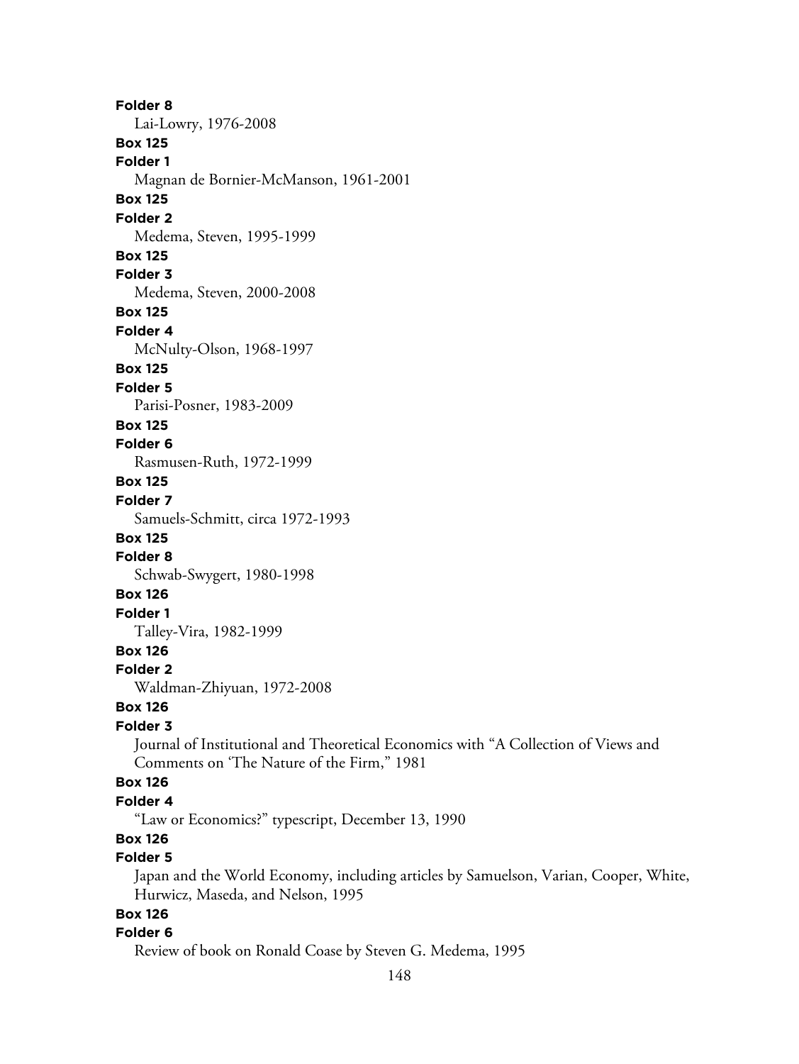**Folder 8**
Lai-Lowry, 1976-2008

**Box 125**
**Folder 1**
Magnan de Bornier-McManson, 1961-2001

**Box 125**
**Folder 2**
Medema, Steven, 1995-1999

**Box 125**
**Folder 3**
Medema, Steven, 2000-2008

**Box 125**
**Folder 4**
McNulty-Olson, 1968-1997

**Box 125**
**Folder 5**
Parisi-Posner, 1983-2009

**Box 125**
**Folder 6**
Rasmusen-Ruth, 1972-1999

**Box 125**
**Folder 7**
Samuels-Schmitt, circa 1972-1993

**Box 125**
**Folder 8**
Schwab-Swygert, 1980-1998

**Box 126**
**Folder 1**
Talley-Vira, 1982-1999

**Box 126**
**Folder 2**
Waldman-Zhiyuan, 1972-2008

**Box 126**
**Folder 3**
Journal of Institutional and Theoretical Economics with "A Collection of Views and Comments on 'The Nature of the Firm," 1981

**Box 126**
**Folder 4**
"Law or Economics?" typescript, December 13, 1990

**Box 126**
**Folder 5**
Japan and the World Economy, including articles by Samuelson, Varian, Cooper, White, Hurwicz, Maseda, and Nelson, 1995

**Box 126**
**Folder 6**
Review of book on Ronald Coase by Steven G. Medema, 1995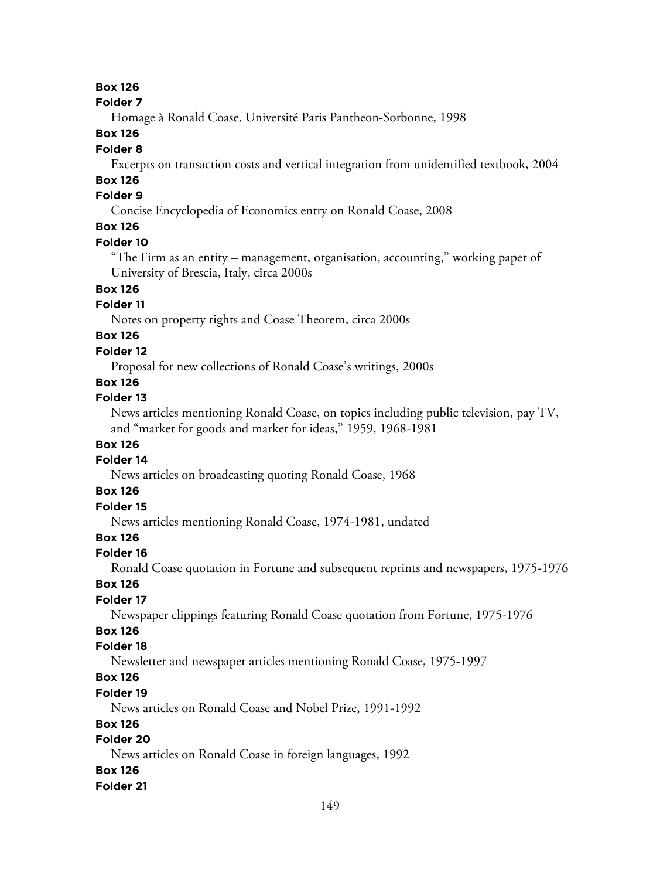**Box 126**

**Folder 7**

Homage à Ronald Coase, Université Paris Pantheon-Sorbonne, 1998

**Box 126**

**Folder 8**

Excerpts on transaction costs and vertical integration from unidentified textbook, 2004

**Box 126**

**Folder 9**

Concise Encyclopedia of Economics entry on Ronald Coase, 2008

**Box 126**

**Folder 10**

"The Firm as an entity – management, organisation, accounting," working paper of University of Brescia, Italy, circa 2000s

**Box 126**

**Folder 11**

Notes on property rights and Coase Theorem, circa 2000s

**Box 126**

**Folder 12**

Proposal for new collections of Ronald Coase's writings, 2000s

**Box 126**

**Folder 13**

News articles mentioning Ronald Coase, on topics including public television, pay TV, and "market for goods and market for ideas," 1959, 1968-1981

**Box 126**

**Folder 14**

News articles on broadcasting quoting Ronald Coase, 1968

**Box 126**

**Folder 15**

News articles mentioning Ronald Coase, 1974-1981, undated

**Box 126**

**Folder 16**

Ronald Coase quotation in Fortune and subsequent reprints and newspapers, 1975-1976

**Box 126**

**Folder 17**

Newspaper clippings featuring Ronald Coase quotation from Fortune, 1975-1976

**Box 126**

**Folder 18**

Newsletter and newspaper articles mentioning Ronald Coase, 1975-1997

**Box 126**

**Folder 19**

News articles on Ronald Coase and Nobel Prize, 1991-1992

**Box 126**

**Folder 20**

News articles on Ronald Coase in foreign languages, 1992

**Box 126**

**Folder 21**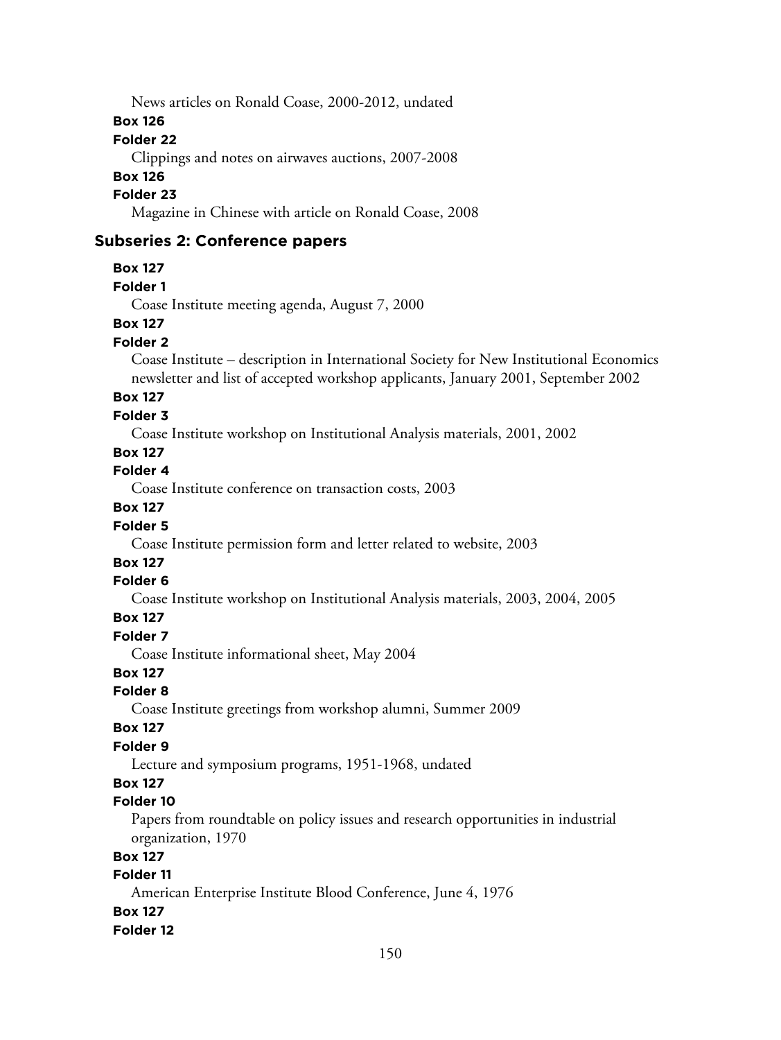News articles on Ronald Coase, 2000-2012, undated

**Box 126**

**Folder 22**

Clippings and notes on airwaves auctions, 2007-2008

**Box 126**

**Folder 23**

Magazine in Chinese with article on Ronald Coase, 2008

### Subseries 2: Conference papers

**Box 127**

**Folder 1**

Coase Institute meeting agenda, August 7, 2000

**Box 127**

**Folder 2**

Coase Institute – description in International Society for New Institutional Economics newsletter and list of accepted workshop applicants, January 2001, September 2002

**Box 127**

**Folder 3**

Coase Institute workshop on Institutional Analysis materials, 2001, 2002

**Box 127**

**Folder 4**

Coase Institute conference on transaction costs, 2003

**Box 127**

**Folder 5**

Coase Institute permission form and letter related to website, 2003

**Box 127**

**Folder 6**

Coase Institute workshop on Institutional Analysis materials, 2003, 2004, 2005

**Box 127**

**Folder 7**

Coase Institute informational sheet, May 2004

**Box 127**

**Folder 8**

Coase Institute greetings from workshop alumni, Summer 2009

**Box 127**

**Folder 9**

Lecture and symposium programs, 1951-1968, undated

**Box 127**

**Folder 10**

Papers from roundtable on policy issues and research opportunities in industrial organization, 1970

**Box 127**

**Folder 11**

American Enterprise Institute Blood Conference, June 4, 1976

**Box 127**

**Folder 12**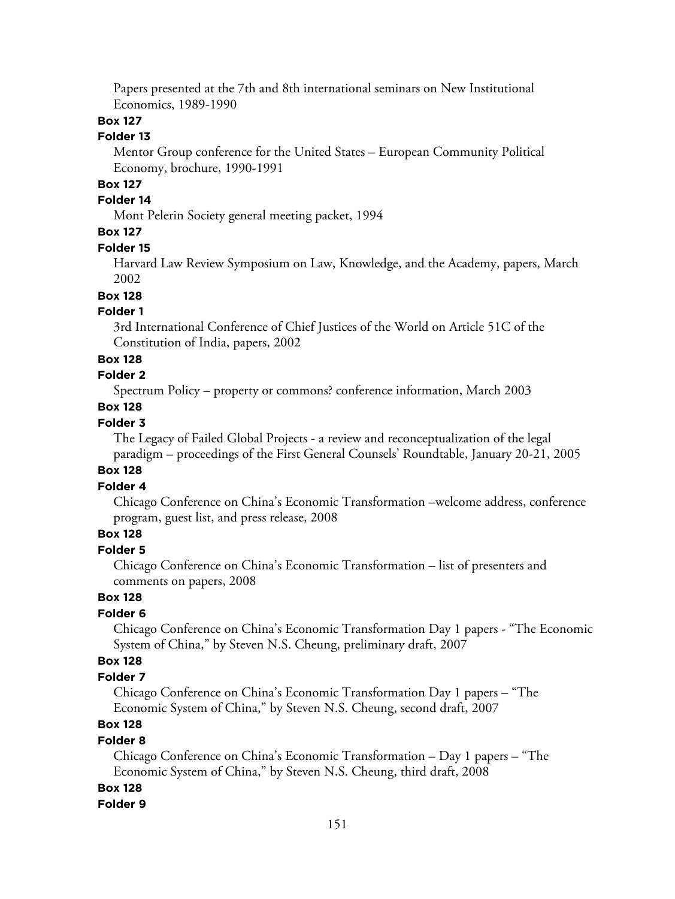Papers presented at the 7th and 8th international seminars on New Institutional Economics, 1989-1990

**Box 127**

**Folder 13**

Mentor Group conference for the United States – European Community Political Economy, brochure, 1990-1991

**Box 127**

**Folder 14**

Mont Pelerin Society general meeting packet, 1994

**Box 127**

**Folder 15**

Harvard Law Review Symposium on Law, Knowledge, and the Academy, papers, March 2002

**Box 128**

**Folder 1**

3rd International Conference of Chief Justices of the World on Article 51C of the Constitution of India, papers, 2002

**Box 128**

**Folder 2**

Spectrum Policy – property or commons? conference information, March 2003

**Box 128**

**Folder 3**

The Legacy of Failed Global Projects - a review and reconceptualization of the legal paradigm – proceedings of the First General Counsels' Roundtable, January 20-21, 2005

**Box 128**

**Folder 4**

Chicago Conference on China's Economic Transformation –welcome address, conference program, guest list, and press release, 2008

**Box 128**

**Folder 5**

Chicago Conference on China's Economic Transformation – list of presenters and comments on papers, 2008

**Box 128**

**Folder 6**

Chicago Conference on China's Economic Transformation Day 1 papers - "The Economic System of China," by Steven N.S. Cheung, preliminary draft, 2007

**Box 128**

**Folder 7**

Chicago Conference on China's Economic Transformation Day 1 papers – "The Economic System of China," by Steven N.S. Cheung, second draft, 2007

**Box 128**

**Folder 8**

Chicago Conference on China's Economic Transformation – Day 1 papers – "The Economic System of China," by Steven N.S. Cheung, third draft, 2008

**Box 128**

**Folder 9**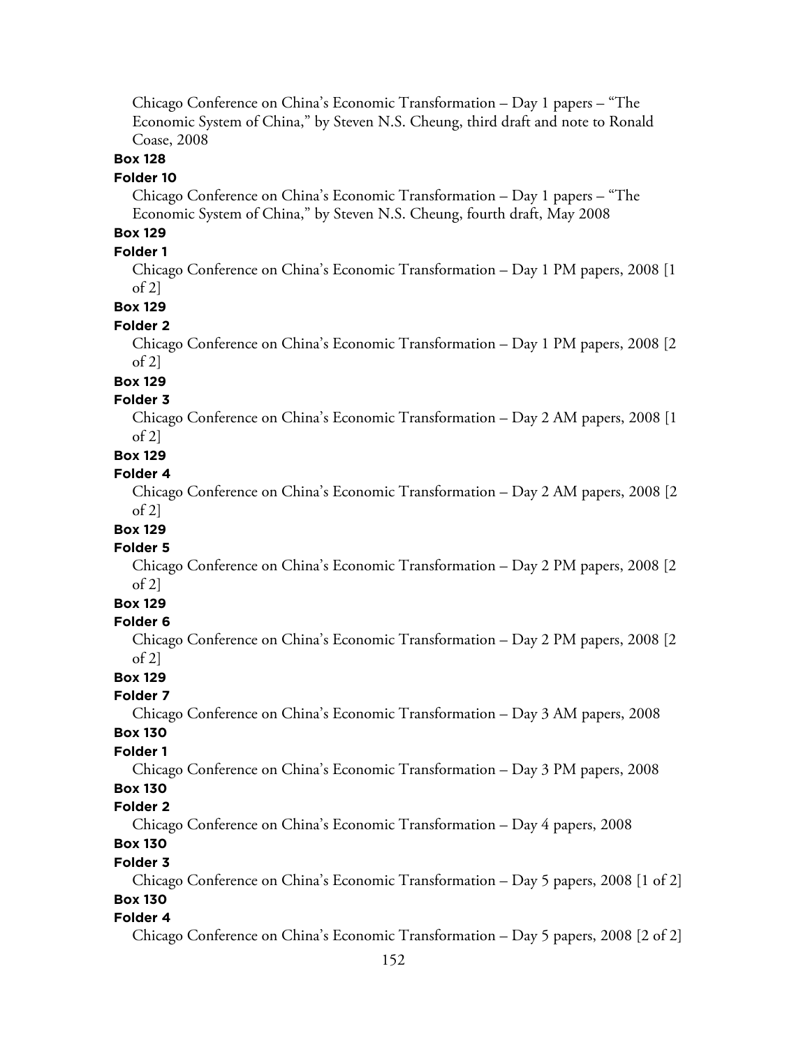Chicago Conference on China's Economic Transformation – Day 1 papers – "The Economic System of China," by Steven N.S. Cheung, third draft and note to Ronald Coase, 2008

**Box 128**

**Folder 10**

Chicago Conference on China's Economic Transformation – Day 1 papers – "The Economic System of China," by Steven N.S. Cheung, fourth draft, May 2008

**Box 129**

**Folder 1**

Chicago Conference on China's Economic Transformation – Day 1 PM papers, 2008 [1 of 2]

**Box 129**

**Folder 2**

Chicago Conference on China's Economic Transformation – Day 1 PM papers, 2008 [2 of 2]

**Box 129**

**Folder 3**

Chicago Conference on China's Economic Transformation – Day 2 AM papers, 2008 [1 of 2]

**Box 129**

**Folder 4**

Chicago Conference on China's Economic Transformation – Day 2 AM papers, 2008 [2 of 2]

**Box 129**

**Folder 5**

Chicago Conference on China's Economic Transformation – Day 2 PM papers, 2008 [2 of 2]

**Box 129**

**Folder 6**

Chicago Conference on China's Economic Transformation – Day 2 PM papers, 2008 [2 of 2]

**Box 129**

**Folder 7**

Chicago Conference on China's Economic Transformation – Day 3 AM papers, 2008

**Box 130**

**Folder 1**

Chicago Conference on China's Economic Transformation – Day 3 PM papers, 2008

**Box 130**

**Folder 2**

Chicago Conference on China's Economic Transformation – Day 4 papers, 2008

**Box 130**

**Folder 3**

Chicago Conference on China's Economic Transformation – Day 5 papers, 2008 [1 of 2]

**Box 130**

**Folder 4**

Chicago Conference on China's Economic Transformation – Day 5 papers, 2008 [2 of 2]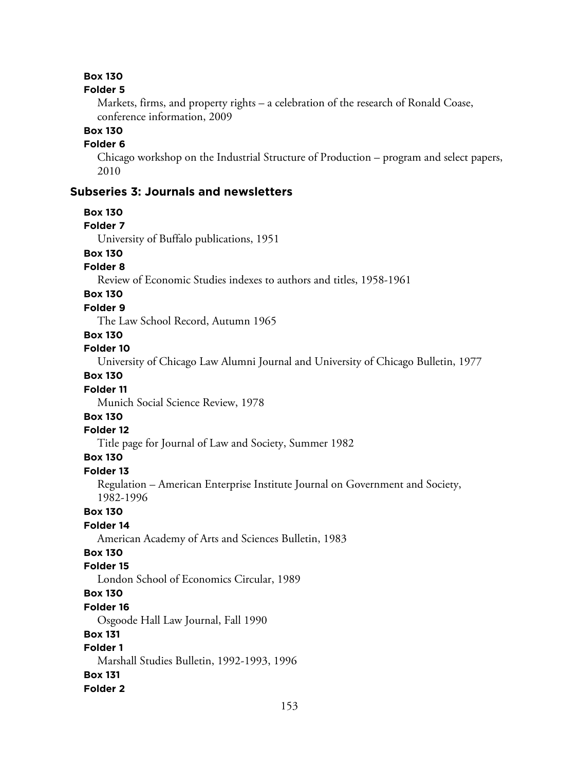**Box 130**

**Folder 5**

Markets, firms, and property rights – a celebration of the research of Ronald Coase, conference information, 2009

**Box 130**

**Folder 6**

Chicago workshop on the Industrial Structure of Production – program and select papers, 2010

## Subseries 3: Journals and newsletters

**Box 130**

**Folder 7**

University of Buffalo publications, 1951

**Box 130**

**Folder 8**

Review of Economic Studies indexes to authors and titles, 1958-1961

**Box 130**

**Folder 9**

The Law School Record, Autumn 1965

**Box 130**

**Folder 10**

University of Chicago Law Alumni Journal and University of Chicago Bulletin, 1977

**Box 130**

**Folder 11**

Munich Social Science Review, 1978

**Box 130**

**Folder 12**

Title page for Journal of Law and Society, Summer 1982

**Box 130**

**Folder 13**

Regulation – American Enterprise Institute Journal on Government and Society, 1982-1996

**Box 130**

**Folder 14**

American Academy of Arts and Sciences Bulletin, 1983

**Box 130**

**Folder 15**

London School of Economics Circular, 1989

**Box 130**

**Folder 16**

Osgoode Hall Law Journal, Fall 1990

**Box 131**

**Folder 1**

Marshall Studies Bulletin, 1992-1993, 1996

**Box 131**

**Folder 2**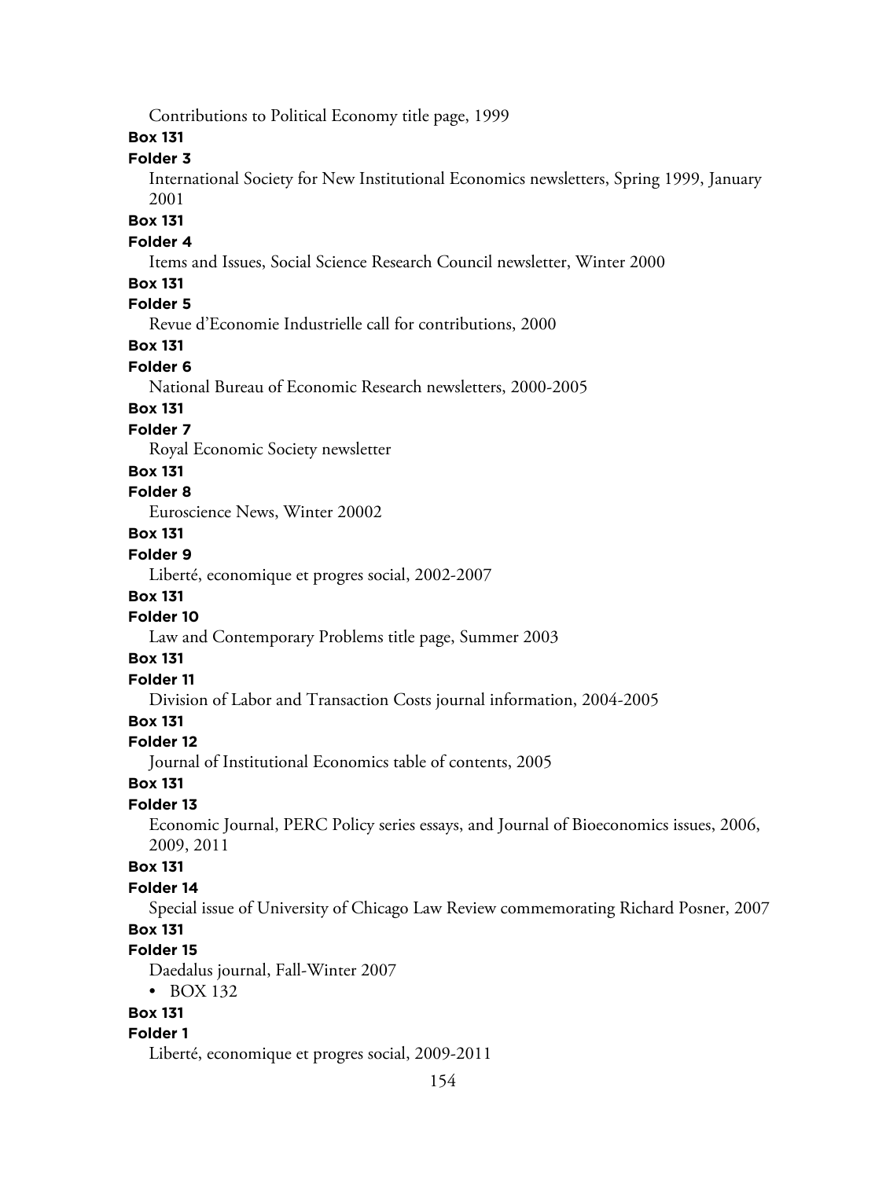Contributions to Political Economy title page, 1999

**Box 131**

**Folder 3**

International Society for New Institutional Economics newsletters, Spring 1999, January 2001

**Box 131**

**Folder 4**

Items and Issues, Social Science Research Council newsletter, Winter 2000

**Box 131**

**Folder 5**

Revue d'Economie Industrielle call for contributions, 2000

**Box 131**

**Folder 6**

National Bureau of Economic Research newsletters, 2000-2005

**Box 131**

**Folder 7**

Royal Economic Society newsletter

**Box 131**

**Folder 8**

Euroscience News, Winter 20002

**Box 131**

**Folder 9**

Liberté, economique et progres social, 2002-2007

**Box 131**

**Folder 10**

Law and Contemporary Problems title page, Summer 2003

**Box 131**

**Folder 11**

Division of Labor and Transaction Costs journal information, 2004-2005

**Box 131**

**Folder 12**

Journal of Institutional Economics table of contents, 2005

**Box 131**

**Folder 13**

Economic Journal, PERC Policy series essays, and Journal of Bioeconomics issues, 2006, 2009, 2011

**Box 131**

**Folder 14**

Special issue of University of Chicago Law Review commemorating Richard Posner, 2007

**Box 131**

**Folder 15**

Daedalus journal, Fall-Winter 2007

- BOX 132

**Box 131**

**Folder 1**

Liberté, economique et progres social, 2009-2011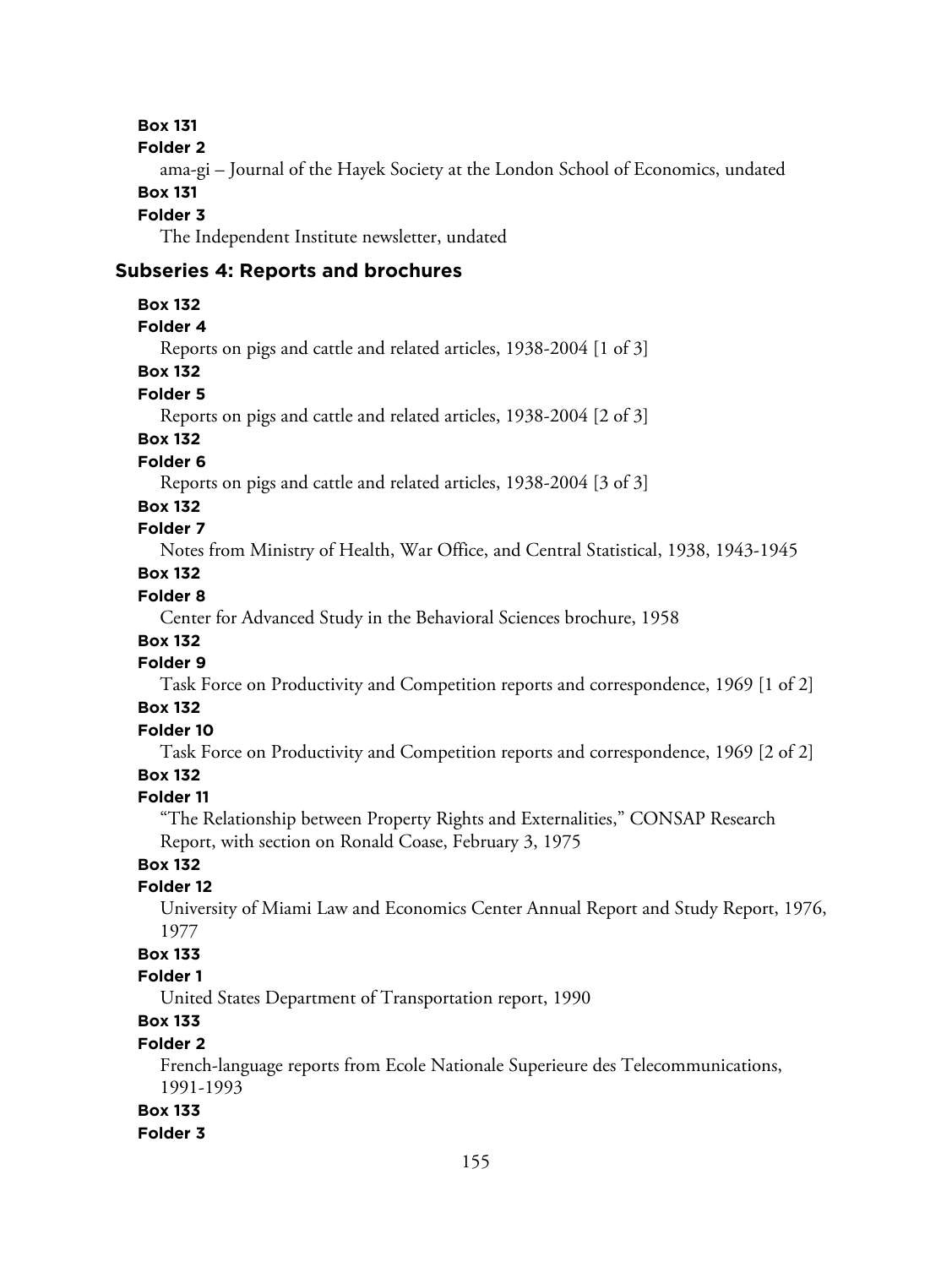**Box 131**

**Folder 2**

ama-gi – Journal of the Hayek Society at the London School of Economics, undated

**Box 131**

**Folder 3**

The Independent Institute newsletter, undated

### Subseries 4: Reports and brochures

**Box 132**

**Folder 4**

Reports on pigs and cattle and related articles, 1938-2004 [1 of 3]

**Box 132**

**Folder 5**

Reports on pigs and cattle and related articles, 1938-2004 [2 of 3]

**Box 132**

**Folder 6**

Reports on pigs and cattle and related articles, 1938-2004 [3 of 3]

**Box 132**

**Folder 7**

Notes from Ministry of Health, War Office, and Central Statistical, 1938, 1943-1945

**Box 132**

**Folder 8**

Center for Advanced Study in the Behavioral Sciences brochure, 1958

**Box 132**

**Folder 9**

Task Force on Productivity and Competition reports and correspondence, 1969 [1 of 2]

**Box 132**

**Folder 10**

Task Force on Productivity and Competition reports and correspondence, 1969 [2 of 2]

**Box 132**

**Folder 11**

"The Relationship between Property Rights and Externalities," CONSAP Research Report, with section on Ronald Coase, February 3, 1975

**Box 132**

**Folder 12**

University of Miami Law and Economics Center Annual Report and Study Report, 1976, 1977

**Box 133**

**Folder 1**

United States Department of Transportation report, 1990

**Box 133**

**Folder 2**

French-language reports from Ecole Nationale Superieure des Telecommunications, 1991-1993

**Box 133**

**Folder 3**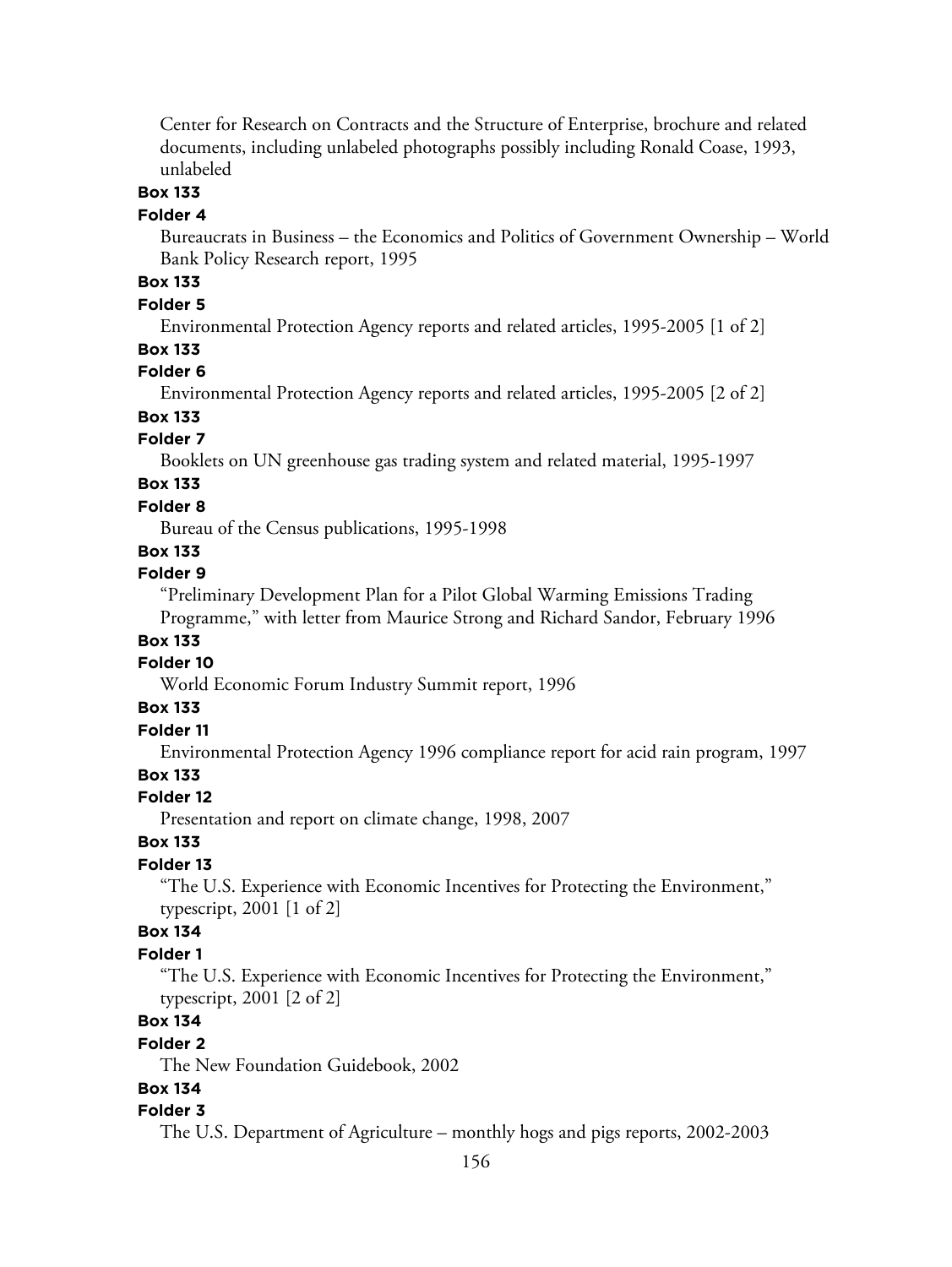Center for Research on Contracts and the Structure of Enterprise, brochure and related documents, including unlabeled photographs possibly including Ronald Coase, 1993, unlabeled

**Box 133**

**Folder 4**

Bureaucrats in Business – the Economics and Politics of Government Ownership – World Bank Policy Research report, 1995

**Box 133**

**Folder 5**

Environmental Protection Agency reports and related articles, 1995-2005 [1 of 2]

**Box 133**

**Folder 6**

Environmental Protection Agency reports and related articles, 1995-2005 [2 of 2]

**Box 133**

**Folder 7**

Booklets on UN greenhouse gas trading system and related material, 1995-1997

**Box 133**

**Folder 8**

Bureau of the Census publications, 1995-1998

**Box 133**

**Folder 9**

"Preliminary Development Plan for a Pilot Global Warming Emissions Trading Programme," with letter from Maurice Strong and Richard Sandor, February 1996

**Box 133**

**Folder 10**

World Economic Forum Industry Summit report, 1996

**Box 133**

**Folder 11**

Environmental Protection Agency 1996 compliance report for acid rain program, 1997

**Box 133**

**Folder 12**

Presentation and report on climate change, 1998, 2007

**Box 133**

**Folder 13**

"The U.S. Experience with Economic Incentives for Protecting the Environment," typescript, 2001 [1 of 2]

**Box 134**

**Folder 1**

"The U.S. Experience with Economic Incentives for Protecting the Environment," typescript, 2001 [2 of 2]

**Box 134**

**Folder 2**

The New Foundation Guidebook, 2002

**Box 134**

**Folder 3**

The U.S. Department of Agriculture – monthly hogs and pigs reports, 2002-2003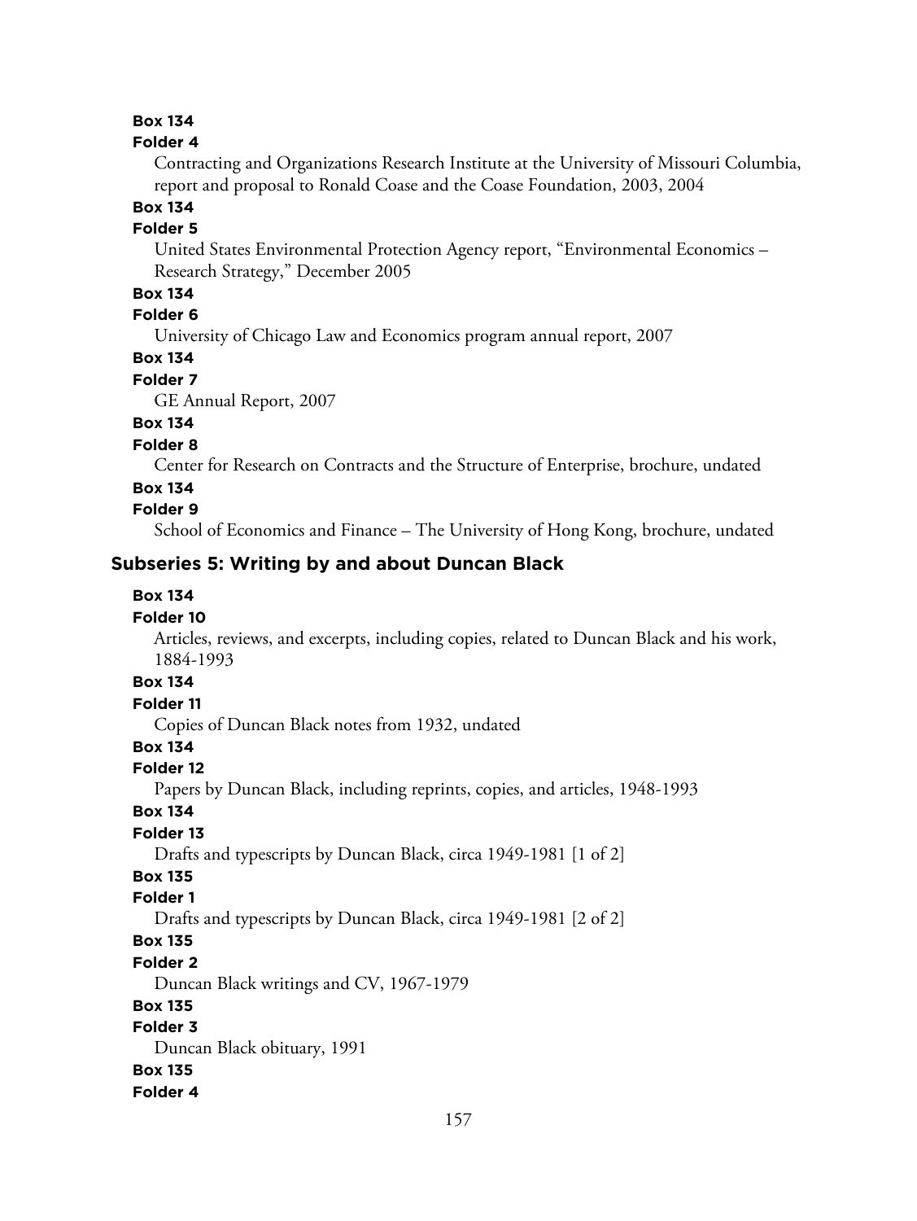**Box 134**

**Folder 4**

Contracting and Organizations Research Institute at the University of Missouri Columbia, report and proposal to Ronald Coase and the Coase Foundation, 2003, 2004

**Box 134**

**Folder 5**

United States Environmental Protection Agency report, "Environmental Economics – Research Strategy," December 2005

**Box 134**

**Folder 6**

University of Chicago Law and Economics program annual report, 2007

**Box 134**

**Folder 7**

GE Annual Report, 2007

**Box 134**

**Folder 8**

Center for Research on Contracts and the Structure of Enterprise, brochure, undated

**Box 134**

**Folder 9**

School of Economics and Finance – The University of Hong Kong, brochure, undated

## Subseries 5: Writing by and about Duncan Black

**Box 134**

**Folder 10**

Articles, reviews, and excerpts, including copies, related to Duncan Black and his work, 1884-1993

**Box 134**

**Folder 11**

Copies of Duncan Black notes from 1932, undated

**Box 134**

**Folder 12**

Papers by Duncan Black, including reprints, copies, and articles, 1948-1993

**Box 134**

**Folder 13**

Drafts and typescripts by Duncan Black, circa 1949-1981 [1 of 2]

**Box 135**

**Folder 1**

Drafts and typescripts by Duncan Black, circa 1949-1981 [2 of 2]

**Box 135**

**Folder 2**

Duncan Black writings and CV, 1967-1979

**Box 135**

**Folder 3**

Duncan Black obituary, 1991

**Box 135**

**Folder 4**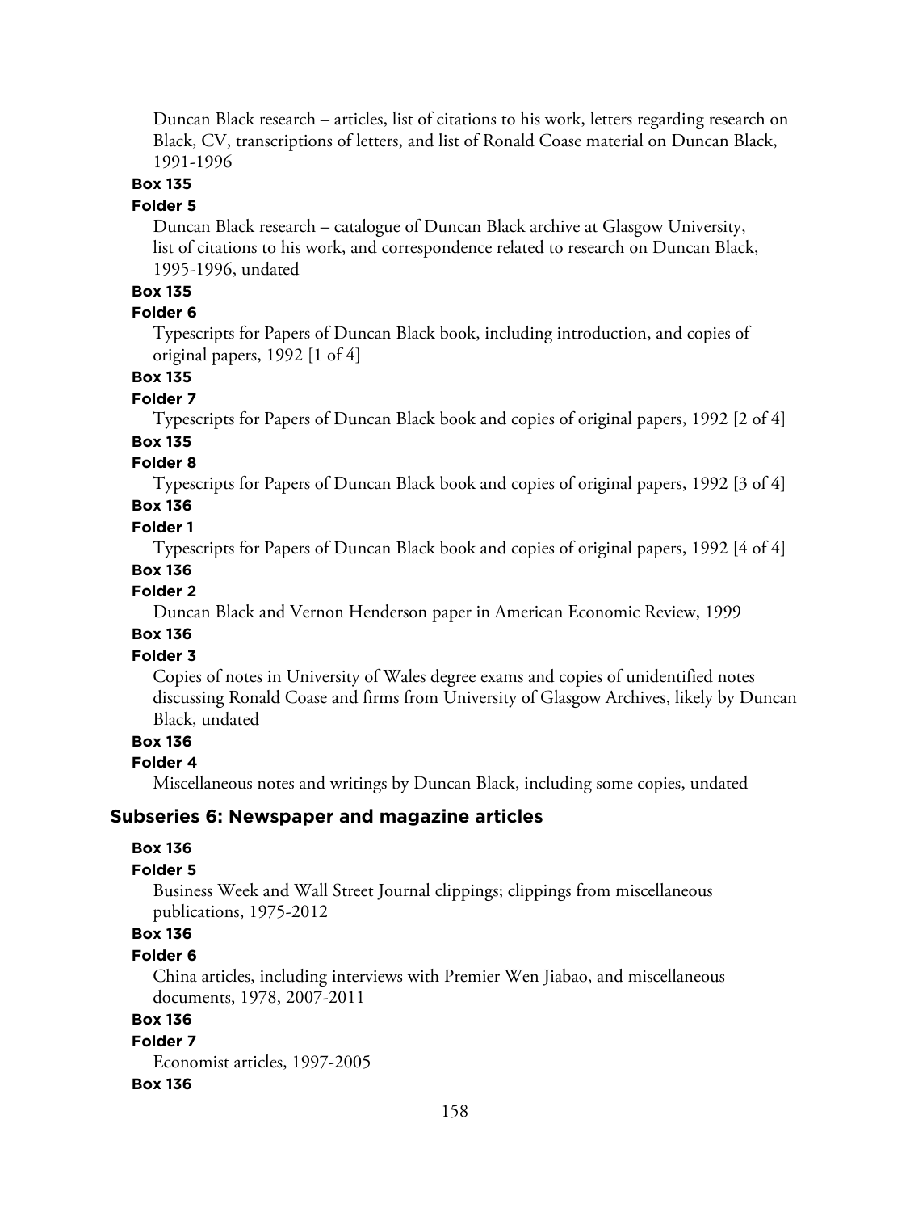Duncan Black research – articles, list of citations to his work, letters regarding research on Black, CV, transcriptions of letters, and list of Ronald Coase material on Duncan Black, 1991-1996

**Box 135**

**Folder 5**

Duncan Black research – catalogue of Duncan Black archive at Glasgow University, list of citations to his work, and correspondence related to research on Duncan Black, 1995-1996, undated

**Box 135**

**Folder 6**

Typescripts for Papers of Duncan Black book, including introduction, and copies of original papers, 1992 [1 of 4]

**Box 135**

**Folder 7**

Typescripts for Papers of Duncan Black book and copies of original papers, 1992 [2 of 4]

**Box 135**

**Folder 8**

Typescripts for Papers of Duncan Black book and copies of original papers, 1992 [3 of 4]

**Box 136**

**Folder 1**

Typescripts for Papers of Duncan Black book and copies of original papers, 1992 [4 of 4]

**Box 136**

**Folder 2**

Duncan Black and Vernon Henderson paper in American Economic Review, 1999

**Box 136**

**Folder 3**

Copies of notes in University of Wales degree exams and copies of unidentified notes discussing Ronald Coase and firms from University of Glasgow Archives, likely by Duncan Black, undated

**Box 136**

**Folder 4**

Miscellaneous notes and writings by Duncan Black, including some copies, undated

### Subseries 6: Newspaper and magazine articles

**Box 136**

**Folder 5**

Business Week and Wall Street Journal clippings; clippings from miscellaneous publications, 1975-2012

**Box 136**

**Folder 6**

China articles, including interviews with Premier Wen Jiabao, and miscellaneous documents, 1978, 2007-2011

**Box 136**

**Folder 7**

Economist articles, 1997-2005

**Box 136**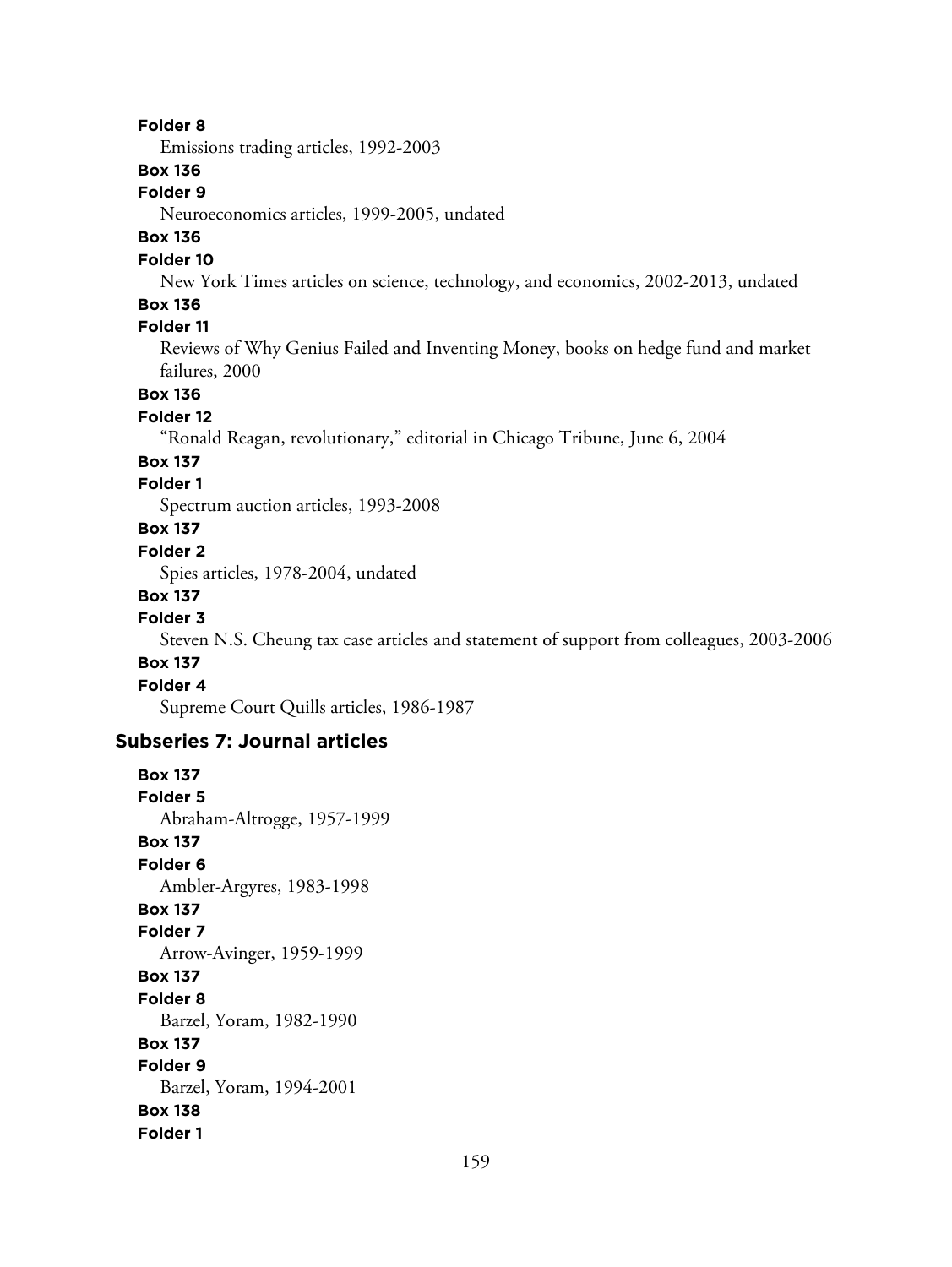**Folder 8**

Emissions trading articles, 1992-2003

**Box 136**

**Folder 9**

Neuroeconomics articles, 1999-2005, undated

**Box 136**

**Folder 10**

New York Times articles on science, technology, and economics, 2002-2013, undated

**Box 136**

**Folder 11**

Reviews of Why Genius Failed and Inventing Money, books on hedge fund and market failures, 2000

**Box 136**

**Folder 12**

"Ronald Reagan, revolutionary," editorial in Chicago Tribune, June 6, 2004

**Box 137**

**Folder 1**

Spectrum auction articles, 1993-2008

**Box 137**

**Folder 2**

Spies articles, 1978-2004, undated

**Box 137**

**Folder 3**

Steven N.S. Cheung tax case articles and statement of support from colleagues, 2003-2006

**Box 137**

**Folder 4**

Supreme Court Quills articles, 1986-1987

### Subseries 7: Journal articles

**Box 137**

**Folder 5**

Abraham-Altrogge, 1957-1999

**Box 137**

**Folder 6**

Ambler-Argyres, 1983-1998

**Box 137**

**Folder 7**

Arrow-Avinger, 1959-1999

**Box 137**

**Folder 8**

Barzel, Yoram, 1982-1990

**Box 137**

**Folder 9**

Barzel, Yoram, 1994-2001

**Box 138**

**Folder 1**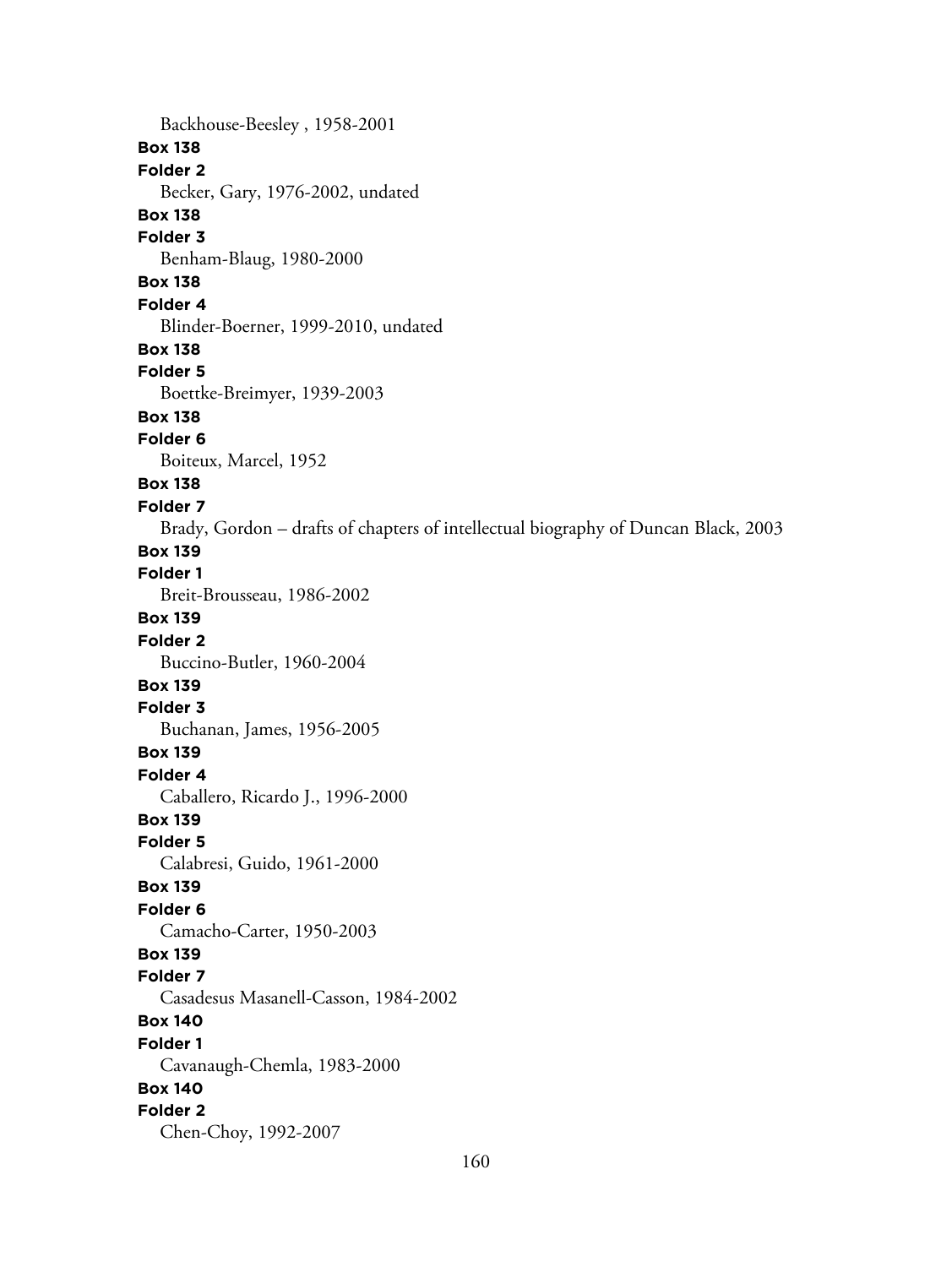Backhouse-Beesley , 1958-2001

**Box 138**
**Folder 2**
Becker, Gary, 1976-2002, undated

**Box 138**
**Folder 3**
Benham-Blaug, 1980-2000

**Box 138**
**Folder 4**
Blinder-Boerner, 1999-2010, undated

**Box 138**
**Folder 5**
Boettke-Breimyer, 1939-2003

**Box 138**
**Folder 6**
Boiteux, Marcel, 1952

**Box 138**
**Folder 7**
Brady, Gordon – drafts of chapters of intellectual biography of Duncan Black, 2003

**Box 139**
**Folder 1**
Breit-Brousseau, 1986-2002

**Box 139**
**Folder 2**
Buccino-Butler, 1960-2004

**Box 139**
**Folder 3**
Buchanan, James, 1956-2005

**Box 139**
**Folder 4**
Caballero, Ricardo J., 1996-2000

**Box 139**
**Folder 5**
Calabresi, Guido, 1961-2000

**Box 139**
**Folder 6**
Camacho-Carter, 1950-2003

**Box 139**
**Folder 7**
Casadesus Masanell-Casson, 1984-2002

**Box 140**
**Folder 1**
Cavanaugh-Chemla, 1983-2000

**Box 140**
**Folder 2**
Chen-Choy, 1992-2007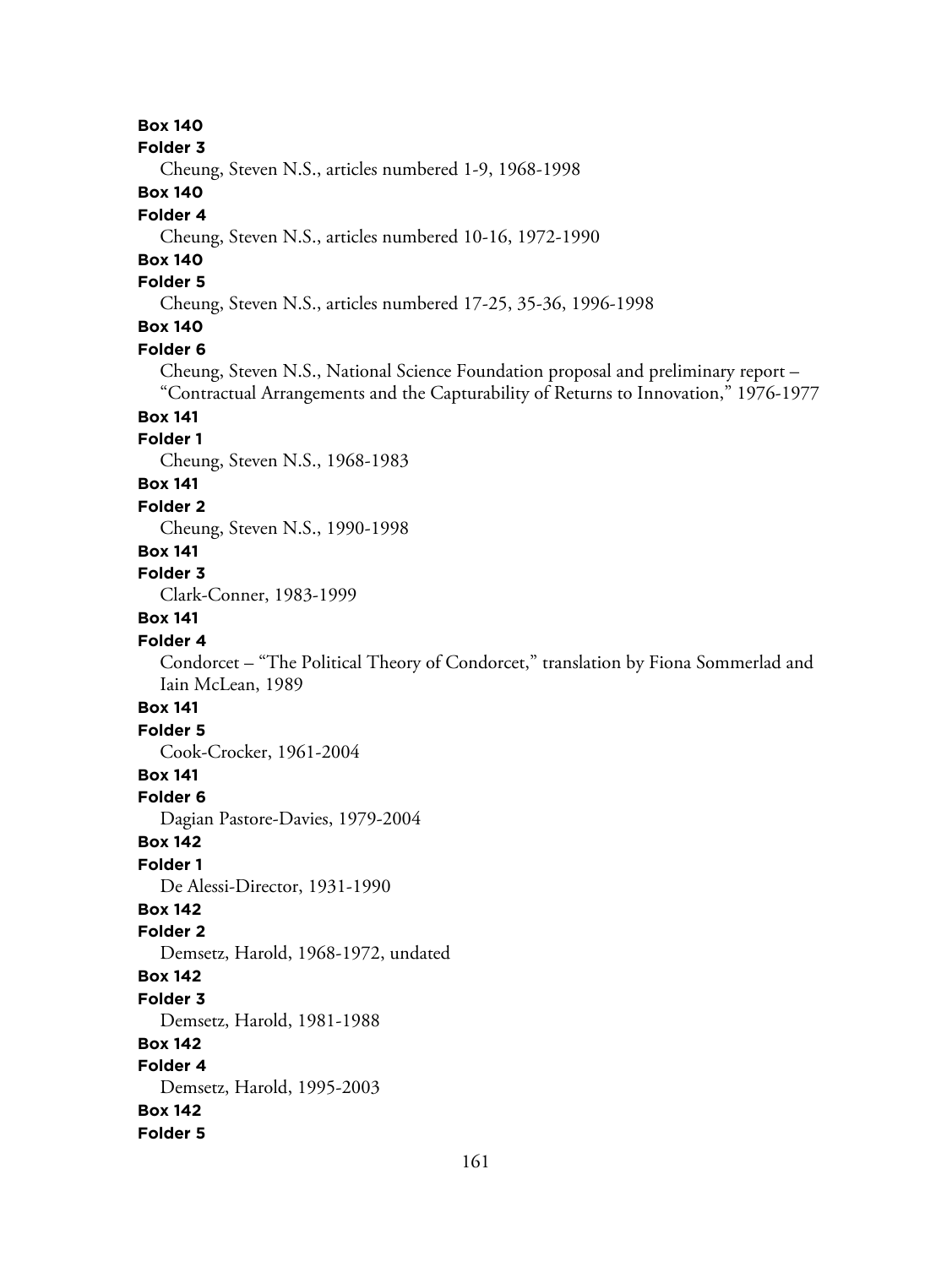**Box 140**

**Folder 3**

Cheung, Steven N.S., articles numbered 1-9, 1968-1998

**Box 140**

**Folder 4**

Cheung, Steven N.S., articles numbered 10-16, 1972-1990

**Box 140**

**Folder 5**

Cheung, Steven N.S., articles numbered 17-25, 35-36, 1996-1998

**Box 140**

**Folder 6**

Cheung, Steven N.S., National Science Foundation proposal and preliminary report – "Contractual Arrangements and the Capturability of Returns to Innovation," 1976-1977

**Box 141**

**Folder 1**

Cheung, Steven N.S., 1968-1983

**Box 141**

**Folder 2**

Cheung, Steven N.S., 1990-1998

**Box 141**

**Folder 3**

Clark-Conner, 1983-1999

**Box 141**

**Folder 4**

Condorcet – "The Political Theory of Condorcet," translation by Fiona Sommerlad and Iain McLean, 1989

**Box 141**

**Folder 5**

Cook-Crocker, 1961-2004

**Box 141**

**Folder 6**

Dagian Pastore-Davies, 1979-2004

**Box 142**

**Folder 1**

De Alessi-Director, 1931-1990

**Box 142**

**Folder 2**

Demsetz, Harold, 1968-1972, undated

**Box 142**

**Folder 3**

Demsetz, Harold, 1981-1988

**Box 142**

**Folder 4**

Demsetz, Harold, 1995-2003

**Box 142**

**Folder 5**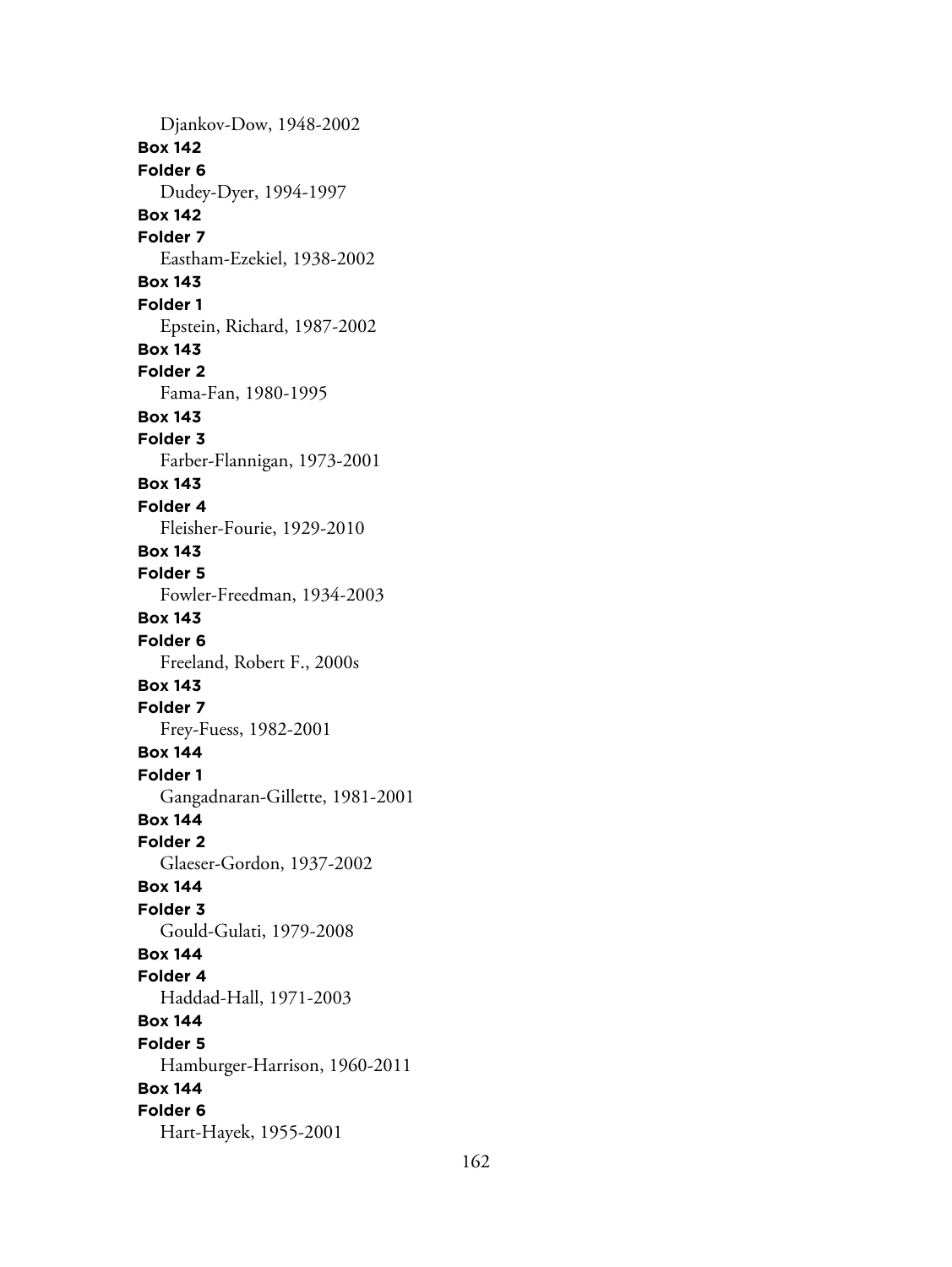Djankov-Dow, 1948-2002

**Box 142**
**Folder 6**
Dudey-Dyer, 1994-1997

**Box 142**
**Folder 7**
Eastham-Ezekiel, 1938-2002

**Box 143**
**Folder 1**
Epstein, Richard, 1987-2002

**Box 143**
**Folder 2**
Fama-Fan, 1980-1995

**Box 143**
**Folder 3**
Farber-Flannigan, 1973-2001

**Box 143**
**Folder 4**
Fleisher-Fourie, 1929-2010

**Box 143**
**Folder 5**
Fowler-Freedman, 1934-2003

**Box 143**
**Folder 6**
Freeland, Robert F., 2000s

**Box 143**
**Folder 7**
Frey-Fuess, 1982-2001

**Box 144**
**Folder 1**
Gangadnaran-Gillette, 1981-2001

**Box 144**
**Folder 2**
Glaeser-Gordon, 1937-2002

**Box 144**
**Folder 3**
Gould-Gulati, 1979-2008

**Box 144**
**Folder 4**
Haddad-Hall, 1971-2003

**Box 144**
**Folder 5**
Hamburger-Harrison, 1960-2011

**Box 144**
**Folder 6**
Hart-Hayek, 1955-2001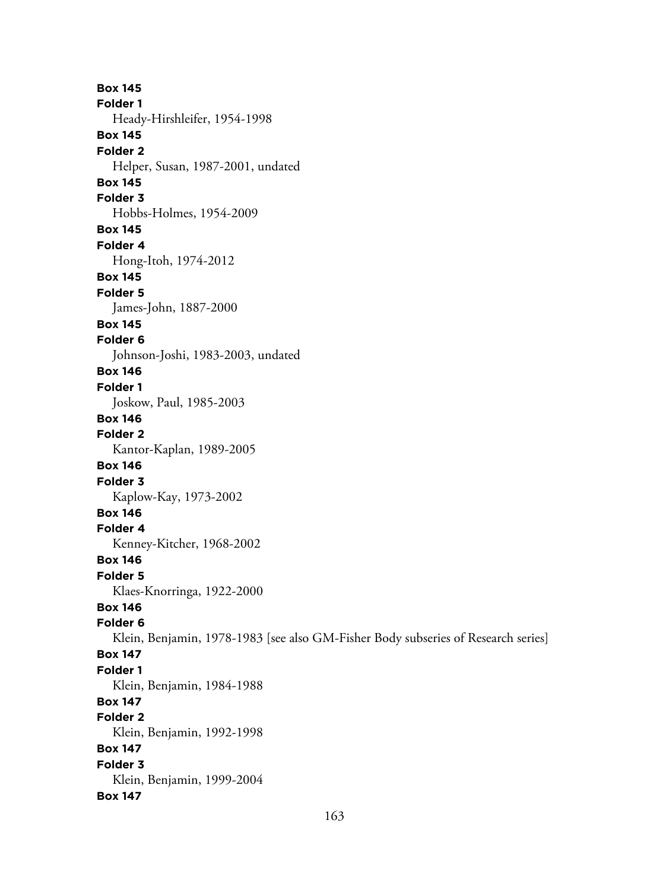**Box 145**
**Folder 1**
Heady-Hirshleifer, 1954-1998
**Box 145**
**Folder 2**
Helper, Susan, 1987-2001, undated
**Box 145**
**Folder 3**
Hobbs-Holmes, 1954-2009
**Box 145**
**Folder 4**
Hong-Itoh, 1974-2012
**Box 145**
**Folder 5**
James-John, 1887-2000
**Box 145**
**Folder 6**
Johnson-Joshi, 1983-2003, undated
**Box 146**
**Folder 1**
Joskow, Paul, 1985-2003
**Box 146**
**Folder 2**
Kantor-Kaplan, 1989-2005
**Box 146**
**Folder 3**
Kaplow-Kay, 1973-2002
**Box 146**
**Folder 4**
Kenney-Kitcher, 1968-2002
**Box 146**
**Folder 5**
Klaes-Knorringa, 1922-2000
**Box 146**
**Folder 6**
Klein, Benjamin, 1978-1983 [see also GM-Fisher Body subseries of Research series]
**Box 147**
**Folder 1**
Klein, Benjamin, 1984-1988
**Box 147**
**Folder 2**
Klein, Benjamin, 1992-1998
**Box 147**
**Folder 3**
Klein, Benjamin, 1999-2004
**Box 147**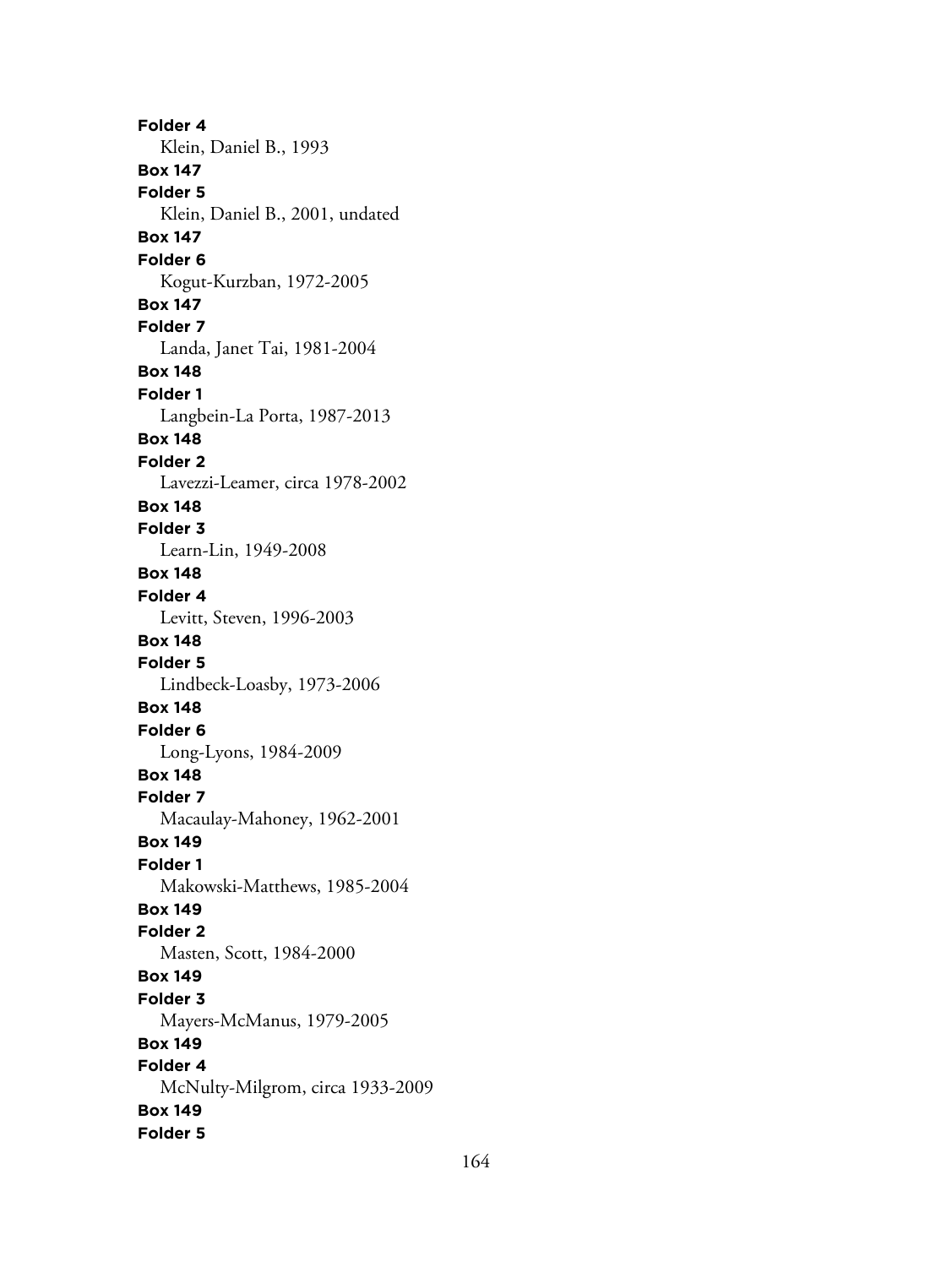**Folder 4**
Klein, Daniel B., 1993

**Box 147**
**Folder 5**
Klein, Daniel B., 2001, undated

**Box 147**
**Folder 6**
Kogut-Kurzban, 1972-2005

**Box 147**
**Folder 7**
Landa, Janet Tai, 1981-2004

**Box 148**
**Folder 1**
Langbein-La Porta, 1987-2013

**Box 148**
**Folder 2**
Lavezzi-Leamer, circa 1978-2002

**Box 148**
**Folder 3**
Learn-Lin, 1949-2008

**Box 148**
**Folder 4**
Levitt, Steven, 1996-2003

**Box 148**
**Folder 5**
Lindbeck-Loasby, 1973-2006

**Box 148**
**Folder 6**
Long-Lyons, 1984-2009

**Box 148**
**Folder 7**
Macaulay-Mahoney, 1962-2001

**Box 149**
**Folder 1**
Makowski-Matthews, 1985-2004

**Box 149**
**Folder 2**
Masten, Scott, 1984-2000

**Box 149**
**Folder 3**
Mayers-McManus, 1979-2005

**Box 149**
**Folder 4**
McNulty-Milgrom, circa 1933-2009

**Box 149**
**Folder 5**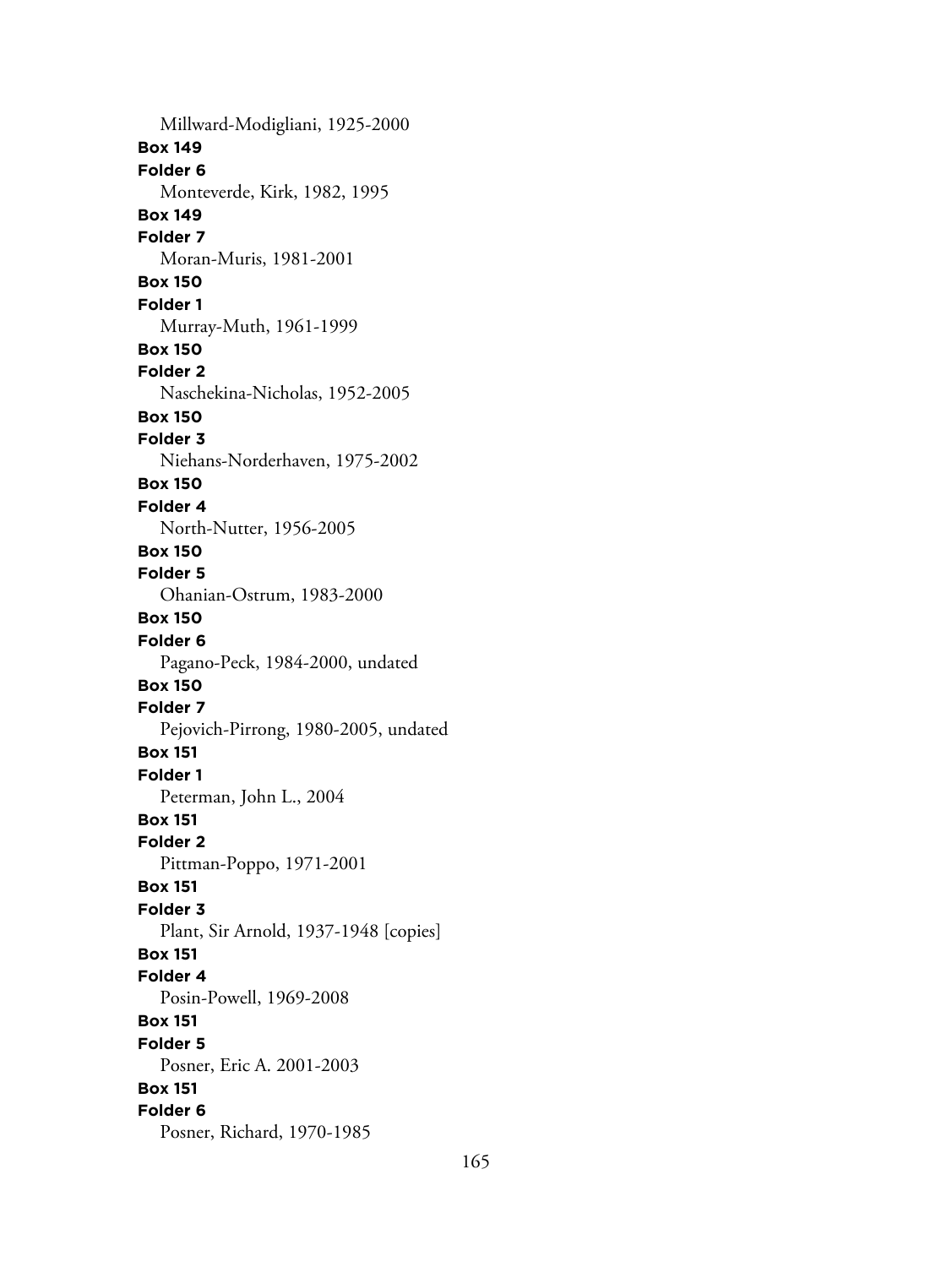Millward-Modigliani, 1925-2000

**Box 149**
**Folder 6**
Monteverde, Kirk, 1982, 1995

**Box 149**
**Folder 7**
Moran-Muris, 1981-2001

**Box 150**
**Folder 1**
Murray-Muth, 1961-1999

**Box 150**
**Folder 2**
Naschekina-Nicholas, 1952-2005

**Box 150**
**Folder 3**
Niehans-Norderhaven, 1975-2002

**Box 150**
**Folder 4**
North-Nutter, 1956-2005

**Box 150**
**Folder 5**
Ohanian-Ostrum, 1983-2000

**Box 150**
**Folder 6**
Pagano-Peck, 1984-2000, undated

**Box 150**
**Folder 7**
Pejovich-Pirrong, 1980-2005, undated

**Box 151**
**Folder 1**
Peterman, John L., 2004

**Box 151**
**Folder 2**
Pittman-Poppo, 1971-2001

**Box 151**
**Folder 3**
Plant, Sir Arnold, 1937-1948 [copies]

**Box 151**
**Folder 4**
Posin-Powell, 1969-2008

**Box 151**
**Folder 5**
Posner, Eric A. 2001-2003

**Box 151**
**Folder 6**
Posner, Richard, 1970-1985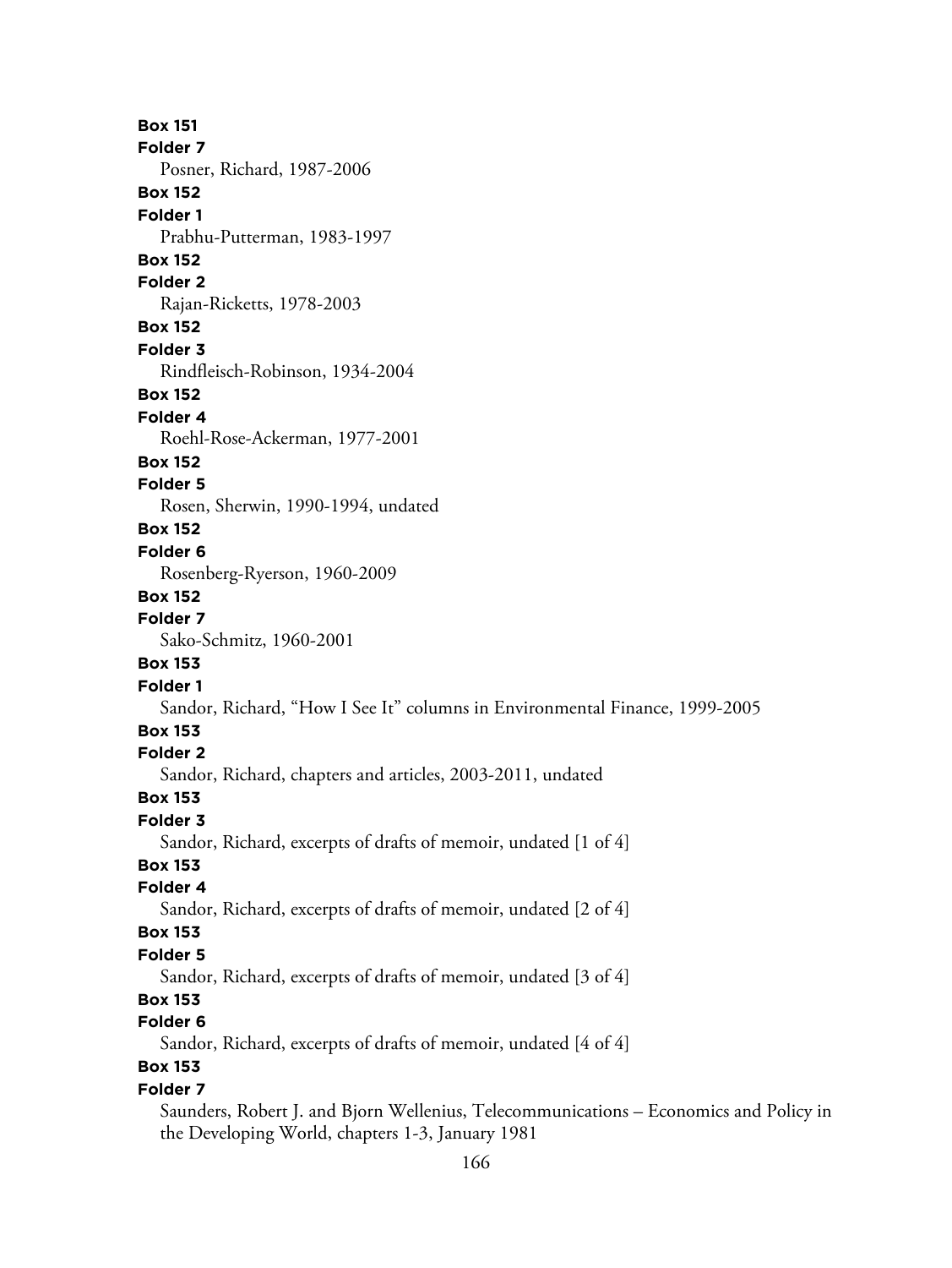**Box 151**
**Folder 7**
Posner, Richard, 1987-2006

**Box 152**
**Folder 1**
Prabhu-Putterman, 1983-1997

**Box 152**
**Folder 2**
Rajan-Ricketts, 1978-2003

**Box 152**
**Folder 3**
Rindfleisch-Robinson, 1934-2004

**Box 152**
**Folder 4**
Roehl-Rose-Ackerman, 1977-2001

**Box 152**
**Folder 5**
Rosen, Sherwin, 1990-1994, undated

**Box 152**
**Folder 6**
Rosenberg-Ryerson, 1960-2009

**Box 152**
**Folder 7**
Sako-Schmitz, 1960-2001

**Box 153**
**Folder 1**
Sandor, Richard, "How I See It" columns in Environmental Finance, 1999-2005

**Box 153**
**Folder 2**
Sandor, Richard, chapters and articles, 2003-2011, undated

**Box 153**
**Folder 3**
Sandor, Richard, excerpts of drafts of memoir, undated [1 of 4]

**Box 153**
**Folder 4**
Sandor, Richard, excerpts of drafts of memoir, undated [2 of 4]

**Box 153**
**Folder 5**
Sandor, Richard, excerpts of drafts of memoir, undated [3 of 4]

**Box 153**
**Folder 6**
Sandor, Richard, excerpts of drafts of memoir, undated [4 of 4]

**Box 153**
**Folder 7**
Saunders, Robert J. and Bjorn Wellenius, Telecommunications – Economics and Policy in the Developing World, chapters 1-3, January 1981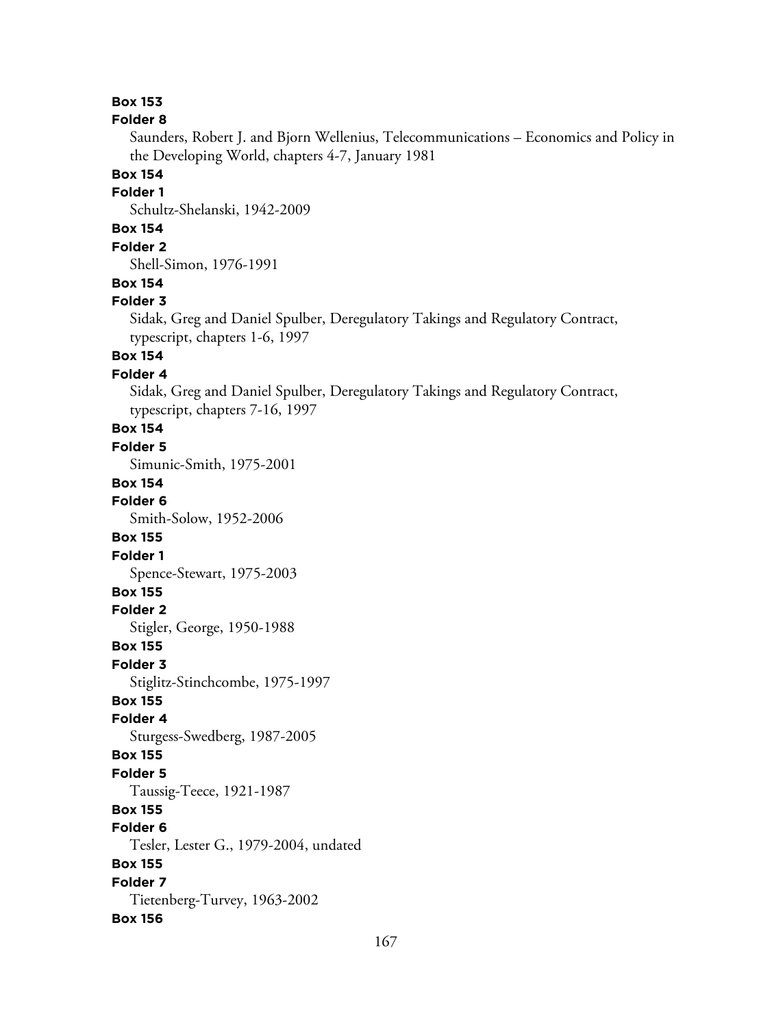**Box 153**
**Folder 8**
Saunders, Robert J. and Bjorn Wellenius, Telecommunications – Economics and Policy in the Developing World, chapters 4-7, January 1981

**Box 154**
**Folder 1**
Schultz-Shelanski, 1942-2009

**Box 154**
**Folder 2**
Shell-Simon, 1976-1991

**Box 154**
**Folder 3**
Sidak, Greg and Daniel Spulber, Deregulatory Takings and Regulatory Contract, typescript, chapters 1-6, 1997

**Box 154**
**Folder 4**
Sidak, Greg and Daniel Spulber, Deregulatory Takings and Regulatory Contract, typescript, chapters 7-16, 1997

**Box 154**
**Folder 5**
Simunic-Smith, 1975-2001

**Box 154**
**Folder 6**
Smith-Solow, 1952-2006

**Box 155**
**Folder 1**
Spence-Stewart, 1975-2003

**Box 155**
**Folder 2**
Stigler, George, 1950-1988

**Box 155**
**Folder 3**
Stiglitz-Stinchcombe, 1975-1997

**Box 155**
**Folder 4**
Sturgess-Swedberg, 1987-2005

**Box 155**
**Folder 5**
Taussig-Teece, 1921-1987

**Box 155**
**Folder 6**
Tesler, Lester G., 1979-2004, undated

**Box 155**
**Folder 7**
Tietenberg-Turvey, 1963-2002

**Box 156**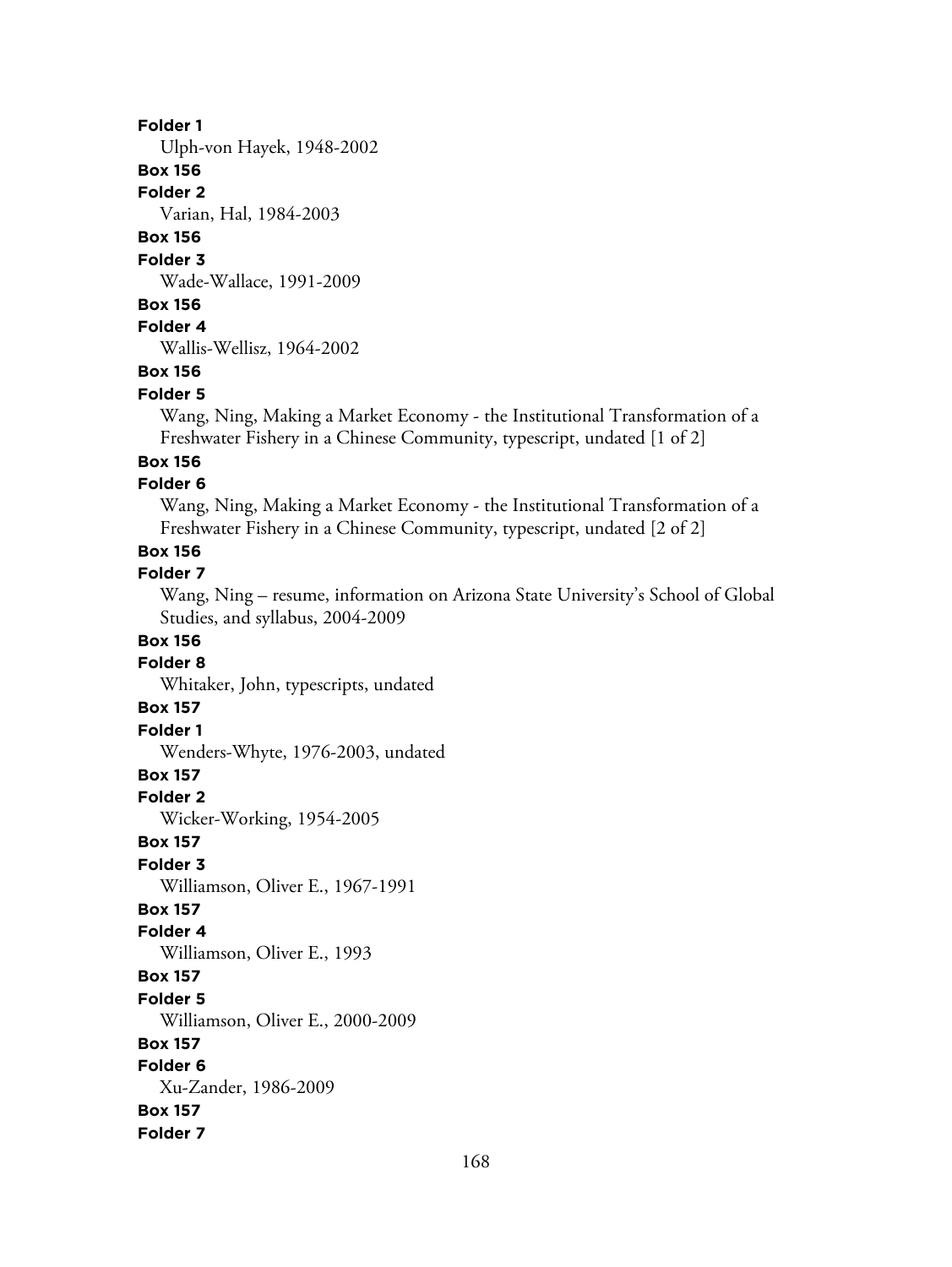**Folder 1**

Ulph-von Hayek, 1948-2002

**Box 156**

**Folder 2**

Varian, Hal, 1984-2003

**Box 156**

**Folder 3**

Wade-Wallace, 1991-2009

**Box 156**

**Folder 4**

Wallis-Wellisz, 1964-2002

**Box 156**

**Folder 5**

Wang, Ning, Making a Market Economy - the Institutional Transformation of a Freshwater Fishery in a Chinese Community, typescript, undated [1 of 2]

**Box 156**

**Folder 6**

Wang, Ning, Making a Market Economy - the Institutional Transformation of a Freshwater Fishery in a Chinese Community, typescript, undated [2 of 2]

**Box 156**

**Folder 7**

Wang, Ning – resume, information on Arizona State University's School of Global Studies, and syllabus, 2004-2009

**Box 156**

**Folder 8**

Whitaker, John, typescripts, undated

**Box 157**

**Folder 1**

Wenders-Whyte, 1976-2003, undated

**Box 157**

**Folder 2**

Wicker-Working, 1954-2005

**Box 157**

**Folder 3**

Williamson, Oliver E., 1967-1991

**Box 157**

**Folder 4**

Williamson, Oliver E., 1993

**Box 157**

**Folder 5**

Williamson, Oliver E., 2000-2009

**Box 157**

**Folder 6**

Xu-Zander, 1986-2009

**Box 157**

**Folder 7**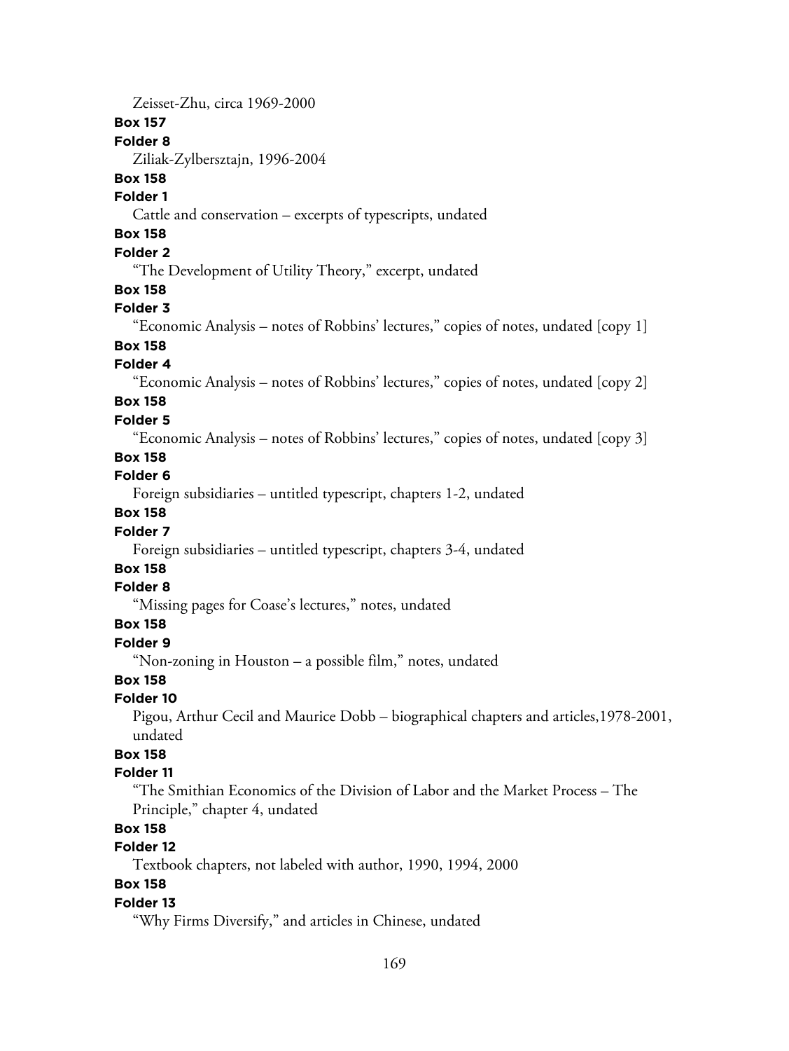Zeisset-Zhu, circa 1969-2000

**Box 157**

**Folder 8**

Ziliak-Zylbersztajn, 1996-2004

**Box 158**

**Folder 1**

Cattle and conservation – excerpts of typescripts, undated

**Box 158**

**Folder 2**

"The Development of Utility Theory," excerpt, undated

**Box 158**

**Folder 3**

"Economic Analysis – notes of Robbins' lectures," copies of notes, undated [copy 1]

**Box 158**

**Folder 4**

"Economic Analysis – notes of Robbins' lectures," copies of notes, undated [copy 2]

**Box 158**

**Folder 5**

"Economic Analysis – notes of Robbins' lectures," copies of notes, undated [copy 3]

**Box 158**

**Folder 6**

Foreign subsidiaries – untitled typescript, chapters 1-2, undated

**Box 158**

**Folder 7**

Foreign subsidiaries – untitled typescript, chapters 3-4, undated

**Box 158**

**Folder 8**

"Missing pages for Coase's lectures," notes, undated

**Box 158**

**Folder 9**

"Non-zoning in Houston – a possible film," notes, undated

**Box 158**

**Folder 10**

Pigou, Arthur Cecil and Maurice Dobb – biographical chapters and articles,1978-2001, undated

**Box 158**

**Folder 11**

"The Smithian Economics of the Division of Labor and the Market Process – The Principle," chapter 4, undated

**Box 158**

**Folder 12**

Textbook chapters, not labeled with author, 1990, 1994, 2000

**Box 158**

**Folder 13**

"Why Firms Diversify," and articles in Chinese, undated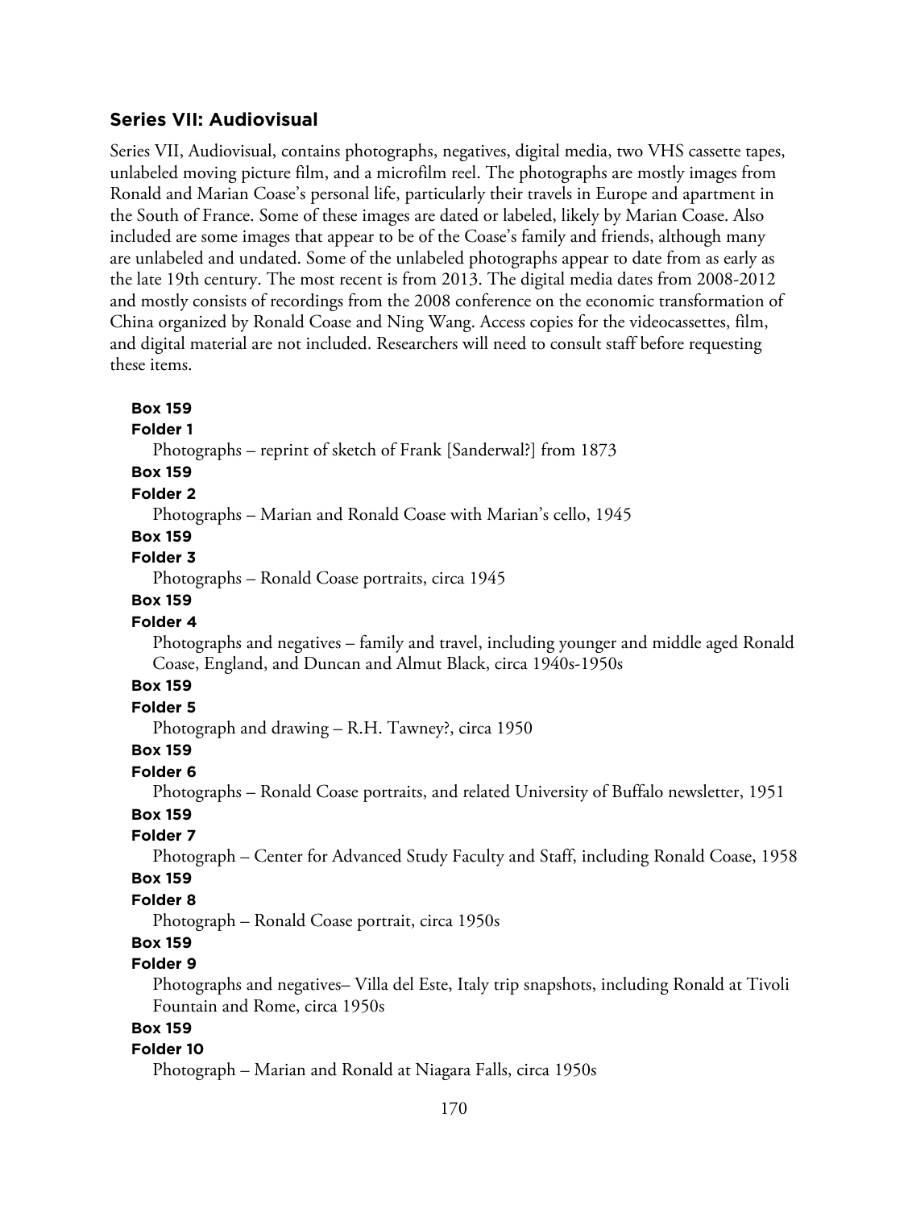### Series VII: Audiovisual

Series VII, Audiovisual, contains photographs, negatives, digital media, two VHS cassette tapes, unlabeled moving picture film, and a microfilm reel. The photographs are mostly images from Ronald and Marian Coase's personal life, particularly their travels in Europe and apartment in the South of France. Some of these images are dated or labeled, likely by Marian Coase. Also included are some images that appear to be of the Coase's family and friends, although many are unlabeled and undated. Some of the unlabeled photographs appear to date from as early as the late 19th century. The most recent is from 2013. The digital media dates from 2008-2012 and mostly consists of recordings from the 2008 conference on the economic transformation of China organized by Ronald Coase and Ning Wang. Access copies for the videocassettes, film, and digital material are not included. Researchers will need to consult staff before requesting these items.

**Box 159**
**Folder 1**
Photographs – reprint of sketch of Frank [Sanderwal?] from 1873

**Box 159**
**Folder 2**
Photographs – Marian and Ronald Coase with Marian's cello, 1945

**Box 159**
**Folder 3**
Photographs – Ronald Coase portraits, circa 1945

**Box 159**
**Folder 4**
Photographs and negatives – family and travel, including younger and middle aged Ronald Coase, England, and Duncan and Almut Black, circa 1940s-1950s

**Box 159**
**Folder 5**
Photograph and drawing – R.H. Tawney?, circa 1950

**Box 159**
**Folder 6**
Photographs – Ronald Coase portraits, and related University of Buffalo newsletter, 1951

**Box 159**
**Folder 7**
Photograph – Center for Advanced Study Faculty and Staff, including Ronald Coase, 1958

**Box 159**
**Folder 8**
Photograph – Ronald Coase portrait, circa 1950s

**Box 159**
**Folder 9**
Photographs and negatives– Villa del Este, Italy trip snapshots, including Ronald at Tivoli Fountain and Rome, circa 1950s

**Box 159**
**Folder 10**
Photograph – Marian and Ronald at Niagara Falls, circa 1950s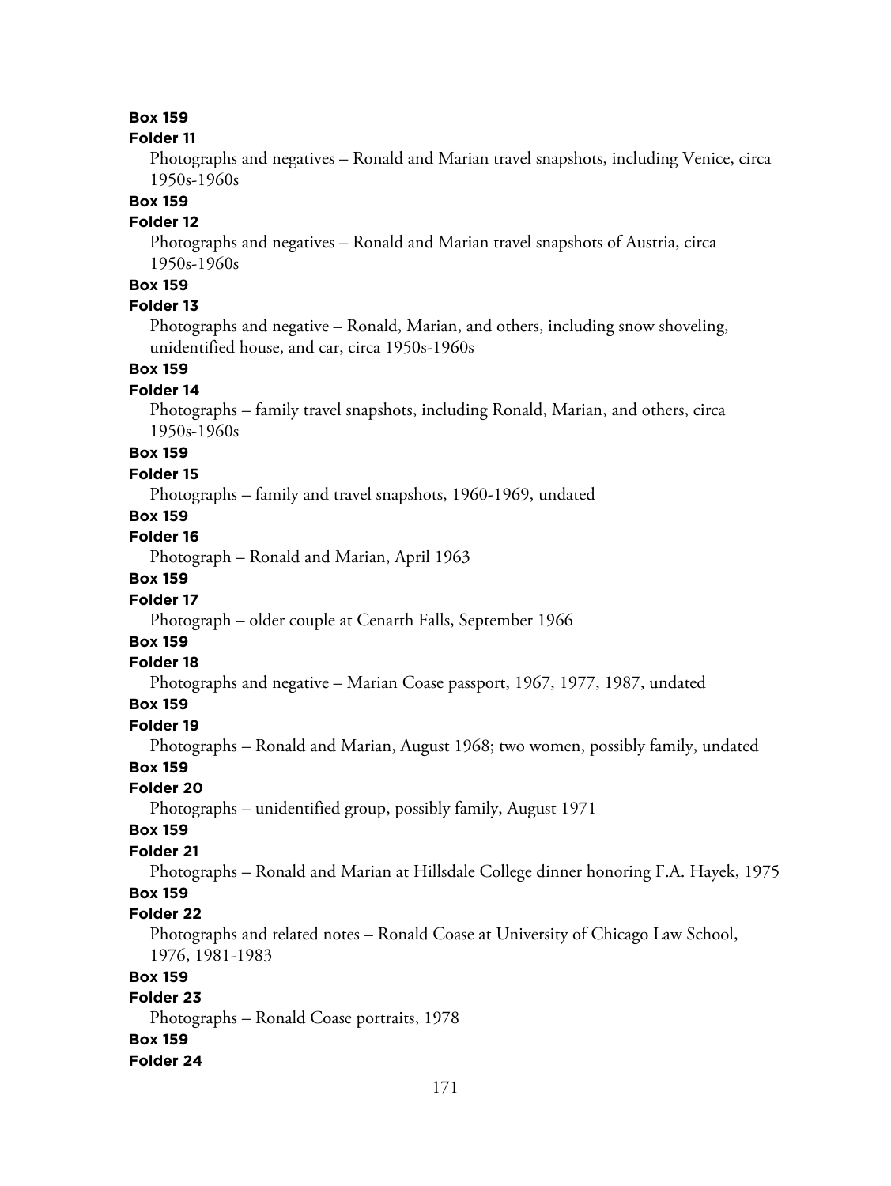**Box 159**
**Folder 11**

Photographs and negatives – Ronald and Marian travel snapshots, including Venice, circa 1950s-1960s

**Box 159**
**Folder 12**

Photographs and negatives – Ronald and Marian travel snapshots of Austria, circa 1950s-1960s

**Box 159**
**Folder 13**

Photographs and negative – Ronald, Marian, and others, including snow shoveling, unidentified house, and car, circa 1950s-1960s

**Box 159**
**Folder 14**

Photographs – family travel snapshots, including Ronald, Marian, and others, circa 1950s-1960s

**Box 159**
**Folder 15**

Photographs – family and travel snapshots, 1960-1969, undated

**Box 159**
**Folder 16**

Photograph – Ronald and Marian, April 1963

**Box 159**
**Folder 17**

Photograph – older couple at Cenarth Falls, September 1966

**Box 159**
**Folder 18**

Photographs and negative – Marian Coase passport, 1967, 1977, 1987, undated

**Box 159**
**Folder 19**

Photographs – Ronald and Marian, August 1968; two women, possibly family, undated

**Box 159**
**Folder 20**

Photographs – unidentified group, possibly family, August 1971

**Box 159**
**Folder 21**

Photographs – Ronald and Marian at Hillsdale College dinner honoring F.A. Hayek, 1975

**Box 159**
**Folder 22**

Photographs and related notes – Ronald Coase at University of Chicago Law School, 1976, 1981-1983

**Box 159**
**Folder 23**

Photographs – Ronald Coase portraits, 1978

**Box 159**
**Folder 24**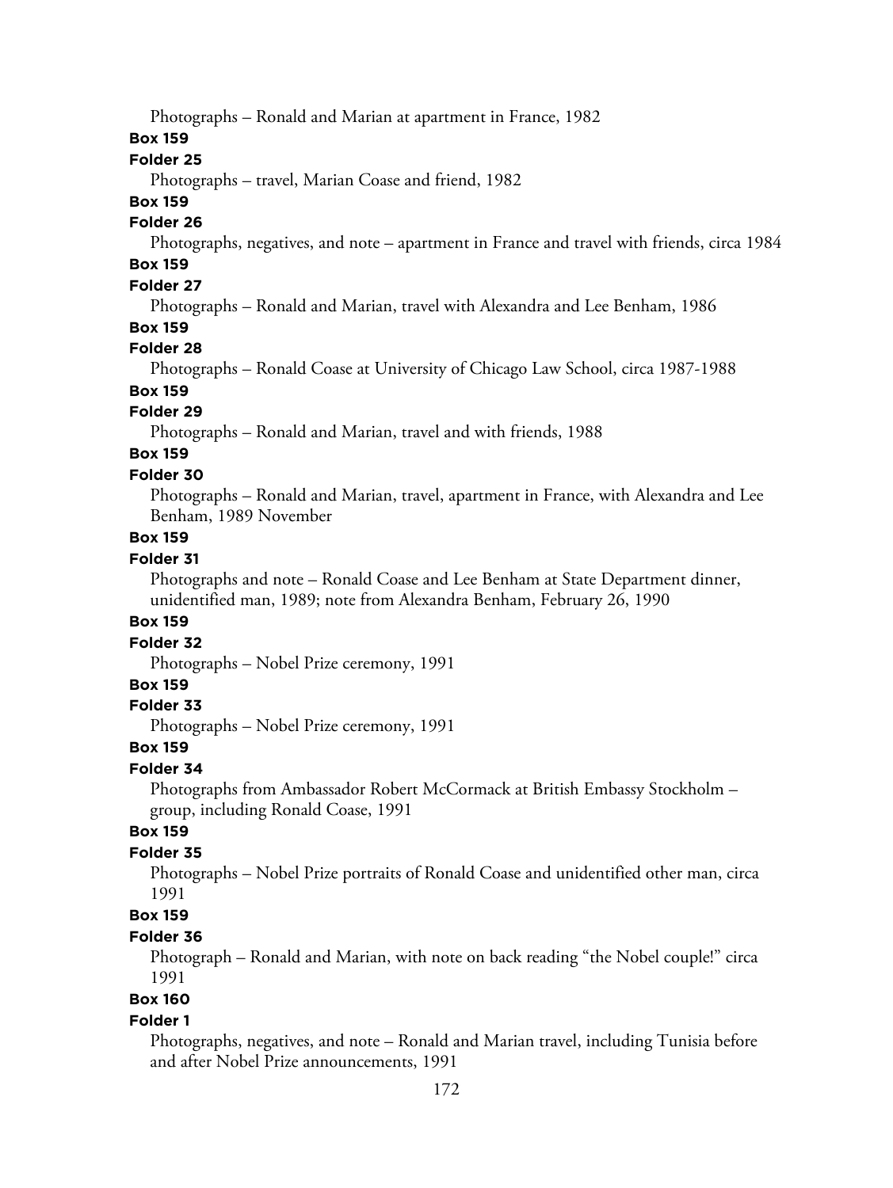Photographs – Ronald and Marian at apartment in France, 1982

**Box 159**

**Folder 25**

Photographs – travel, Marian Coase and friend, 1982

**Box 159**

**Folder 26**

Photographs, negatives, and note – apartment in France and travel with friends, circa 1984

**Box 159**

**Folder 27**

Photographs – Ronald and Marian, travel with Alexandra and Lee Benham, 1986

**Box 159**

**Folder 28**

Photographs – Ronald Coase at University of Chicago Law School, circa 1987-1988

**Box 159**

**Folder 29**

Photographs – Ronald and Marian, travel and with friends, 1988

**Box 159**

**Folder 30**

Photographs – Ronald and Marian, travel, apartment in France, with Alexandra and Lee Benham, 1989 November

**Box 159**

**Folder 31**

Photographs and note – Ronald Coase and Lee Benham at State Department dinner, unidentified man, 1989; note from Alexandra Benham, February 26, 1990

**Box 159**

**Folder 32**

Photographs – Nobel Prize ceremony, 1991

**Box 159**

**Folder 33**

Photographs – Nobel Prize ceremony, 1991

**Box 159**

**Folder 34**

Photographs from Ambassador Robert McCormack at British Embassy Stockholm – group, including Ronald Coase, 1991

**Box 159**

**Folder 35**

Photographs – Nobel Prize portraits of Ronald Coase and unidentified other man, circa 1991

**Box 159**

**Folder 36**

Photograph – Ronald and Marian, with note on back reading "the Nobel couple!" circa 1991

**Box 160**

**Folder 1**

Photographs, negatives, and note – Ronald and Marian travel, including Tunisia before and after Nobel Prize announcements, 1991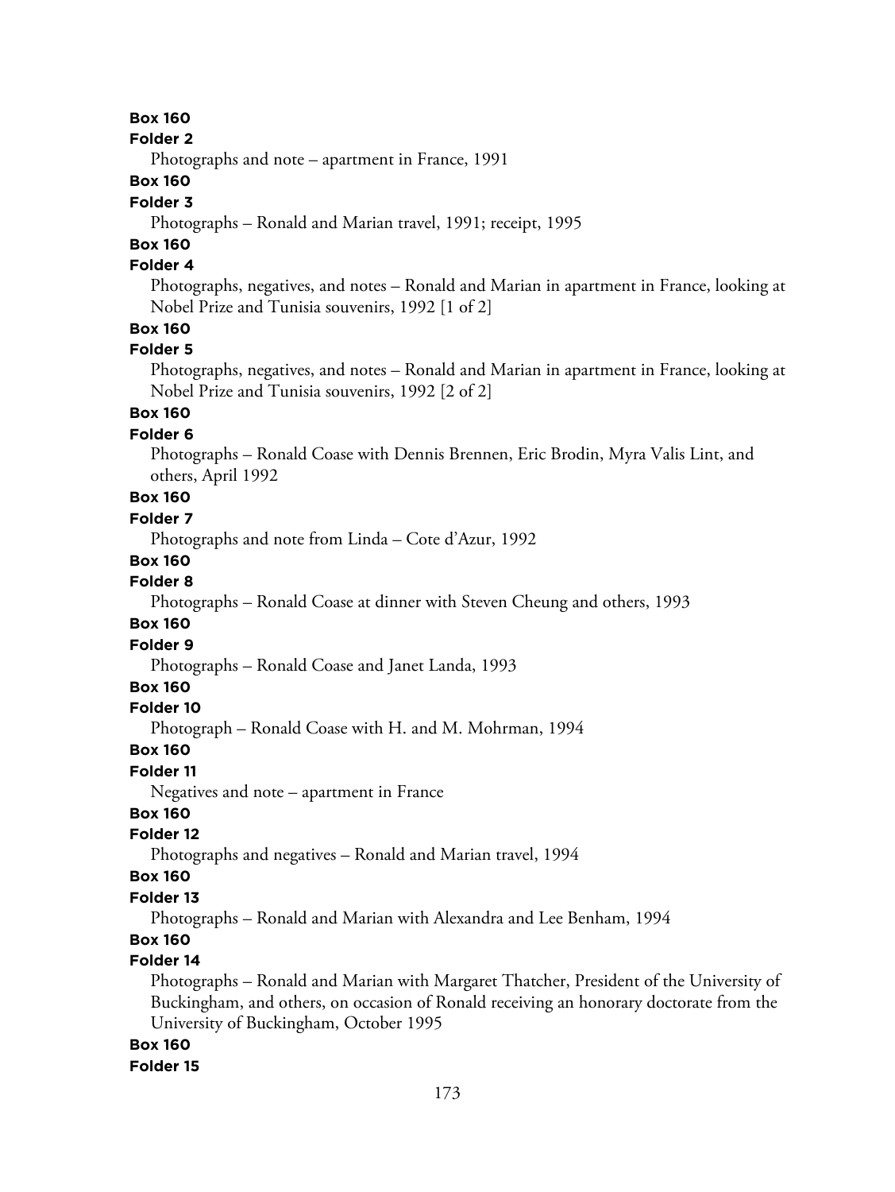**Box 160**

**Folder 2**

Photographs and note – apartment in France, 1991

**Box 160**

**Folder 3**

Photographs – Ronald and Marian travel, 1991; receipt, 1995

**Box 160**

**Folder 4**

Photographs, negatives, and notes – Ronald and Marian in apartment in France, looking at Nobel Prize and Tunisia souvenirs, 1992 [1 of 2]

**Box 160**

**Folder 5**

Photographs, negatives, and notes – Ronald and Marian in apartment in France, looking at Nobel Prize and Tunisia souvenirs, 1992 [2 of 2]

**Box 160**

**Folder 6**

Photographs – Ronald Coase with Dennis Brennen, Eric Brodin, Myra Valis Lint, and others, April 1992

**Box 160**

**Folder 7**

Photographs and note from Linda – Cote d'Azur, 1992

**Box 160**

**Folder 8**

Photographs – Ronald Coase at dinner with Steven Cheung and others, 1993

**Box 160**

**Folder 9**

Photographs – Ronald Coase and Janet Landa, 1993

**Box 160**

**Folder 10**

Photograph – Ronald Coase with H. and M. Mohrman, 1994

**Box 160**

**Folder 11**

Negatives and note – apartment in France

**Box 160**

**Folder 12**

Photographs and negatives – Ronald and Marian travel, 1994

**Box 160**

**Folder 13**

Photographs – Ronald and Marian with Alexandra and Lee Benham, 1994

**Box 160**

**Folder 14**

Photographs – Ronald and Marian with Margaret Thatcher, President of the University of Buckingham, and others, on occasion of Ronald receiving an honorary doctorate from the University of Buckingham, October 1995

**Box 160**

**Folder 15**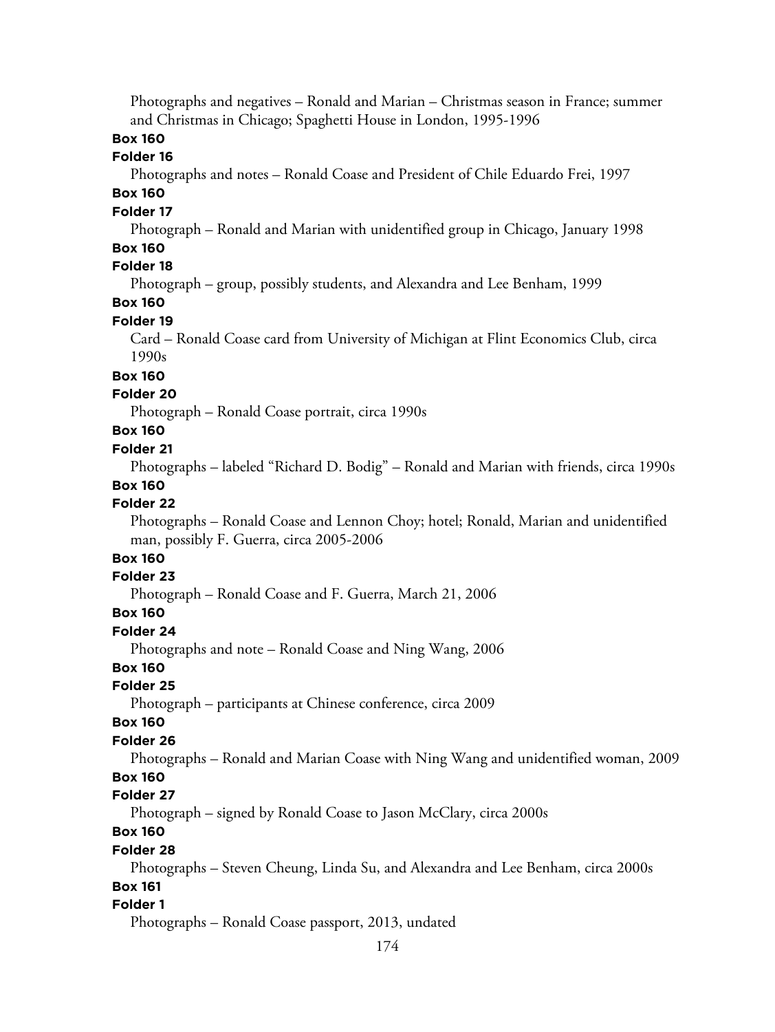Photographs and negatives – Ronald and Marian – Christmas season in France; summer and Christmas in Chicago; Spaghetti House in London, 1995-1996

**Box 160**

**Folder 16**

Photographs and notes – Ronald Coase and President of Chile Eduardo Frei, 1997

**Box 160**

**Folder 17**

Photograph – Ronald and Marian with unidentified group in Chicago, January 1998

**Box 160**

**Folder 18**

Photograph – group, possibly students, and Alexandra and Lee Benham, 1999

**Box 160**

**Folder 19**

Card – Ronald Coase card from University of Michigan at Flint Economics Club, circa 1990s

**Box 160**

**Folder 20**

Photograph – Ronald Coase portrait, circa 1990s

**Box 160**

**Folder 21**

Photographs – labeled "Richard D. Bodig" – Ronald and Marian with friends, circa 1990s

**Box 160**

**Folder 22**

Photographs – Ronald Coase and Lennon Choy; hotel; Ronald, Marian and unidentified man, possibly F. Guerra, circa 2005-2006

**Box 160**

**Folder 23**

Photograph – Ronald Coase and F. Guerra, March 21, 2006

**Box 160**

**Folder 24**

Photographs and note – Ronald Coase and Ning Wang, 2006

**Box 160**

**Folder 25**

Photograph – participants at Chinese conference, circa 2009

**Box 160**

**Folder 26**

Photographs – Ronald and Marian Coase with Ning Wang and unidentified woman, 2009

**Box 160**

**Folder 27**

Photograph – signed by Ronald Coase to Jason McClary, circa 2000s

**Box 160**

**Folder 28**

Photographs – Steven Cheung, Linda Su, and Alexandra and Lee Benham, circa 2000s

**Box 161**

**Folder 1**

Photographs – Ronald Coase passport, 2013, undated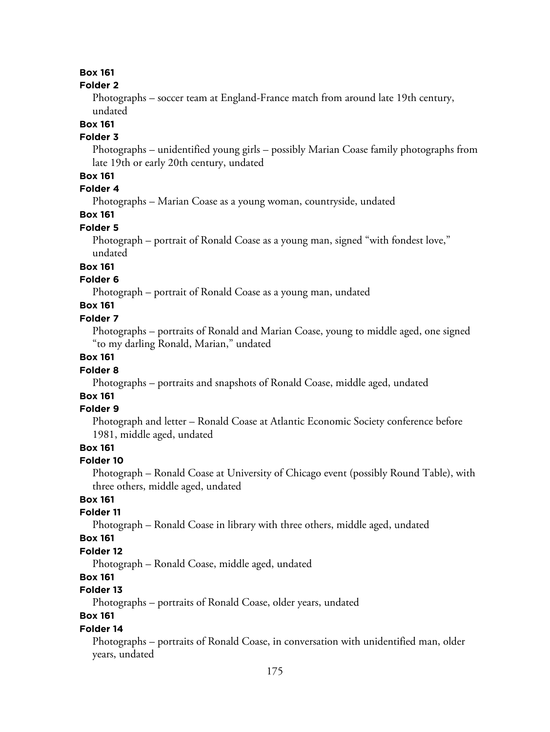**Box 161**

**Folder 2**

Photographs – soccer team at England-France match from around late 19th century, undated

**Box 161**

**Folder 3**

Photographs – unidentified young girls – possibly Marian Coase family photographs from late 19th or early 20th century, undated

**Box 161**

**Folder 4**

Photographs – Marian Coase as a young woman, countryside, undated

**Box 161**

**Folder 5**

Photograph – portrait of Ronald Coase as a young man, signed "with fondest love," undated

**Box 161**

**Folder 6**

Photograph – portrait of Ronald Coase as a young man, undated

**Box 161**

**Folder 7**

Photographs – portraits of Ronald and Marian Coase, young to middle aged, one signed "to my darling Ronald, Marian," undated

**Box 161**

**Folder 8**

Photographs – portraits and snapshots of Ronald Coase, middle aged, undated

**Box 161**

**Folder 9**

Photograph and letter – Ronald Coase at Atlantic Economic Society conference before 1981, middle aged, undated

**Box 161**

**Folder 10**

Photograph – Ronald Coase at University of Chicago event (possibly Round Table), with three others, middle aged, undated

**Box 161**

**Folder 11**

Photograph – Ronald Coase in library with three others, middle aged, undated

**Box 161**

**Folder 12**

Photograph – Ronald Coase, middle aged, undated

**Box 161**

**Folder 13**

Photographs – portraits of Ronald Coase, older years, undated

**Box 161**

**Folder 14**

Photographs – portraits of Ronald Coase, in conversation with unidentified man, older years, undated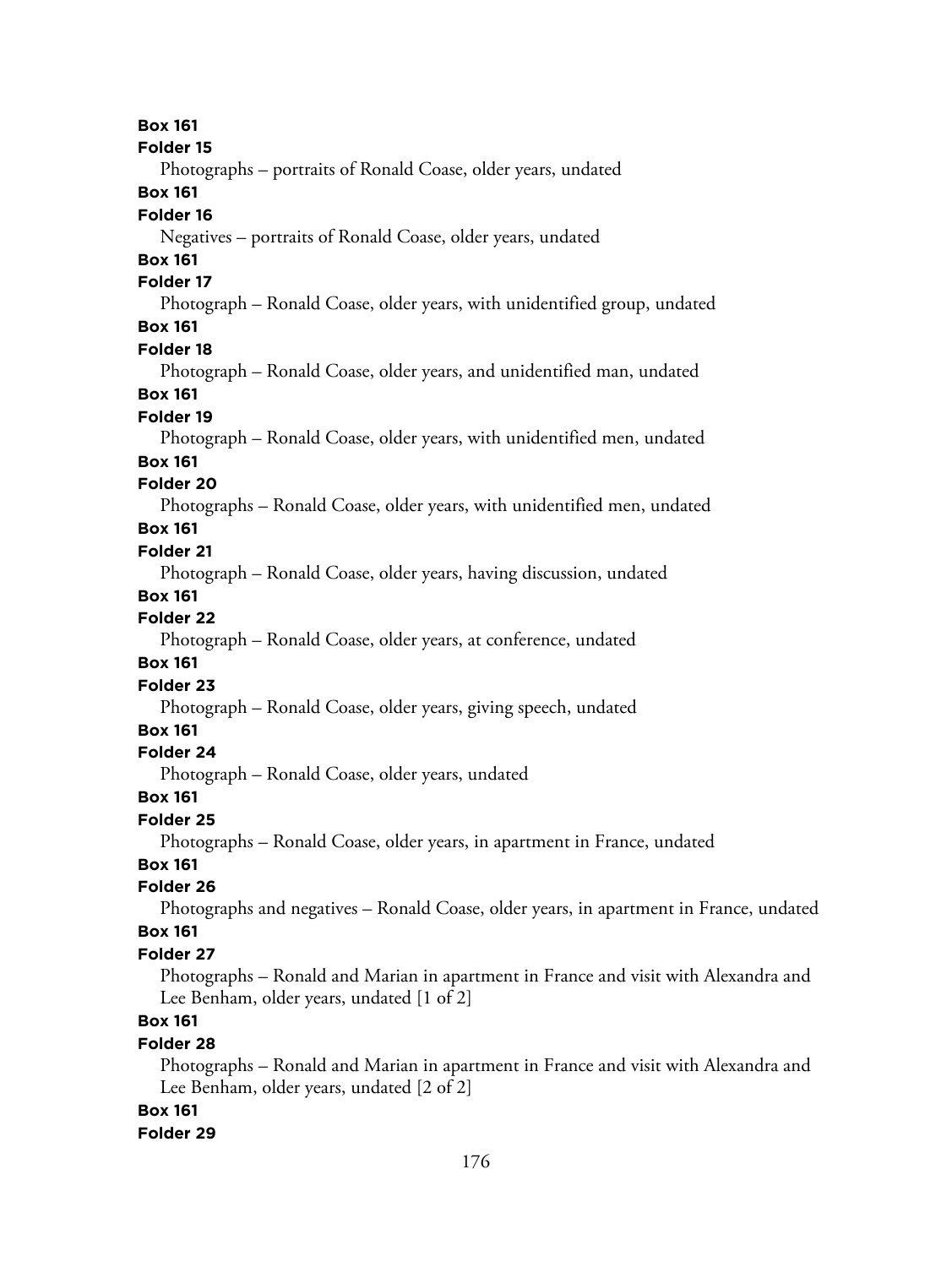**Box 161**
**Folder 15**
Photographs – portraits of Ronald Coase, older years, undated
**Box 161**
**Folder 16**
Negatives – portraits of Ronald Coase, older years, undated
**Box 161**
**Folder 17**
Photograph – Ronald Coase, older years, with unidentified group, undated
**Box 161**
**Folder 18**
Photograph – Ronald Coase, older years, and unidentified man, undated
**Box 161**
**Folder 19**
Photograph – Ronald Coase, older years, with unidentified men, undated
**Box 161**
**Folder 20**
Photographs – Ronald Coase, older years, with unidentified men, undated
**Box 161**
**Folder 21**
Photograph – Ronald Coase, older years, having discussion, undated
**Box 161**
**Folder 22**
Photograph – Ronald Coase, older years, at conference, undated
**Box 161**
**Folder 23**
Photograph – Ronald Coase, older years, giving speech, undated
**Box 161**
**Folder 24**
Photograph – Ronald Coase, older years, undated
**Box 161**
**Folder 25**
Photographs – Ronald Coase, older years, in apartment in France, undated
**Box 161**
**Folder 26**
Photographs and negatives – Ronald Coase, older years, in apartment in France, undated
**Box 161**
**Folder 27**
Photographs – Ronald and Marian in apartment in France and visit with Alexandra and Lee Benham, older years, undated [1 of 2]
**Box 161**
**Folder 28**
Photographs – Ronald and Marian in apartment in France and visit with Alexandra and Lee Benham, older years, undated [2 of 2]
**Box 161**
**Folder 29**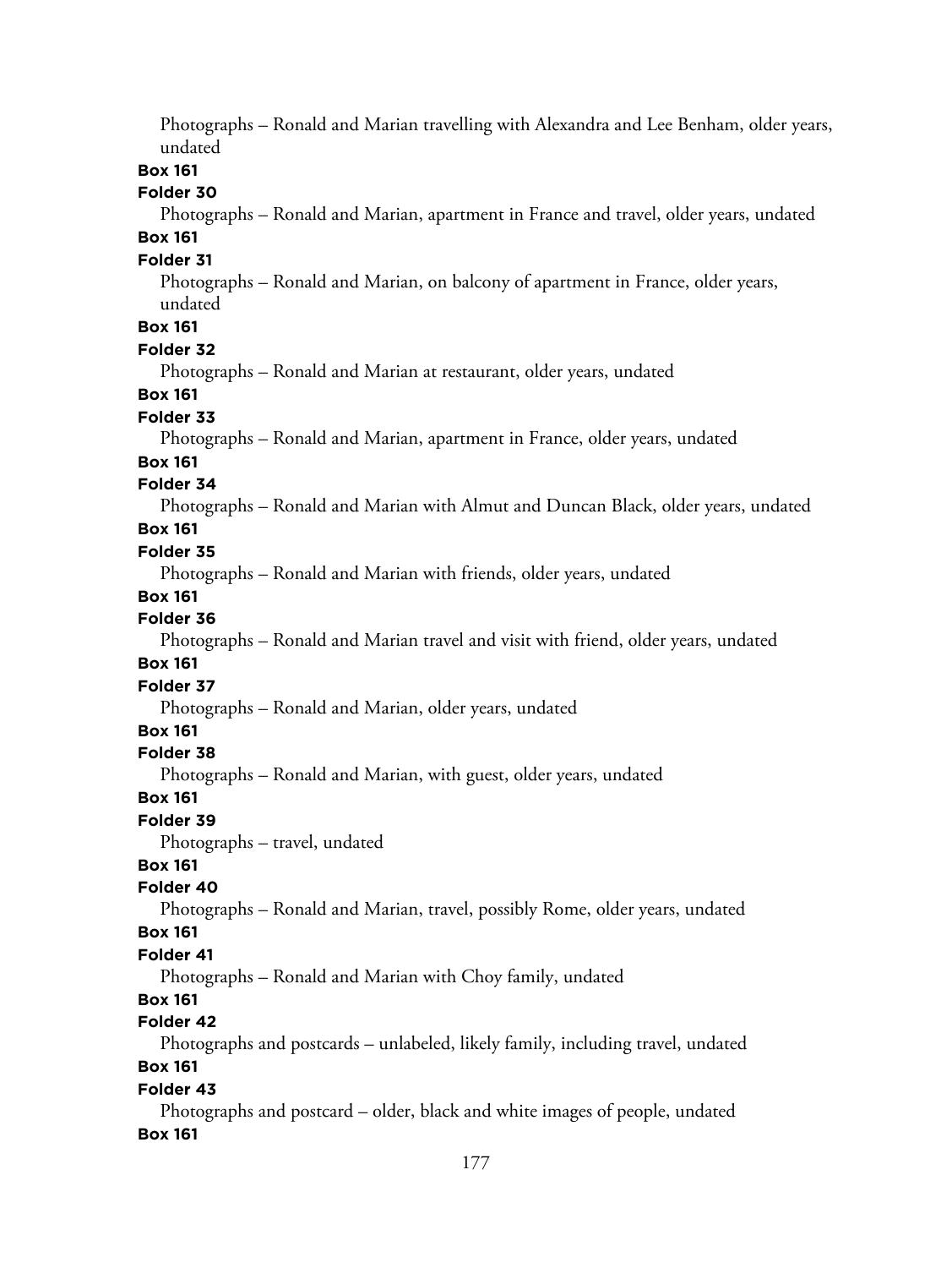Photographs – Ronald and Marian travelling with Alexandra and Lee Benham, older years, undated

**Box 161**

**Folder 30**

Photographs – Ronald and Marian, apartment in France and travel, older years, undated

**Box 161**

**Folder 31**

Photographs – Ronald and Marian, on balcony of apartment in France, older years, undated

**Box 161**

**Folder 32**

Photographs – Ronald and Marian at restaurant, older years, undated

**Box 161**

**Folder 33**

Photographs – Ronald and Marian, apartment in France, older years, undated

**Box 161**

**Folder 34**

Photographs – Ronald and Marian with Almut and Duncan Black, older years, undated

**Box 161**

**Folder 35**

Photographs – Ronald and Marian with friends, older years, undated

**Box 161**

**Folder 36**

Photographs – Ronald and Marian travel and visit with friend, older years, undated

**Box 161**

**Folder 37**

Photographs – Ronald and Marian, older years, undated

**Box 161**

**Folder 38**

Photographs – Ronald and Marian, with guest, older years, undated

**Box 161**

**Folder 39**

Photographs – travel, undated

**Box 161**

**Folder 40**

Photographs – Ronald and Marian, travel, possibly Rome, older years, undated

**Box 161**

**Folder 41**

Photographs – Ronald and Marian with Choy family, undated

**Box 161**

**Folder 42**

Photographs and postcards – unlabeled, likely family, including travel, undated

**Box 161**

**Folder 43**

Photographs and postcard – older, black and white images of people, undated

**Box 161**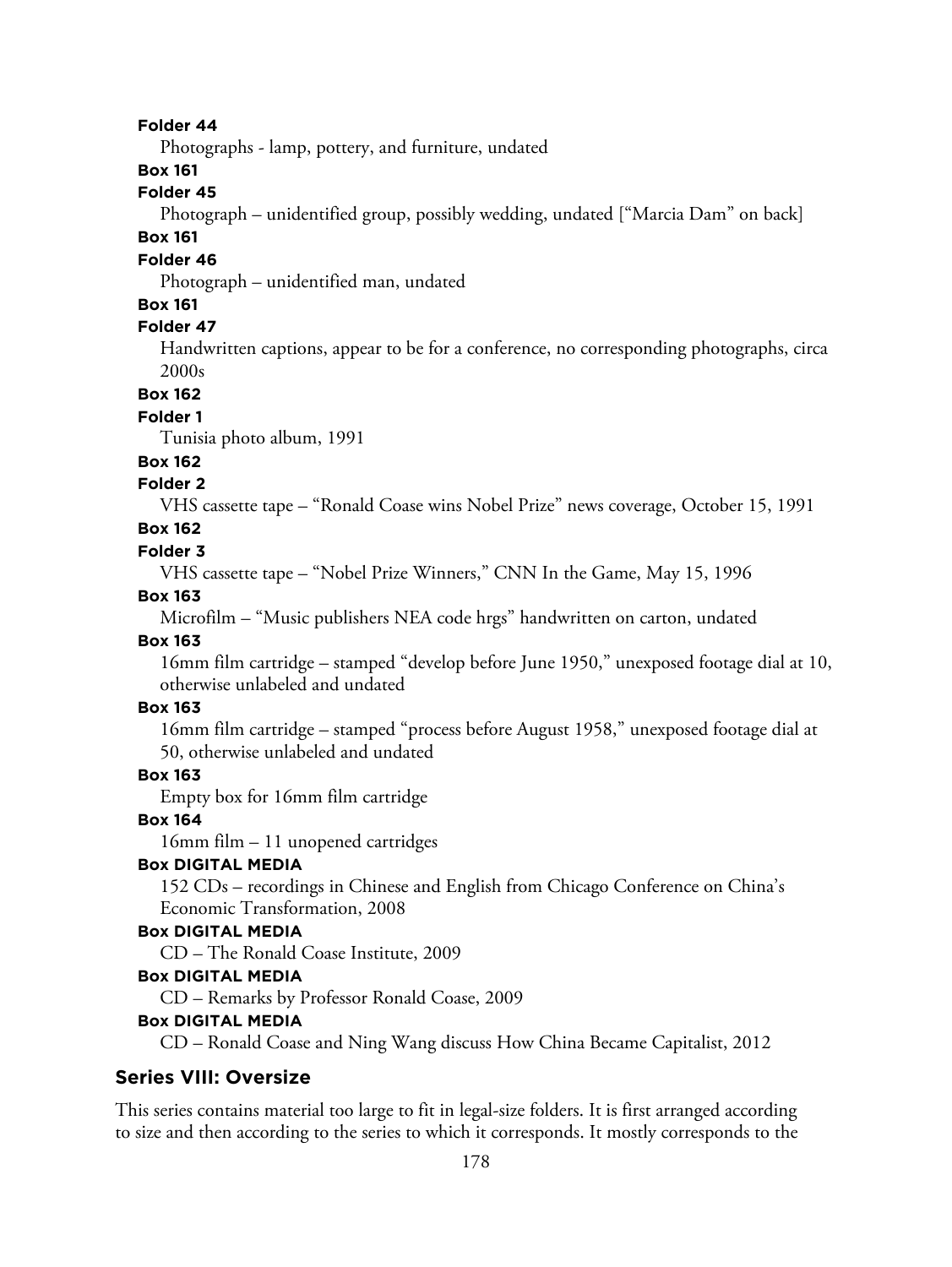**Folder 44**

Photographs - lamp, pottery, and furniture, undated

**Box 161**

**Folder 45**

Photograph – unidentified group, possibly wedding, undated ["Marcia Dam" on back]

**Box 161**

**Folder 46**

Photograph – unidentified man, undated

**Box 161**

**Folder 47**

Handwritten captions, appear to be for a conference, no corresponding photographs, circa 2000s

**Box 162**

**Folder 1**

Tunisia photo album, 1991

**Box 162**

**Folder 2**

VHS cassette tape – "Ronald Coase wins Nobel Prize" news coverage, October 15, 1991

**Box 162**

**Folder 3**

VHS cassette tape – "Nobel Prize Winners," CNN In the Game, May 15, 1996

**Box 163**

Microfilm – "Music publishers NEA code hrgs" handwritten on carton, undated

**Box 163**

16mm film cartridge – stamped "develop before June 1950," unexposed footage dial at 10, otherwise unlabeled and undated

**Box 163**

16mm film cartridge – stamped "process before August 1958," unexposed footage dial at 50, otherwise unlabeled and undated

**Box 163**

Empty box for 16mm film cartridge

**Box 164**

16mm film – 11 unopened cartridges

**Box DIGITAL MEDIA**

152 CDs – recordings in Chinese and English from Chicago Conference on China's Economic Transformation, 2008

**Box DIGITAL MEDIA**

CD – The Ronald Coase Institute, 2009

**Box DIGITAL MEDIA**

CD – Remarks by Professor Ronald Coase, 2009

**Box DIGITAL MEDIA**

CD – Ronald Coase and Ning Wang discuss How China Became Capitalist, 2012

## Series VIII: Oversize

This series contains material too large to fit in legal-size folders. It is first arranged according to size and then according to the series to which it corresponds. It mostly corresponds to the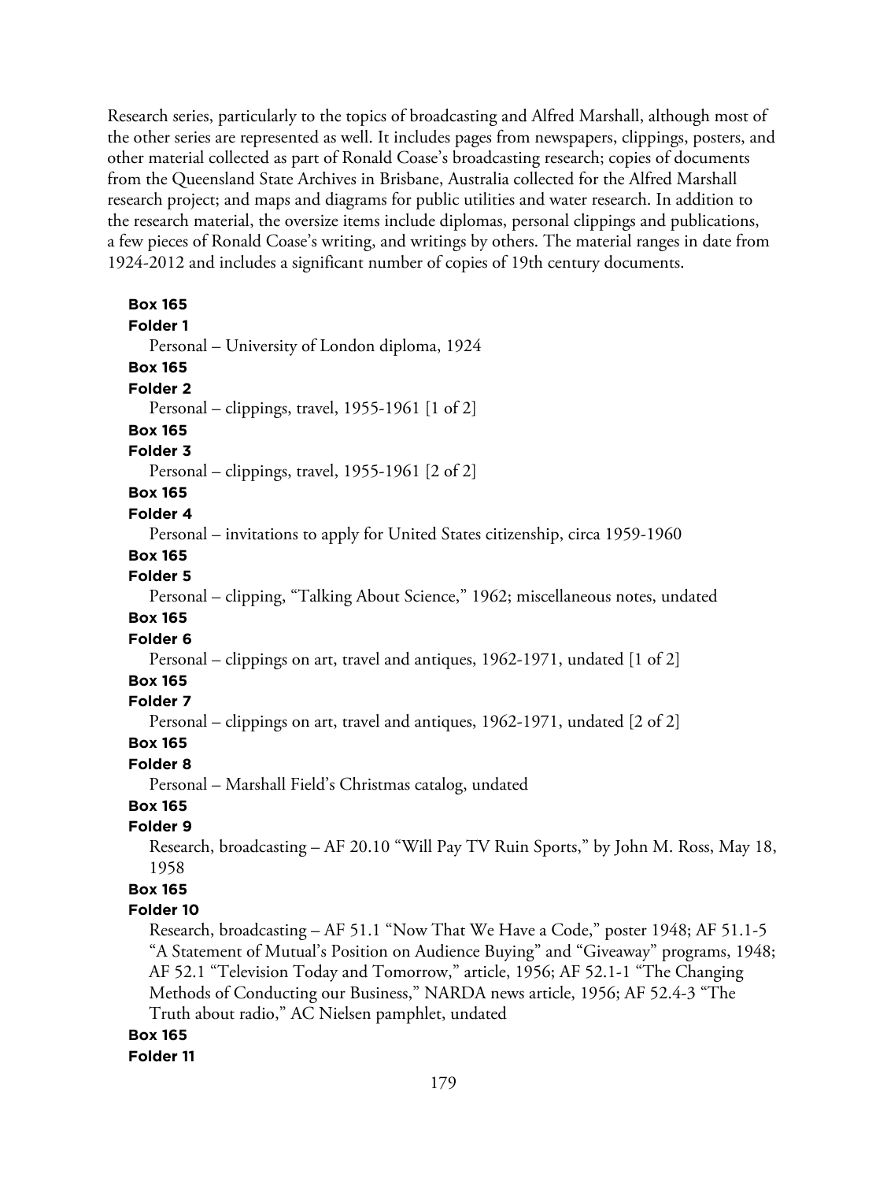Research series, particularly to the topics of broadcasting and Alfred Marshall, although most of the other series are represented as well. It includes pages from newspapers, clippings, posters, and other material collected as part of Ronald Coase's broadcasting research; copies of documents from the Queensland State Archives in Brisbane, Australia collected for the Alfred Marshall research project; and maps and diagrams for public utilities and water research. In addition to the research material, the oversize items include diplomas, personal clippings and publications, a few pieces of Ronald Coase's writing, and writings by others. The material ranges in date from 1924-2012 and includes a significant number of copies of 19th century documents.

**Box 165**
**Folder 1**
Personal – University of London diploma, 1924

**Box 165**
**Folder 2**
Personal – clippings, travel, 1955-1961 [1 of 2]

**Box 165**
**Folder 3**
Personal – clippings, travel, 1955-1961 [2 of 2]

**Box 165**
**Folder 4**
Personal – invitations to apply for United States citizenship, circa 1959-1960

**Box 165**
**Folder 5**
Personal – clipping, "Talking About Science," 1962; miscellaneous notes, undated

**Box 165**
**Folder 6**
Personal – clippings on art, travel and antiques, 1962-1971, undated [1 of 2]

**Box 165**
**Folder 7**
Personal – clippings on art, travel and antiques, 1962-1971, undated [2 of 2]

**Box 165**
**Folder 8**
Personal – Marshall Field's Christmas catalog, undated

**Box 165**
**Folder 9**
Research, broadcasting – AF 20.10 "Will Pay TV Ruin Sports," by John M. Ross, May 18, 1958

**Box 165**
**Folder 10**
Research, broadcasting – AF 51.1 "Now That We Have a Code," poster 1948; AF 51.1-5 "A Statement of Mutual's Position on Audience Buying" and "Giveaway" programs, 1948; AF 52.1 "Television Today and Tomorrow," article, 1956; AF 52.1-1 "The Changing Methods of Conducting our Business," NARDA news article, 1956; AF 52.4-3 "The Truth about radio," AC Nielsen pamphlet, undated

**Box 165**
**Folder 11**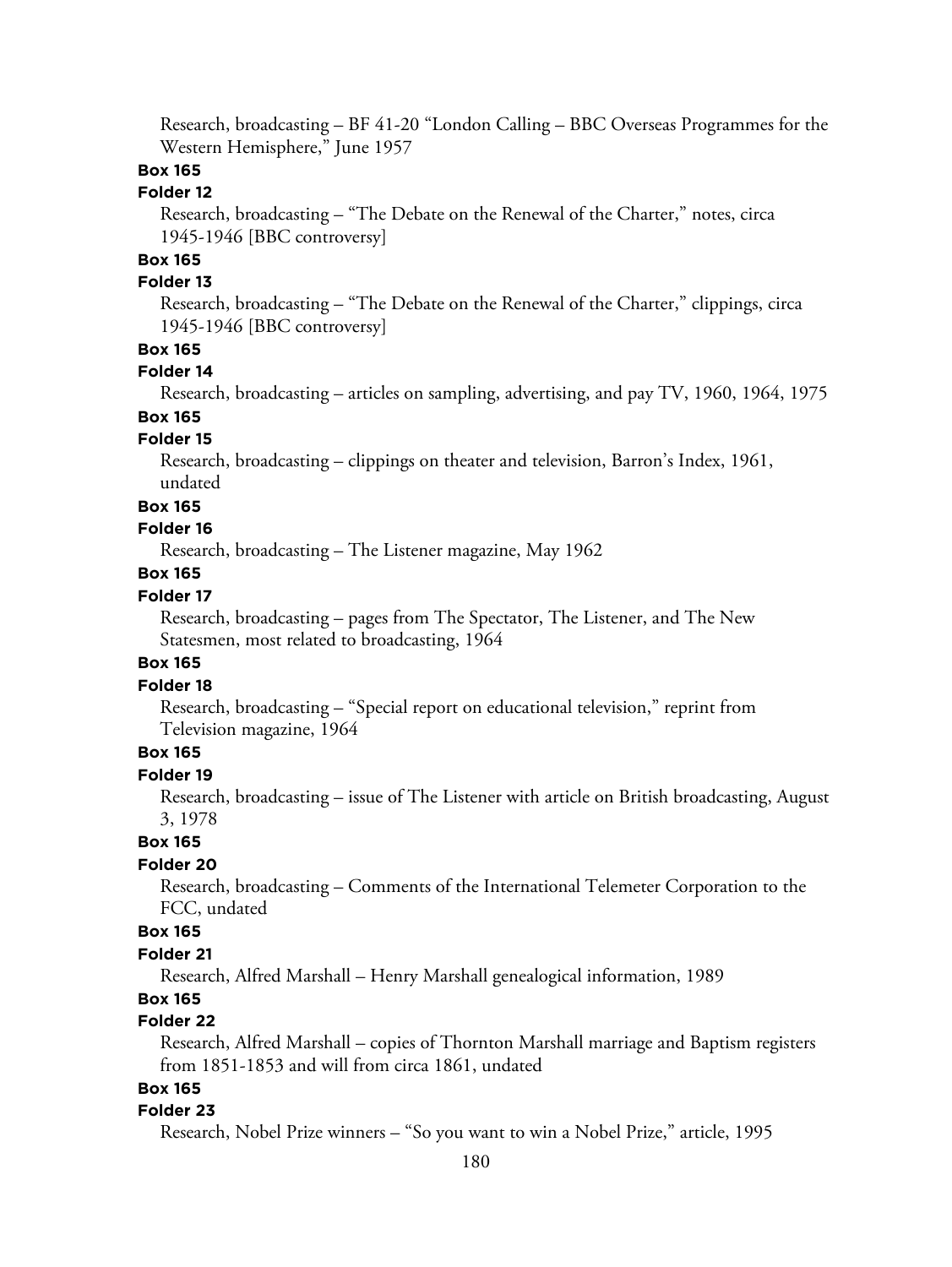Research, broadcasting – BF 41-20 “London Calling – BBC Overseas Programmes for the Western Hemisphere,” June 1957

**Box 165**

**Folder 12**

Research, broadcasting – “The Debate on the Renewal of the Charter,” notes, circa 1945-1946 [BBC controversy]

**Box 165**

**Folder 13**

Research, broadcasting – “The Debate on the Renewal of the Charter,” clippings, circa 1945-1946 [BBC controversy]

**Box 165**

**Folder 14**

Research, broadcasting – articles on sampling, advertising, and pay TV, 1960, 1964, 1975

**Box 165**

**Folder 15**

Research, broadcasting – clippings on theater and television, Barron’s Index, 1961, undated

**Box 165**

**Folder 16**

Research, broadcasting – The Listener magazine, May 1962

**Box 165**

**Folder 17**

Research, broadcasting – pages from The Spectator, The Listener, and The New Statesmen, most related to broadcasting, 1964

**Box 165**

**Folder 18**

Research, broadcasting – “Special report on educational television,” reprint from Television magazine, 1964

**Box 165**

**Folder 19**

Research, broadcasting – issue of The Listener with article on British broadcasting, August 3, 1978

**Box 165**

**Folder 20**

Research, broadcasting – Comments of the International Telemeter Corporation to the FCC, undated

**Box 165**

**Folder 21**

Research, Alfred Marshall – Henry Marshall genealogical information, 1989

**Box 165**

**Folder 22**

Research, Alfred Marshall – copies of Thornton Marshall marriage and Baptism registers from 1851-1853 and will from circa 1861, undated

**Box 165**

**Folder 23**

Research, Nobel Prize winners – “So you want to win a Nobel Prize,” article, 1995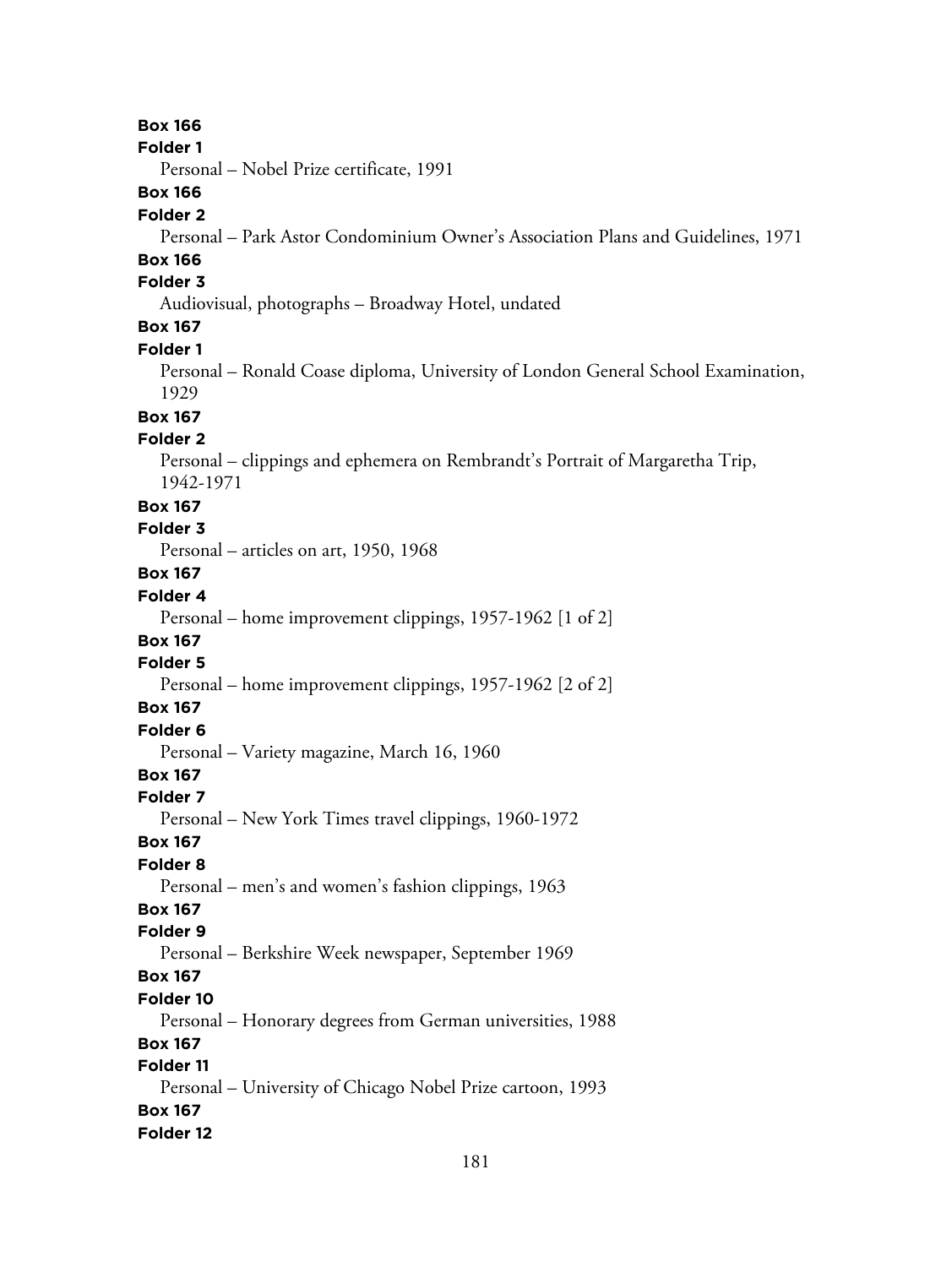**Box 166**

**Folder 1**

Personal – Nobel Prize certificate, 1991

**Box 166**

**Folder 2**

Personal – Park Astor Condominium Owner's Association Plans and Guidelines, 1971

**Box 166**

**Folder 3**

Audiovisual, photographs – Broadway Hotel, undated

**Box 167**

**Folder 1**

Personal – Ronald Coase diploma, University of London General School Examination, 1929

**Box 167**

**Folder 2**

Personal – clippings and ephemera on Rembrandt's Portrait of Margaretha Trip, 1942-1971

**Box 167**

**Folder 3**

Personal – articles on art, 1950, 1968

**Box 167**

**Folder 4**

Personal – home improvement clippings, 1957-1962 [1 of 2]

**Box 167**

**Folder 5**

Personal – home improvement clippings, 1957-1962 [2 of 2]

**Box 167**

**Folder 6**

Personal – Variety magazine, March 16, 1960

**Box 167**

**Folder 7**

Personal – New York Times travel clippings, 1960-1972

**Box 167**

**Folder 8**

Personal – men's and women's fashion clippings, 1963

**Box 167**

**Folder 9**

Personal – Berkshire Week newspaper, September 1969

**Box 167**

**Folder 10**

Personal – Honorary degrees from German universities, 1988

**Box 167**

**Folder 11**

Personal – University of Chicago Nobel Prize cartoon, 1993

**Box 167**

**Folder 12**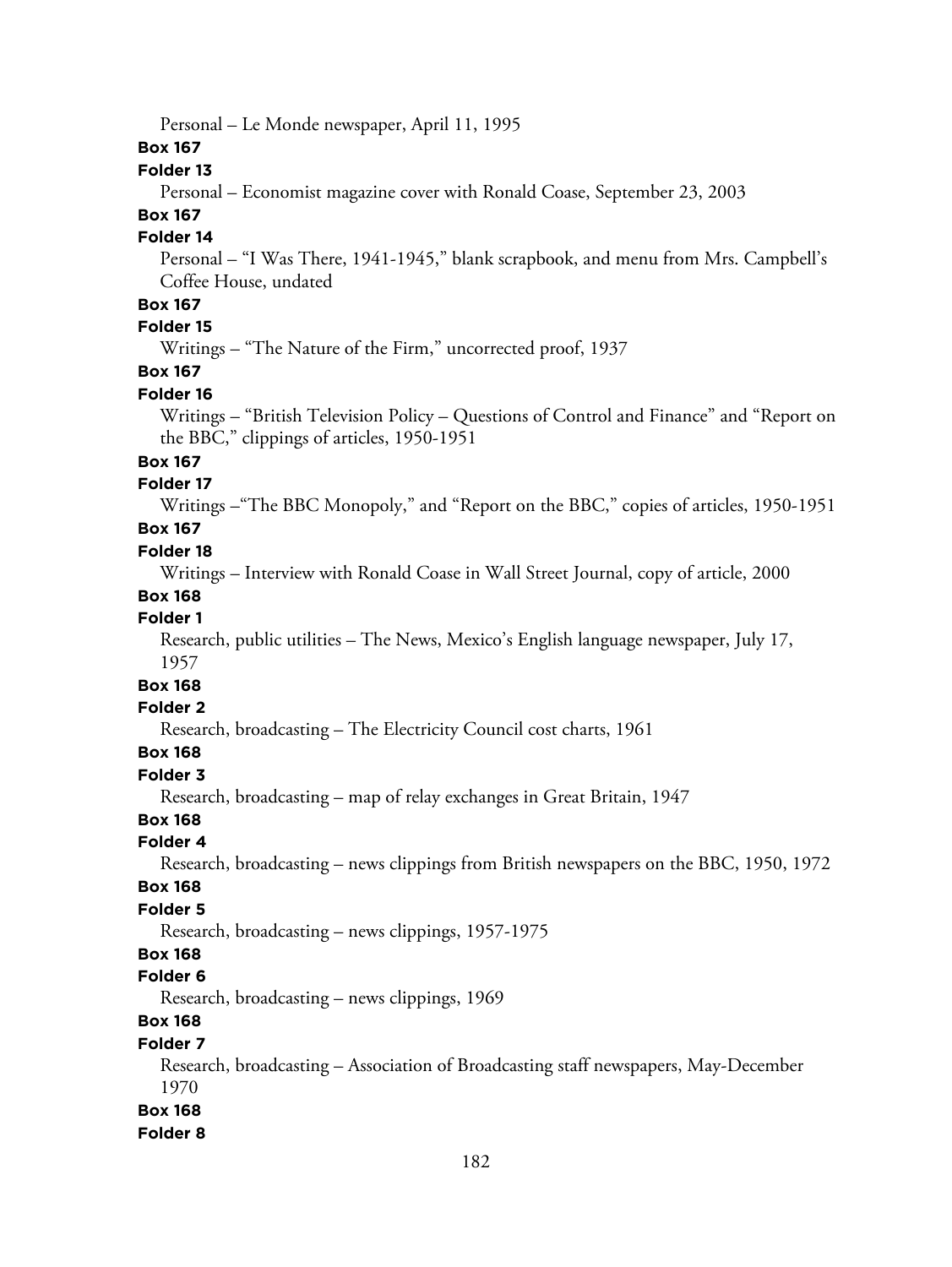Personal – Le Monde newspaper, April 11, 1995

**Box 167**

**Folder 13**

Personal – Economist magazine cover with Ronald Coase, September 23, 2003

**Box 167**

**Folder 14**

Personal – "I Was There, 1941-1945," blank scrapbook, and menu from Mrs. Campbell's Coffee House, undated

**Box 167**

**Folder 15**

Writings – "The Nature of the Firm," uncorrected proof, 1937

**Box 167**

**Folder 16**

Writings – "British Television Policy – Questions of Control and Finance" and "Report on the BBC," clippings of articles, 1950-1951

**Box 167**

**Folder 17**

Writings –"The BBC Monopoly," and "Report on the BBC," copies of articles, 1950-1951

**Box 167**

**Folder 18**

Writings – Interview with Ronald Coase in Wall Street Journal, copy of article, 2000

**Box 168**

**Folder 1**

Research, public utilities – The News, Mexico's English language newspaper, July 17, 1957

**Box 168**

**Folder 2**

Research, broadcasting – The Electricity Council cost charts, 1961

**Box 168**

**Folder 3**

Research, broadcasting – map of relay exchanges in Great Britain, 1947

**Box 168**

**Folder 4**

Research, broadcasting – news clippings from British newspapers on the BBC, 1950, 1972

**Box 168**

**Folder 5**

Research, broadcasting – news clippings, 1957-1975

**Box 168**

**Folder 6**

Research, broadcasting – news clippings, 1969

**Box 168**

**Folder 7**

Research, broadcasting – Association of Broadcasting staff newspapers, May-December 1970

**Box 168**

**Folder 8**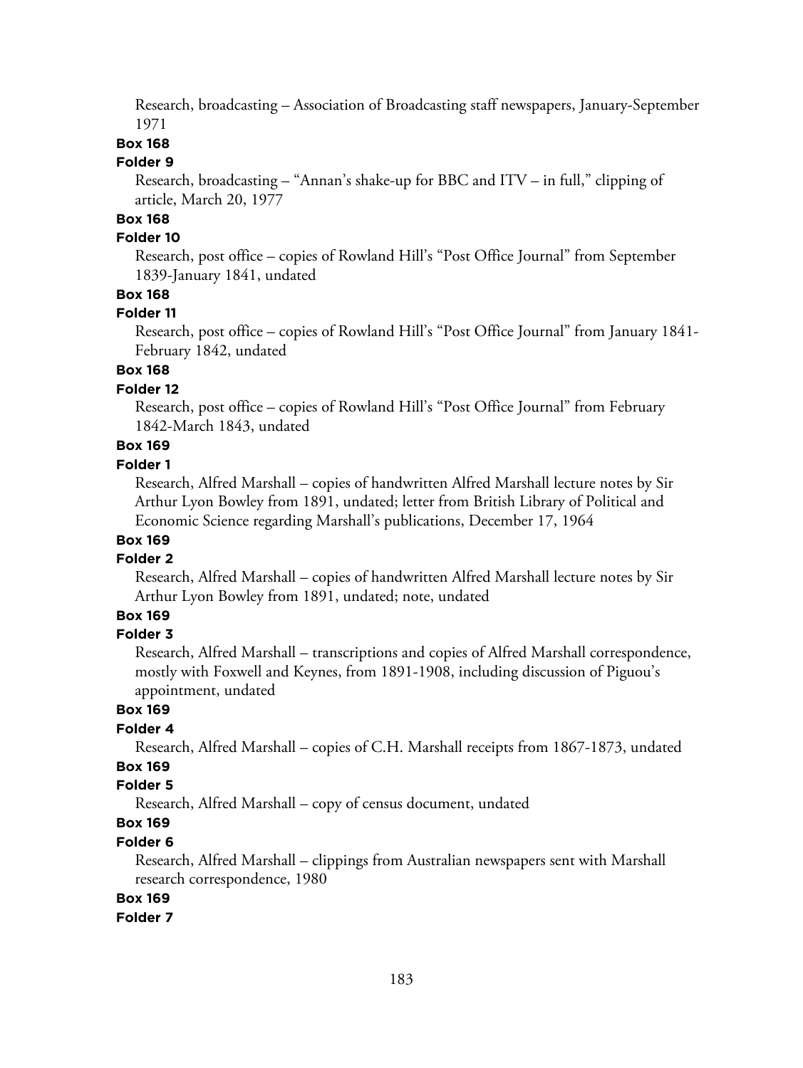Research, broadcasting – Association of Broadcasting staff newspapers, January-September 1971

**Box 168**

**Folder 9**

Research, broadcasting – "Annan's shake-up for BBC and ITV – in full," clipping of article, March 20, 1977

**Box 168**

**Folder 10**

Research, post office – copies of Rowland Hill's "Post Office Journal" from September 1839-January 1841, undated

**Box 168**

**Folder 11**

Research, post office – copies of Rowland Hill's "Post Office Journal" from January 1841-February 1842, undated

**Box 168**

**Folder 12**

Research, post office – copies of Rowland Hill's "Post Office Journal" from February 1842-March 1843, undated

**Box 169**

**Folder 1**

Research, Alfred Marshall – copies of handwritten Alfred Marshall lecture notes by Sir Arthur Lyon Bowley from 1891, undated; letter from British Library of Political and Economic Science regarding Marshall's publications, December 17, 1964

**Box 169**

**Folder 2**

Research, Alfred Marshall – copies of handwritten Alfred Marshall lecture notes by Sir Arthur Lyon Bowley from 1891, undated; note, undated

**Box 169**

**Folder 3**

Research, Alfred Marshall – transcriptions and copies of Alfred Marshall correspondence, mostly with Foxwell and Keynes, from 1891-1908, including discussion of Piguou's appointment, undated

**Box 169**

**Folder 4**

Research, Alfred Marshall – copies of C.H. Marshall receipts from 1867-1873, undated

**Box 169**

**Folder 5**

Research, Alfred Marshall – copy of census document, undated

**Box 169**

**Folder 6**

Research, Alfred Marshall – clippings from Australian newspapers sent with Marshall research correspondence, 1980

**Box 169**

**Folder 7**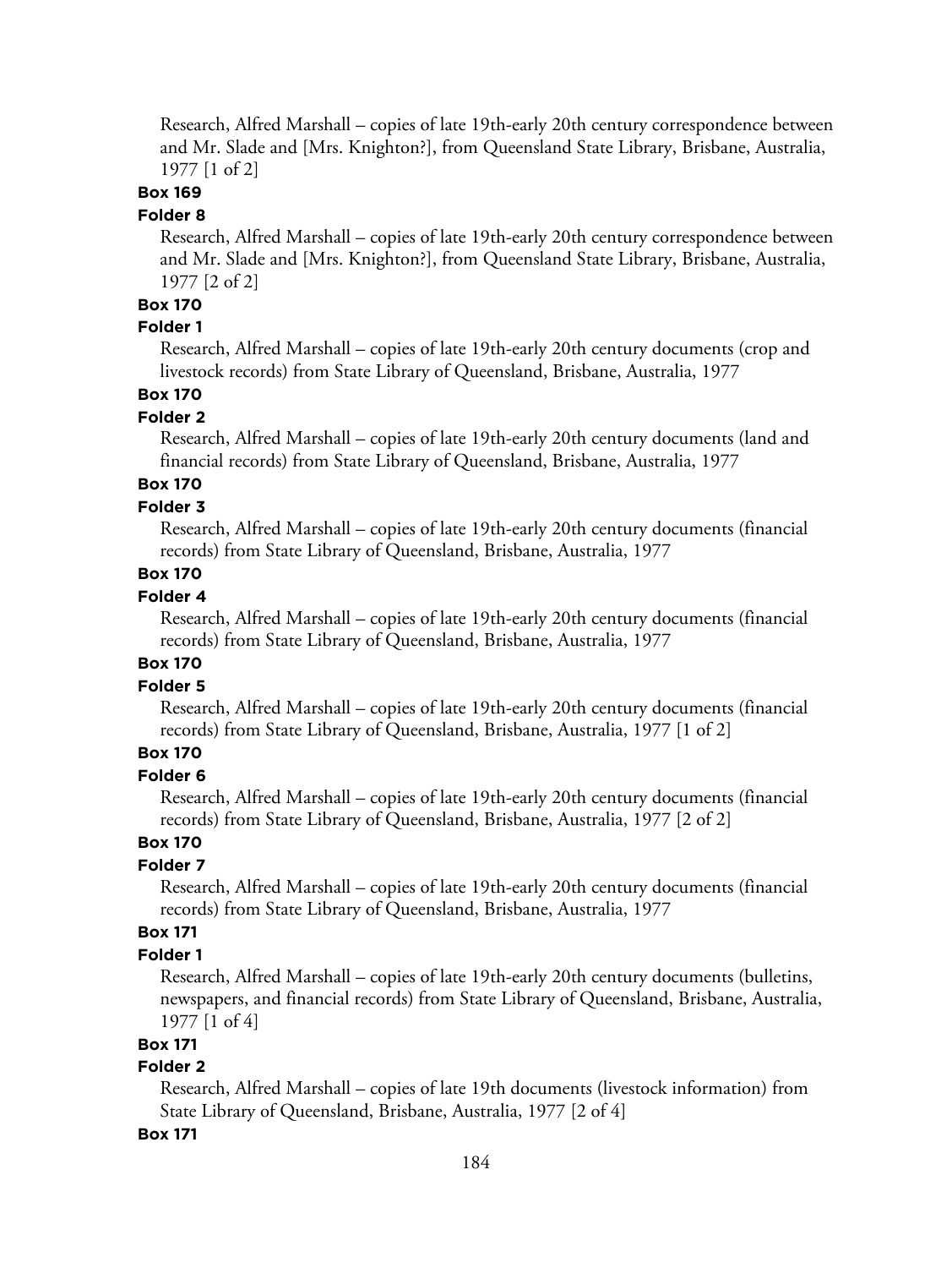Research, Alfred Marshall – copies of late 19th-early 20th century correspondence between and Mr. Slade and [Mrs. Knighton?], from Queensland State Library, Brisbane, Australia, 1977 [1 of 2]

**Box 169**

**Folder 8**

Research, Alfred Marshall – copies of late 19th-early 20th century correspondence between and Mr. Slade and [Mrs. Knighton?], from Queensland State Library, Brisbane, Australia, 1977 [2 of 2]

**Box 170**

**Folder 1**

Research, Alfred Marshall – copies of late 19th-early 20th century documents (crop and livestock records) from State Library of Queensland, Brisbane, Australia, 1977

**Box 170**

**Folder 2**

Research, Alfred Marshall – copies of late 19th-early 20th century documents (land and financial records) from State Library of Queensland, Brisbane, Australia, 1977

**Box 170**

**Folder 3**

Research, Alfred Marshall – copies of late 19th-early 20th century documents (financial records) from State Library of Queensland, Brisbane, Australia, 1977

**Box 170**

**Folder 4**

Research, Alfred Marshall – copies of late 19th-early 20th century documents (financial records) from State Library of Queensland, Brisbane, Australia, 1977

**Box 170**

**Folder 5**

Research, Alfred Marshall – copies of late 19th-early 20th century documents (financial records) from State Library of Queensland, Brisbane, Australia, 1977 [1 of 2]

**Box 170**

**Folder 6**

Research, Alfred Marshall – copies of late 19th-early 20th century documents (financial records) from State Library of Queensland, Brisbane, Australia, 1977 [2 of 2]

**Box 170**

**Folder 7**

Research, Alfred Marshall – copies of late 19th-early 20th century documents (financial records) from State Library of Queensland, Brisbane, Australia, 1977

**Box 171**

**Folder 1**

Research, Alfred Marshall – copies of late 19th-early 20th century documents (bulletins, newspapers, and financial records) from State Library of Queensland, Brisbane, Australia, 1977 [1 of 4]

**Box 171**

**Folder 2**

Research, Alfred Marshall – copies of late 19th documents (livestock information) from State Library of Queensland, Brisbane, Australia, 1977 [2 of 4]

**Box 171**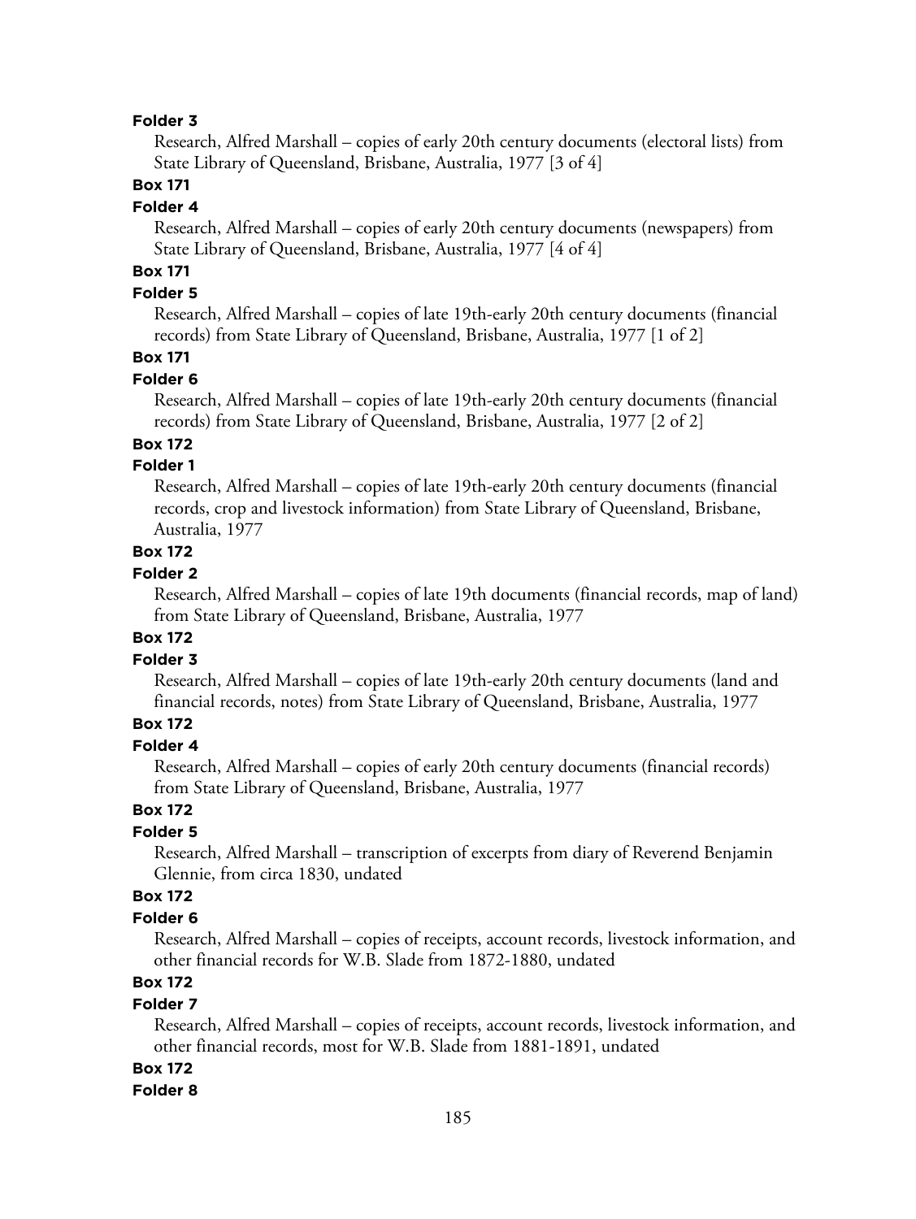**Folder 3**

Research, Alfred Marshall – copies of early 20th century documents (electoral lists) from State Library of Queensland, Brisbane, Australia, 1977 [3 of 4]

**Box 171**

**Folder 4**

Research, Alfred Marshall – copies of early 20th century documents (newspapers) from State Library of Queensland, Brisbane, Australia, 1977 [4 of 4]

**Box 171**

**Folder 5**

Research, Alfred Marshall – copies of late 19th-early 20th century documents (financial records) from State Library of Queensland, Brisbane, Australia, 1977 [1 of 2]

**Box 171**

**Folder 6**

Research, Alfred Marshall – copies of late 19th-early 20th century documents (financial records) from State Library of Queensland, Brisbane, Australia, 1977 [2 of 2]

**Box 172**

**Folder 1**

Research, Alfred Marshall – copies of late 19th-early 20th century documents (financial records, crop and livestock information) from State Library of Queensland, Brisbane, Australia, 1977

**Box 172**

**Folder 2**

Research, Alfred Marshall – copies of late 19th documents (financial records, map of land) from State Library of Queensland, Brisbane, Australia, 1977

**Box 172**

**Folder 3**

Research, Alfred Marshall – copies of late 19th-early 20th century documents (land and financial records, notes) from State Library of Queensland, Brisbane, Australia, 1977

**Box 172**

**Folder 4**

Research, Alfred Marshall – copies of early 20th century documents (financial records) from State Library of Queensland, Brisbane, Australia, 1977

**Box 172**

**Folder 5**

Research, Alfred Marshall – transcription of excerpts from diary of Reverend Benjamin Glennie, from circa 1830, undated

**Box 172**

**Folder 6**

Research, Alfred Marshall – copies of receipts, account records, livestock information, and other financial records for W.B. Slade from 1872-1880, undated

**Box 172**

**Folder 7**

Research, Alfred Marshall – copies of receipts, account records, livestock information, and other financial records, most for W.B. Slade from 1881-1891, undated

**Box 172**

**Folder 8**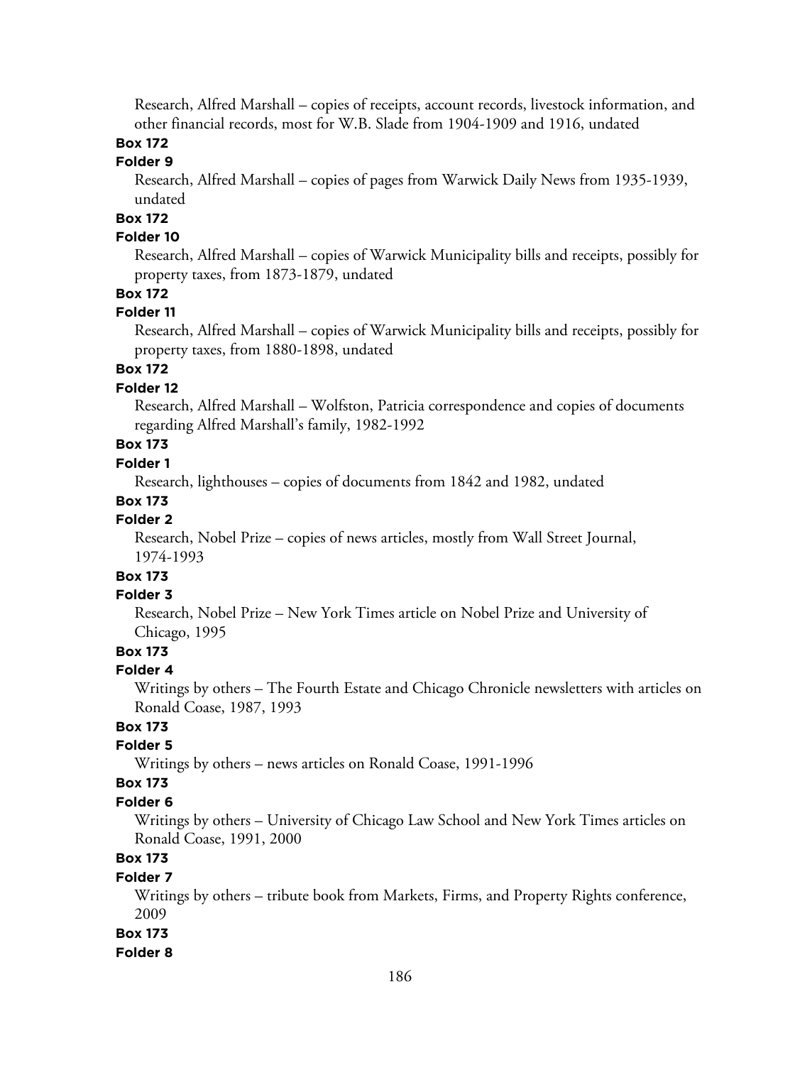Research, Alfred Marshall – copies of receipts, account records, livestock information, and other financial records, most for W.B. Slade from 1904-1909 and 1916, undated

**Box 172**

**Folder 9**

Research, Alfred Marshall – copies of pages from Warwick Daily News from 1935-1939, undated

**Box 172**

**Folder 10**

Research, Alfred Marshall – copies of Warwick Municipality bills and receipts, possibly for property taxes, from 1873-1879, undated

**Box 172**

**Folder 11**

Research, Alfred Marshall – copies of Warwick Municipality bills and receipts, possibly for property taxes, from 1880-1898, undated

**Box 172**

**Folder 12**

Research, Alfred Marshall – Wolfston, Patricia correspondence and copies of documents regarding Alfred Marshall's family, 1982-1992

**Box 173**

**Folder 1**

Research, lighthouses – copies of documents from 1842 and 1982, undated

**Box 173**

**Folder 2**

Research, Nobel Prize – copies of news articles, mostly from Wall Street Journal, 1974-1993

**Box 173**

**Folder 3**

Research, Nobel Prize – New York Times article on Nobel Prize and University of Chicago, 1995

**Box 173**

**Folder 4**

Writings by others – The Fourth Estate and Chicago Chronicle newsletters with articles on Ronald Coase, 1987, 1993

**Box 173**

**Folder 5**

Writings by others – news articles on Ronald Coase, 1991-1996

**Box 173**

**Folder 6**

Writings by others – University of Chicago Law School and New York Times articles on Ronald Coase, 1991, 2000

**Box 173**

**Folder 7**

Writings by others – tribute book from Markets, Firms, and Property Rights conference, 2009

**Box 173**

**Folder 8**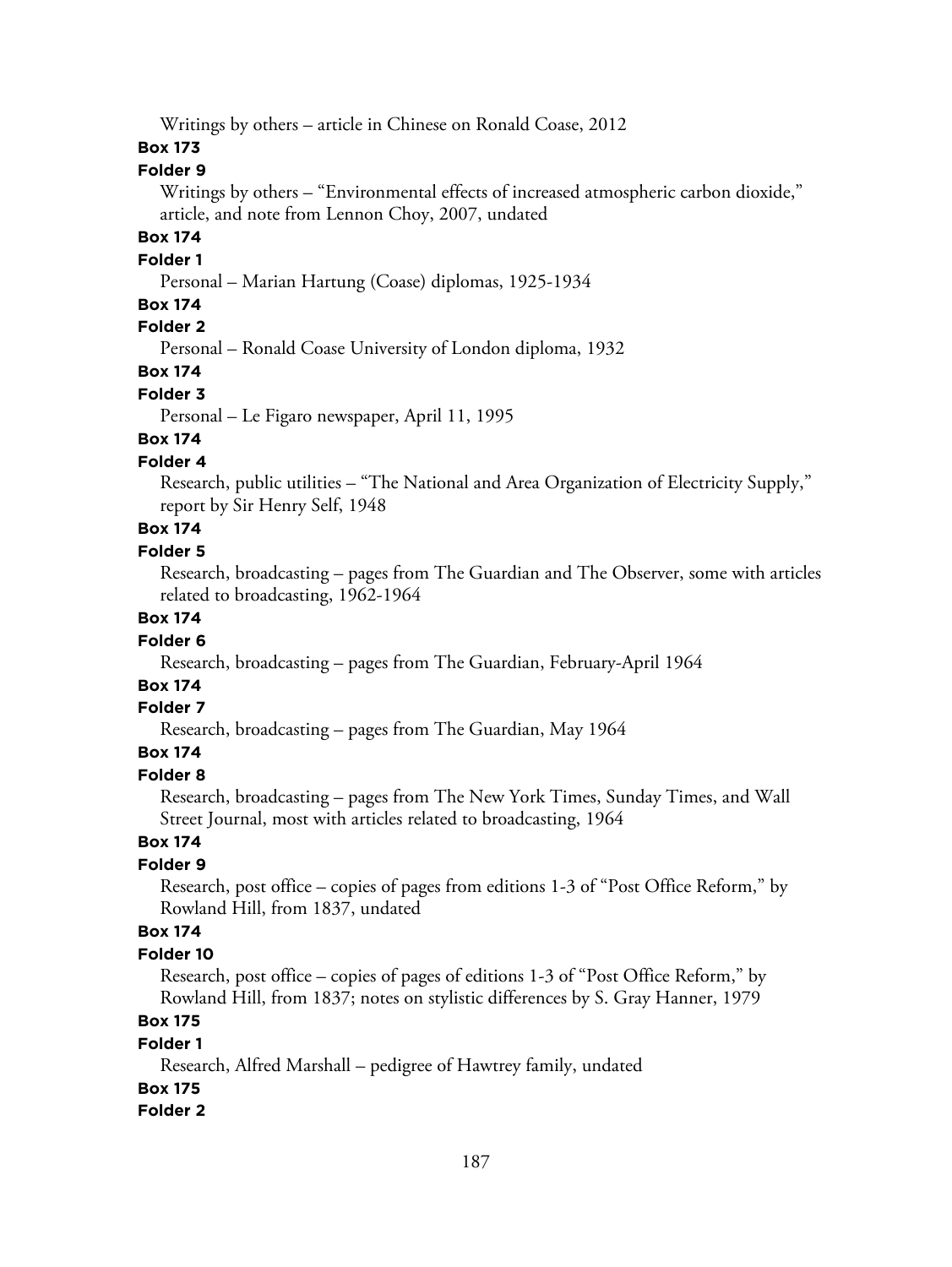Writings by others – article in Chinese on Ronald Coase, 2012

**Box 173**

**Folder 9**

Writings by others – “Environmental effects of increased atmospheric carbon dioxide,” article, and note from Lennon Choy, 2007, undated

**Box 174**

**Folder 1**

Personal – Marian Hartung (Coase) diplomas, 1925-1934

**Box 174**

**Folder 2**

Personal – Ronald Coase University of London diploma, 1932

**Box 174**

**Folder 3**

Personal – Le Figaro newspaper, April 11, 1995

**Box 174**

**Folder 4**

Research, public utilities – “The National and Area Organization of Electricity Supply,” report by Sir Henry Self, 1948

**Box 174**

**Folder 5**

Research, broadcasting – pages from The Guardian and The Observer, some with articles related to broadcasting, 1962-1964

**Box 174**

**Folder 6**

Research, broadcasting – pages from The Guardian, February-April 1964

**Box 174**

**Folder 7**

Research, broadcasting – pages from The Guardian, May 1964

**Box 174**

**Folder 8**

Research, broadcasting – pages from The New York Times, Sunday Times, and Wall Street Journal, most with articles related to broadcasting, 1964

**Box 174**

**Folder 9**

Research, post office – copies of pages from editions 1-3 of “Post Office Reform,” by Rowland Hill, from 1837, undated

**Box 174**

**Folder 10**

Research, post office – copies of pages of editions 1-3 of “Post Office Reform,” by Rowland Hill, from 1837; notes on stylistic differences by S. Gray Hanner, 1979

**Box 175**

**Folder 1**

Research, Alfred Marshall – pedigree of Hawtrey family, undated

**Box 175**

**Folder 2**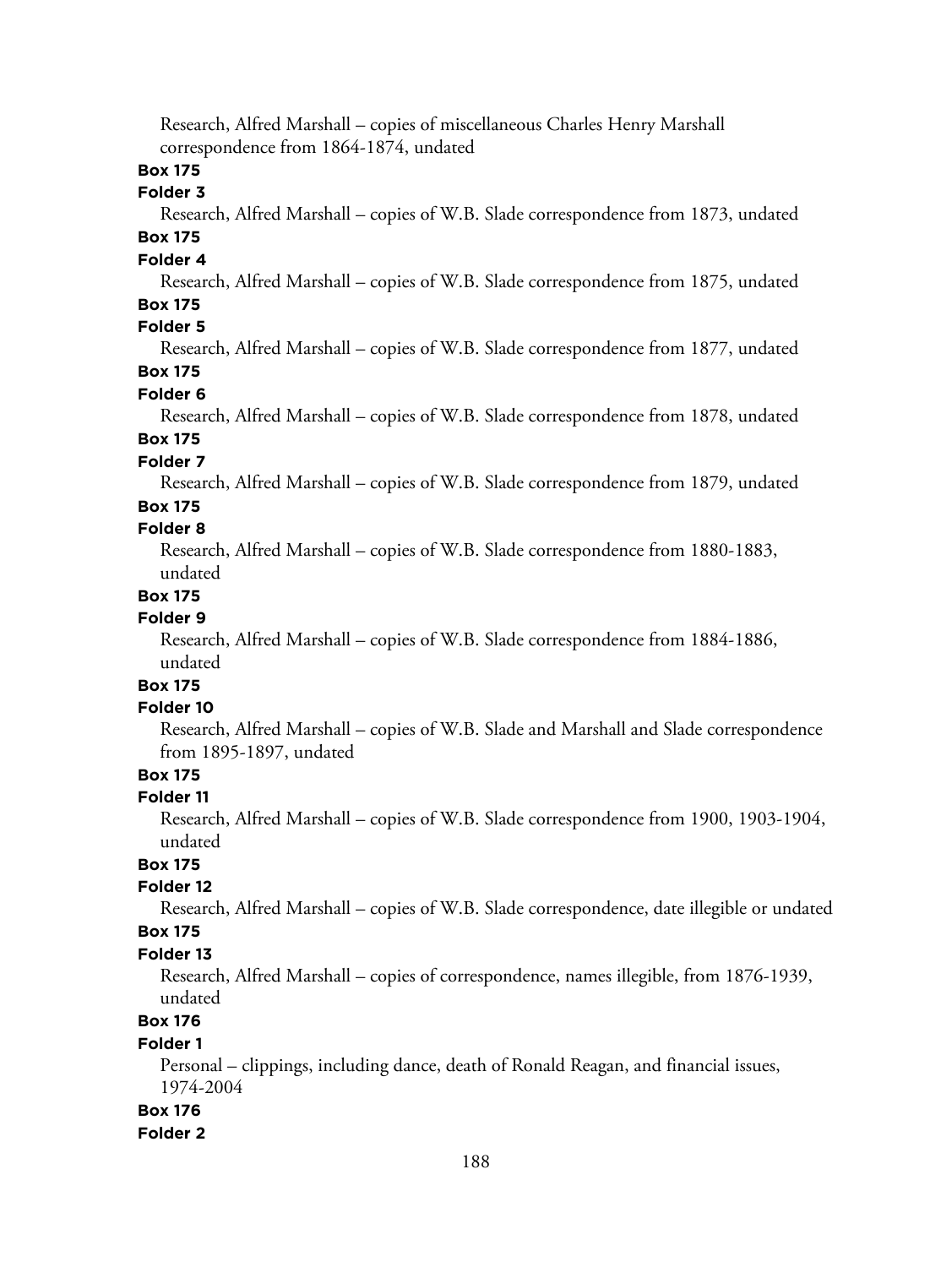Research, Alfred Marshall – copies of miscellaneous Charles Henry Marshall correspondence from 1864-1874, undated

**Box 175**

**Folder 3**

Research, Alfred Marshall – copies of W.B. Slade correspondence from 1873, undated

**Box 175**

**Folder 4**

Research, Alfred Marshall – copies of W.B. Slade correspondence from 1875, undated

**Box 175**

**Folder 5**

Research, Alfred Marshall – copies of W.B. Slade correspondence from 1877, undated

**Box 175**

**Folder 6**

Research, Alfred Marshall – copies of W.B. Slade correspondence from 1878, undated

**Box 175**

**Folder 7**

Research, Alfred Marshall – copies of W.B. Slade correspondence from 1879, undated

**Box 175**

**Folder 8**

Research, Alfred Marshall – copies of W.B. Slade correspondence from 1880-1883, undated

**Box 175**

**Folder 9**

Research, Alfred Marshall – copies of W.B. Slade correspondence from 1884-1886, undated

**Box 175**

**Folder 10**

Research, Alfred Marshall – copies of W.B. Slade and Marshall and Slade correspondence from 1895-1897, undated

**Box 175**

**Folder 11**

Research, Alfred Marshall – copies of W.B. Slade correspondence from 1900, 1903-1904, undated

**Box 175**

**Folder 12**

Research, Alfred Marshall – copies of W.B. Slade correspondence, date illegible or undated

**Box 175**

**Folder 13**

Research, Alfred Marshall – copies of correspondence, names illegible, from 1876-1939, undated

**Box 176**

**Folder 1**

Personal – clippings, including dance, death of Ronald Reagan, and financial issues, 1974-2004

**Box 176**

**Folder 2**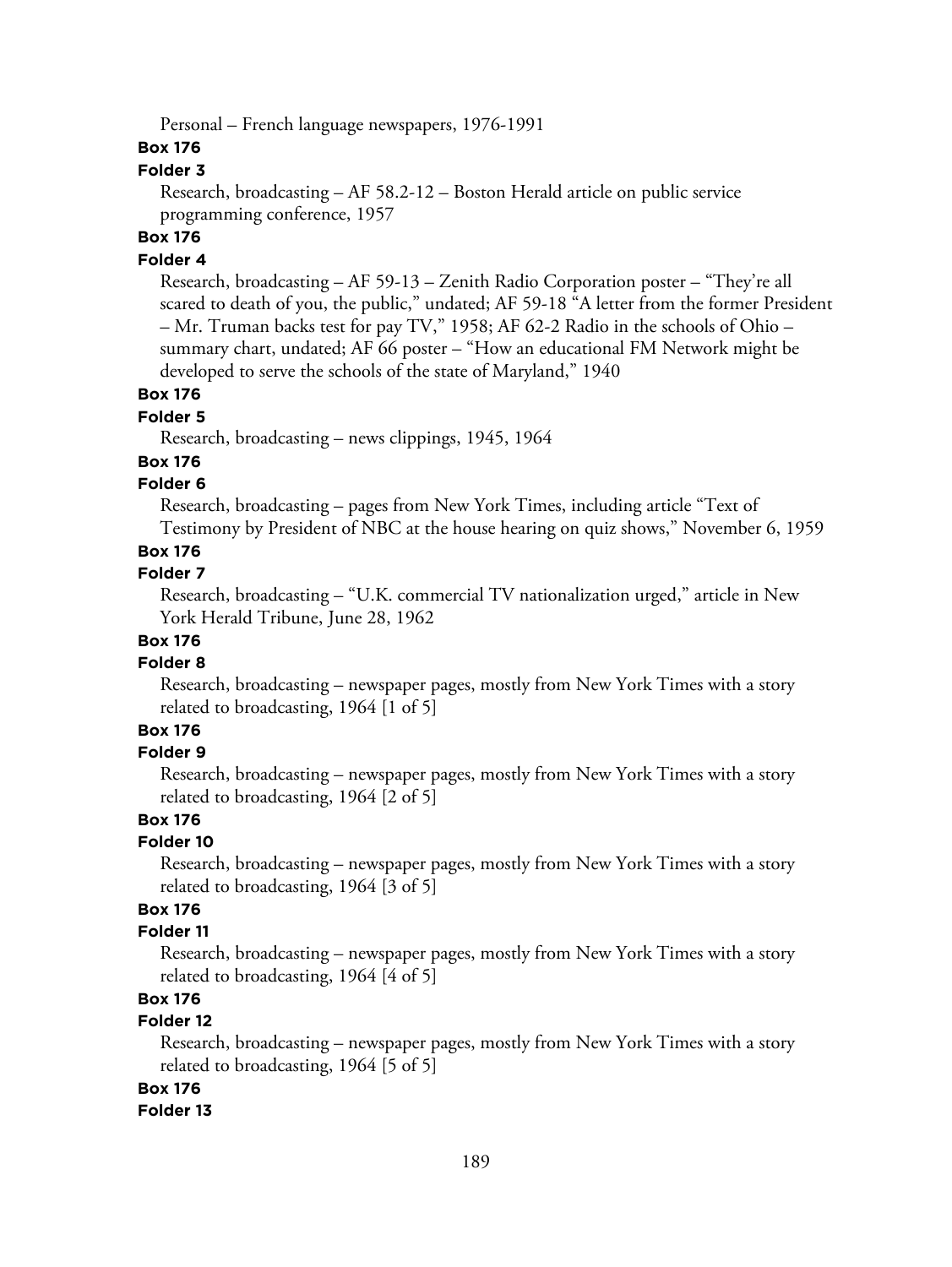Personal – French language newspapers, 1976-1991

**Box 176**

**Folder 3**

Research, broadcasting – AF 58.2-12 – Boston Herald article on public service programming conference, 1957

**Box 176**

**Folder 4**

Research, broadcasting – AF 59-13 – Zenith Radio Corporation poster – "They're all scared to death of you, the public," undated; AF 59-18 "A letter from the former President – Mr. Truman backs test for pay TV," 1958; AF 62-2 Radio in the schools of Ohio – summary chart, undated; AF 66 poster – "How an educational FM Network might be developed to serve the schools of the state of Maryland," 1940

**Box 176**

**Folder 5**

Research, broadcasting – news clippings, 1945, 1964

**Box 176**

**Folder 6**

Research, broadcasting – pages from New York Times, including article "Text of Testimony by President of NBC at the house hearing on quiz shows," November 6, 1959

**Box 176**

**Folder 7**

Research, broadcasting – "U.K. commercial TV nationalization urged," article in New York Herald Tribune, June 28, 1962

**Box 176**

**Folder 8**

Research, broadcasting – newspaper pages, mostly from New York Times with a story related to broadcasting, 1964 [1 of 5]

**Box 176**

**Folder 9**

Research, broadcasting – newspaper pages, mostly from New York Times with a story related to broadcasting, 1964 [2 of 5]

**Box 176**

**Folder 10**

Research, broadcasting – newspaper pages, mostly from New York Times with a story related to broadcasting, 1964 [3 of 5]

**Box 176**

**Folder 11**

Research, broadcasting – newspaper pages, mostly from New York Times with a story related to broadcasting, 1964 [4 of 5]

**Box 176**

**Folder 12**

Research, broadcasting – newspaper pages, mostly from New York Times with a story related to broadcasting, 1964 [5 of 5]

**Box 176**

**Folder 13**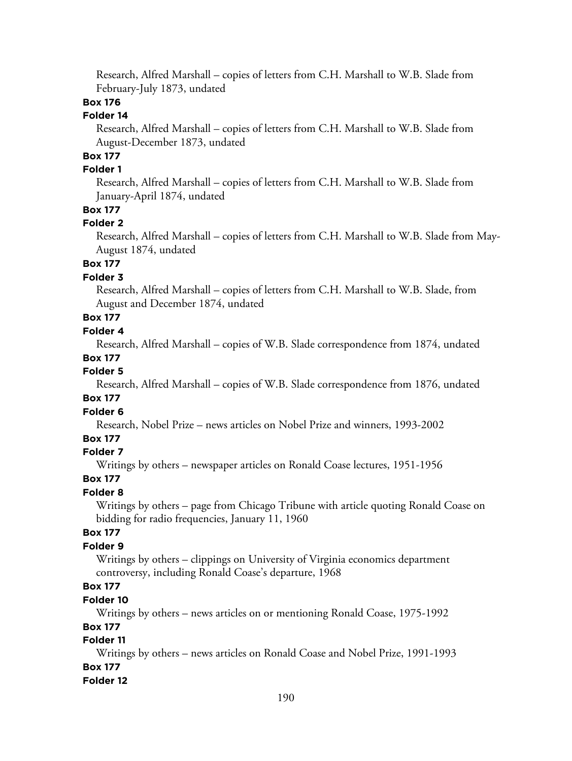Research, Alfred Marshall – copies of letters from C.H. Marshall to W.B. Slade from February-July 1873, undated

**Box 176**

**Folder 14**

Research, Alfred Marshall – copies of letters from C.H. Marshall to W.B. Slade from August-December 1873, undated

**Box 177**

**Folder 1**

Research, Alfred Marshall – copies of letters from C.H. Marshall to W.B. Slade from January-April 1874, undated

**Box 177**

**Folder 2**

Research, Alfred Marshall – copies of letters from C.H. Marshall to W.B. Slade from May-August 1874, undated

**Box 177**

**Folder 3**

Research, Alfred Marshall – copies of letters from C.H. Marshall to W.B. Slade, from August and December 1874, undated

**Box 177**

**Folder 4**

Research, Alfred Marshall – copies of W.B. Slade correspondence from 1874, undated

**Box 177**

**Folder 5**

Research, Alfred Marshall – copies of W.B. Slade correspondence from 1876, undated

**Box 177**

**Folder 6**

Research, Nobel Prize – news articles on Nobel Prize and winners, 1993-2002

**Box 177**

**Folder 7**

Writings by others – newspaper articles on Ronald Coase lectures, 1951-1956

**Box 177**

**Folder 8**

Writings by others – page from Chicago Tribune with article quoting Ronald Coase on bidding for radio frequencies, January 11, 1960

**Box 177**

**Folder 9**

Writings by others – clippings on University of Virginia economics department controversy, including Ronald Coase's departure, 1968

**Box 177**

**Folder 10**

Writings by others – news articles on or mentioning Ronald Coase, 1975-1992

**Box 177**

**Folder 11**

Writings by others – news articles on Ronald Coase and Nobel Prize, 1991-1993

**Box 177**

**Folder 12**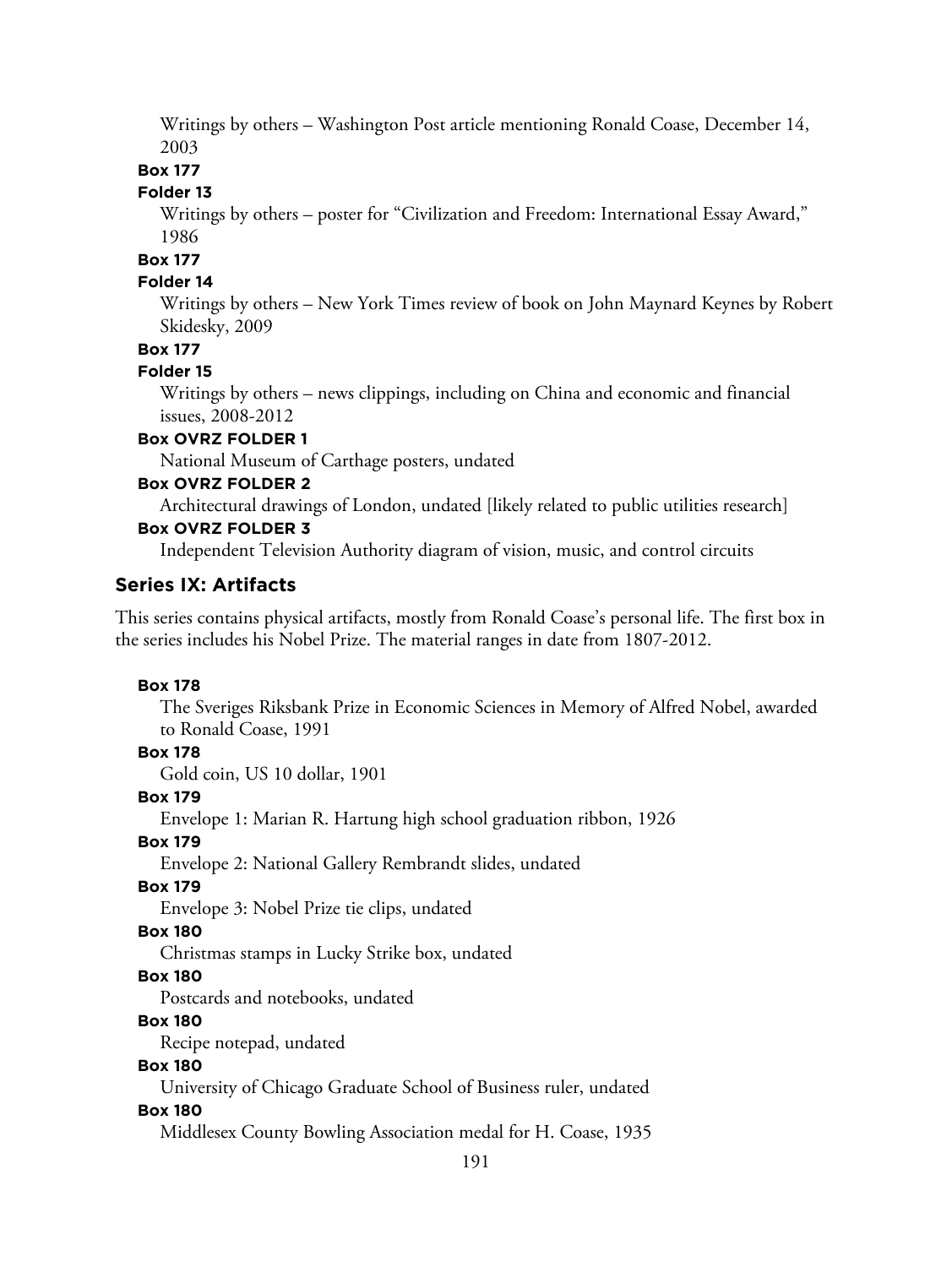Writings by others – Washington Post article mentioning Ronald Coase, December 14, 2003

**Box 177**

**Folder 13**

Writings by others – poster for "Civilization and Freedom: International Essay Award," 1986

**Box 177**

**Folder 14**

Writings by others – New York Times review of book on John Maynard Keynes by Robert Skidesky, 2009

**Box 177**

**Folder 15**

Writings by others – news clippings, including on China and economic and financial issues, 2008-2012

**Box OVRZ FOLDER 1**

National Museum of Carthage posters, undated

**Box OVRZ FOLDER 2**

Architectural drawings of London, undated [likely related to public utilities research]

**Box OVRZ FOLDER 3**

Independent Television Authority diagram of vision, music, and control circuits

## Series IX: Artifacts

This series contains physical artifacts, mostly from Ronald Coase's personal life. The first box in the series includes his Nobel Prize. The material ranges in date from 1807-2012.

**Box 178**

The Sveriges Riksbank Prize in Economic Sciences in Memory of Alfred Nobel, awarded to Ronald Coase, 1991

**Box 178**

Gold coin, US 10 dollar, 1901

**Box 179**

Envelope 1: Marian R. Hartung high school graduation ribbon, 1926

**Box 179**

Envelope 2: National Gallery Rembrandt slides, undated

**Box 179**

Envelope 3: Nobel Prize tie clips, undated

**Box 180**

Christmas stamps in Lucky Strike box, undated

**Box 180**

Postcards and notebooks, undated

**Box 180**

Recipe notepad, undated

**Box 180**

University of Chicago Graduate School of Business ruler, undated

**Box 180**

Middlesex County Bowling Association medal for H. Coase, 1935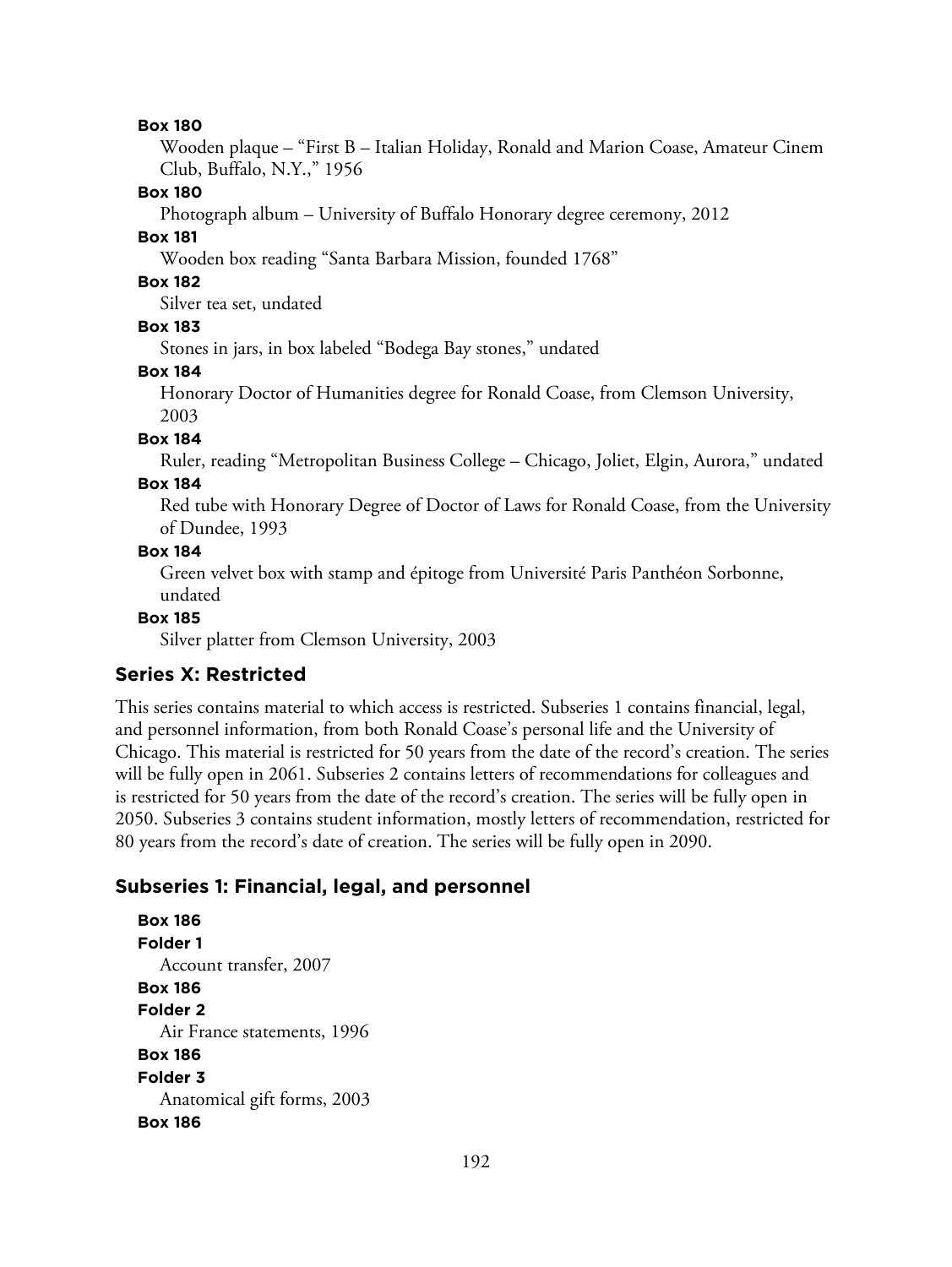**Box 180**

Wooden plaque – "First B – Italian Holiday, Ronald and Marion Coase, Amateur Cinem Club, Buffalo, N.Y.," 1956

**Box 180**

Photograph album – University of Buffalo Honorary degree ceremony, 2012

**Box 181**

Wooden box reading "Santa Barbara Mission, founded 1768"

**Box 182**

Silver tea set, undated

**Box 183**

Stones in jars, in box labeled "Bodega Bay stones," undated

**Box 184**

Honorary Doctor of Humanities degree for Ronald Coase, from Clemson University, 2003

**Box 184**

Ruler, reading "Metropolitan Business College – Chicago, Joliet, Elgin, Aurora," undated

**Box 184**

Red tube with Honorary Degree of Doctor of Laws for Ronald Coase, from the University of Dundee, 1993

**Box 184**

Green velvet box with stamp and épitoge from Université Paris Panthéon Sorbonne, undated

**Box 185**

Silver platter from Clemson University, 2003

## Series X: Restricted

This series contains material to which access is restricted. Subseries 1 contains financial, legal, and personnel information, from both Ronald Coase's personal life and the University of Chicago. This material is restricted for 50 years from the date of the record's creation. The series will be fully open in 2061. Subseries 2 contains letters of recommendations for colleagues and is restricted for 50 years from the date of the record's creation. The series will be fully open in 2050. Subseries 3 contains student information, mostly letters of recommendation, restricted for 80 years from the record's date of creation. The series will be fully open in 2090.

### Subseries 1: Financial, legal, and personnel

**Box 186**
**Folder 1**

Account transfer, 2007

**Box 186**
**Folder 2**

Air France statements, 1996

**Box 186**
**Folder 3**

Anatomical gift forms, 2003

**Box 186**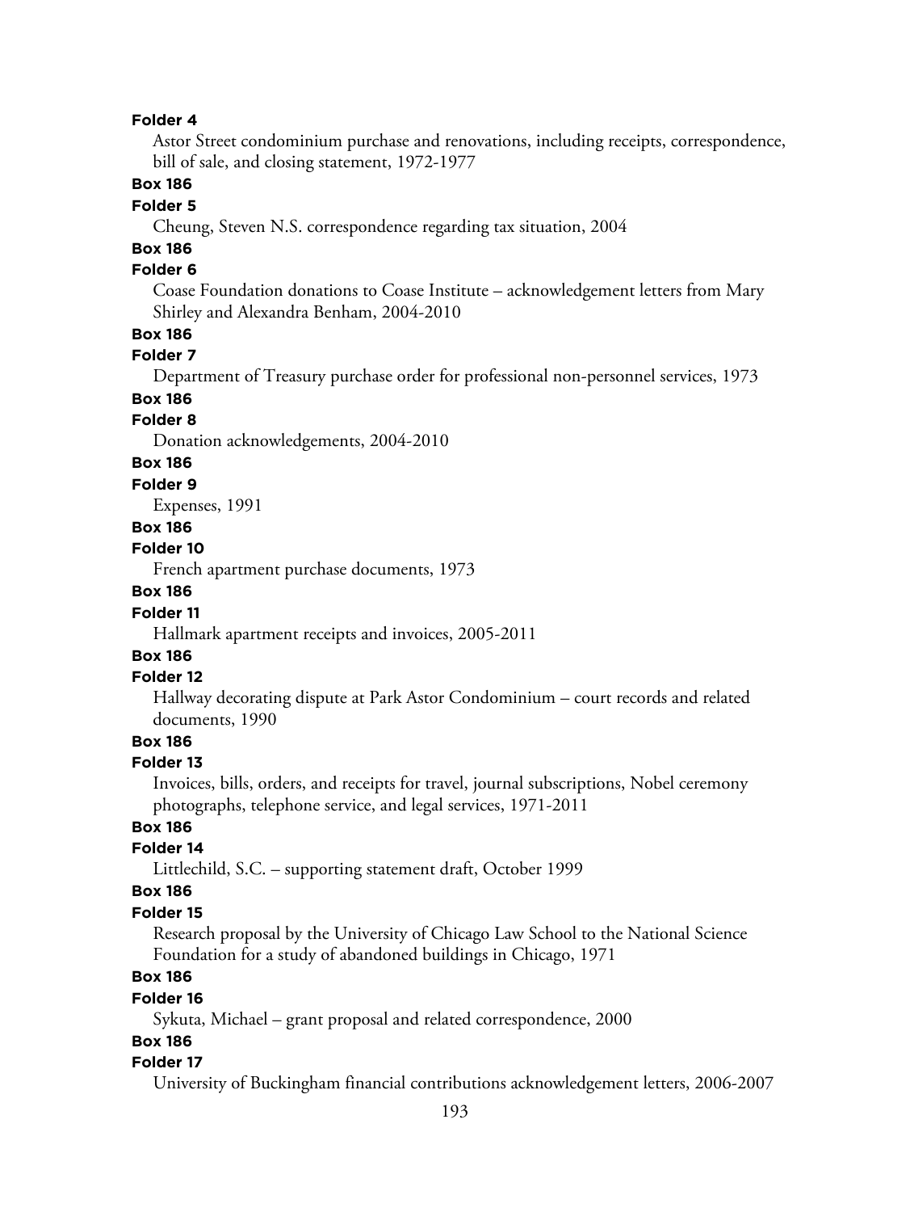**Folder 4**

Astor Street condominium purchase and renovations, including receipts, correspondence, bill of sale, and closing statement, 1972-1977

**Box 186**

**Folder 5**

Cheung, Steven N.S. correspondence regarding tax situation, 2004

**Box 186**

**Folder 6**

Coase Foundation donations to Coase Institute – acknowledgement letters from Mary Shirley and Alexandra Benham, 2004-2010

**Box 186**

**Folder 7**

Department of Treasury purchase order for professional non-personnel services, 1973

**Box 186**

**Folder 8**

Donation acknowledgements, 2004-2010

**Box 186**

**Folder 9**

Expenses, 1991

**Box 186**

**Folder 10**

French apartment purchase documents, 1973

**Box 186**

**Folder 11**

Hallmark apartment receipts and invoices, 2005-2011

**Box 186**

**Folder 12**

Hallway decorating dispute at Park Astor Condominium – court records and related documents, 1990

**Box 186**

**Folder 13**

Invoices, bills, orders, and receipts for travel, journal subscriptions, Nobel ceremony photographs, telephone service, and legal services, 1971-2011

**Box 186**

**Folder 14**

Littlechild, S.C. – supporting statement draft, October 1999

**Box 186**

**Folder 15**

Research proposal by the University of Chicago Law School to the National Science Foundation for a study of abandoned buildings in Chicago, 1971

**Box 186**

**Folder 16**

Sykuta, Michael – grant proposal and related correspondence, 2000

**Box 186**

**Folder 17**

University of Buckingham financial contributions acknowledgement letters, 2006-2007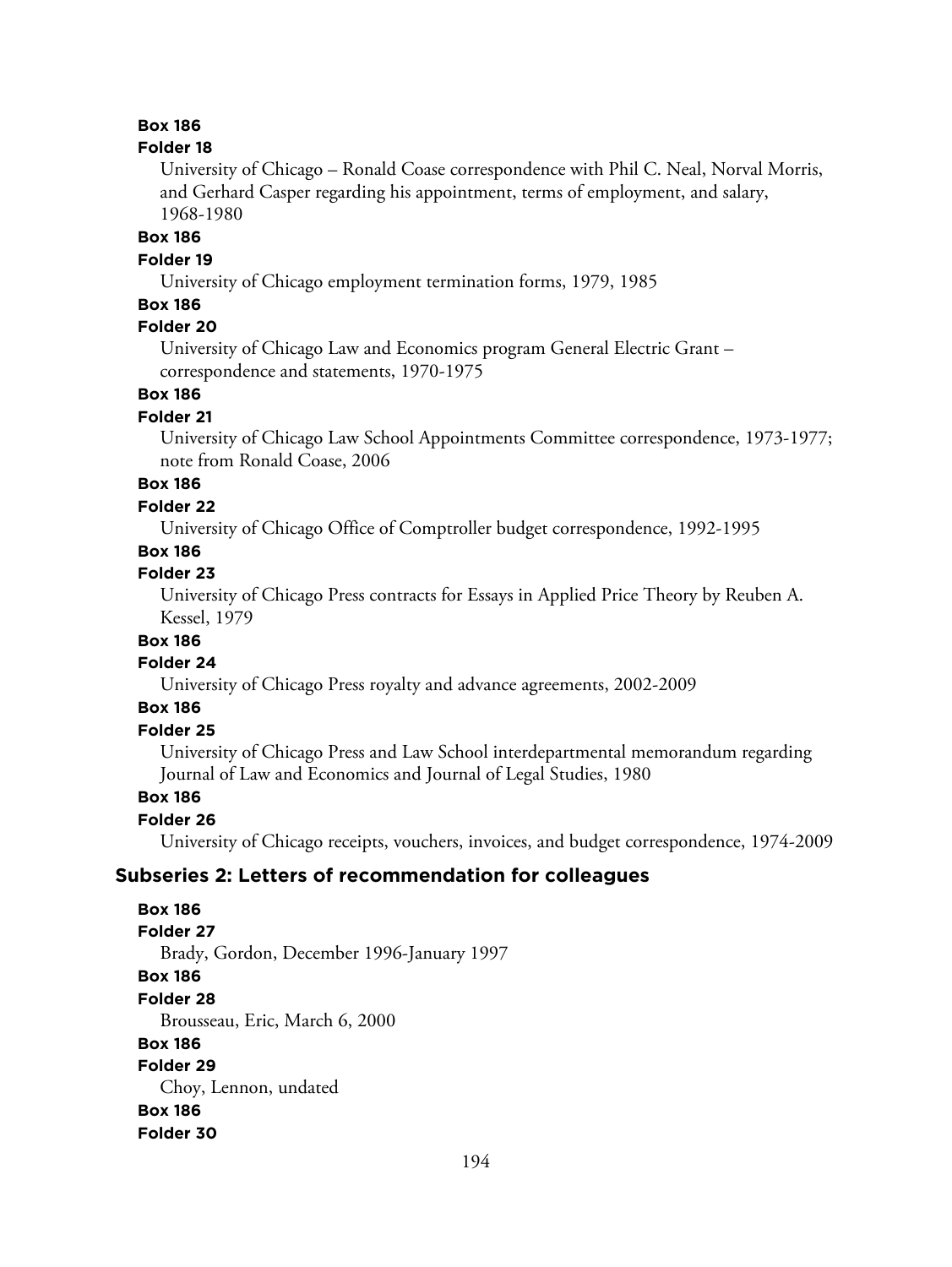**Box 186**
**Folder 18**
University of Chicago – Ronald Coase correspondence with Phil C. Neal, Norval Morris, and Gerhard Casper regarding his appointment, terms of employment, and salary, 1968-1980

**Box 186**
**Folder 19**
University of Chicago employment termination forms, 1979, 1985

**Box 186**
**Folder 20**
University of Chicago Law and Economics program General Electric Grant – correspondence and statements, 1970-1975

**Box 186**
**Folder 21**
University of Chicago Law School Appointments Committee correspondence, 1973-1977; note from Ronald Coase, 2006

**Box 186**
**Folder 22**
University of Chicago Office of Comptroller budget correspondence, 1992-1995

**Box 186**
**Folder 23**
University of Chicago Press contracts for Essays in Applied Price Theory by Reuben A. Kessel, 1979

**Box 186**
**Folder 24**
University of Chicago Press royalty and advance agreements, 2002-2009

**Box 186**
**Folder 25**
University of Chicago Press and Law School interdepartmental memorandum regarding Journal of Law and Economics and Journal of Legal Studies, 1980

**Box 186**
**Folder 26**
University of Chicago receipts, vouchers, invoices, and budget correspondence, 1974-2009

## Subseries 2: Letters of recommendation for colleagues

**Box 186**
**Folder 27**
Brady, Gordon, December 1996-January 1997

**Box 186**
**Folder 28**
Brousseau, Eric, March 6, 2000

**Box 186**
**Folder 29**
Choy, Lennon, undated

**Box 186**
**Folder 30**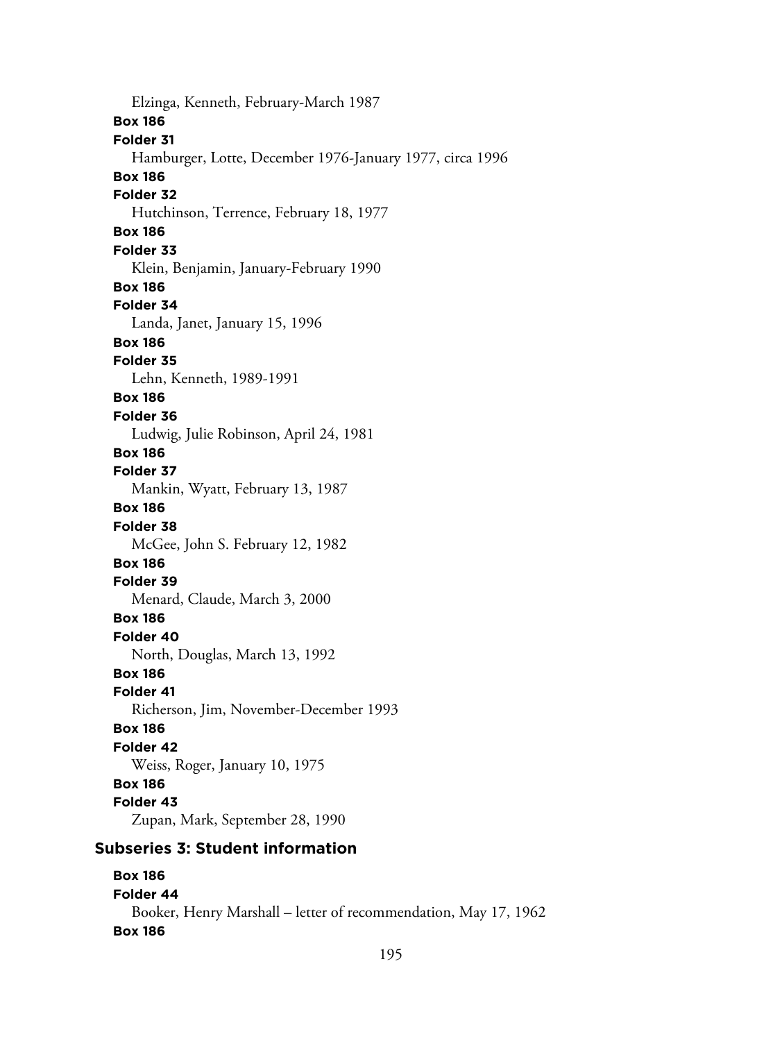Elzinga, Kenneth, February-March 1987

**Box 186**

**Folder 31**

Hamburger, Lotte, December 1976-January 1977, circa 1996

**Box 186**

**Folder 32**

Hutchinson, Terrence, February 18, 1977

**Box 186**

**Folder 33**

Klein, Benjamin, January-February 1990

**Box 186**

**Folder 34**

Landa, Janet, January 15, 1996

**Box 186**

**Folder 35**

Lehn, Kenneth, 1989-1991

**Box 186**

**Folder 36**

Ludwig, Julie Robinson, April 24, 1981

**Box 186**

**Folder 37**

Mankin, Wyatt, February 13, 1987

**Box 186**

**Folder 38**

McGee, John S. February 12, 1982

**Box 186**

**Folder 39**

Menard, Claude, March 3, 2000

**Box 186**

**Folder 40**

North, Douglas, March 13, 1992

**Box 186**

**Folder 41**

Richerson, Jim, November-December 1993

**Box 186**

**Folder 42**

Weiss, Roger, January 10, 1975

**Box 186**

**Folder 43**

Zupan, Mark, September 28, 1990

### Subseries 3: Student information

**Box 186**

**Folder 44**

Booker, Henry Marshall – letter of recommendation, May 17, 1962

**Box 186**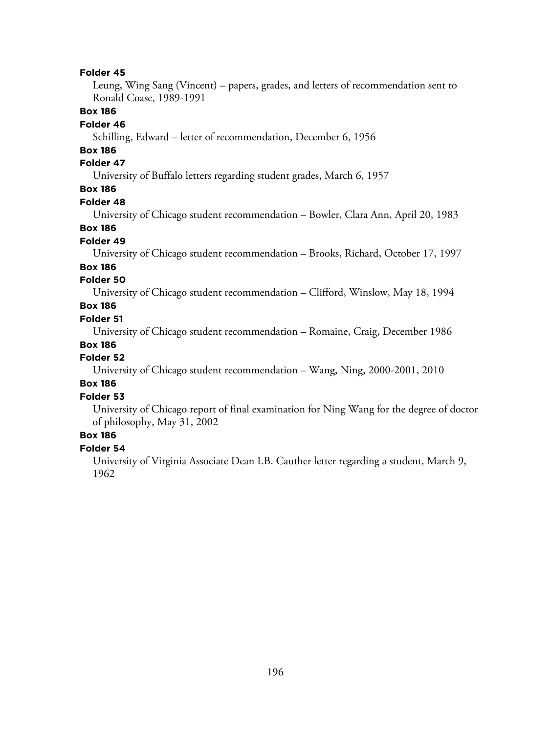**Folder 45**

Leung, Wing Sang (Vincent) – papers, grades, and letters of recommendation sent to Ronald Coase, 1989-1991

**Box 186**

**Folder 46**

Schilling, Edward – letter of recommendation, December 6, 1956

**Box 186**

**Folder 47**

University of Buffalo letters regarding student grades, March 6, 1957

**Box 186**

**Folder 48**

University of Chicago student recommendation – Bowler, Clara Ann, April 20, 1983

**Box 186**

**Folder 49**

University of Chicago student recommendation – Brooks, Richard, October 17, 1997

**Box 186**

**Folder 50**

University of Chicago student recommendation – Clifford, Winslow, May 18, 1994

**Box 186**

**Folder 51**

University of Chicago student recommendation – Romaine, Craig, December 1986

**Box 186**

**Folder 52**

University of Chicago student recommendation – Wang, Ning, 2000-2001, 2010

**Box 186**

**Folder 53**

University of Chicago report of final examination for Ning Wang for the degree of doctor of philosophy, May 31, 2002

**Box 186**

**Folder 54**

University of Virginia Associate Dean I.B. Cauther letter regarding a student, March 9, 1962